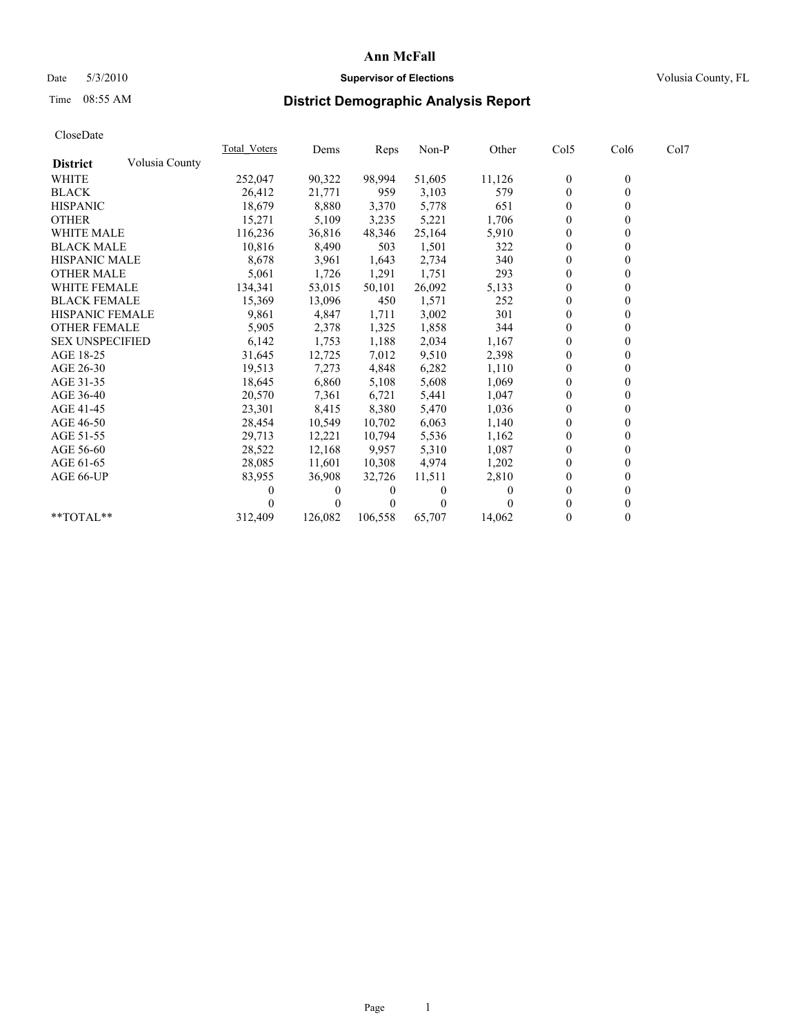# Ann McFall

Date 5/3/2010 **Supervisor of Elections** Volusia County, FL

Time 08:55 AM

## District Demographic Analysis Report

CloseDate

| **District** Volusia County | Total_Voters | Dems | Reps | Non-P | Other | Col5 | Col6 | Col7 |
|---|---|---|---|---|---|---|---|---|
| WHITE | 252,047 | 90,322 | 98,994 | 51,605 | 11,126 | 0 | 0 | |
| BLACK | 26,412 | 21,771 | 959 | 3,103 | 579 | 0 | 0 | |
| HISPANIC | 18,679 | 8,880 | 3,370 | 5,778 | 651 | 0 | 0 | |
| OTHER | 15,271 | 5,109 | 3,235 | 5,221 | 1,706 | 0 | 0 | |
| WHITE MALE | 116,236 | 36,816 | 48,346 | 25,164 | 5,910 | 0 | 0 | |
| BLACK MALE | 10,816 | 8,490 | 503 | 1,501 | 322 | 0 | 0 | |
| HISPANIC MALE | 8,678 | 3,961 | 1,643 | 2,734 | 340 | 0 | 0 | |
| OTHER MALE | 5,061 | 1,726 | 1,291 | 1,751 | 293 | 0 | 0 | |
| WHITE FEMALE | 134,341 | 53,015 | 50,101 | 26,092 | 5,133 | 0 | 0 | |
| BLACK FEMALE | 15,369 | 13,096 | 450 | 1,571 | 252 | 0 | 0 | |
| HISPANIC FEMALE | 9,861 | 4,847 | 1,711 | 3,002 | 301 | 0 | 0 | |
| OTHER FEMALE | 5,905 | 2,378 | 1,325 | 1,858 | 344 | 0 | 0 | |
| SEX UNSPECIFIED | 6,142 | 1,753 | 1,188 | 2,034 | 1,167 | 0 | 0 | |
| AGE 18-25 | 31,645 | 12,725 | 7,012 | 9,510 | 2,398 | 0 | 0 | |
| AGE 26-30 | 19,513 | 7,273 | 4,848 | 6,282 | 1,110 | 0 | 0 | |
| AGE 31-35 | 18,645 | 6,860 | 5,108 | 5,608 | 1,069 | 0 | 0 | |
| AGE 36-40 | 20,570 | 7,361 | 6,721 | 5,441 | 1,047 | 0 | 0 | |
| AGE 41-45 | 23,301 | 8,415 | 8,380 | 5,470 | 1,036 | 0 | 0 | |
| AGE 46-50 | 28,454 | 10,549 | 10,702 | 6,063 | 1,140 | 0 | 0 | |
| AGE 51-55 | 29,713 | 12,221 | 10,794 | 5,536 | 1,162 | 0 | 0 | |
| AGE 56-60 | 28,522 | 12,168 | 9,957 | 5,310 | 1,087 | 0 | 0 | |
| AGE 61-65 | 28,085 | 11,601 | 10,308 | 4,974 | 1,202 | 0 | 0 | |
| AGE 66-UP | 83,955 | 36,908 | 32,726 | 11,511 | 2,810 | 0 | 0 | |
| | 0 | 0 | 0 | 0 | 0 | 0 | 0 | |
| | 0 | 0 | 0 | 0 | 0 | 0 | 0 | |
| **TOTAL** | 312,409 | 126,082 | 106,558 | 65,707 | 14,062 | 0 | 0 | |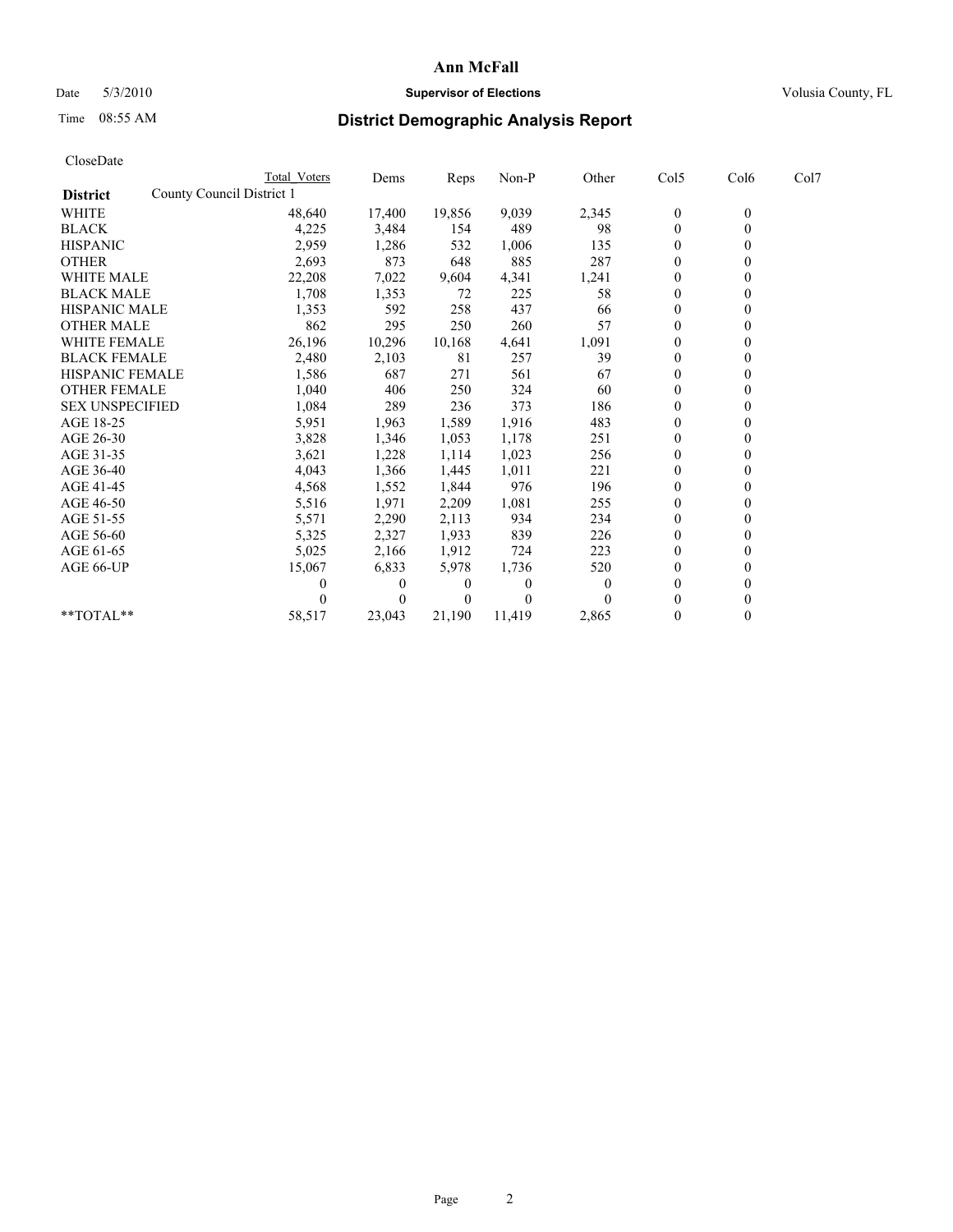**Ann McFall**

Date 5/3/2010 **Supervisor of Elections** Volusia County, FL

Time 08:55 AM **District Demographic Analysis Report**

CloseDate

| District: County Council District 1 | Total Voters | Dems | Reps | Non-P | Other | Col5 | Col6 | Col7 |
|---|---|---|---|---|---|---|---|---|
| WHITE | 48,640 | 17,400 | 19,856 | 9,039 | 2,345 | 0 | 0 | |
| BLACK | 4,225 | 3,484 | 154 | 489 | 98 | 0 | 0 | |
| HISPANIC | 2,959 | 1,286 | 532 | 1,006 | 135 | 0 | 0 | |
| OTHER | 2,693 | 873 | 648 | 885 | 287 | 0 | 0 | |
| WHITE MALE | 22,208 | 7,022 | 9,604 | 4,341 | 1,241 | 0 | 0 | |
| BLACK MALE | 1,708 | 1,353 | 72 | 225 | 58 | 0 | 0 | |
| HISPANIC MALE | 1,353 | 592 | 258 | 437 | 66 | 0 | 0 | |
| OTHER MALE | 862 | 295 | 250 | 260 | 57 | 0 | 0 | |
| WHITE FEMALE | 26,196 | 10,296 | 10,168 | 4,641 | 1,091 | 0 | 0 | |
| BLACK FEMALE | 2,480 | 2,103 | 81 | 257 | 39 | 0 | 0 | |
| HISPANIC FEMALE | 1,586 | 687 | 271 | 561 | 67 | 0 | 0 | |
| OTHER FEMALE | 1,040 | 406 | 250 | 324 | 60 | 0 | 0 | |
| SEX UNSPECIFIED | 1,084 | 289 | 236 | 373 | 186 | 0 | 0 | |
| AGE 18-25 | 5,951 | 1,963 | 1,589 | 1,916 | 483 | 0 | 0 | |
| AGE 26-30 | 3,828 | 1,346 | 1,053 | 1,178 | 251 | 0 | 0 | |
| AGE 31-35 | 3,621 | 1,228 | 1,114 | 1,023 | 256 | 0 | 0 | |
| AGE 36-40 | 4,043 | 1,366 | 1,445 | 1,011 | 221 | 0 | 0 | |
| AGE 41-45 | 4,568 | 1,552 | 1,844 | 976 | 196 | 0 | 0 | |
| AGE 46-50 | 5,516 | 1,971 | 2,209 | 1,081 | 255 | 0 | 0 | |
| AGE 51-55 | 5,571 | 2,290 | 2,113 | 934 | 234 | 0 | 0 | |
| AGE 56-60 | 5,325 | 2,327 | 1,933 | 839 | 226 | 0 | 0 | |
| AGE 61-65 | 5,025 | 2,166 | 1,912 | 724 | 223 | 0 | 0 | |
| AGE 66-UP | 15,067 | 6,833 | 5,978 | 1,736 | 520 | 0 | 0 | |
| | 0 | 0 | 0 | 0 | 0 | 0 | 0 | |
| | 0 | 0 | 0 | 0 | 0 | 0 | 0 | |
| **TOTAL** | 58,517 | 23,043 | 21,190 | 11,419 | 2,865 | 0 | 0 | |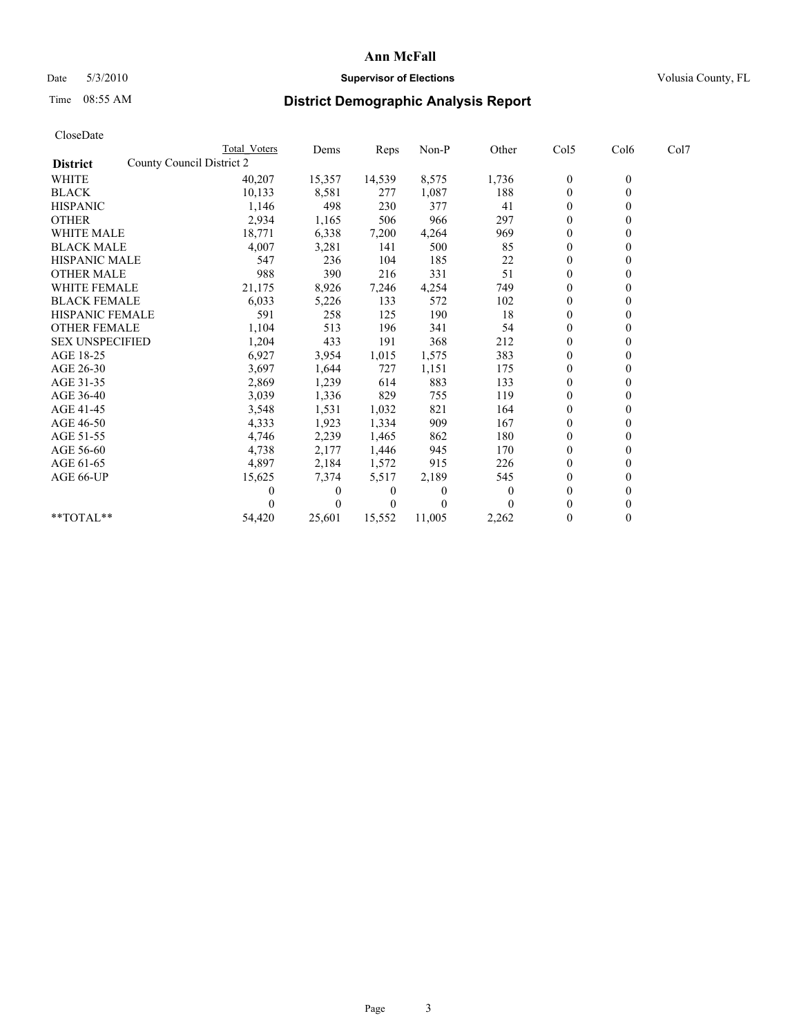# Ann McFall

Date 5/3/2010 **Supervisor of Elections** Volusia County, FL

Time 08:55 AM

## District Demographic Analysis Report

CloseDate

**District** County Council District 2

| | Total Voters | Dems | Reps | Non-P | Other | Col5 | Col6 | Col7 |
|---|---|---|---|---|---|---|---|---|
| WHITE | 40,207 | 15,357 | 14,539 | 8,575 | 1,736 | 0 | 0 | |
| BLACK | 10,133 | 8,581 | 277 | 1,087 | 188 | 0 | 0 | |
| HISPANIC | 1,146 | 498 | 230 | 377 | 41 | 0 | 0 | |
| OTHER | 2,934 | 1,165 | 506 | 966 | 297 | 0 | 0 | |
| WHITE MALE | 18,771 | 6,338 | 7,200 | 4,264 | 969 | 0 | 0 | |
| BLACK MALE | 4,007 | 3,281 | 141 | 500 | 85 | 0 | 0 | |
| HISPANIC MALE | 547 | 236 | 104 | 185 | 22 | 0 | 0 | |
| OTHER MALE | 988 | 390 | 216 | 331 | 51 | 0 | 0 | |
| WHITE FEMALE | 21,175 | 8,926 | 7,246 | 4,254 | 749 | 0 | 0 | |
| BLACK FEMALE | 6,033 | 5,226 | 133 | 572 | 102 | 0 | 0 | |
| HISPANIC FEMALE | 591 | 258 | 125 | 190 | 18 | 0 | 0 | |
| OTHER FEMALE | 1,104 | 513 | 196 | 341 | 54 | 0 | 0 | |
| SEX UNSPECIFIED | 1,204 | 433 | 191 | 368 | 212 | 0 | 0 | |
| AGE 18-25 | 6,927 | 3,954 | 1,015 | 1,575 | 383 | 0 | 0 | |
| AGE 26-30 | 3,697 | 1,644 | 727 | 1,151 | 175 | 0 | 0 | |
| AGE 31-35 | 2,869 | 1,239 | 614 | 883 | 133 | 0 | 0 | |
| AGE 36-40 | 3,039 | 1,336 | 829 | 755 | 119 | 0 | 0 | |
| AGE 41-45 | 3,548 | 1,531 | 1,032 | 821 | 164 | 0 | 0 | |
| AGE 46-50 | 4,333 | 1,923 | 1,334 | 909 | 167 | 0 | 0 | |
| AGE 51-55 | 4,746 | 2,239 | 1,465 | 862 | 180 | 0 | 0 | |
| AGE 56-60 | 4,738 | 2,177 | 1,446 | 945 | 170 | 0 | 0 | |
| AGE 61-65 | 4,897 | 2,184 | 1,572 | 915 | 226 | 0 | 0 | |
| AGE 66-UP | 15,625 | 7,374 | 5,517 | 2,189 | 545 | 0 | 0 | |
| | 0 | 0 | 0 | 0 | 0 | 0 | 0 | |
| | 0 | 0 | 0 | 0 | 0 | 0 | 0 | |
| **TOTAL** | 54,420 | 25,601 | 15,552 | 11,005 | 2,262 | 0 | 0 | |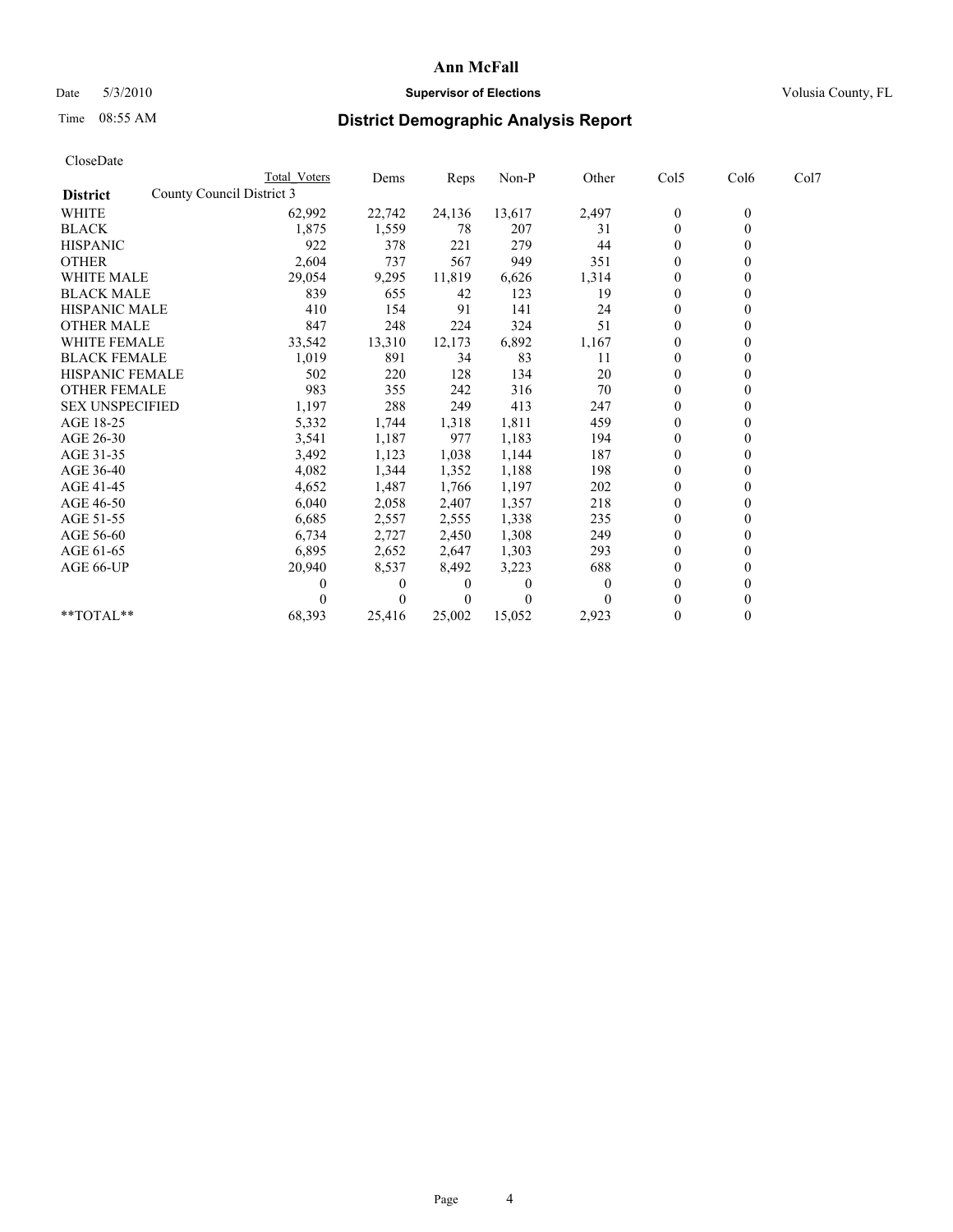# Ann McFall

Date 5/3/2010 **Supervisor of Elections** Volusia County, FL

Time 08:55 AM

## District Demographic Analysis Report

CloseDate

| | Total Voters | Dems | Reps | Non-P | Other | Col5 | Col6 | Col7 |
|---|---|---|---|---|---|---|---|---|
| **District** County Council District 3 | | | | | | | | |
| WHITE | 62,992 | 22,742 | 24,136 | 13,617 | 2,497 | 0 | 0 | |
| BLACK | 1,875 | 1,559 | 78 | 207 | 31 | 0 | 0 | |
| HISPANIC | 922 | 378 | 221 | 279 | 44 | 0 | 0 | |
| OTHER | 2,604 | 737 | 567 | 949 | 351 | 0 | 0 | |
| WHITE MALE | 29,054 | 9,295 | 11,819 | 6,626 | 1,314 | 0 | 0 | |
| BLACK MALE | 839 | 655 | 42 | 123 | 19 | 0 | 0 | |
| HISPANIC MALE | 410 | 154 | 91 | 141 | 24 | 0 | 0 | |
| OTHER MALE | 847 | 248 | 224 | 324 | 51 | 0 | 0 | |
| WHITE FEMALE | 33,542 | 13,310 | 12,173 | 6,892 | 1,167 | 0 | 0 | |
| BLACK FEMALE | 1,019 | 891 | 34 | 83 | 11 | 0 | 0 | |
| HISPANIC FEMALE | 502 | 220 | 128 | 134 | 20 | 0 | 0 | |
| OTHER FEMALE | 983 | 355 | 242 | 316 | 70 | 0 | 0 | |
| SEX UNSPECIFIED | 1,197 | 288 | 249 | 413 | 247 | 0 | 0 | |
| AGE 18-25 | 5,332 | 1,744 | 1,318 | 1,811 | 459 | 0 | 0 | |
| AGE 26-30 | 3,541 | 1,187 | 977 | 1,183 | 194 | 0 | 0 | |
| AGE 31-35 | 3,492 | 1,123 | 1,038 | 1,144 | 187 | 0 | 0 | |
| AGE 36-40 | 4,082 | 1,344 | 1,352 | 1,188 | 198 | 0 | 0 | |
| AGE 41-45 | 4,652 | 1,487 | 1,766 | 1,197 | 202 | 0 | 0 | |
| AGE 46-50 | 6,040 | 2,058 | 2,407 | 1,357 | 218 | 0 | 0 | |
| AGE 51-55 | 6,685 | 2,557 | 2,555 | 1,338 | 235 | 0 | 0 | |
| AGE 56-60 | 6,734 | 2,727 | 2,450 | 1,308 | 249 | 0 | 0 | |
| AGE 61-65 | 6,895 | 2,652 | 2,647 | 1,303 | 293 | 0 | 0 | |
| AGE 66-UP | 20,940 | 8,537 | 8,492 | 3,223 | 688 | 0 | 0 | |
| | 0 | 0 | 0 | 0 | 0 | 0 | 0 | |
| | 0 | 0 | 0 | 0 | 0 | 0 | 0 | |
| **TOTAL** | 68,393 | 25,416 | 25,002 | 15,052 | 2,923 | 0 | 0 | |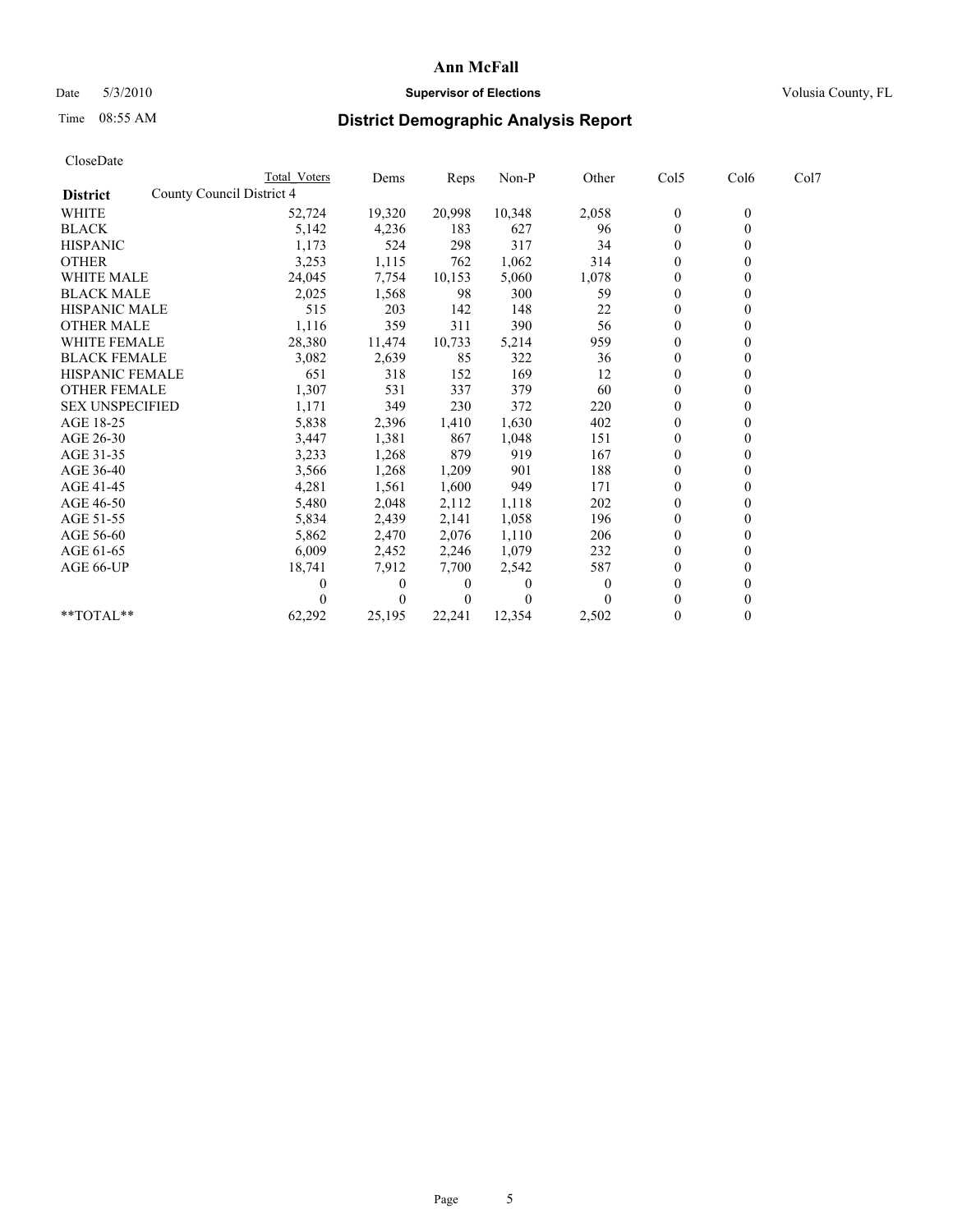Date 5/3/2010

Time 08:55 AM

# Ann McFall

**Supervisor of Elections**

Volusia County, FL

## District Demographic Analysis Report

CloseDate

**District** County Council District 4

| | Total Voters | Dems | Reps | Non-P | Other | Col5 | Col6 | Col7 |
|---|---|---|---|---|---|---|---|---|
| WHITE | 52,724 | 19,320 | 20,998 | 10,348 | 2,058 | 0 | 0 | |
| BLACK | 5,142 | 4,236 | 183 | 627 | 96 | 0 | 0 | |
| HISPANIC | 1,173 | 524 | 298 | 317 | 34 | 0 | 0 | |
| OTHER | 3,253 | 1,115 | 762 | 1,062 | 314 | 0 | 0 | |
| WHITE MALE | 24,045 | 7,754 | 10,153 | 5,060 | 1,078 | 0 | 0 | |
| BLACK MALE | 2,025 | 1,568 | 98 | 300 | 59 | 0 | 0 | |
| HISPANIC MALE | 515 | 203 | 142 | 148 | 22 | 0 | 0 | |
| OTHER MALE | 1,116 | 359 | 311 | 390 | 56 | 0 | 0 | |
| WHITE FEMALE | 28,380 | 11,474 | 10,733 | 5,214 | 959 | 0 | 0 | |
| BLACK FEMALE | 3,082 | 2,639 | 85 | 322 | 36 | 0 | 0 | |
| HISPANIC FEMALE | 651 | 318 | 152 | 169 | 12 | 0 | 0 | |
| OTHER FEMALE | 1,307 | 531 | 337 | 379 | 60 | 0 | 0 | |
| SEX UNSPECIFIED | 1,171 | 349 | 230 | 372 | 220 | 0 | 0 | |
| AGE 18-25 | 5,838 | 2,396 | 1,410 | 1,630 | 402 | 0 | 0 | |
| AGE 26-30 | 3,447 | 1,381 | 867 | 1,048 | 151 | 0 | 0 | |
| AGE 31-35 | 3,233 | 1,268 | 879 | 919 | 167 | 0 | 0 | |
| AGE 36-40 | 3,566 | 1,268 | 1,209 | 901 | 188 | 0 | 0 | |
| AGE 41-45 | 4,281 | 1,561 | 1,600 | 949 | 171 | 0 | 0 | |
| AGE 46-50 | 5,480 | 2,048 | 2,112 | 1,118 | 202 | 0 | 0 | |
| AGE 51-55 | 5,834 | 2,439 | 2,141 | 1,058 | 196 | 0 | 0 | |
| AGE 56-60 | 5,862 | 2,470 | 2,076 | 1,110 | 206 | 0 | 0 | |
| AGE 61-65 | 6,009 | 2,452 | 2,246 | 1,079 | 232 | 0 | 0 | |
| AGE 66-UP | 18,741 | 7,912 | 7,700 | 2,542 | 587 | 0 | 0 | |
| | 0 | 0 | 0 | 0 | 0 | 0 | 0 | |
| | 0 | 0 | 0 | 0 | 0 | 0 | 0 | |
| **TOTAL** | 62,292 | 25,195 | 22,241 | 12,354 | 2,502 | 0 | 0 | |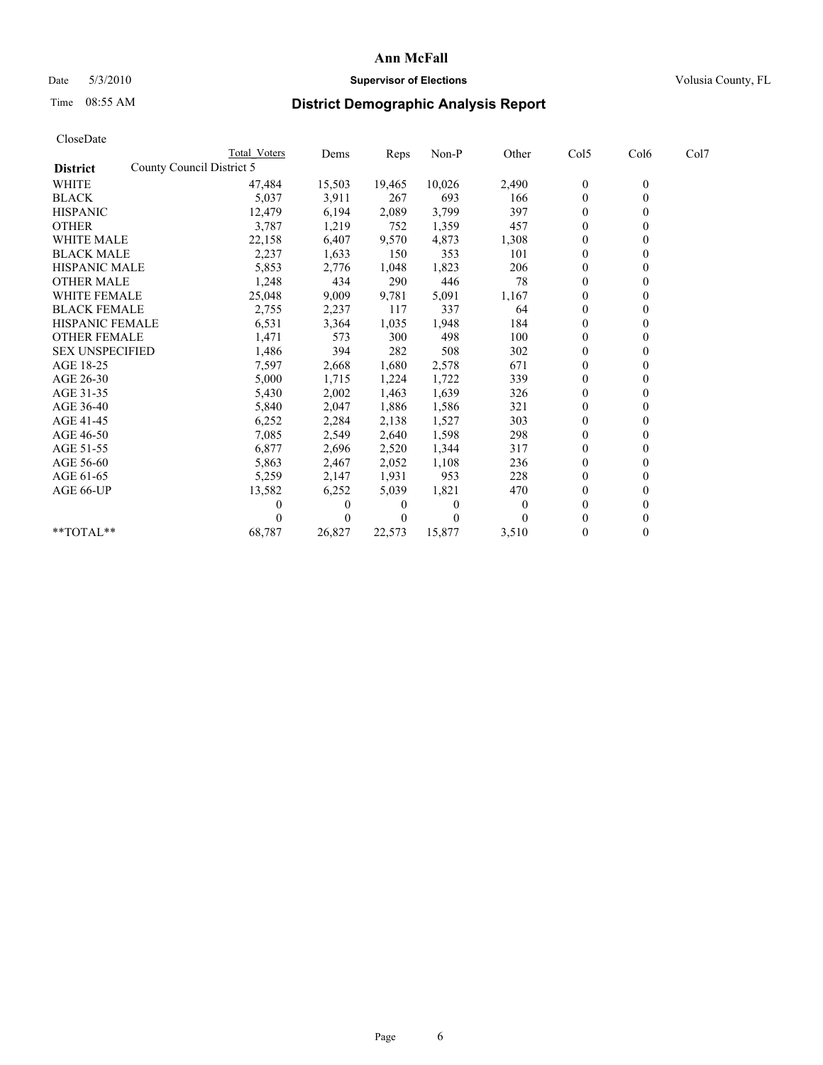# Ann McFall

Date 5/3/2010 **Supervisor of Elections** Volusia County, FL

Time 08:55 AM **District Demographic Analysis Report**

CloseDate

| **District** County Council District 5 | Total Voters | Dems | Reps | Non-P | Other | Col5 | Col6 | Col7 |
|---|---|---|---|---|---|---|---|---|
| WHITE | 47,484 | 15,503 | 19,465 | 10,026 | 2,490 | 0 | 0 | |
| BLACK | 5,037 | 3,911 | 267 | 693 | 166 | 0 | 0 | |
| HISPANIC | 12,479 | 6,194 | 2,089 | 3,799 | 397 | 0 | 0 | |
| OTHER | 3,787 | 1,219 | 752 | 1,359 | 457 | 0 | 0 | |
| WHITE MALE | 22,158 | 6,407 | 9,570 | 4,873 | 1,308 | 0 | 0 | |
| BLACK MALE | 2,237 | 1,633 | 150 | 353 | 101 | 0 | 0 | |
| HISPANIC MALE | 5,853 | 2,776 | 1,048 | 1,823 | 206 | 0 | 0 | |
| OTHER MALE | 1,248 | 434 | 290 | 446 | 78 | 0 | 0 | |
| WHITE FEMALE | 25,048 | 9,009 | 9,781 | 5,091 | 1,167 | 0 | 0 | |
| BLACK FEMALE | 2,755 | 2,237 | 117 | 337 | 64 | 0 | 0 | |
| HISPANIC FEMALE | 6,531 | 3,364 | 1,035 | 1,948 | 184 | 0 | 0 | |
| OTHER FEMALE | 1,471 | 573 | 300 | 498 | 100 | 0 | 0 | |
| SEX UNSPECIFIED | 1,486 | 394 | 282 | 508 | 302 | 0 | 0 | |
| AGE 18-25 | 7,597 | 2,668 | 1,680 | 2,578 | 671 | 0 | 0 | |
| AGE 26-30 | 5,000 | 1,715 | 1,224 | 1,722 | 339 | 0 | 0 | |
| AGE 31-35 | 5,430 | 2,002 | 1,463 | 1,639 | 326 | 0 | 0 | |
| AGE 36-40 | 5,840 | 2,047 | 1,886 | 1,586 | 321 | 0 | 0 | |
| AGE 41-45 | 6,252 | 2,284 | 2,138 | 1,527 | 303 | 0 | 0 | |
| AGE 46-50 | 7,085 | 2,549 | 2,640 | 1,598 | 298 | 0 | 0 | |
| AGE 51-55 | 6,877 | 2,696 | 2,520 | 1,344 | 317 | 0 | 0 | |
| AGE 56-60 | 5,863 | 2,467 | 2,052 | 1,108 | 236 | 0 | 0 | |
| AGE 61-65 | 5,259 | 2,147 | 1,931 | 953 | 228 | 0 | 0 | |
| AGE 66-UP | 13,582 | 6,252 | 5,039 | 1,821 | 470 | 0 | 0 | |
| | 0 | 0 | 0 | 0 | 0 | 0 | 0 | |
| | 0 | 0 | 0 | 0 | 0 | 0 | 0 | |
| **TOTAL** | 68,787 | 26,827 | 22,573 | 15,877 | 3,510 | 0 | 0 | |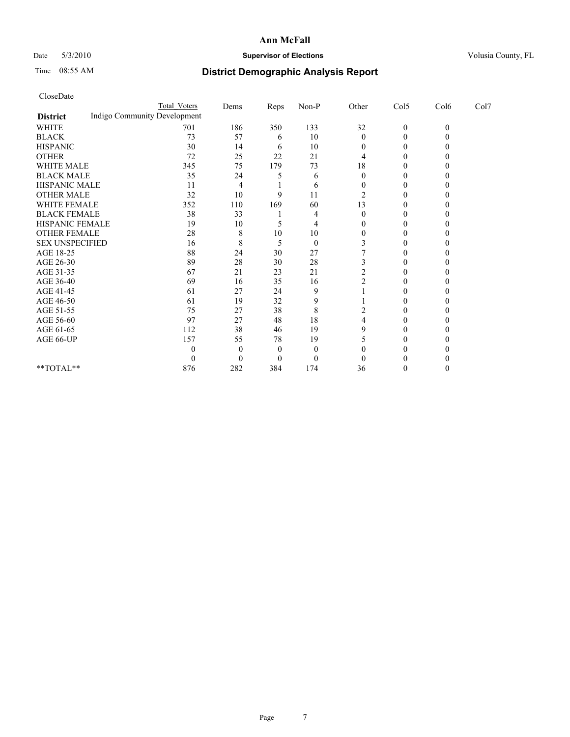# Ann McFall

Date 5/3/2010 **Supervisor of Elections** Volusia County, FL

Time 08:55 AM

## District Demographic Analysis Report

CloseDate

| District | Total Voters | Dems | Reps | Non-P | Other | Col5 | Col6 | Col7 |
|---|---|---|---|---|---|---|---|---|
| Indigo Community Development | | | | | | | | |
| WHITE | 701 | 186 | 350 | 133 | 32 | 0 | 0 | |
| BLACK | 73 | 57 | 6 | 10 | 0 | 0 | 0 | |
| HISPANIC | 30 | 14 | 6 | 10 | 0 | 0 | 0 | |
| OTHER | 72 | 25 | 22 | 21 | 4 | 0 | 0 | |
| WHITE MALE | 345 | 75 | 179 | 73 | 18 | 0 | 0 | |
| BLACK MALE | 35 | 24 | 5 | 6 | 0 | 0 | 0 | |
| HISPANIC MALE | 11 | 4 | 1 | 6 | 0 | 0 | 0 | |
| OTHER MALE | 32 | 10 | 9 | 11 | 2 | 0 | 0 | |
| WHITE FEMALE | 352 | 110 | 169 | 60 | 13 | 0 | 0 | |
| BLACK FEMALE | 38 | 33 | 1 | 4 | 0 | 0 | 0 | |
| HISPANIC FEMALE | 19 | 10 | 5 | 4 | 0 | 0 | 0 | |
| OTHER FEMALE | 28 | 8 | 10 | 10 | 0 | 0 | 0 | |
| SEX UNSPECIFIED | 16 | 8 | 5 | 0 | 3 | 0 | 0 | |
| AGE 18-25 | 88 | 24 | 30 | 27 | 7 | 0 | 0 | |
| AGE 26-30 | 89 | 28 | 30 | 28 | 3 | 0 | 0 | |
| AGE 31-35 | 67 | 21 | 23 | 21 | 2 | 0 | 0 | |
| AGE 36-40 | 69 | 16 | 35 | 16 | 2 | 0 | 0 | |
| AGE 41-45 | 61 | 27 | 24 | 9 | 1 | 0 | 0 | |
| AGE 46-50 | 61 | 19 | 32 | 9 | 1 | 0 | 0 | |
| AGE 51-55 | 75 | 27 | 38 | 8 | 2 | 0 | 0 | |
| AGE 56-60 | 97 | 27 | 48 | 18 | 4 | 0 | 0 | |
| AGE 61-65 | 112 | 38 | 46 | 19 | 9 | 0 | 0 | |
| AGE 66-UP | 157 | 55 | 78 | 19 | 5 | 0 | 0 | |
| | 0 | 0 | 0 | 0 | 0 | 0 | 0 | |
| | 0 | 0 | 0 | 0 | 0 | 0 | 0 | |
| **TOTAL** | 876 | 282 | 384 | 174 | 36 | 0 | 0 | |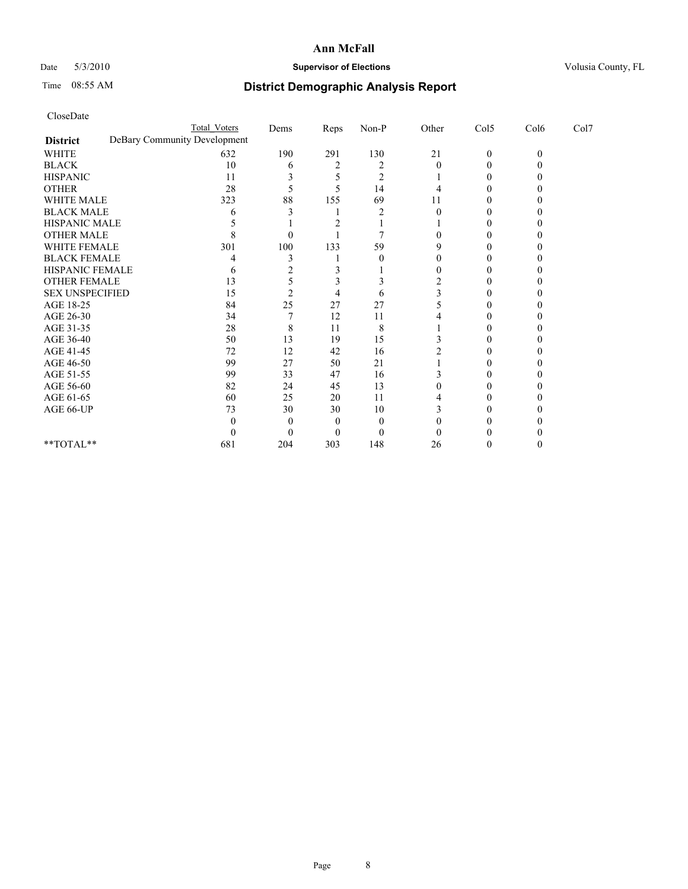# Ann McFall

Date 5/3/2010 **Supervisor of Elections** Volusia County, FL

Time 08:55 AM

## District Demographic Analysis Report

CloseDate

| | Total Voters | Dems | Reps | Non-P | Other | Col5 | Col6 | Col7 |
|---|---|---|---|---|---|---|---|---|
| **District** DeBary Community Development | | | | | | | | |
| WHITE | 632 | 190 | 291 | 130 | 21 | 0 | 0 | |
| BLACK | 10 | 6 | 2 | 2 | 0 | 0 | 0 | |
| HISPANIC | 11 | 3 | 5 | 2 | 1 | 0 | 0 | |
| OTHER | 28 | 5 | 5 | 14 | 4 | 0 | 0 | |
| WHITE MALE | 323 | 88 | 155 | 69 | 11 | 0 | 0 | |
| BLACK MALE | 6 | 3 | 1 | 2 | 0 | 0 | 0 | |
| HISPANIC MALE | 5 | 1 | 2 | 1 | 1 | 0 | 0 | |
| OTHER MALE | 8 | 0 | 1 | 7 | 0 | 0 | 0 | |
| WHITE FEMALE | 301 | 100 | 133 | 59 | 9 | 0 | 0 | |
| BLACK FEMALE | 4 | 3 | 1 | 0 | 0 | 0 | 0 | |
| HISPANIC FEMALE | 6 | 2 | 3 | 1 | 0 | 0 | 0 | |
| OTHER FEMALE | 13 | 5 | 3 | 3 | 2 | 0 | 0 | |
| SEX UNSPECIFIED | 15 | 2 | 4 | 6 | 3 | 0 | 0 | |
| AGE 18-25 | 84 | 25 | 27 | 27 | 5 | 0 | 0 | |
| AGE 26-30 | 34 | 7 | 12 | 11 | 4 | 0 | 0 | |
| AGE 31-35 | 28 | 8 | 11 | 8 | 1 | 0 | 0 | |
| AGE 36-40 | 50 | 13 | 19 | 15 | 3 | 0 | 0 | |
| AGE 41-45 | 72 | 12 | 42 | 16 | 2 | 0 | 0 | |
| AGE 46-50 | 99 | 27 | 50 | 21 | 1 | 0 | 0 | |
| AGE 51-55 | 99 | 33 | 47 | 16 | 3 | 0 | 0 | |
| AGE 56-60 | 82 | 24 | 45 | 13 | 0 | 0 | 0 | |
| AGE 61-65 | 60 | 25 | 20 | 11 | 4 | 0 | 0 | |
| AGE 66-UP | 73 | 30 | 30 | 10 | 3 | 0 | 0 | |
| | 0 | 0 | 0 | 0 | 0 | 0 | 0 | |
| | 0 | 0 | 0 | 0 | 0 | 0 | 0 | |
| **TOTAL** | 681 | 204 | 303 | 148 | 26 | 0 | 0 | |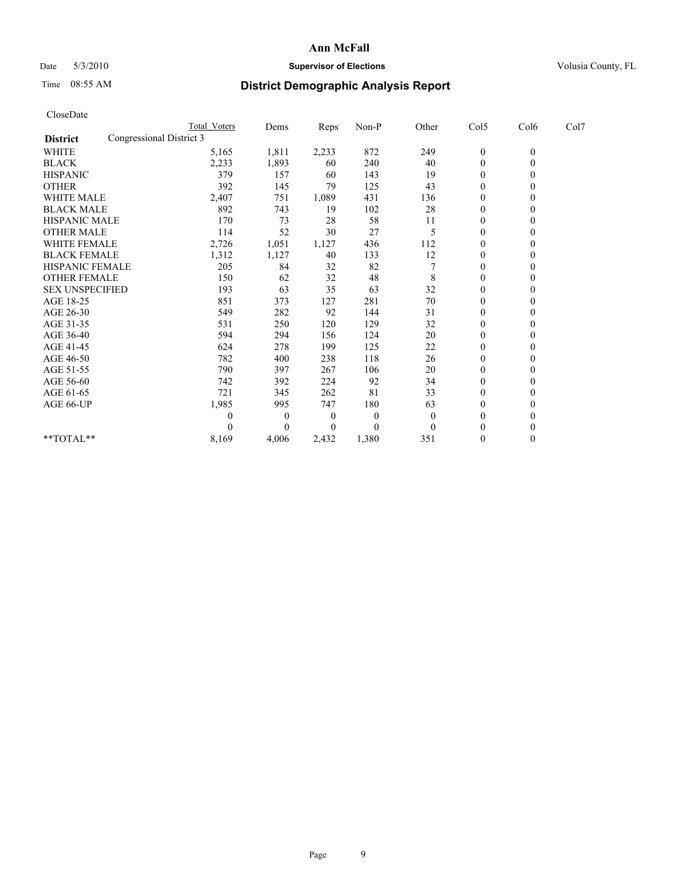# Ann McFall

Date 5/3/2010 **Supervisor of Elections** Volusia County, FL

Time 08:55 AM **District Demographic Analysis Report**

CloseDate

| | Total Voters | Dems | Reps | Non-P | Other | Col5 | Col6 | Col7 |
|---|---|---|---|---|---|---|---|---|
| **District** Congressional District 3 | | | | | | | | |
| WHITE | 5,165 | 1,811 | 2,233 | 872 | 249 | 0 | 0 | |
| BLACK | 2,233 | 1,893 | 60 | 240 | 40 | 0 | 0 | |
| HISPANIC | 379 | 157 | 60 | 143 | 19 | 0 | 0 | |
| OTHER | 392 | 145 | 79 | 125 | 43 | 0 | 0 | |
| WHITE MALE | 2,407 | 751 | 1,089 | 431 | 136 | 0 | 0 | |
| BLACK MALE | 892 | 743 | 19 | 102 | 28 | 0 | 0 | |
| HISPANIC MALE | 170 | 73 | 28 | 58 | 11 | 0 | 0 | |
| OTHER MALE | 114 | 52 | 30 | 27 | 5 | 0 | 0 | |
| WHITE FEMALE | 2,726 | 1,051 | 1,127 | 436 | 112 | 0 | 0 | |
| BLACK FEMALE | 1,312 | 1,127 | 40 | 133 | 12 | 0 | 0 | |
| HISPANIC FEMALE | 205 | 84 | 32 | 82 | 7 | 0 | 0 | |
| OTHER FEMALE | 150 | 62 | 32 | 48 | 8 | 0 | 0 | |
| SEX UNSPECIFIED | 193 | 63 | 35 | 63 | 32 | 0 | 0 | |
| AGE 18-25 | 851 | 373 | 127 | 281 | 70 | 0 | 0 | |
| AGE 26-30 | 549 | 282 | 92 | 144 | 31 | 0 | 0 | |
| AGE 31-35 | 531 | 250 | 120 | 129 | 32 | 0 | 0 | |
| AGE 36-40 | 594 | 294 | 156 | 124 | 20 | 0 | 0 | |
| AGE 41-45 | 624 | 278 | 199 | 125 | 22 | 0 | 0 | |
| AGE 46-50 | 782 | 400 | 238 | 118 | 26 | 0 | 0 | |
| AGE 51-55 | 790 | 397 | 267 | 106 | 20 | 0 | 0 | |
| AGE 56-60 | 742 | 392 | 224 | 92 | 34 | 0 | 0 | |
| AGE 61-65 | 721 | 345 | 262 | 81 | 33 | 0 | 0 | |
| AGE 66-UP | 1,985 | 995 | 747 | 180 | 63 | 0 | 0 | |
| | 0 | 0 | 0 | 0 | 0 | 0 | 0 | |
| | 0 | 0 | 0 | 0 | 0 | 0 | 0 | |
| **TOTAL** | 8,169 | 4,006 | 2,432 | 1,380 | 351 | 0 | 0 | |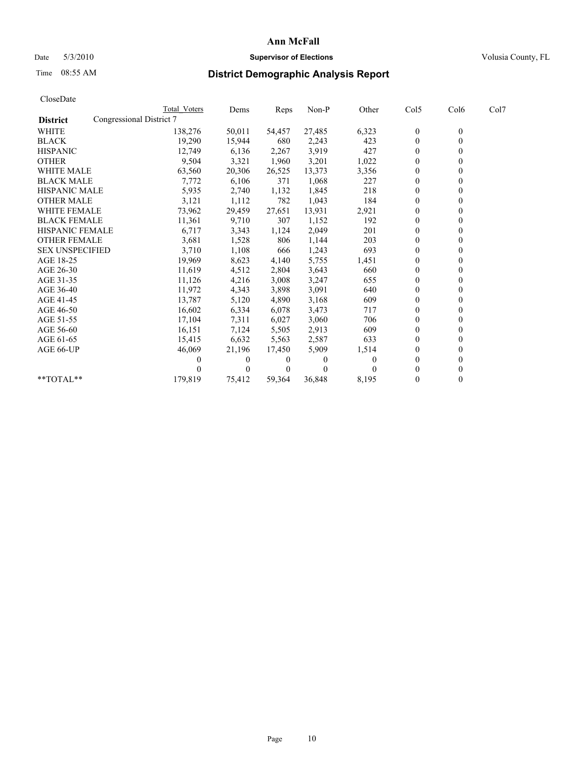# Ann McFall

Date 5/3/2010 **Supervisor of Elections** Volusia County, FL

Time 08:55 AM

## District Demographic Analysis Report

CloseDate

| | Total Voters | Dems | Reps | Non-P | Other | Col5 | Col6 | Col7 |
|---|---|---|---|---|---|---|---|---|
| **District** Congressional District 7 | | | | | | | | |
| WHITE | 138,276 | 50,011 | 54,457 | 27,485 | 6,323 | 0 | 0 | |
| BLACK | 19,290 | 15,944 | 680 | 2,243 | 423 | 0 | 0 | |
| HISPANIC | 12,749 | 6,136 | 2,267 | 3,919 | 427 | 0 | 0 | |
| OTHER | 9,504 | 3,321 | 1,960 | 3,201 | 1,022 | 0 | 0 | |
| WHITE MALE | 63,560 | 20,306 | 26,525 | 13,373 | 3,356 | 0 | 0 | |
| BLACK MALE | 7,772 | 6,106 | 371 | 1,068 | 227 | 0 | 0 | |
| HISPANIC MALE | 5,935 | 2,740 | 1,132 | 1,845 | 218 | 0 | 0 | |
| OTHER MALE | 3,121 | 1,112 | 782 | 1,043 | 184 | 0 | 0 | |
| WHITE FEMALE | 73,962 | 29,459 | 27,651 | 13,931 | 2,921 | 0 | 0 | |
| BLACK FEMALE | 11,361 | 9,710 | 307 | 1,152 | 192 | 0 | 0 | |
| HISPANIC FEMALE | 6,717 | 3,343 | 1,124 | 2,049 | 201 | 0 | 0 | |
| OTHER FEMALE | 3,681 | 1,528 | 806 | 1,144 | 203 | 0 | 0 | |
| SEX UNSPECIFIED | 3,710 | 1,108 | 666 | 1,243 | 693 | 0 | 0 | |
| AGE 18-25 | 19,969 | 8,623 | 4,140 | 5,755 | 1,451 | 0 | 0 | |
| AGE 26-30 | 11,619 | 4,512 | 2,804 | 3,643 | 660 | 0 | 0 | |
| AGE 31-35 | 11,126 | 4,216 | 3,008 | 3,247 | 655 | 0 | 0 | |
| AGE 36-40 | 11,972 | 4,343 | 3,898 | 3,091 | 640 | 0 | 0 | |
| AGE 41-45 | 13,787 | 5,120 | 4,890 | 3,168 | 609 | 0 | 0 | |
| AGE 46-50 | 16,602 | 6,334 | 6,078 | 3,473 | 717 | 0 | 0 | |
| AGE 51-55 | 17,104 | 7,311 | 6,027 | 3,060 | 706 | 0 | 0 | |
| AGE 56-60 | 16,151 | 7,124 | 5,505 | 2,913 | 609 | 0 | 0 | |
| AGE 61-65 | 15,415 | 6,632 | 5,563 | 2,587 | 633 | 0 | 0 | |
| AGE 66-UP | 46,069 | 21,196 | 17,450 | 5,909 | 1,514 | 0 | 0 | |
| | 0 | 0 | 0 | 0 | 0 | 0 | 0 | |
| | 0 | 0 | 0 | 0 | 0 | 0 | 0 | |
| **TOTAL** | 179,819 | 75,412 | 59,364 | 36,848 | 8,195 | 0 | 0 | |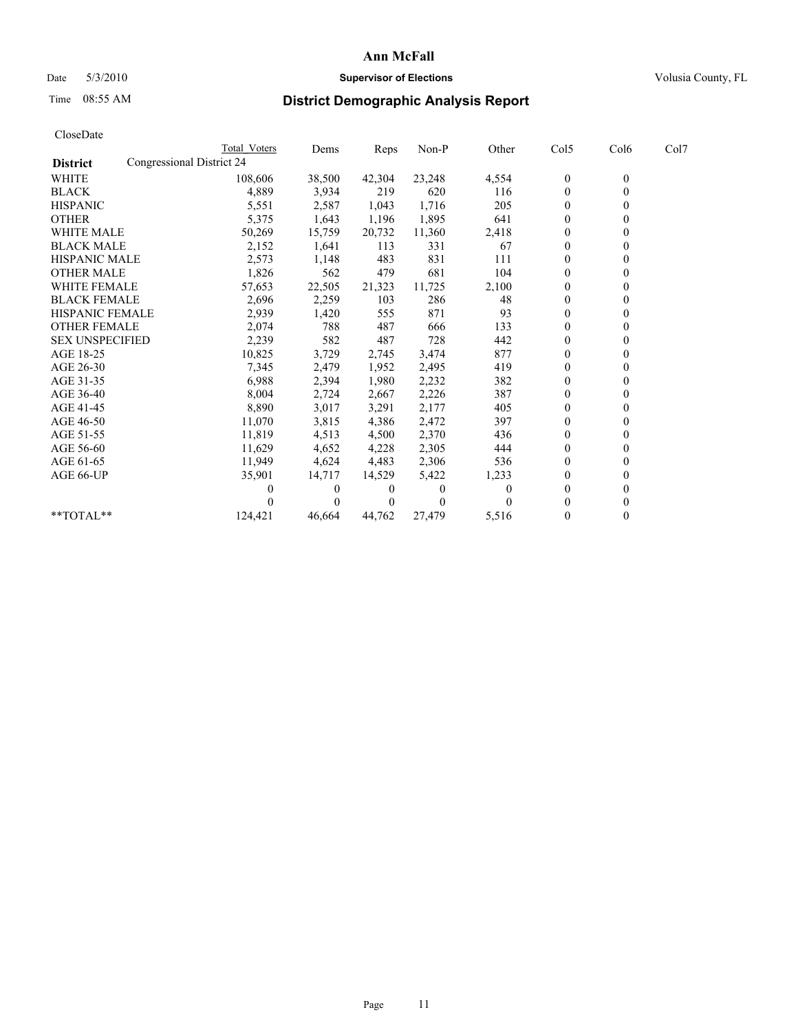# Ann McFall

Date 5/3/2010 **Supervisor of Elections** Volusia County, FL

Time 08:55 AM

## District Demographic Analysis Report

CloseDate

| | Total Voters | Dems | Reps | Non-P | Other | Col5 | Col6 | Col7 |
|---|---|---|---|---|---|---|---|---|
| **District** Congressional District 24 | | | | | | | | |
| WHITE | 108,606 | 38,500 | 42,304 | 23,248 | 4,554 | 0 | 0 | |
| BLACK | 4,889 | 3,934 | 219 | 620 | 116 | 0 | 0 | |
| HISPANIC | 5,551 | 2,587 | 1,043 | 1,716 | 205 | 0 | 0 | |
| OTHER | 5,375 | 1,643 | 1,196 | 1,895 | 641 | 0 | 0 | |
| WHITE MALE | 50,269 | 15,759 | 20,732 | 11,360 | 2,418 | 0 | 0 | |
| BLACK MALE | 2,152 | 1,641 | 113 | 331 | 67 | 0 | 0 | |
| HISPANIC MALE | 2,573 | 1,148 | 483 | 831 | 111 | 0 | 0 | |
| OTHER MALE | 1,826 | 562 | 479 | 681 | 104 | 0 | 0 | |
| WHITE FEMALE | 57,653 | 22,505 | 21,323 | 11,725 | 2,100 | 0 | 0 | |
| BLACK FEMALE | 2,696 | 2,259 | 103 | 286 | 48 | 0 | 0 | |
| HISPANIC FEMALE | 2,939 | 1,420 | 555 | 871 | 93 | 0 | 0 | |
| OTHER FEMALE | 2,074 | 788 | 487 | 666 | 133 | 0 | 0 | |
| SEX UNSPECIFIED | 2,239 | 582 | 487 | 728 | 442 | 0 | 0 | |
| AGE 18-25 | 10,825 | 3,729 | 2,745 | 3,474 | 877 | 0 | 0 | |
| AGE 26-30 | 7,345 | 2,479 | 1,952 | 2,495 | 419 | 0 | 0 | |
| AGE 31-35 | 6,988 | 2,394 | 1,980 | 2,232 | 382 | 0 | 0 | |
| AGE 36-40 | 8,004 | 2,724 | 2,667 | 2,226 | 387 | 0 | 0 | |
| AGE 41-45 | 8,890 | 3,017 | 3,291 | 2,177 | 405 | 0 | 0 | |
| AGE 46-50 | 11,070 | 3,815 | 4,386 | 2,472 | 397 | 0 | 0 | |
| AGE 51-55 | 11,819 | 4,513 | 4,500 | 2,370 | 436 | 0 | 0 | |
| AGE 56-60 | 11,629 | 4,652 | 4,228 | 2,305 | 444 | 0 | 0 | |
| AGE 61-65 | 11,949 | 4,624 | 4,483 | 2,306 | 536 | 0 | 0 | |
| AGE 66-UP | 35,901 | 14,717 | 14,529 | 5,422 | 1,233 | 0 | 0 | |
| | 0 | 0 | 0 | 0 | 0 | 0 | 0 | |
| | 0 | 0 | 0 | 0 | 0 | 0 | 0 | |
| **TOTAL** | 124,421 | 46,664 | 44,762 | 27,479 | 5,516 | 0 | 0 | |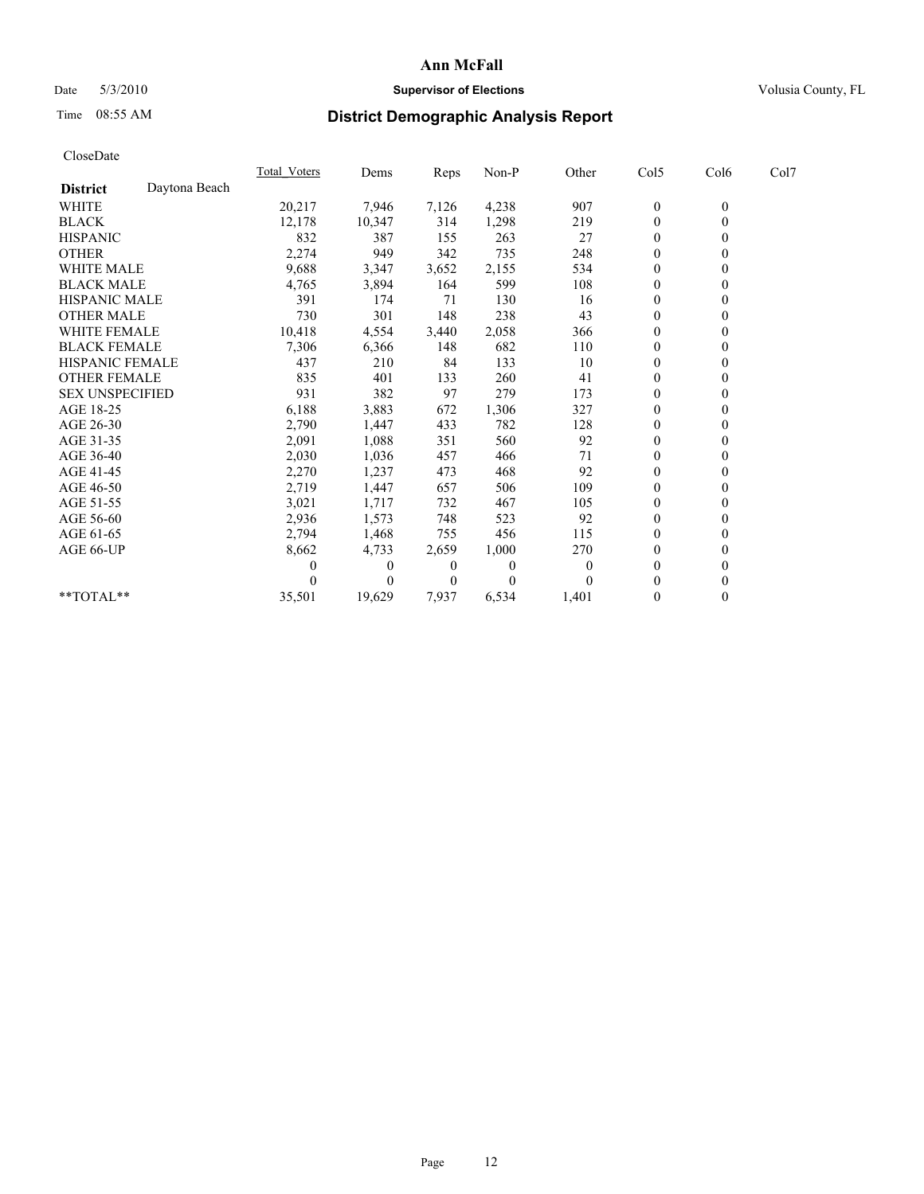# Ann McFall

Date 5/3/2010 **Supervisor of Elections** Volusia County, FL

Time 08:55 AM **District Demographic Analysis Report**

CloseDate

| | Total_Voters | Dems | Reps | Non-P | Other | Col5 | Col6 | Col7 |
|---|---|---|---|---|---|---|---|---|
| **District** Daytona Beach | | | | | | | | |
| WHITE | 20,217 | 7,946 | 7,126 | 4,238 | 907 | 0 | 0 | |
| BLACK | 12,178 | 10,347 | 314 | 1,298 | 219 | 0 | 0 | |
| HISPANIC | 832 | 387 | 155 | 263 | 27 | 0 | 0 | |
| OTHER | 2,274 | 949 | 342 | 735 | 248 | 0 | 0 | |
| WHITE MALE | 9,688 | 3,347 | 3,652 | 2,155 | 534 | 0 | 0 | |
| BLACK MALE | 4,765 | 3,894 | 164 | 599 | 108 | 0 | 0 | |
| HISPANIC MALE | 391 | 174 | 71 | 130 | 16 | 0 | 0 | |
| OTHER MALE | 730 | 301 | 148 | 238 | 43 | 0 | 0 | |
| WHITE FEMALE | 10,418 | 4,554 | 3,440 | 2,058 | 366 | 0 | 0 | |
| BLACK FEMALE | 7,306 | 6,366 | 148 | 682 | 110 | 0 | 0 | |
| HISPANIC FEMALE | 437 | 210 | 84 | 133 | 10 | 0 | 0 | |
| OTHER FEMALE | 835 | 401 | 133 | 260 | 41 | 0 | 0 | |
| SEX UNSPECIFIED | 931 | 382 | 97 | 279 | 173 | 0 | 0 | |
| AGE 18-25 | 6,188 | 3,883 | 672 | 1,306 | 327 | 0 | 0 | |
| AGE 26-30 | 2,790 | 1,447 | 433 | 782 | 128 | 0 | 0 | |
| AGE 31-35 | 2,091 | 1,088 | 351 | 560 | 92 | 0 | 0 | |
| AGE 36-40 | 2,030 | 1,036 | 457 | 466 | 71 | 0 | 0 | |
| AGE 41-45 | 2,270 | 1,237 | 473 | 468 | 92 | 0 | 0 | |
| AGE 46-50 | 2,719 | 1,447 | 657 | 506 | 109 | 0 | 0 | |
| AGE 51-55 | 3,021 | 1,717 | 732 | 467 | 105 | 0 | 0 | |
| AGE 56-60 | 2,936 | 1,573 | 748 | 523 | 92 | 0 | 0 | |
| AGE 61-65 | 2,794 | 1,468 | 755 | 456 | 115 | 0 | 0 | |
| AGE 66-UP | 8,662 | 4,733 | 2,659 | 1,000 | 270 | 0 | 0 | |
| | 0 | 0 | 0 | 0 | 0 | 0 | 0 | |
| | 0 | 0 | 0 | 0 | 0 | 0 | 0 | |
| **TOTAL** | 35,501 | 19,629 | 7,937 | 6,534 | 1,401 | 0 | 0 | |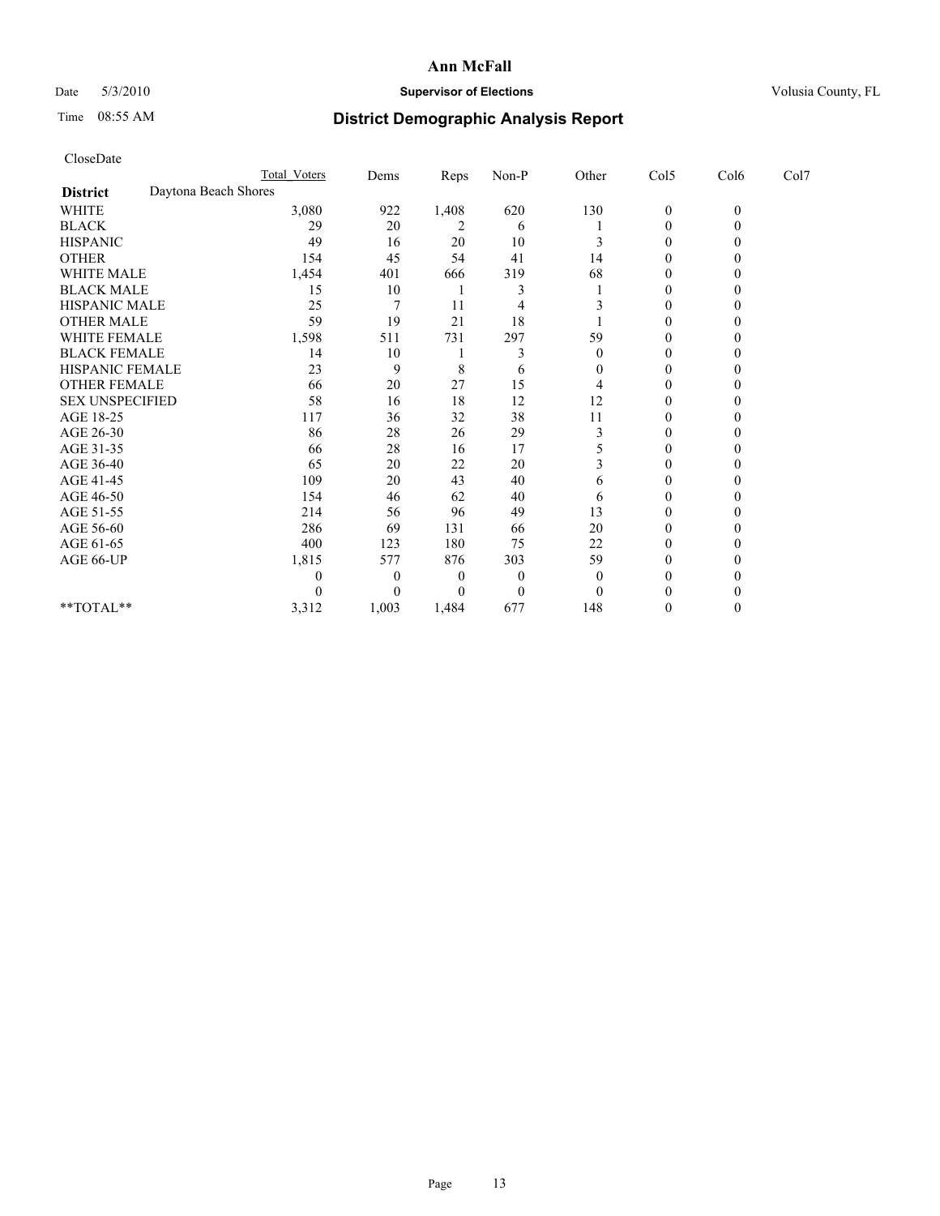# Ann McFall

Date 5/3/2010 **Supervisor of Elections** Volusia County, FL

Time 08:55 AM **District Demographic Analysis Report**

CloseDate

| | Total Voters | Dems | Reps | Non-P | Other | Col5 | Col6 | Col7 |
|---|---|---|---|---|---|---|---|---|
| **District** Daytona Beach Shores | | | | | | | | |
| WHITE | 3,080 | 922 | 1,408 | 620 | 130 | 0 | 0 | |
| BLACK | 29 | 20 | 2 | 6 | 1 | 0 | 0 | |
| HISPANIC | 49 | 16 | 20 | 10 | 3 | 0 | 0 | |
| OTHER | 154 | 45 | 54 | 41 | 14 | 0 | 0 | |
| WHITE MALE | 1,454 | 401 | 666 | 319 | 68 | 0 | 0 | |
| BLACK MALE | 15 | 10 | 1 | 3 | 1 | 0 | 0 | |
| HISPANIC MALE | 25 | 7 | 11 | 4 | 3 | 0 | 0 | |
| OTHER MALE | 59 | 19 | 21 | 18 | 1 | 0 | 0 | |
| WHITE FEMALE | 1,598 | 511 | 731 | 297 | 59 | 0 | 0 | |
| BLACK FEMALE | 14 | 10 | 1 | 3 | 0 | 0 | 0 | |
| HISPANIC FEMALE | 23 | 9 | 8 | 6 | 0 | 0 | 0 | |
| OTHER FEMALE | 66 | 20 | 27 | 15 | 4 | 0 | 0 | |
| SEX UNSPECIFIED | 58 | 16 | 18 | 12 | 12 | 0 | 0 | |
| AGE 18-25 | 117 | 36 | 32 | 38 | 11 | 0 | 0 | |
| AGE 26-30 | 86 | 28 | 26 | 29 | 3 | 0 | 0 | |
| AGE 31-35 | 66 | 28 | 16 | 17 | 5 | 0 | 0 | |
| AGE 36-40 | 65 | 20 | 22 | 20 | 3 | 0 | 0 | |
| AGE 41-45 | 109 | 20 | 43 | 40 | 6 | 0 | 0 | |
| AGE 46-50 | 154 | 46 | 62 | 40 | 6 | 0 | 0 | |
| AGE 51-55 | 214 | 56 | 96 | 49 | 13 | 0 | 0 | |
| AGE 56-60 | 286 | 69 | 131 | 66 | 20 | 0 | 0 | |
| AGE 61-65 | 400 | 123 | 180 | 75 | 22 | 0 | 0 | |
| AGE 66-UP | 1,815 | 577 | 876 | 303 | 59 | 0 | 0 | |
| | 0 | 0 | 0 | 0 | 0 | 0 | 0 | |
| | 0 | 0 | 0 | 0 | 0 | 0 | 0 | |
| \*\*TOTAL\*\* | 3,312 | 1,003 | 1,484 | 677 | 148 | 0 | 0 | |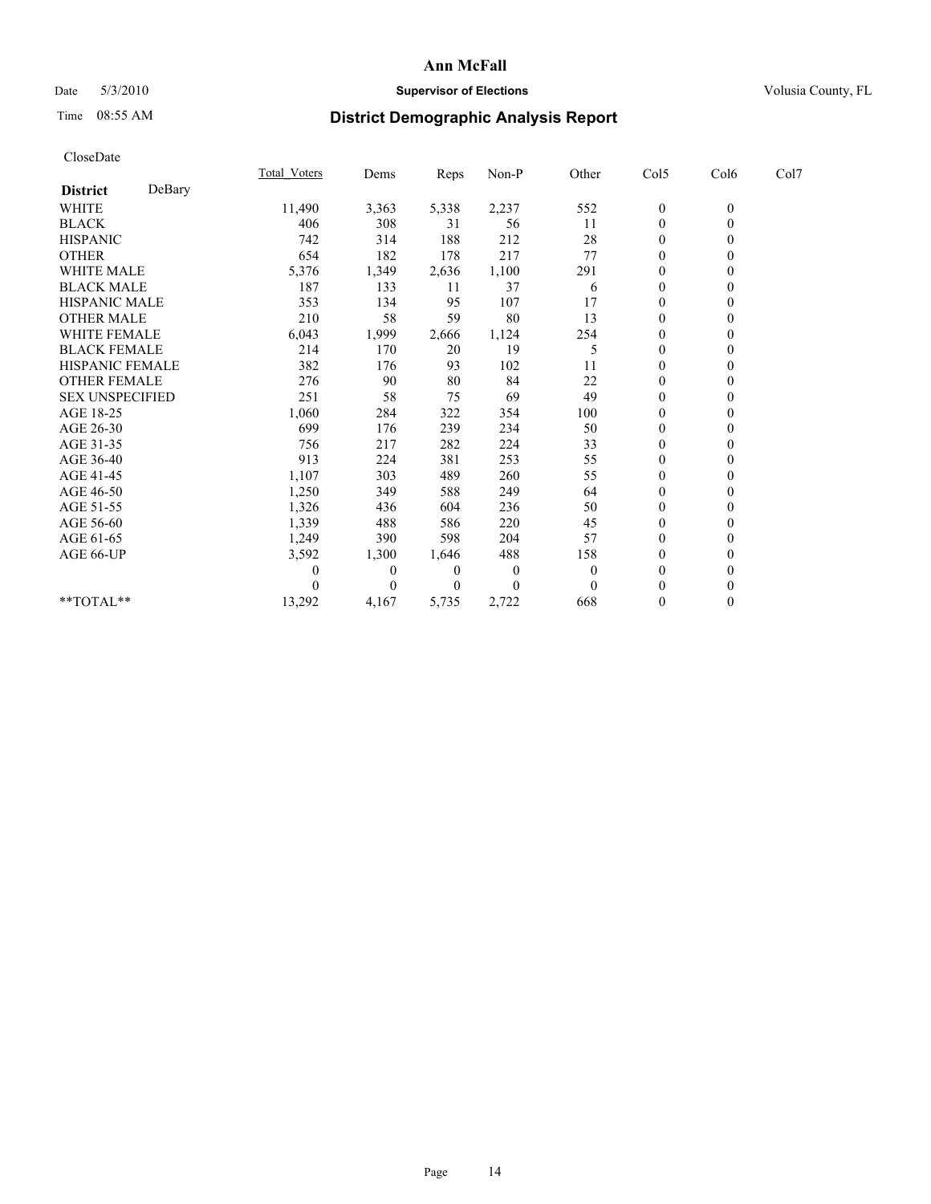**Ann McFall**

Date 5/3/2010 **Supervisor of Elections** Volusia County, FL

Time 08:55 AM **District Demographic Analysis Report**

CloseDate

| **District** DeBary | Total_Voters | Dems | Reps | Non-P | Other | Col5 | Col6 | Col7 |
|---|---|---|---|---|---|---|---|---|
| WHITE | 11,490 | 3,363 | 5,338 | 2,237 | 552 | 0 | 0 | |
| BLACK | 406 | 308 | 31 | 56 | 11 | 0 | 0 | |
| HISPANIC | 742 | 314 | 188 | 212 | 28 | 0 | 0 | |
| OTHER | 654 | 182 | 178 | 217 | 77 | 0 | 0 | |
| WHITE MALE | 5,376 | 1,349 | 2,636 | 1,100 | 291 | 0 | 0 | |
| BLACK MALE | 187 | 133 | 11 | 37 | 6 | 0 | 0 | |
| HISPANIC MALE | 353 | 134 | 95 | 107 | 17 | 0 | 0 | |
| OTHER MALE | 210 | 58 | 59 | 80 | 13 | 0 | 0 | |
| WHITE FEMALE | 6,043 | 1,999 | 2,666 | 1,124 | 254 | 0 | 0 | |
| BLACK FEMALE | 214 | 170 | 20 | 19 | 5 | 0 | 0 | |
| HISPANIC FEMALE | 382 | 176 | 93 | 102 | 11 | 0 | 0 | |
| OTHER FEMALE | 276 | 90 | 80 | 84 | 22 | 0 | 0 | |
| SEX UNSPECIFIED | 251 | 58 | 75 | 69 | 49 | 0 | 0 | |
| AGE 18-25 | 1,060 | 284 | 322 | 354 | 100 | 0 | 0 | |
| AGE 26-30 | 699 | 176 | 239 | 234 | 50 | 0 | 0 | |
| AGE 31-35 | 756 | 217 | 282 | 224 | 33 | 0 | 0 | |
| AGE 36-40 | 913 | 224 | 381 | 253 | 55 | 0 | 0 | |
| AGE 41-45 | 1,107 | 303 | 489 | 260 | 55 | 0 | 0 | |
| AGE 46-50 | 1,250 | 349 | 588 | 249 | 64 | 0 | 0 | |
| AGE 51-55 | 1,326 | 436 | 604 | 236 | 50 | 0 | 0 | |
| AGE 56-60 | 1,339 | 488 | 586 | 220 | 45 | 0 | 0 | |
| AGE 61-65 | 1,249 | 390 | 598 | 204 | 57 | 0 | 0 | |
| AGE 66-UP | 3,592 | 1,300 | 1,646 | 488 | 158 | 0 | 0 | |
| | 0 | 0 | 0 | 0 | 0 | 0 | 0 | |
| | 0 | 0 | 0 | 0 | 0 | 0 | 0 | |
| **TOTAL** | 13,292 | 4,167 | 5,735 | 2,722 | 668 | 0 | 0 | |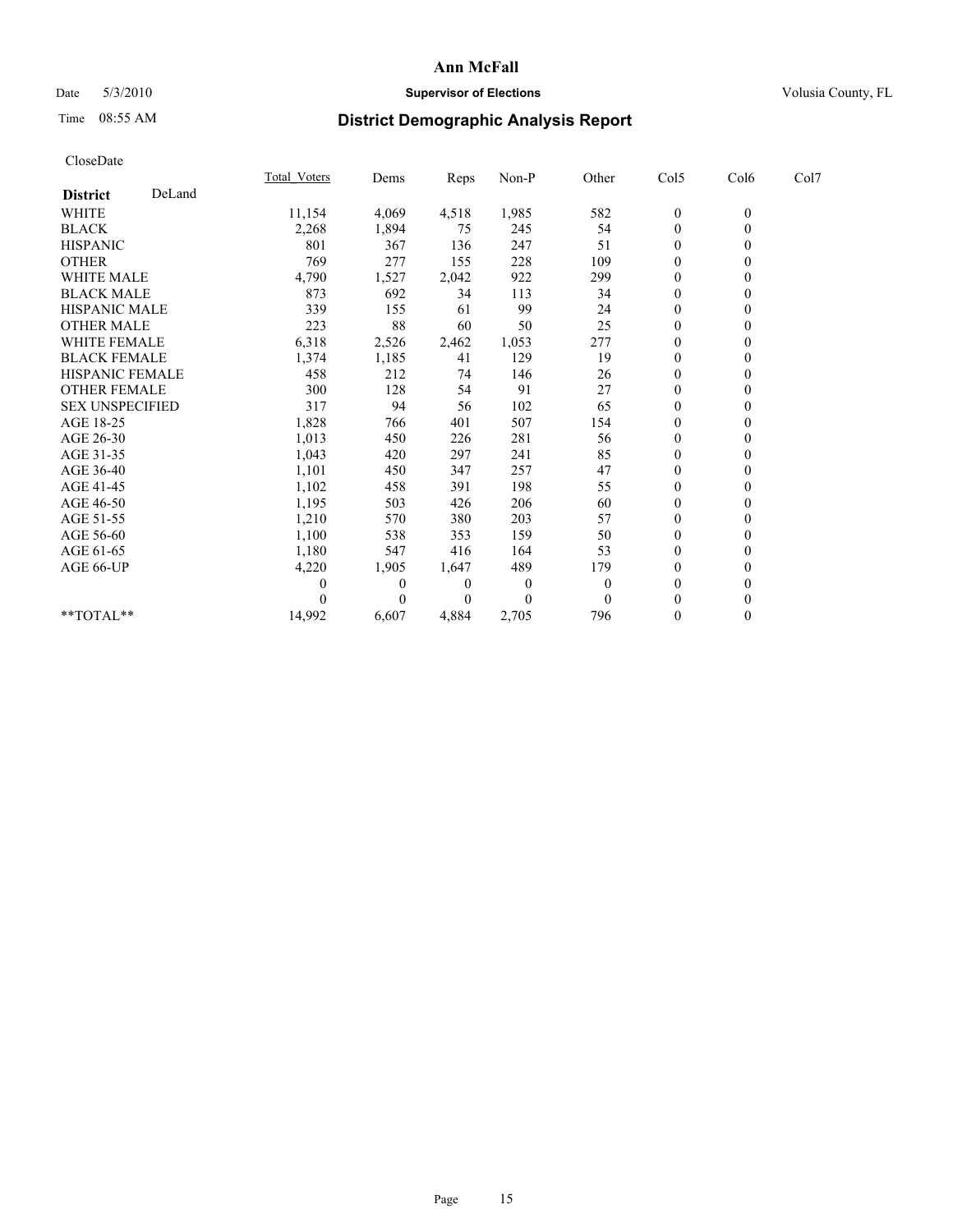**Ann McFall**

Date 5/3/2010 **Supervisor of Elections** Volusia County, FL

Time 08:55 AM

## District Demographic Analysis Report

CloseDate

| **District** DeLand | Total_Voters | Dems | Reps | Non-P | Other | Col5 | Col6 | Col7 |
|---|---|---|---|---|---|---|---|---|
| WHITE | 11,154 | 4,069 | 4,518 | 1,985 | 582 | 0 | 0 | |
| BLACK | 2,268 | 1,894 | 75 | 245 | 54 | 0 | 0 | |
| HISPANIC | 801 | 367 | 136 | 247 | 51 | 0 | 0 | |
| OTHER | 769 | 277 | 155 | 228 | 109 | 0 | 0 | |
| WHITE MALE | 4,790 | 1,527 | 2,042 | 922 | 299 | 0 | 0 | |
| BLACK MALE | 873 | 692 | 34 | 113 | 34 | 0 | 0 | |
| HISPANIC MALE | 339 | 155 | 61 | 99 | 24 | 0 | 0 | |
| OTHER MALE | 223 | 88 | 60 | 50 | 25 | 0 | 0 | |
| WHITE FEMALE | 6,318 | 2,526 | 2,462 | 1,053 | 277 | 0 | 0 | |
| BLACK FEMALE | 1,374 | 1,185 | 41 | 129 | 19 | 0 | 0 | |
| HISPANIC FEMALE | 458 | 212 | 74 | 146 | 26 | 0 | 0 | |
| OTHER FEMALE | 300 | 128 | 54 | 91 | 27 | 0 | 0 | |
| SEX UNSPECIFIED | 317 | 94 | 56 | 102 | 65 | 0 | 0 | |
| AGE 18-25 | 1,828 | 766 | 401 | 507 | 154 | 0 | 0 | |
| AGE 26-30 | 1,013 | 450 | 226 | 281 | 56 | 0 | 0 | |
| AGE 31-35 | 1,043 | 420 | 297 | 241 | 85 | 0 | 0 | |
| AGE 36-40 | 1,101 | 450 | 347 | 257 | 47 | 0 | 0 | |
| AGE 41-45 | 1,102 | 458 | 391 | 198 | 55 | 0 | 0 | |
| AGE 46-50 | 1,195 | 503 | 426 | 206 | 60 | 0 | 0 | |
| AGE 51-55 | 1,210 | 570 | 380 | 203 | 57 | 0 | 0 | |
| AGE 56-60 | 1,100 | 538 | 353 | 159 | 50 | 0 | 0 | |
| AGE 61-65 | 1,180 | 547 | 416 | 164 | 53 | 0 | 0 | |
| AGE 66-UP | 4,220 | 1,905 | 1,647 | 489 | 179 | 0 | 0 | |
| | 0 | 0 | 0 | 0 | 0 | 0 | 0 | |
| | 0 | 0 | 0 | 0 | 0 | 0 | 0 | |
| **TOTAL** | 14,992 | 6,607 | 4,884 | 2,705 | 796 | 0 | 0 | |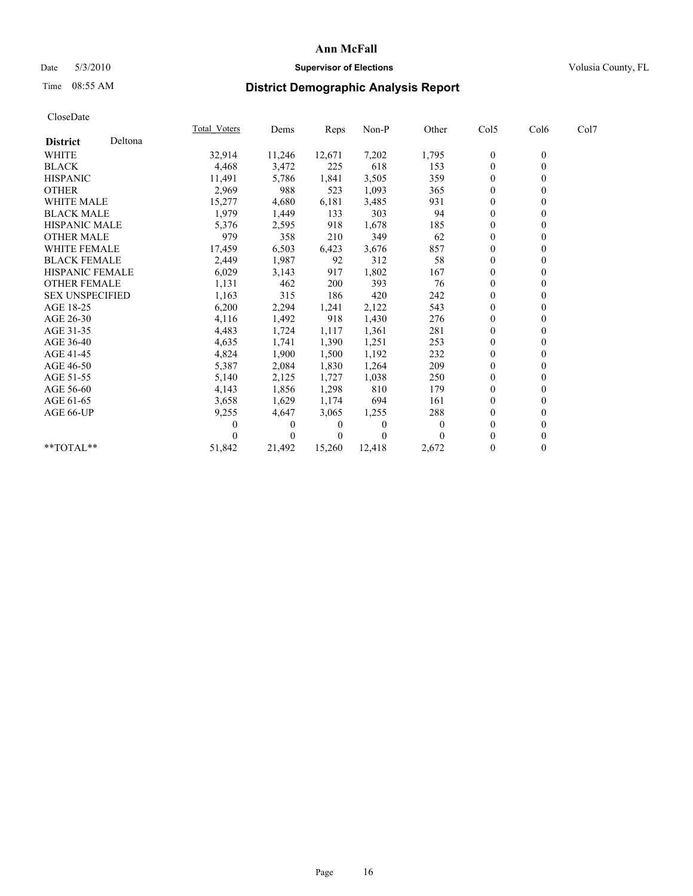**Ann McFall**

Date 5/3/2010 **Supervisor of Elections** Volusia County, FL

Time 08:55 AM

## District Demographic Analysis Report

CloseDate

| **District** Deltona | Total_Voters | Dems | Reps | Non-P | Other | Col5 | Col6 | Col7 |
|---|---|---|---|---|---|---|---|---|
| WHITE | 32,914 | 11,246 | 12,671 | 7,202 | 1,795 | 0 | 0 | |
| BLACK | 4,468 | 3,472 | 225 | 618 | 153 | 0 | 0 | |
| HISPANIC | 11,491 | 5,786 | 1,841 | 3,505 | 359 | 0 | 0 | |
| OTHER | 2,969 | 988 | 523 | 1,093 | 365 | 0 | 0 | |
| WHITE MALE | 15,277 | 4,680 | 6,181 | 3,485 | 931 | 0 | 0 | |
| BLACK MALE | 1,979 | 1,449 | 133 | 303 | 94 | 0 | 0 | |
| HISPANIC MALE | 5,376 | 2,595 | 918 | 1,678 | 185 | 0 | 0 | |
| OTHER MALE | 979 | 358 | 210 | 349 | 62 | 0 | 0 | |
| WHITE FEMALE | 17,459 | 6,503 | 6,423 | 3,676 | 857 | 0 | 0 | |
| BLACK FEMALE | 2,449 | 1,987 | 92 | 312 | 58 | 0 | 0 | |
| HISPANIC FEMALE | 6,029 | 3,143 | 917 | 1,802 | 167 | 0 | 0 | |
| OTHER FEMALE | 1,131 | 462 | 200 | 393 | 76 | 0 | 0 | |
| SEX UNSPECIFIED | 1,163 | 315 | 186 | 420 | 242 | 0 | 0 | |
| AGE 18-25 | 6,200 | 2,294 | 1,241 | 2,122 | 543 | 0 | 0 | |
| AGE 26-30 | 4,116 | 1,492 | 918 | 1,430 | 276 | 0 | 0 | |
| AGE 31-35 | 4,483 | 1,724 | 1,117 | 1,361 | 281 | 0 | 0 | |
| AGE 36-40 | 4,635 | 1,741 | 1,390 | 1,251 | 253 | 0 | 0 | |
| AGE 41-45 | 4,824 | 1,900 | 1,500 | 1,192 | 232 | 0 | 0 | |
| AGE 46-50 | 5,387 | 2,084 | 1,830 | 1,264 | 209 | 0 | 0 | |
| AGE 51-55 | 5,140 | 2,125 | 1,727 | 1,038 | 250 | 0 | 0 | |
| AGE 56-60 | 4,143 | 1,856 | 1,298 | 810 | 179 | 0 | 0 | |
| AGE 61-65 | 3,658 | 1,629 | 1,174 | 694 | 161 | 0 | 0 | |
| AGE 66-UP | 9,255 | 4,647 | 3,065 | 1,255 | 288 | 0 | 0 | |
| | 0 | 0 | 0 | 0 | 0 | 0 | 0 | |
| | 0 | 0 | 0 | 0 | 0 | 0 | 0 | |
| **TOTAL** | 51,842 | 21,492 | 15,260 | 12,418 | 2,672 | 0 | 0 | |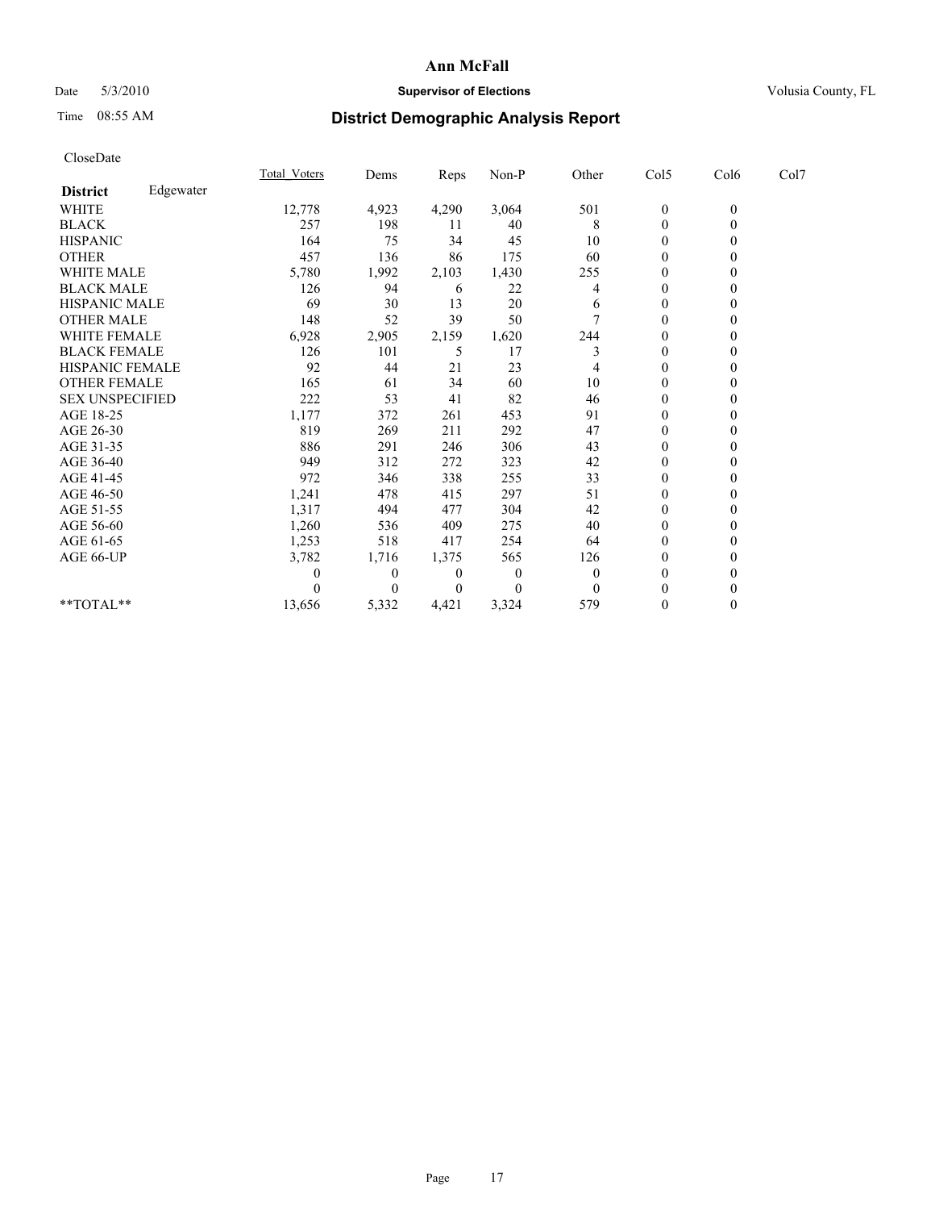# Ann McFall

Date 5/3/2010 **Supervisor of Elections** Volusia County, FL

Time 08:55 AM

## District Demographic Analysis Report

CloseDate

| **District** Edgewater | Total_Voters | Dems | Reps | Non-P | Other | Col5 | Col6 | Col7 |
|---|---|---|---|---|---|---|---|---|
| WHITE | 12,778 | 4,923 | 4,290 | 3,064 | 501 | 0 | 0 | |
| BLACK | 257 | 198 | 11 | 40 | 8 | 0 | 0 | |
| HISPANIC | 164 | 75 | 34 | 45 | 10 | 0 | 0 | |
| OTHER | 457 | 136 | 86 | 175 | 60 | 0 | 0 | |
| WHITE MALE | 5,780 | 1,992 | 2,103 | 1,430 | 255 | 0 | 0 | |
| BLACK MALE | 126 | 94 | 6 | 22 | 4 | 0 | 0 | |
| HISPANIC MALE | 69 | 30 | 13 | 20 | 6 | 0 | 0 | |
| OTHER MALE | 148 | 52 | 39 | 50 | 7 | 0 | 0 | |
| WHITE FEMALE | 6,928 | 2,905 | 2,159 | 1,620 | 244 | 0 | 0 | |
| BLACK FEMALE | 126 | 101 | 5 | 17 | 3 | 0 | 0 | |
| HISPANIC FEMALE | 92 | 44 | 21 | 23 | 4 | 0 | 0 | |
| OTHER FEMALE | 165 | 61 | 34 | 60 | 10 | 0 | 0 | |
| SEX UNSPECIFIED | 222 | 53 | 41 | 82 | 46 | 0 | 0 | |
| AGE 18-25 | 1,177 | 372 | 261 | 453 | 91 | 0 | 0 | |
| AGE 26-30 | 819 | 269 | 211 | 292 | 47 | 0 | 0 | |
| AGE 31-35 | 886 | 291 | 246 | 306 | 43 | 0 | 0 | |
| AGE 36-40 | 949 | 312 | 272 | 323 | 42 | 0 | 0 | |
| AGE 41-45 | 972 | 346 | 338 | 255 | 33 | 0 | 0 | |
| AGE 46-50 | 1,241 | 478 | 415 | 297 | 51 | 0 | 0 | |
| AGE 51-55 | 1,317 | 494 | 477 | 304 | 42 | 0 | 0 | |
| AGE 56-60 | 1,260 | 536 | 409 | 275 | 40 | 0 | 0 | |
| AGE 61-65 | 1,253 | 518 | 417 | 254 | 64 | 0 | 0 | |
| AGE 66-UP | 3,782 | 1,716 | 1,375 | 565 | 126 | 0 | 0 | |
| | 0 | 0 | 0 | 0 | 0 | 0 | 0 | |
| | 0 | 0 | 0 | 0 | 0 | 0 | 0 | |
| **TOTAL** | 13,656 | 5,332 | 4,421 | 3,324 | 579 | 0 | 0 | |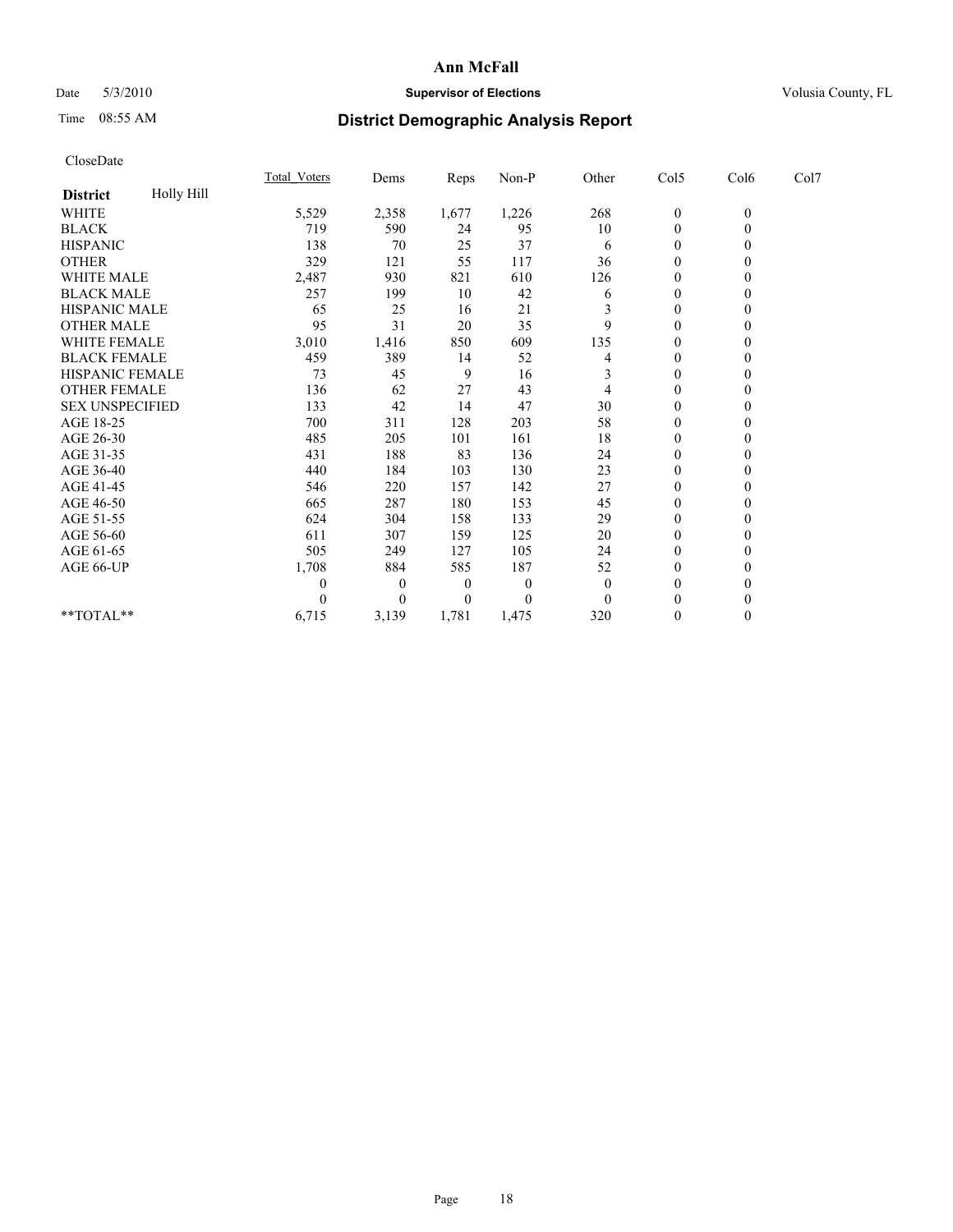**Ann McFall**

Date 5/3/2010 **Supervisor of Elections** Volusia County, FL

Time 08:55 AM

# District Demographic Analysis Report

CloseDate

| | Total_Voters | Dems | Reps | Non-P | Other | Col5 | Col6 | Col7 |
|---|---|---|---|---|---|---|---|---|
| **District** Holly Hill | | | | | | | | |
| WHITE | 5,529 | 2,358 | 1,677 | 1,226 | 268 | 0 | 0 | |
| BLACK | 719 | 590 | 24 | 95 | 10 | 0 | 0 | |
| HISPANIC | 138 | 70 | 25 | 37 | 6 | 0 | 0 | |
| OTHER | 329 | 121 | 55 | 117 | 36 | 0 | 0 | |
| WHITE MALE | 2,487 | 930 | 821 | 610 | 126 | 0 | 0 | |
| BLACK MALE | 257 | 199 | 10 | 42 | 6 | 0 | 0 | |
| HISPANIC MALE | 65 | 25 | 16 | 21 | 3 | 0 | 0 | |
| OTHER MALE | 95 | 31 | 20 | 35 | 9 | 0 | 0 | |
| WHITE FEMALE | 3,010 | 1,416 | 850 | 609 | 135 | 0 | 0 | |
| BLACK FEMALE | 459 | 389 | 14 | 52 | 4 | 0 | 0 | |
| HISPANIC FEMALE | 73 | 45 | 9 | 16 | 3 | 0 | 0 | |
| OTHER FEMALE | 136 | 62 | 27 | 43 | 4 | 0 | 0 | |
| SEX UNSPECIFIED | 133 | 42 | 14 | 47 | 30 | 0 | 0 | |
| AGE 18-25 | 700 | 311 | 128 | 203 | 58 | 0 | 0 | |
| AGE 26-30 | 485 | 205 | 101 | 161 | 18 | 0 | 0 | |
| AGE 31-35 | 431 | 188 | 83 | 136 | 24 | 0 | 0 | |
| AGE 36-40 | 440 | 184 | 103 | 130 | 23 | 0 | 0 | |
| AGE 41-45 | 546 | 220 | 157 | 142 | 27 | 0 | 0 | |
| AGE 46-50 | 665 | 287 | 180 | 153 | 45 | 0 | 0 | |
| AGE 51-55 | 624 | 304 | 158 | 133 | 29 | 0 | 0 | |
| AGE 56-60 | 611 | 307 | 159 | 125 | 20 | 0 | 0 | |
| AGE 61-65 | 505 | 249 | 127 | 105 | 24 | 0 | 0 | |
| AGE 66-UP | 1,708 | 884 | 585 | 187 | 52 | 0 | 0 | |
| | 0 | 0 | 0 | 0 | 0 | 0 | 0 | |
| | 0 | 0 | 0 | 0 | 0 | 0 | 0 | |
| \*\*TOTAL\*\* | 6,715 | 3,139 | 1,781 | 1,475 | 320 | 0 | 0 | |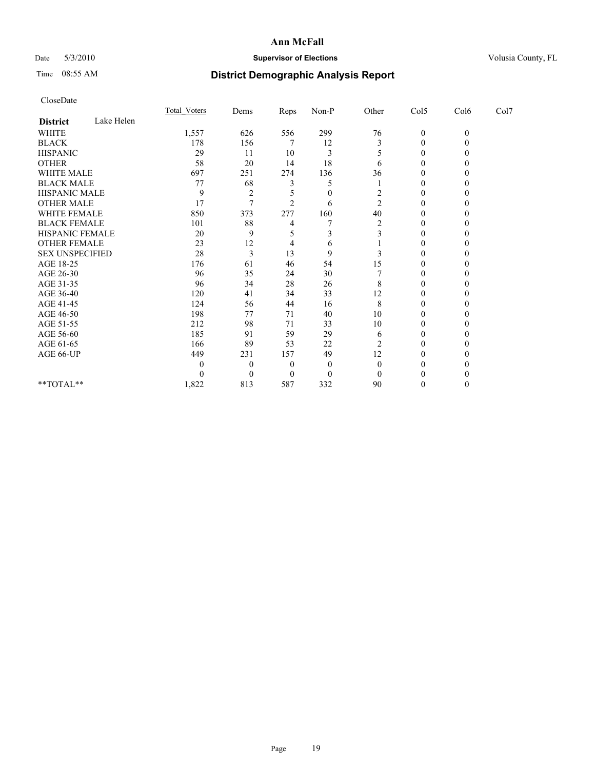**Ann McFall**

Date 5/3/2010 **Supervisor of Elections** Volusia County, FL

Time 08:55 AM

## District Demographic Analysis Report

CloseDate

| **District** Lake Helen | Total_Voters | Dems | Reps | Non-P | Other | Col5 | Col6 | Col7 |
|---|---|---|---|---|---|---|---|---|
| WHITE | 1,557 | 626 | 556 | 299 | 76 | 0 | 0 | |
| BLACK | 178 | 156 | 7 | 12 | 3 | 0 | 0 | |
| HISPANIC | 29 | 11 | 10 | 3 | 5 | 0 | 0 | |
| OTHER | 58 | 20 | 14 | 18 | 6 | 0 | 0 | |
| WHITE MALE | 697 | 251 | 274 | 136 | 36 | 0 | 0 | |
| BLACK MALE | 77 | 68 | 3 | 5 | 1 | 0 | 0 | |
| HISPANIC MALE | 9 | 2 | 5 | 0 | 2 | 0 | 0 | |
| OTHER MALE | 17 | 7 | 2 | 6 | 2 | 0 | 0 | |
| WHITE FEMALE | 850 | 373 | 277 | 160 | 40 | 0 | 0 | |
| BLACK FEMALE | 101 | 88 | 4 | 7 | 2 | 0 | 0 | |
| HISPANIC FEMALE | 20 | 9 | 5 | 3 | 3 | 0 | 0 | |
| OTHER FEMALE | 23 | 12 | 4 | 6 | 1 | 0 | 0 | |
| SEX UNSPECIFIED | 28 | 3 | 13 | 9 | 3 | 0 | 0 | |
| AGE 18-25 | 176 | 61 | 46 | 54 | 15 | 0 | 0 | |
| AGE 26-30 | 96 | 35 | 24 | 30 | 7 | 0 | 0 | |
| AGE 31-35 | 96 | 34 | 28 | 26 | 8 | 0 | 0 | |
| AGE 36-40 | 120 | 41 | 34 | 33 | 12 | 0 | 0 | |
| AGE 41-45 | 124 | 56 | 44 | 16 | 8 | 0 | 0 | |
| AGE 46-50 | 198 | 77 | 71 | 40 | 10 | 0 | 0 | |
| AGE 51-55 | 212 | 98 | 71 | 33 | 10 | 0 | 0 | |
| AGE 56-60 | 185 | 91 | 59 | 29 | 6 | 0 | 0 | |
| AGE 61-65 | 166 | 89 | 53 | 22 | 2 | 0 | 0 | |
| AGE 66-UP | 449 | 231 | 157 | 49 | 12 | 0 | 0 | |
| | 0 | 0 | 0 | 0 | 0 | 0 | 0 | |
| | 0 | 0 | 0 | 0 | 0 | 0 | 0 | |
| **TOTAL** | 1,822 | 813 | 587 | 332 | 90 | 0 | 0 | |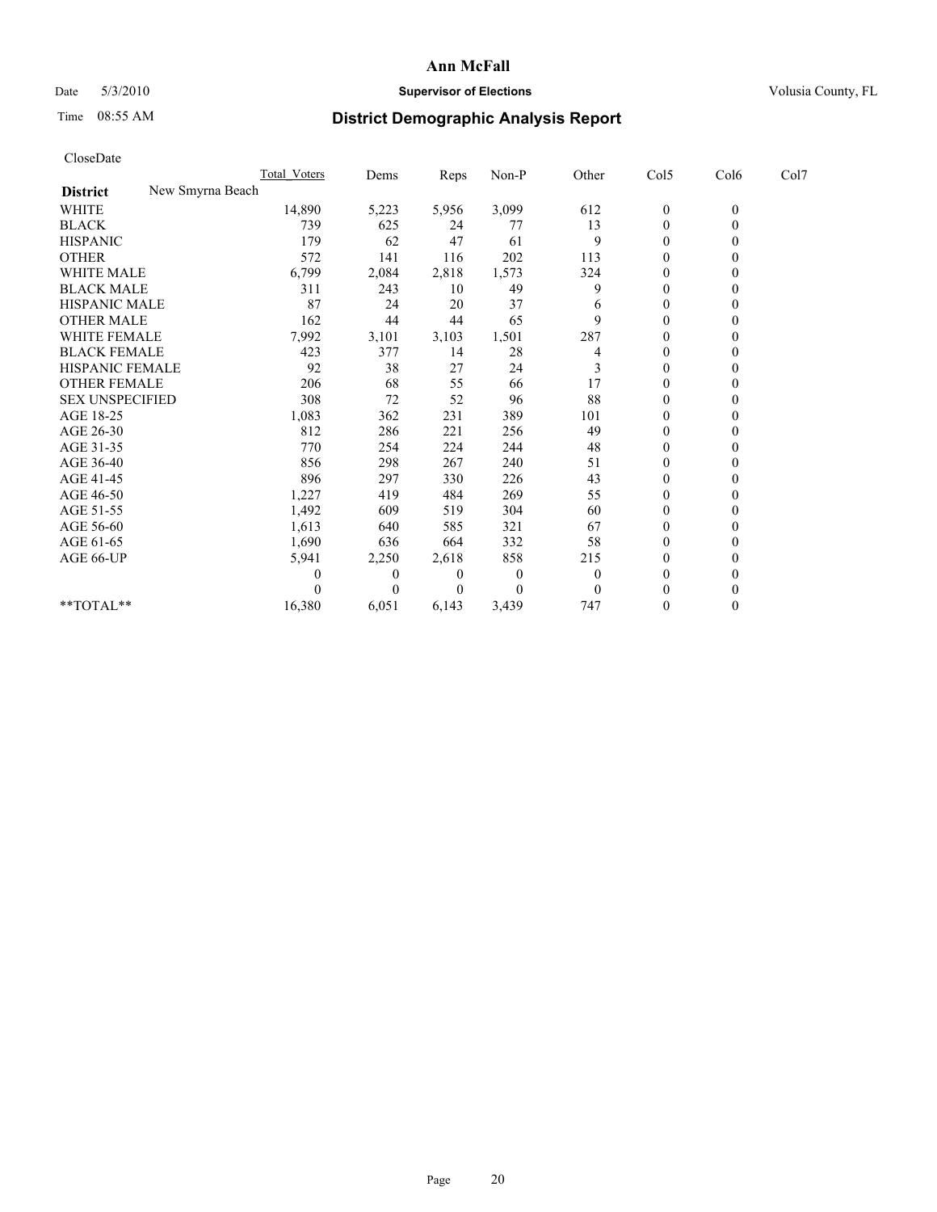# Ann McFall

Date 5/3/2010 **Supervisor of Elections** Volusia County, FL

Time 08:55 AM **District Demographic Analysis Report**

CloseDate

| | Total_Voters | Dems | Reps | Non-P | Other | Col5 | Col6 | Col7 |
|---|---|---|---|---|---|---|---|---|
| **District** New Smyrna Beach | | | | | | | | |
| WHITE | 14,890 | 5,223 | 5,956 | 3,099 | 612 | 0 | 0 | |
| BLACK | 739 | 625 | 24 | 77 | 13 | 0 | 0 | |
| HISPANIC | 179 | 62 | 47 | 61 | 9 | 0 | 0 | |
| OTHER | 572 | 141 | 116 | 202 | 113 | 0 | 0 | |
| WHITE MALE | 6,799 | 2,084 | 2,818 | 1,573 | 324 | 0 | 0 | |
| BLACK MALE | 311 | 243 | 10 | 49 | 9 | 0 | 0 | |
| HISPANIC MALE | 87 | 24 | 20 | 37 | 6 | 0 | 0 | |
| OTHER MALE | 162 | 44 | 44 | 65 | 9 | 0 | 0 | |
| WHITE FEMALE | 7,992 | 3,101 | 3,103 | 1,501 | 287 | 0 | 0 | |
| BLACK FEMALE | 423 | 377 | 14 | 28 | 4 | 0 | 0 | |
| HISPANIC FEMALE | 92 | 38 | 27 | 24 | 3 | 0 | 0 | |
| OTHER FEMALE | 206 | 68 | 55 | 66 | 17 | 0 | 0 | |
| SEX UNSPECIFIED | 308 | 72 | 52 | 96 | 88 | 0 | 0 | |
| AGE 18-25 | 1,083 | 362 | 231 | 389 | 101 | 0 | 0 | |
| AGE 26-30 | 812 | 286 | 221 | 256 | 49 | 0 | 0 | |
| AGE 31-35 | 770 | 254 | 224 | 244 | 48 | 0 | 0 | |
| AGE 36-40 | 856 | 298 | 267 | 240 | 51 | 0 | 0 | |
| AGE 41-45 | 896 | 297 | 330 | 226 | 43 | 0 | 0 | |
| AGE 46-50 | 1,227 | 419 | 484 | 269 | 55 | 0 | 0 | |
| AGE 51-55 | 1,492 | 609 | 519 | 304 | 60 | 0 | 0 | |
| AGE 56-60 | 1,613 | 640 | 585 | 321 | 67 | 0 | 0 | |
| AGE 61-65 | 1,690 | 636 | 664 | 332 | 58 | 0 | 0 | |
| AGE 66-UP | 5,941 | 2,250 | 2,618 | 858 | 215 | 0 | 0 | |
| | 0 | 0 | 0 | 0 | 0 | 0 | 0 | |
| | 0 | 0 | 0 | 0 | 0 | 0 | 0 | |
| **TOTAL** | 16,380 | 6,051 | 6,143 | 3,439 | 747 | 0 | 0 | |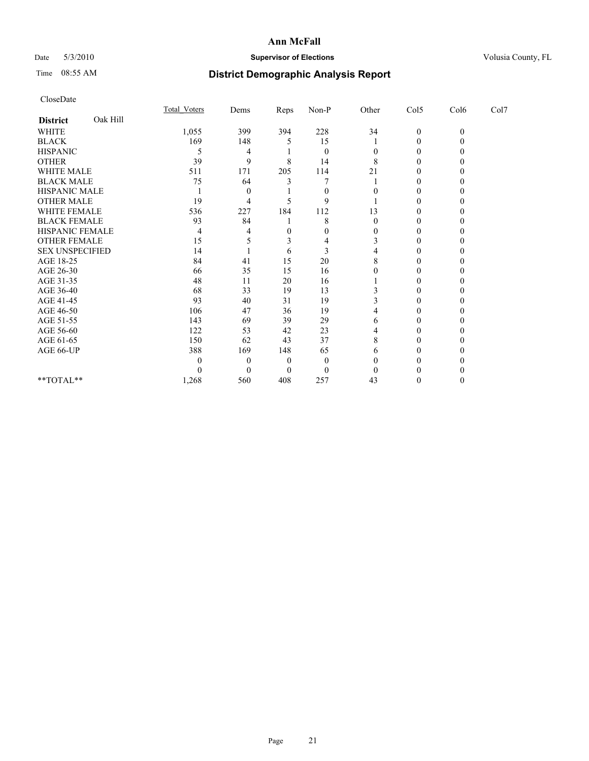# Ann McFall

Date 5/3/2010 **Supervisor of Elections** Volusia County, FL

Time 08:55 AM **District Demographic Analysis Report**

CloseDate

| | Total_Voters | Dems | Reps | Non-P | Other | Col5 | Col6 | Col7 |
|---|---|---|---|---|---|---|---|---|
| **District** Oak Hill | | | | | | | | |
| WHITE | 1,055 | 399 | 394 | 228 | 34 | 0 | 0 | |
| BLACK | 169 | 148 | 5 | 15 | 1 | 0 | 0 | |
| HISPANIC | 5 | 4 | 1 | 0 | 0 | 0 | 0 | |
| OTHER | 39 | 9 | 8 | 14 | 8 | 0 | 0 | |
| WHITE MALE | 511 | 171 | 205 | 114 | 21 | 0 | 0 | |
| BLACK MALE | 75 | 64 | 3 | 7 | 1 | 0 | 0 | |
| HISPANIC MALE | 1 | 0 | 1 | 0 | 0 | 0 | 0 | |
| OTHER MALE | 19 | 4 | 5 | 9 | 1 | 0 | 0 | |
| WHITE FEMALE | 536 | 227 | 184 | 112 | 13 | 0 | 0 | |
| BLACK FEMALE | 93 | 84 | 1 | 8 | 0 | 0 | 0 | |
| HISPANIC FEMALE | 4 | 4 | 0 | 0 | 0 | 0 | 0 | |
| OTHER FEMALE | 15 | 5 | 3 | 4 | 3 | 0 | 0 | |
| SEX UNSPECIFIED | 14 | 1 | 6 | 3 | 4 | 0 | 0 | |
| AGE 18-25 | 84 | 41 | 15 | 20 | 8 | 0 | 0 | |
| AGE 26-30 | 66 | 35 | 15 | 16 | 0 | 0 | 0 | |
| AGE 31-35 | 48 | 11 | 20 | 16 | 1 | 0 | 0 | |
| AGE 36-40 | 68 | 33 | 19 | 13 | 3 | 0 | 0 | |
| AGE 41-45 | 93 | 40 | 31 | 19 | 3 | 0 | 0 | |
| AGE 46-50 | 106 | 47 | 36 | 19 | 4 | 0 | 0 | |
| AGE 51-55 | 143 | 69 | 39 | 29 | 6 | 0 | 0 | |
| AGE 56-60 | 122 | 53 | 42 | 23 | 4 | 0 | 0 | |
| AGE 61-65 | 150 | 62 | 43 | 37 | 8 | 0 | 0 | |
| AGE 66-UP | 388 | 169 | 148 | 65 | 6 | 0 | 0 | |
| | 0 | 0 | 0 | 0 | 0 | 0 | 0 | |
| | 0 | 0 | 0 | 0 | 0 | 0 | 0 | |
| **TOTAL** | 1,268 | 560 | 408 | 257 | 43 | 0 | 0 | |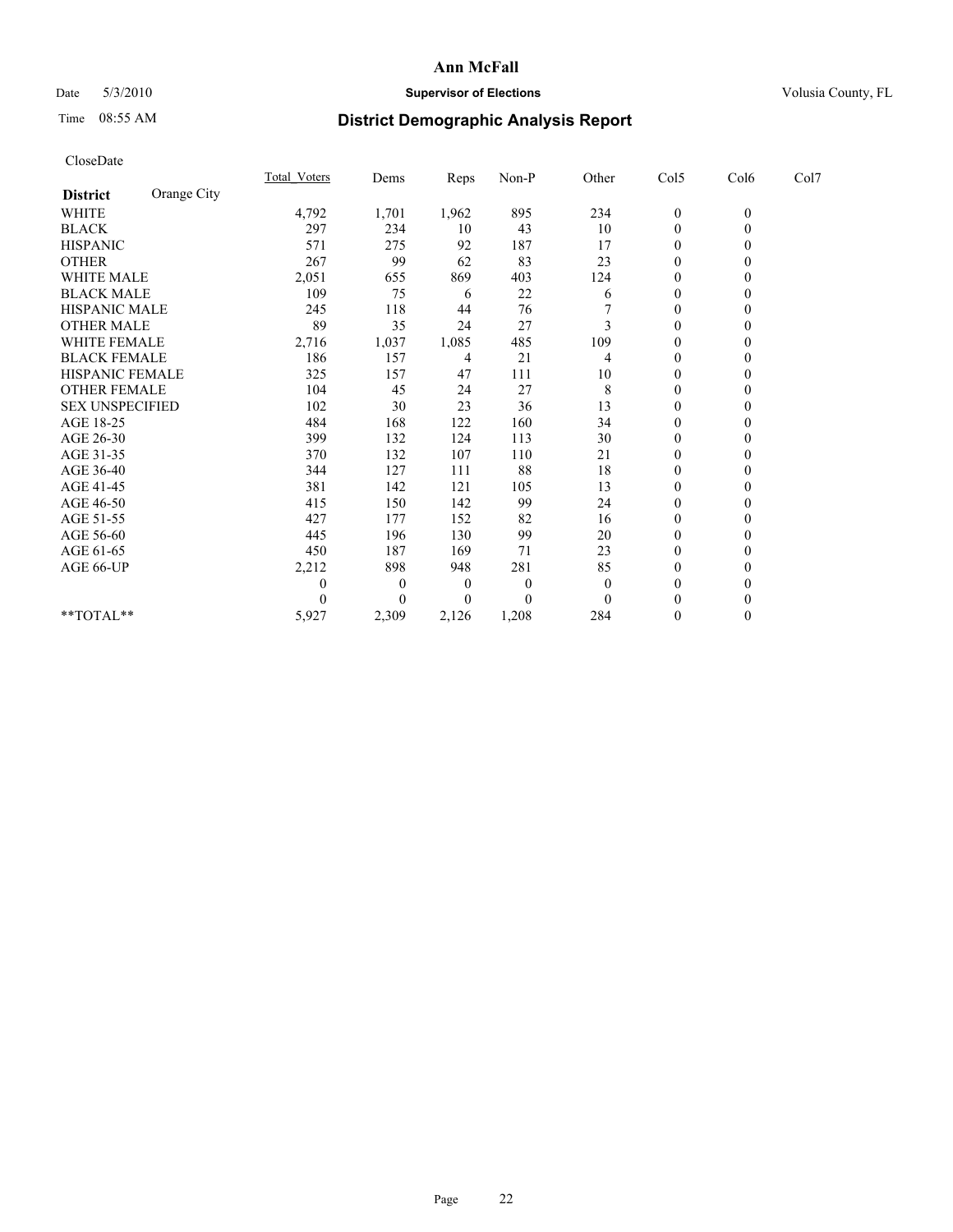# Ann McFall

Date 5/3/2010 **Supervisor of Elections** Volusia County, FL

Time 08:55 AM **District Demographic Analysis Report**

CloseDate

| **District** Orange City | Total_Voters | Dems | Reps | Non-P | Other | Col5 | Col6 | Col7 |
|---|---|---|---|---|---|---|---|---|
| WHITE | 4,792 | 1,701 | 1,962 | 895 | 234 | 0 | 0 | |
| BLACK | 297 | 234 | 10 | 43 | 10 | 0 | 0 | |
| HISPANIC | 571 | 275 | 92 | 187 | 17 | 0 | 0 | |
| OTHER | 267 | 99 | 62 | 83 | 23 | 0 | 0 | |
| WHITE MALE | 2,051 | 655 | 869 | 403 | 124 | 0 | 0 | |
| BLACK MALE | 109 | 75 | 6 | 22 | 6 | 0 | 0 | |
| HISPANIC MALE | 245 | 118 | 44 | 76 | 7 | 0 | 0 | |
| OTHER MALE | 89 | 35 | 24 | 27 | 3 | 0 | 0 | |
| WHITE FEMALE | 2,716 | 1,037 | 1,085 | 485 | 109 | 0 | 0 | |
| BLACK FEMALE | 186 | 157 | 4 | 21 | 4 | 0 | 0 | |
| HISPANIC FEMALE | 325 | 157 | 47 | 111 | 10 | 0 | 0 | |
| OTHER FEMALE | 104 | 45 | 24 | 27 | 8 | 0 | 0 | |
| SEX UNSPECIFIED | 102 | 30 | 23 | 36 | 13 | 0 | 0 | |
| AGE 18-25 | 484 | 168 | 122 | 160 | 34 | 0 | 0 | |
| AGE 26-30 | 399 | 132 | 124 | 113 | 30 | 0 | 0 | |
| AGE 31-35 | 370 | 132 | 107 | 110 | 21 | 0 | 0 | |
| AGE 36-40 | 344 | 127 | 111 | 88 | 18 | 0 | 0 | |
| AGE 41-45 | 381 | 142 | 121 | 105 | 13 | 0 | 0 | |
| AGE 46-50 | 415 | 150 | 142 | 99 | 24 | 0 | 0 | |
| AGE 51-55 | 427 | 177 | 152 | 82 | 16 | 0 | 0 | |
| AGE 56-60 | 445 | 196 | 130 | 99 | 20 | 0 | 0 | |
| AGE 61-65 | 450 | 187 | 169 | 71 | 23 | 0 | 0 | |
| AGE 66-UP | 2,212 | 898 | 948 | 281 | 85 | 0 | 0 | |
| | 0 | 0 | 0 | 0 | 0 | 0 | 0 | |
| | 0 | 0 | 0 | 0 | 0 | 0 | 0 | |
| **TOTAL** | 5,927 | 2,309 | 2,126 | 1,208 | 284 | 0 | 0 | |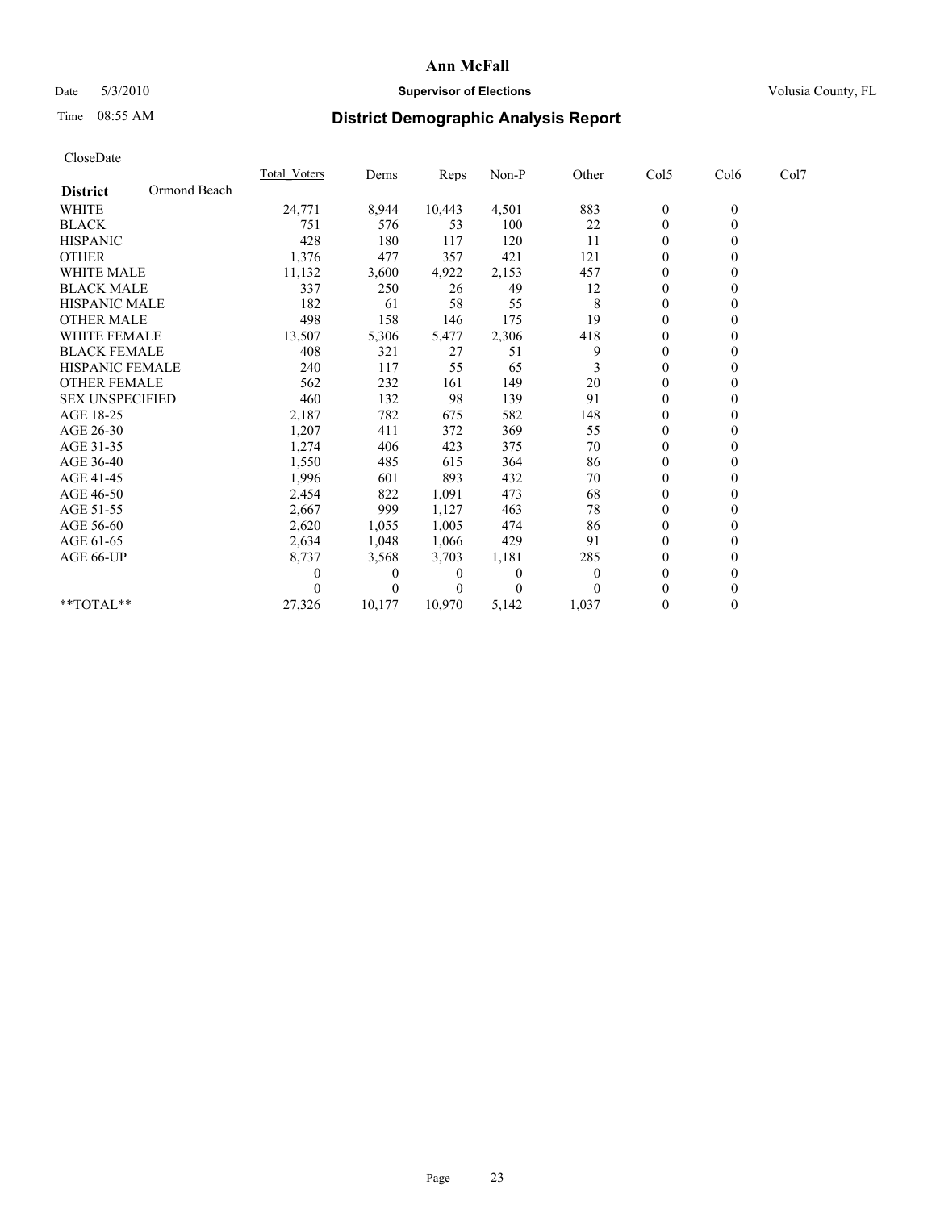**Ann McFall**

Date 5/3/2010 **Supervisor of Elections** Volusia County, FL

Time 08:55 AM

# District Demographic Analysis Report

CloseDate

| | Total_Voters | Dems | Reps | Non-P | Other | Col5 | Col6 | Col7 |
|---|---|---|---|---|---|---|---|---|
| **District** Ormond Beach | | | | | | | | |
| WHITE | 24,771 | 8,944 | 10,443 | 4,501 | 883 | 0 | 0 | |
| BLACK | 751 | 576 | 53 | 100 | 22 | 0 | 0 | |
| HISPANIC | 428 | 180 | 117 | 120 | 11 | 0 | 0 | |
| OTHER | 1,376 | 477 | 357 | 421 | 121 | 0 | 0 | |
| WHITE MALE | 11,132 | 3,600 | 4,922 | 2,153 | 457 | 0 | 0 | |
| BLACK MALE | 337 | 250 | 26 | 49 | 12 | 0 | 0 | |
| HISPANIC MALE | 182 | 61 | 58 | 55 | 8 | 0 | 0 | |
| OTHER MALE | 498 | 158 | 146 | 175 | 19 | 0 | 0 | |
| WHITE FEMALE | 13,507 | 5,306 | 5,477 | 2,306 | 418 | 0 | 0 | |
| BLACK FEMALE | 408 | 321 | 27 | 51 | 9 | 0 | 0 | |
| HISPANIC FEMALE | 240 | 117 | 55 | 65 | 3 | 0 | 0 | |
| OTHER FEMALE | 562 | 232 | 161 | 149 | 20 | 0 | 0 | |
| SEX UNSPECIFIED | 460 | 132 | 98 | 139 | 91 | 0 | 0 | |
| AGE 18-25 | 2,187 | 782 | 675 | 582 | 148 | 0 | 0 | |
| AGE 26-30 | 1,207 | 411 | 372 | 369 | 55 | 0 | 0 | |
| AGE 31-35 | 1,274 | 406 | 423 | 375 | 70 | 0 | 0 | |
| AGE 36-40 | 1,550 | 485 | 615 | 364 | 86 | 0 | 0 | |
| AGE 41-45 | 1,996 | 601 | 893 | 432 | 70 | 0 | 0 | |
| AGE 46-50 | 2,454 | 822 | 1,091 | 473 | 68 | 0 | 0 | |
| AGE 51-55 | 2,667 | 999 | 1,127 | 463 | 78 | 0 | 0 | |
| AGE 56-60 | 2,620 | 1,055 | 1,005 | 474 | 86 | 0 | 0 | |
| AGE 61-65 | 2,634 | 1,048 | 1,066 | 429 | 91 | 0 | 0 | |
| AGE 66-UP | 8,737 | 3,568 | 3,703 | 1,181 | 285 | 0 | 0 | |
| | 0 | 0 | 0 | 0 | 0 | 0 | 0 | |
| | 0 | 0 | 0 | 0 | 0 | 0 | 0 | |
| **TOTAL** | 27,326 | 10,177 | 10,970 | 5,142 | 1,037 | 0 | 0 | |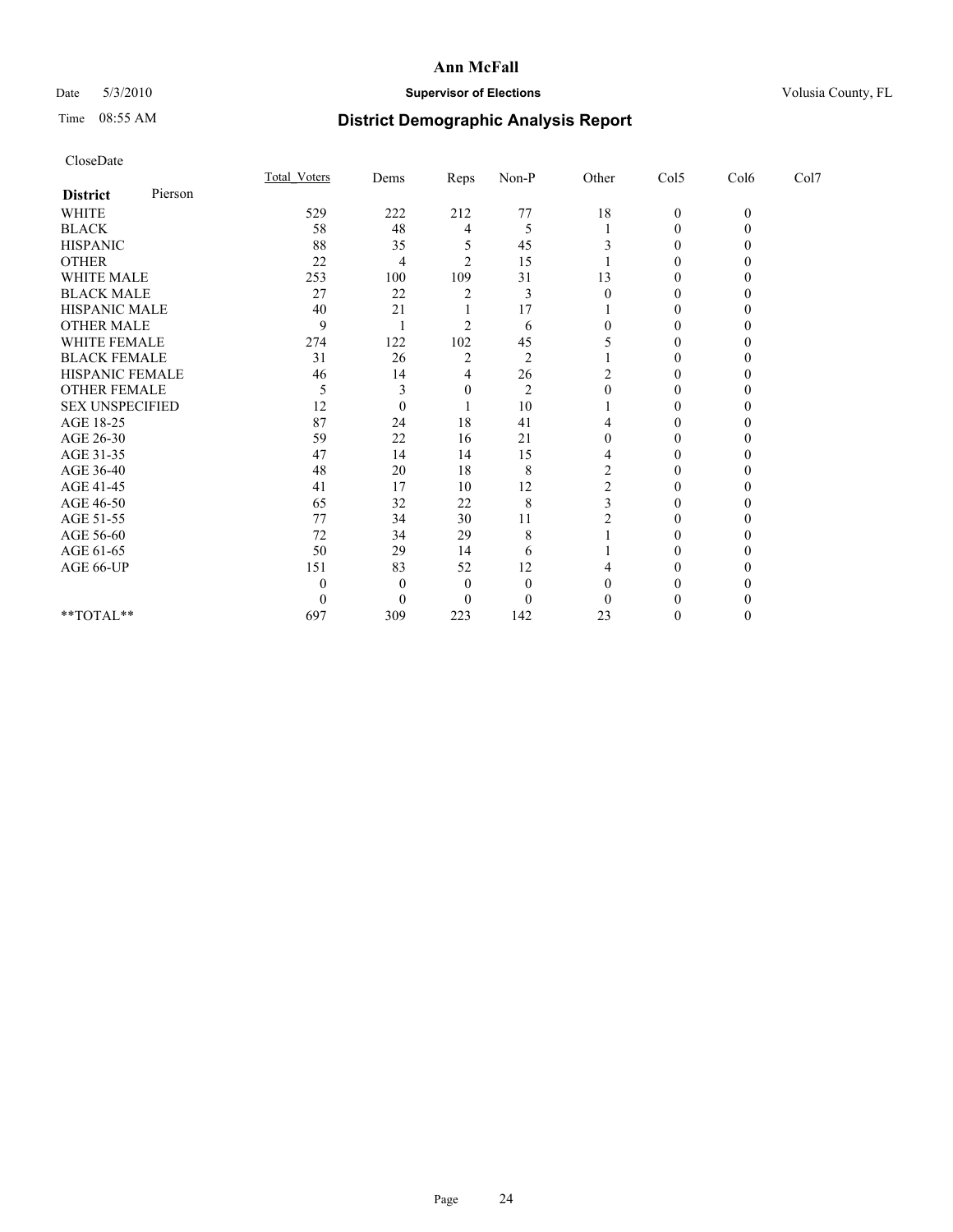# Ann McFall

Date 5/3/2010 **Supervisor of Elections** Volusia County, FL

Time 08:55 AM **District Demographic Analysis Report**

CloseDate

| **District** Pierson | Total_Voters | Dems | Reps | Non-P | Other | Col5 | Col6 | Col7 |
|---|---|---|---|---|---|---|---|---|
| WHITE | 529 | 222 | 212 | 77 | 18 | 0 | 0 | |
| BLACK | 58 | 48 | 4 | 5 | 1 | 0 | 0 | |
| HISPANIC | 88 | 35 | 5 | 45 | 3 | 0 | 0 | |
| OTHER | 22 | 4 | 2 | 15 | 1 | 0 | 0 | |
| WHITE MALE | 253 | 100 | 109 | 31 | 13 | 0 | 0 | |
| BLACK MALE | 27 | 22 | 2 | 3 | 0 | 0 | 0 | |
| HISPANIC MALE | 40 | 21 | 1 | 17 | 1 | 0 | 0 | |
| OTHER MALE | 9 | 1 | 2 | 6 | 0 | 0 | 0 | |
| WHITE FEMALE | 274 | 122 | 102 | 45 | 5 | 0 | 0 | |
| BLACK FEMALE | 31 | 26 | 2 | 2 | 1 | 0 | 0 | |
| HISPANIC FEMALE | 46 | 14 | 4 | 26 | 2 | 0 | 0 | |
| OTHER FEMALE | 5 | 3 | 0 | 2 | 0 | 0 | 0 | |
| SEX UNSPECIFIED | 12 | 0 | 1 | 10 | 1 | 0 | 0 | |
| AGE 18-25 | 87 | 24 | 18 | 41 | 4 | 0 | 0 | |
| AGE 26-30 | 59 | 22 | 16 | 21 | 0 | 0 | 0 | |
| AGE 31-35 | 47 | 14 | 14 | 15 | 4 | 0 | 0 | |
| AGE 36-40 | 48 | 20 | 18 | 8 | 2 | 0 | 0 | |
| AGE 41-45 | 41 | 17 | 10 | 12 | 2 | 0 | 0 | |
| AGE 46-50 | 65 | 32 | 22 | 8 | 3 | 0 | 0 | |
| AGE 51-55 | 77 | 34 | 30 | 11 | 2 | 0 | 0 | |
| AGE 56-60 | 72 | 34 | 29 | 8 | 1 | 0 | 0 | |
| AGE 61-65 | 50 | 29 | 14 | 6 | 1 | 0 | 0 | |
| AGE 66-UP | 151 | 83 | 52 | 12 | 4 | 0 | 0 | |
| | 0 | 0 | 0 | 0 | 0 | 0 | 0 | |
| | 0 | 0 | 0 | 0 | 0 | 0 | 0 | |
| **TOTAL** | 697 | 309 | 223 | 142 | 23 | 0 | 0 | |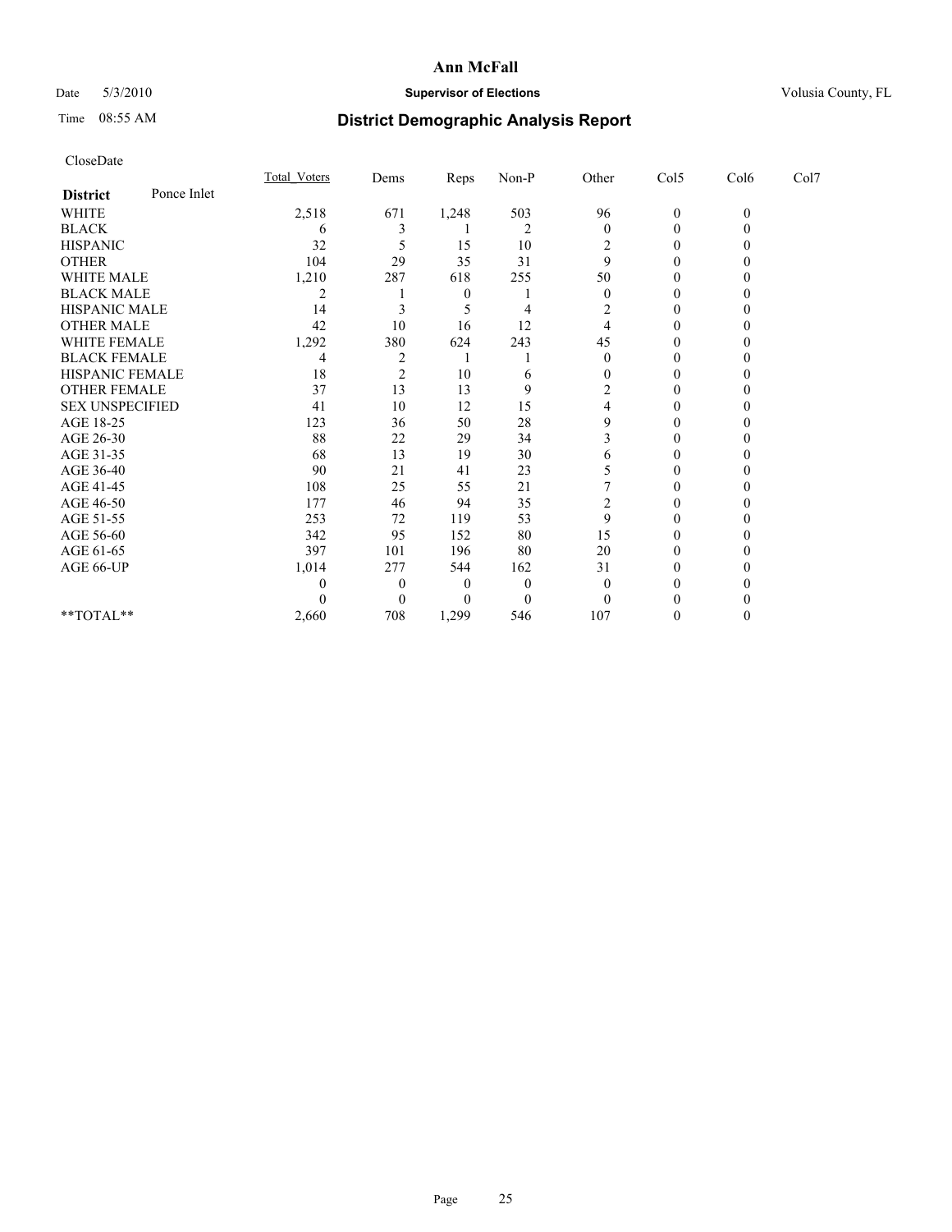# Ann McFall

Date 5/3/2010 **Supervisor of Elections** Volusia County, FL

Time 08:55 AM **District Demographic Analysis Report**

CloseDate

| **District** Ponce Inlet | Total_Voters | Dems | Reps | Non-P | Other | Col5 | Col6 | Col7 |
|---|---|---|---|---|---|---|---|---|
| WHITE | 2,518 | 671 | 1,248 | 503 | 96 | 0 | 0 | |
| BLACK | 6 | 3 | 1 | 2 | 0 | 0 | 0 | |
| HISPANIC | 32 | 5 | 15 | 10 | 2 | 0 | 0 | |
| OTHER | 104 | 29 | 35 | 31 | 9 | 0 | 0 | |
| WHITE MALE | 1,210 | 287 | 618 | 255 | 50 | 0 | 0 | |
| BLACK MALE | 2 | 1 | 0 | 1 | 0 | 0 | 0 | |
| HISPANIC MALE | 14 | 3 | 5 | 4 | 2 | 0 | 0 | |
| OTHER MALE | 42 | 10 | 16 | 12 | 4 | 0 | 0 | |
| WHITE FEMALE | 1,292 | 380 | 624 | 243 | 45 | 0 | 0 | |
| BLACK FEMALE | 4 | 2 | 1 | 1 | 0 | 0 | 0 | |
| HISPANIC FEMALE | 18 | 2 | 10 | 6 | 0 | 0 | 0 | |
| OTHER FEMALE | 37 | 13 | 13 | 9 | 2 | 0 | 0 | |
| SEX UNSPECIFIED | 41 | 10 | 12 | 15 | 4 | 0 | 0 | |
| AGE 18-25 | 123 | 36 | 50 | 28 | 9 | 0 | 0 | |
| AGE 26-30 | 88 | 22 | 29 | 34 | 3 | 0 | 0 | |
| AGE 31-35 | 68 | 13 | 19 | 30 | 6 | 0 | 0 | |
| AGE 36-40 | 90 | 21 | 41 | 23 | 5 | 0 | 0 | |
| AGE 41-45 | 108 | 25 | 55 | 21 | 7 | 0 | 0 | |
| AGE 46-50 | 177 | 46 | 94 | 35 | 2 | 0 | 0 | |
| AGE 51-55 | 253 | 72 | 119 | 53 | 9 | 0 | 0 | |
| AGE 56-60 | 342 | 95 | 152 | 80 | 15 | 0 | 0 | |
| AGE 61-65 | 397 | 101 | 196 | 80 | 20 | 0 | 0 | |
| AGE 66-UP | 1,014 | 277 | 544 | 162 | 31 | 0 | 0 | |
| | 0 | 0 | 0 | 0 | 0 | 0 | 0 | |
| | 0 | 0 | 0 | 0 | 0 | 0 | 0 | |
| **TOTAL** | 2,660 | 708 | 1,299 | 546 | 107 | 0 | 0 | |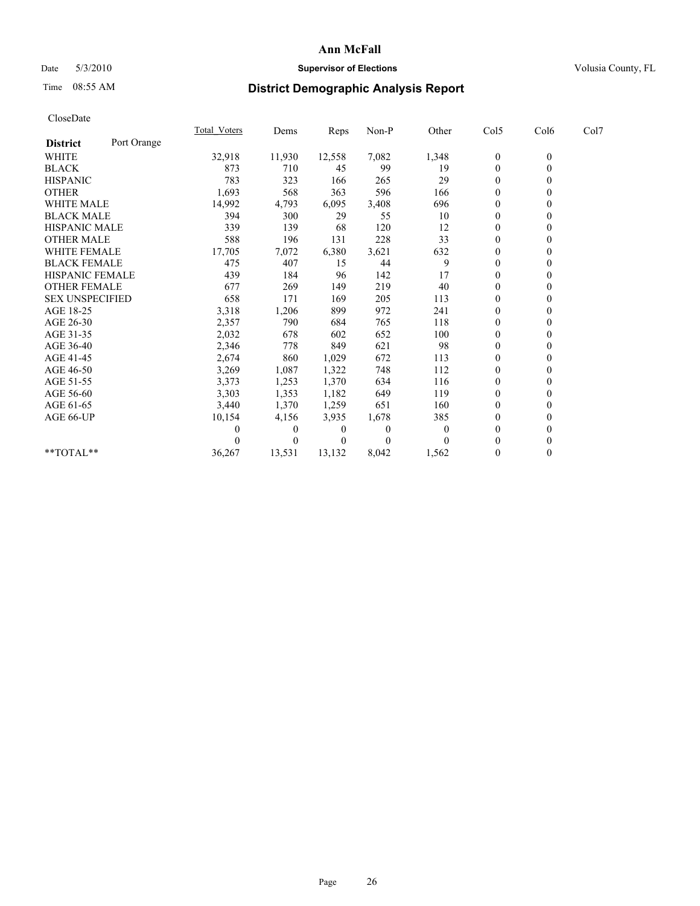# Ann McFall

Date 5/3/2010 **Supervisor of Elections** Volusia County, FL

Time 08:55 AM

## District Demographic Analysis Report

CloseDate

| District: Port Orange | Total_Voters | Dems | Reps | Non-P | Other | Col5 | Col6 | Col7 |
|---|---|---|---|---|---|---|---|---|
| WHITE | 32,918 | 11,930 | 12,558 | 7,082 | 1,348 | 0 | 0 | |
| BLACK | 873 | 710 | 45 | 99 | 19 | 0 | 0 | |
| HISPANIC | 783 | 323 | 166 | 265 | 29 | 0 | 0 | |
| OTHER | 1,693 | 568 | 363 | 596 | 166 | 0 | 0 | |
| WHITE MALE | 14,992 | 4,793 | 6,095 | 3,408 | 696 | 0 | 0 | |
| BLACK MALE | 394 | 300 | 29 | 55 | 10 | 0 | 0 | |
| HISPANIC MALE | 339 | 139 | 68 | 120 | 12 | 0 | 0 | |
| OTHER MALE | 588 | 196 | 131 | 228 | 33 | 0 | 0 | |
| WHITE FEMALE | 17,705 | 7,072 | 6,380 | 3,621 | 632 | 0 | 0 | |
| BLACK FEMALE | 475 | 407 | 15 | 44 | 9 | 0 | 0 | |
| HISPANIC FEMALE | 439 | 184 | 96 | 142 | 17 | 0 | 0 | |
| OTHER FEMALE | 677 | 269 | 149 | 219 | 40 | 0 | 0 | |
| SEX UNSPECIFIED | 658 | 171 | 169 | 205 | 113 | 0 | 0 | |
| AGE 18-25 | 3,318 | 1,206 | 899 | 972 | 241 | 0 | 0 | |
| AGE 26-30 | 2,357 | 790 | 684 | 765 | 118 | 0 | 0 | |
| AGE 31-35 | 2,032 | 678 | 602 | 652 | 100 | 0 | 0 | |
| AGE 36-40 | 2,346 | 778 | 849 | 621 | 98 | 0 | 0 | |
| AGE 41-45 | 2,674 | 860 | 1,029 | 672 | 113 | 0 | 0 | |
| AGE 46-50 | 3,269 | 1,087 | 1,322 | 748 | 112 | 0 | 0 | |
| AGE 51-55 | 3,373 | 1,253 | 1,370 | 634 | 116 | 0 | 0 | |
| AGE 56-60 | 3,303 | 1,353 | 1,182 | 649 | 119 | 0 | 0 | |
| AGE 61-65 | 3,440 | 1,370 | 1,259 | 651 | 160 | 0 | 0 | |
| AGE 66-UP | 10,154 | 4,156 | 3,935 | 1,678 | 385 | 0 | 0 | |
| | 0 | 0 | 0 | 0 | 0 | 0 | 0 | |
| | 0 | 0 | 0 | 0 | 0 | 0 | 0 | |
| **TOTAL** | 36,267 | 13,531 | 13,132 | 8,042 | 1,562 | 0 | 0 | |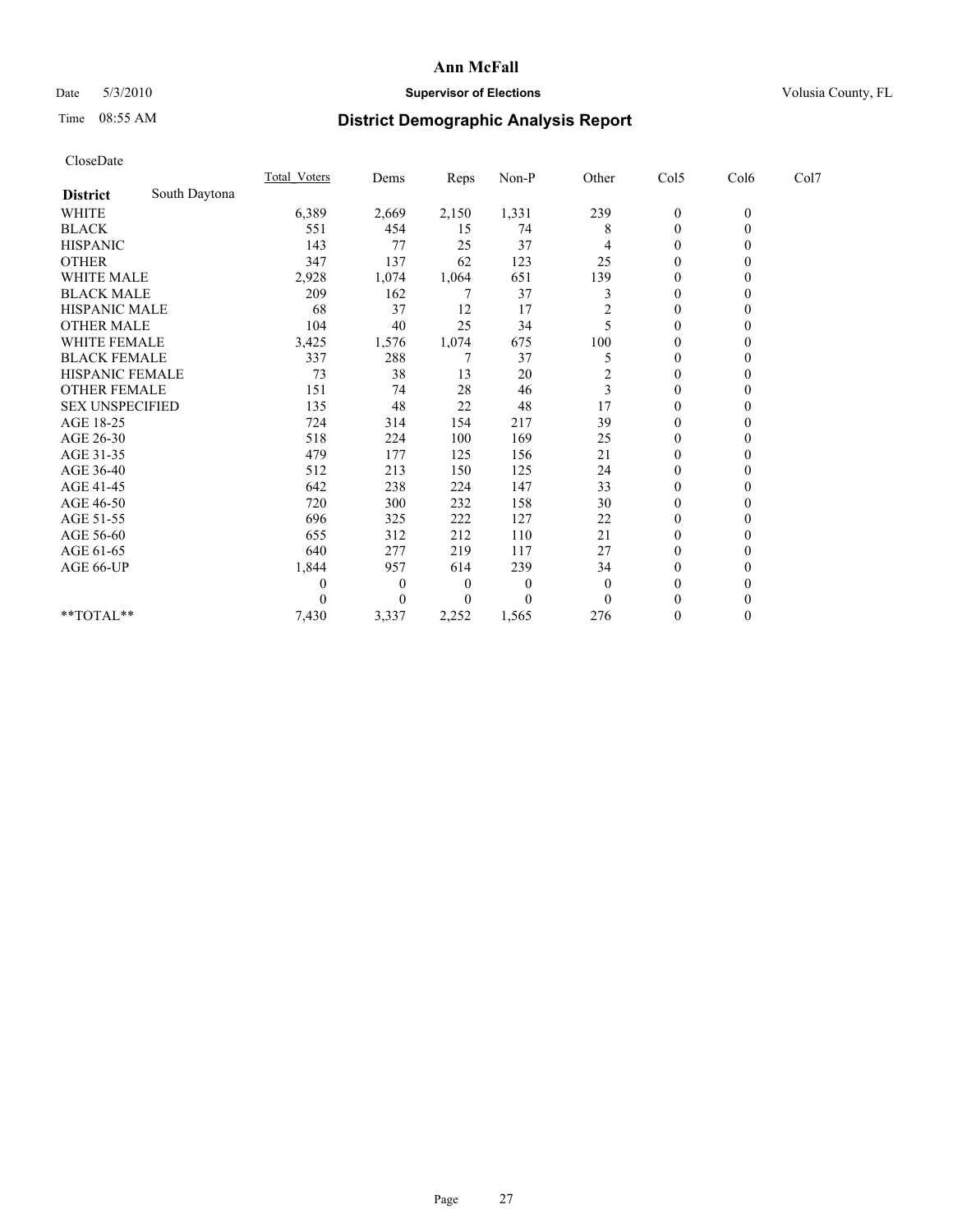**Ann McFall**

Date 5/3/2010 **Supervisor of Elections** Volusia County, FL

Time 08:55 AM

## District Demographic Analysis Report

CloseDate

| | Total_Voters | Dems | Reps | Non-P | Other | Col5 | Col6 | Col7 |
|---|---|---|---|---|---|---|---|---|
| **District** South Daytona | | | | | | | | |
| WHITE | 6,389 | 2,669 | 2,150 | 1,331 | 239 | 0 | 0 | |
| BLACK | 551 | 454 | 15 | 74 | 8 | 0 | 0 | |
| HISPANIC | 143 | 77 | 25 | 37 | 4 | 0 | 0 | |
| OTHER | 347 | 137 | 62 | 123 | 25 | 0 | 0 | |
| WHITE MALE | 2,928 | 1,074 | 1,064 | 651 | 139 | 0 | 0 | |
| BLACK MALE | 209 | 162 | 7 | 37 | 3 | 0 | 0 | |
| HISPANIC MALE | 68 | 37 | 12 | 17 | 2 | 0 | 0 | |
| OTHER MALE | 104 | 40 | 25 | 34 | 5 | 0 | 0 | |
| WHITE FEMALE | 3,425 | 1,576 | 1,074 | 675 | 100 | 0 | 0 | |
| BLACK FEMALE | 337 | 288 | 7 | 37 | 5 | 0 | 0 | |
| HISPANIC FEMALE | 73 | 38 | 13 | 20 | 2 | 0 | 0 | |
| OTHER FEMALE | 151 | 74 | 28 | 46 | 3 | 0 | 0 | |
| SEX UNSPECIFIED | 135 | 48 | 22 | 48 | 17 | 0 | 0 | |
| AGE 18-25 | 724 | 314 | 154 | 217 | 39 | 0 | 0 | |
| AGE 26-30 | 518 | 224 | 100 | 169 | 25 | 0 | 0 | |
| AGE 31-35 | 479 | 177 | 125 | 156 | 21 | 0 | 0 | |
| AGE 36-40 | 512 | 213 | 150 | 125 | 24 | 0 | 0 | |
| AGE 41-45 | 642 | 238 | 224 | 147 | 33 | 0 | 0 | |
| AGE 46-50 | 720 | 300 | 232 | 158 | 30 | 0 | 0 | |
| AGE 51-55 | 696 | 325 | 222 | 127 | 22 | 0 | 0 | |
| AGE 56-60 | 655 | 312 | 212 | 110 | 21 | 0 | 0 | |
| AGE 61-65 | 640 | 277 | 219 | 117 | 27 | 0 | 0 | |
| AGE 66-UP | 1,844 | 957 | 614 | 239 | 34 | 0 | 0 | |
| | 0 | 0 | 0 | 0 | 0 | 0 | 0 | |
| | 0 | 0 | 0 | 0 | 0 | 0 | 0 | |
| **TOTAL** | 7,430 | 3,337 | 2,252 | 1,565 | 276 | 0 | 0 | |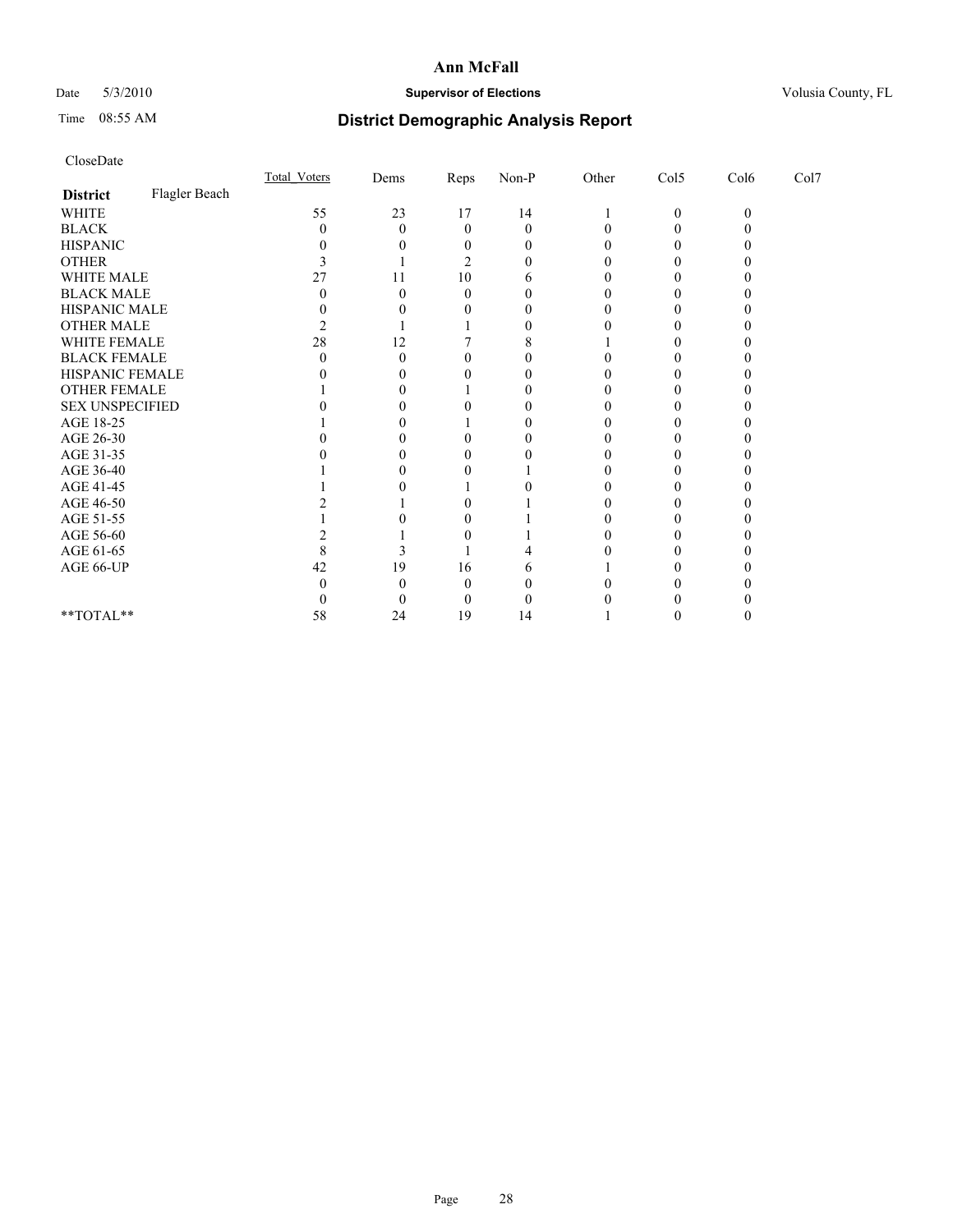# Ann McFall

Date 5/3/2010 **Supervisor of Elections** Volusia County, FL

Time 08:55 AM

## District Demographic Analysis Report

CloseDate

| | Total_Voters | Dems | Reps | Non-P | Other | Col5 | Col6 | Col7 |
|---|---|---|---|---|---|---|---|---|
| **District** Flagler Beach | | | | | | | | |
| WHITE | 55 | 23 | 17 | 14 | 1 | 0 | 0 | |
| BLACK | 0 | 0 | 0 | 0 | 0 | 0 | 0 | |
| HISPANIC | 0 | 0 | 0 | 0 | 0 | 0 | 0 | |
| OTHER | 3 | 1 | 2 | 0 | 0 | 0 | 0 | |
| WHITE MALE | 27 | 11 | 10 | 6 | 0 | 0 | 0 | |
| BLACK MALE | 0 | 0 | 0 | 0 | 0 | 0 | 0 | |
| HISPANIC MALE | 0 | 0 | 0 | 0 | 0 | 0 | 0 | |
| OTHER MALE | 2 | 1 | 1 | 0 | 0 | 0 | 0 | |
| WHITE FEMALE | 28 | 12 | 7 | 8 | 1 | 0 | 0 | |
| BLACK FEMALE | 0 | 0 | 0 | 0 | 0 | 0 | 0 | |
| HISPANIC FEMALE | 0 | 0 | 0 | 0 | 0 | 0 | 0 | |
| OTHER FEMALE | 1 | 0 | 1 | 0 | 0 | 0 | 0 | |
| SEX UNSPECIFIED | 0 | 0 | 0 | 0 | 0 | 0 | 0 | |
| AGE 18-25 | 1 | 0 | 1 | 0 | 0 | 0 | 0 | |
| AGE 26-30 | 0 | 0 | 0 | 0 | 0 | 0 | 0 | |
| AGE 31-35 | 0 | 0 | 0 | 0 | 0 | 0 | 0 | |
| AGE 36-40 | 1 | 0 | 0 | 1 | 0 | 0 | 0 | |
| AGE 41-45 | 1 | 0 | 1 | 0 | 0 | 0 | 0 | |
| AGE 46-50 | 2 | 1 | 0 | 1 | 0 | 0 | 0 | |
| AGE 51-55 | 1 | 0 | 0 | 1 | 0 | 0 | 0 | |
| AGE 56-60 | 2 | 1 | 0 | 1 | 0 | 0 | 0 | |
| AGE 61-65 | 8 | 3 | 1 | 4 | 0 | 0 | 0 | |
| AGE 66-UP | 42 | 19 | 16 | 6 | 1 | 0 | 0 | |
| | 0 | 0 | 0 | 0 | 0 | 0 | 0 | |
| | 0 | 0 | 0 | 0 | 0 | 0 | 0 | |
| **TOTAL** | 58 | 24 | 19 | 14 | 1 | 0 | 0 | |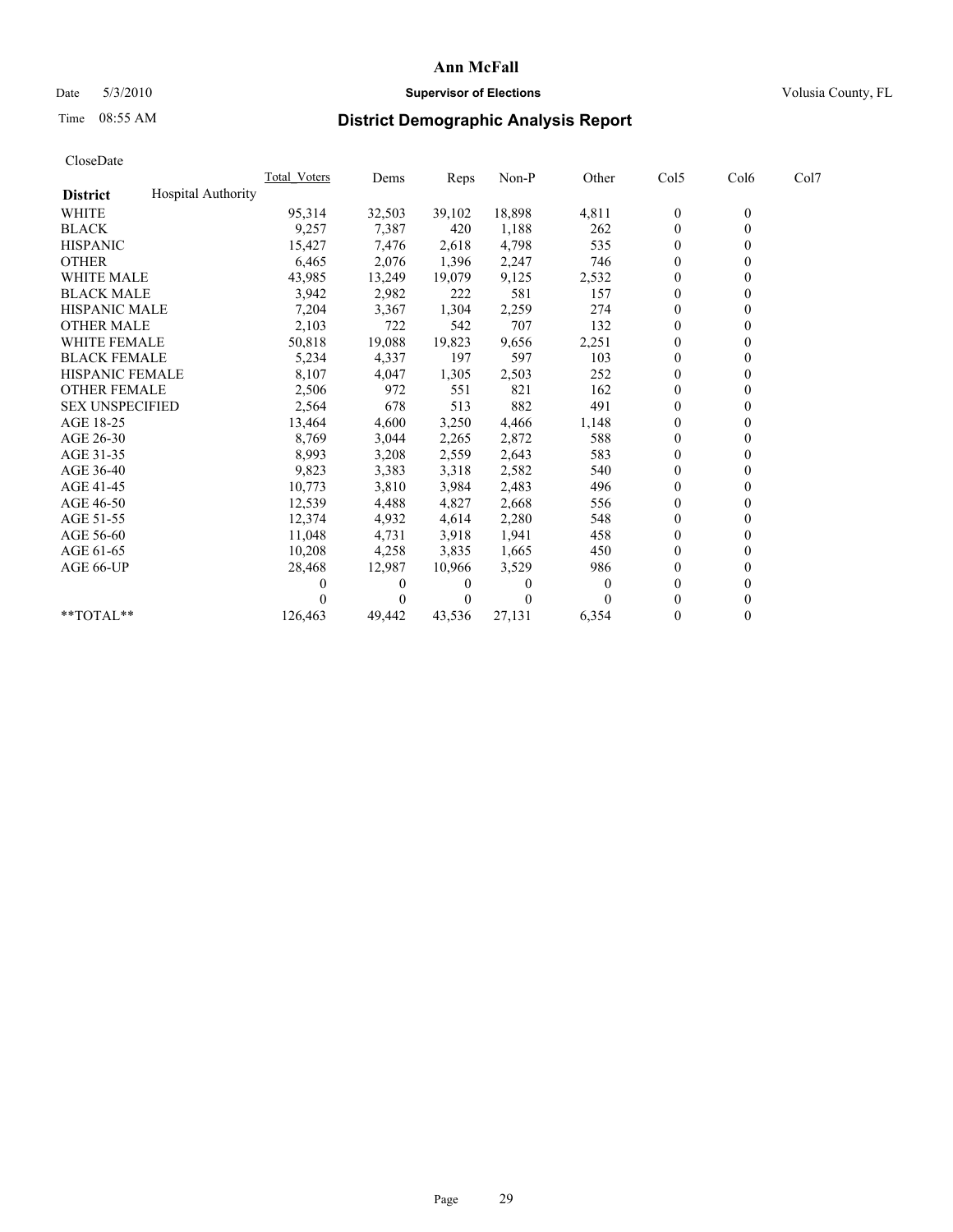# Ann McFall

Date 5/3/2010 **Supervisor of Elections** Volusia County, FL

Time 08:55 AM **District Demographic Analysis Report**

CloseDate

| **District** Hospital Authority | Total_Voters | Dems | Reps | Non-P | Other | Col5 | Col6 | Col7 |
|---|---|---|---|---|---|---|---|---|
| WHITE | 95,314 | 32,503 | 39,102 | 18,898 | 4,811 | 0 | 0 | |
| BLACK | 9,257 | 7,387 | 420 | 1,188 | 262 | 0 | 0 | |
| HISPANIC | 15,427 | 7,476 | 2,618 | 4,798 | 535 | 0 | 0 | |
| OTHER | 6,465 | 2,076 | 1,396 | 2,247 | 746 | 0 | 0 | |
| WHITE MALE | 43,985 | 13,249 | 19,079 | 9,125 | 2,532 | 0 | 0 | |
| BLACK MALE | 3,942 | 2,982 | 222 | 581 | 157 | 0 | 0 | |
| HISPANIC MALE | 7,204 | 3,367 | 1,304 | 2,259 | 274 | 0 | 0 | |
| OTHER MALE | 2,103 | 722 | 542 | 707 | 132 | 0 | 0 | |
| WHITE FEMALE | 50,818 | 19,088 | 19,823 | 9,656 | 2,251 | 0 | 0 | |
| BLACK FEMALE | 5,234 | 4,337 | 197 | 597 | 103 | 0 | 0 | |
| HISPANIC FEMALE | 8,107 | 4,047 | 1,305 | 2,503 | 252 | 0 | 0 | |
| OTHER FEMALE | 2,506 | 972 | 551 | 821 | 162 | 0 | 0 | |
| SEX UNSPECIFIED | 2,564 | 678 | 513 | 882 | 491 | 0 | 0 | |
| AGE 18-25 | 13,464 | 4,600 | 3,250 | 4,466 | 1,148 | 0 | 0 | |
| AGE 26-30 | 8,769 | 3,044 | 2,265 | 2,872 | 588 | 0 | 0 | |
| AGE 31-35 | 8,993 | 3,208 | 2,559 | 2,643 | 583 | 0 | 0 | |
| AGE 36-40 | 9,823 | 3,383 | 3,318 | 2,582 | 540 | 0 | 0 | |
| AGE 41-45 | 10,773 | 3,810 | 3,984 | 2,483 | 496 | 0 | 0 | |
| AGE 46-50 | 12,539 | 4,488 | 4,827 | 2,668 | 556 | 0 | 0 | |
| AGE 51-55 | 12,374 | 4,932 | 4,614 | 2,280 | 548 | 0 | 0 | |
| AGE 56-60 | 11,048 | 4,731 | 3,918 | 1,941 | 458 | 0 | 0 | |
| AGE 61-65 | 10,208 | 4,258 | 3,835 | 1,665 | 450 | 0 | 0 | |
| AGE 66-UP | 28,468 | 12,987 | 10,966 | 3,529 | 986 | 0 | 0 | |
| | 0 | 0 | 0 | 0 | 0 | 0 | 0 | |
| | 0 | 0 | 0 | 0 | 0 | 0 | 0 | |
| **TOTAL** | 126,463 | 49,442 | 43,536 | 27,131 | 6,354 | 0 | 0 | |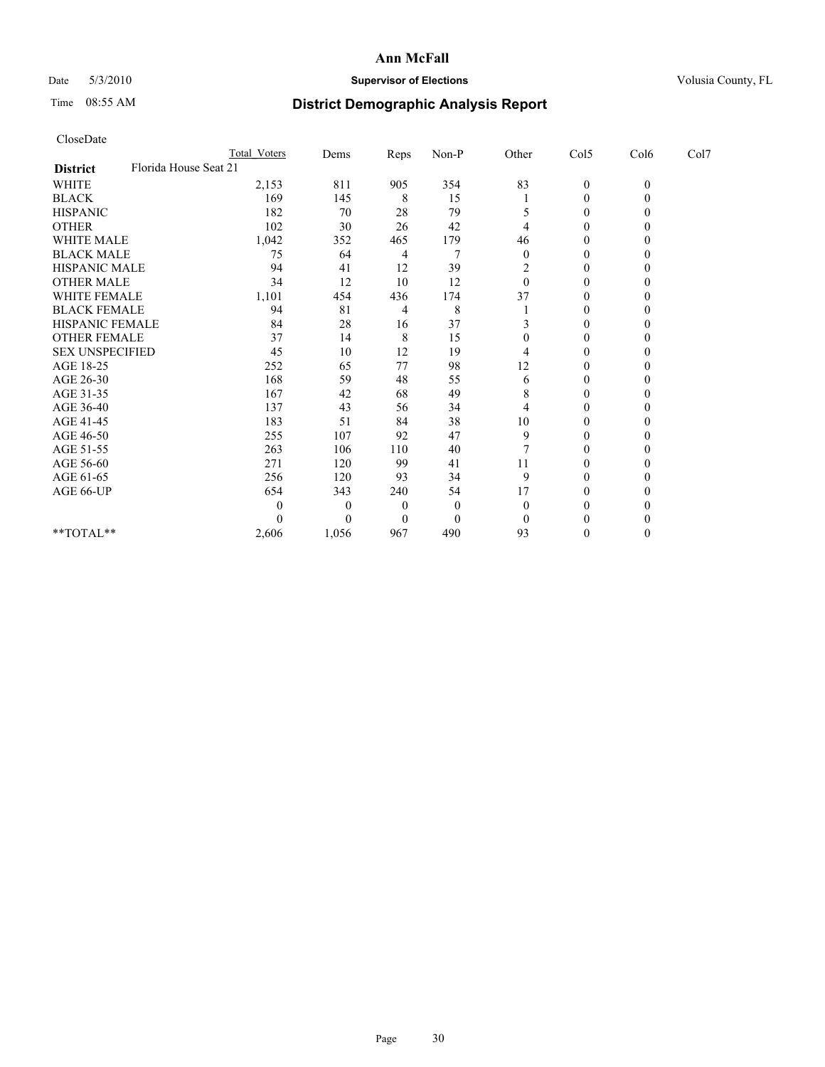# Ann McFall

Date 5/3/2010 **Supervisor of Elections** Volusia County, FL

Time 08:55 AM **District Demographic Analysis Report**

CloseDate

| | Total Voters | Dems | Reps | Non-P | Other | Col5 | Col6 | Col7 |
|---|---|---|---|---|---|---|---|---|
| **District** Florida House Seat 21 | | | | | | | | |
| WHITE | 2,153 | 811 | 905 | 354 | 83 | 0 | 0 | |
| BLACK | 169 | 145 | 8 | 15 | 1 | 0 | 0 | |
| HISPANIC | 182 | 70 | 28 | 79 | 5 | 0 | 0 | |
| OTHER | 102 | 30 | 26 | 42 | 4 | 0 | 0 | |
| WHITE MALE | 1,042 | 352 | 465 | 179 | 46 | 0 | 0 | |
| BLACK MALE | 75 | 64 | 4 | 7 | 0 | 0 | 0 | |
| HISPANIC MALE | 94 | 41 | 12 | 39 | 2 | 0 | 0 | |
| OTHER MALE | 34 | 12 | 10 | 12 | 0 | 0 | 0 | |
| WHITE FEMALE | 1,101 | 454 | 436 | 174 | 37 | 0 | 0 | |
| BLACK FEMALE | 94 | 81 | 4 | 8 | 1 | 0 | 0 | |
| HISPANIC FEMALE | 84 | 28 | 16 | 37 | 3 | 0 | 0 | |
| OTHER FEMALE | 37 | 14 | 8 | 15 | 0 | 0 | 0 | |
| SEX UNSPECIFIED | 45 | 10 | 12 | 19 | 4 | 0 | 0 | |
| AGE 18-25 | 252 | 65 | 77 | 98 | 12 | 0 | 0 | |
| AGE 26-30 | 168 | 59 | 48 | 55 | 6 | 0 | 0 | |
| AGE 31-35 | 167 | 42 | 68 | 49 | 8 | 0 | 0 | |
| AGE 36-40 | 137 | 43 | 56 | 34 | 4 | 0 | 0 | |
| AGE 41-45 | 183 | 51 | 84 | 38 | 10 | 0 | 0 | |
| AGE 46-50 | 255 | 107 | 92 | 47 | 9 | 0 | 0 | |
| AGE 51-55 | 263 | 106 | 110 | 40 | 7 | 0 | 0 | |
| AGE 56-60 | 271 | 120 | 99 | 41 | 11 | 0 | 0 | |
| AGE 61-65 | 256 | 120 | 93 | 34 | 9 | 0 | 0 | |
| AGE 66-UP | 654 | 343 | 240 | 54 | 17 | 0 | 0 | |
| | 0 | 0 | 0 | 0 | 0 | 0 | 0 | |
| | 0 | 0 | 0 | 0 | 0 | 0 | 0 | |
| **TOTAL** | 2,606 | 1,056 | 967 | 490 | 93 | 0 | 0 | |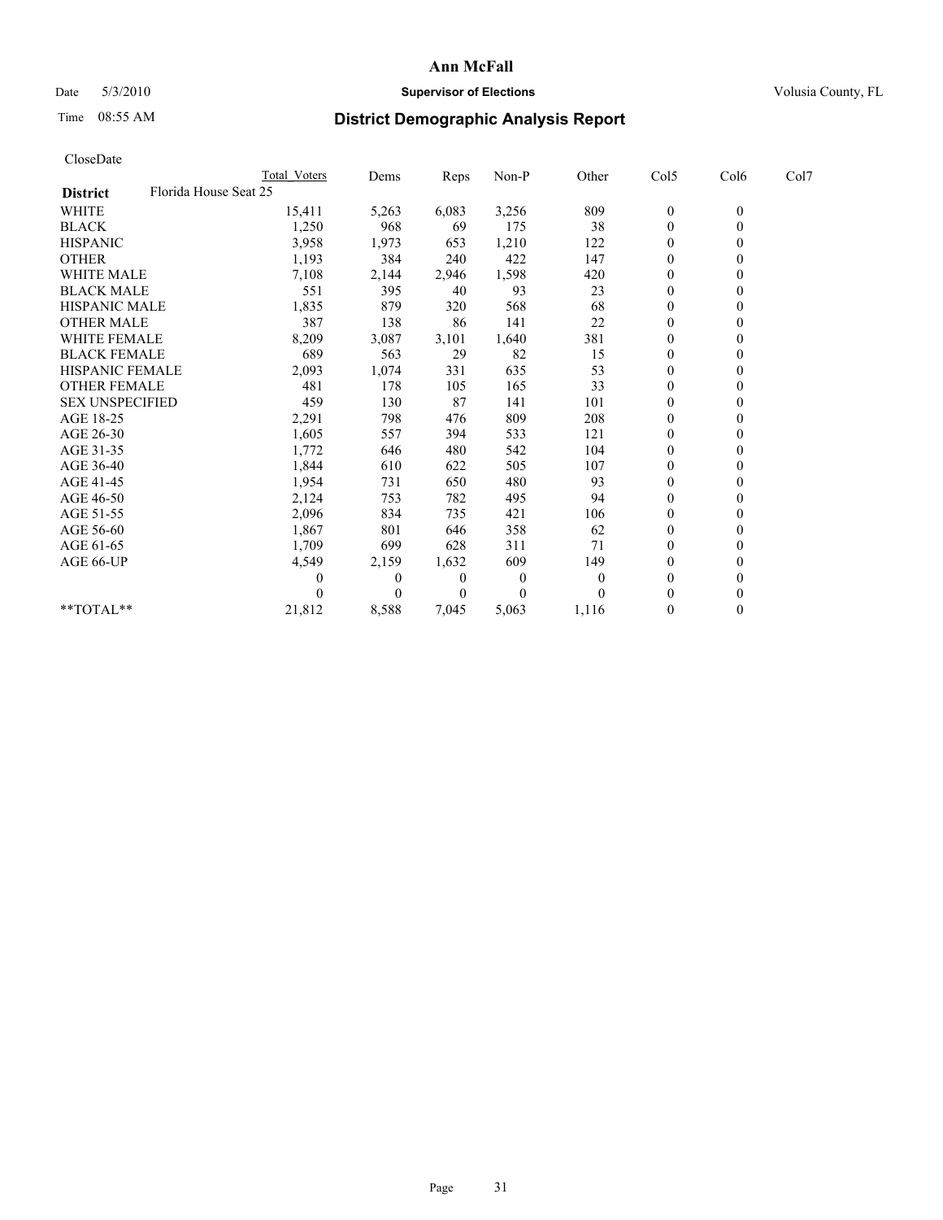# Ann McFall

Date 5/3/2010 **Supervisor of Elections** Volusia County, FL

Time 08:55 AM **District Demographic Analysis Report**

CloseDate

| **District** Florida House Seat 25 | Total Voters | Dems | Reps | Non-P | Other | Col5 | Col6 | Col7 |
|---|---|---|---|---|---|---|---|---|
| WHITE | 15,411 | 5,263 | 6,083 | 3,256 | 809 | 0 | 0 | |
| BLACK | 1,250 | 968 | 69 | 175 | 38 | 0 | 0 | |
| HISPANIC | 3,958 | 1,973 | 653 | 1,210 | 122 | 0 | 0 | |
| OTHER | 1,193 | 384 | 240 | 422 | 147 | 0 | 0 | |
| WHITE MALE | 7,108 | 2,144 | 2,946 | 1,598 | 420 | 0 | 0 | |
| BLACK MALE | 551 | 395 | 40 | 93 | 23 | 0 | 0 | |
| HISPANIC MALE | 1,835 | 879 | 320 | 568 | 68 | 0 | 0 | |
| OTHER MALE | 387 | 138 | 86 | 141 | 22 | 0 | 0 | |
| WHITE FEMALE | 8,209 | 3,087 | 3,101 | 1,640 | 381 | 0 | 0 | |
| BLACK FEMALE | 689 | 563 | 29 | 82 | 15 | 0 | 0 | |
| HISPANIC FEMALE | 2,093 | 1,074 | 331 | 635 | 53 | 0 | 0 | |
| OTHER FEMALE | 481 | 178 | 105 | 165 | 33 | 0 | 0 | |
| SEX UNSPECIFIED | 459 | 130 | 87 | 141 | 101 | 0 | 0 | |
| AGE 18-25 | 2,291 | 798 | 476 | 809 | 208 | 0 | 0 | |
| AGE 26-30 | 1,605 | 557 | 394 | 533 | 121 | 0 | 0 | |
| AGE 31-35 | 1,772 | 646 | 480 | 542 | 104 | 0 | 0 | |
| AGE 36-40 | 1,844 | 610 | 622 | 505 | 107 | 0 | 0 | |
| AGE 41-45 | 1,954 | 731 | 650 | 480 | 93 | 0 | 0 | |
| AGE 46-50 | 2,124 | 753 | 782 | 495 | 94 | 0 | 0 | |
| AGE 51-55 | 2,096 | 834 | 735 | 421 | 106 | 0 | 0 | |
| AGE 56-60 | 1,867 | 801 | 646 | 358 | 62 | 0 | 0 | |
| AGE 61-65 | 1,709 | 699 | 628 | 311 | 71 | 0 | 0 | |
| AGE 66-UP | 4,549 | 2,159 | 1,632 | 609 | 149 | 0 | 0 | |
| | 0 | 0 | 0 | 0 | 0 | 0 | 0 | |
| | 0 | 0 | 0 | 0 | 0 | 0 | 0 | |
| **TOTAL** | 21,812 | 8,588 | 7,045 | 5,063 | 1,116 | 0 | 0 | |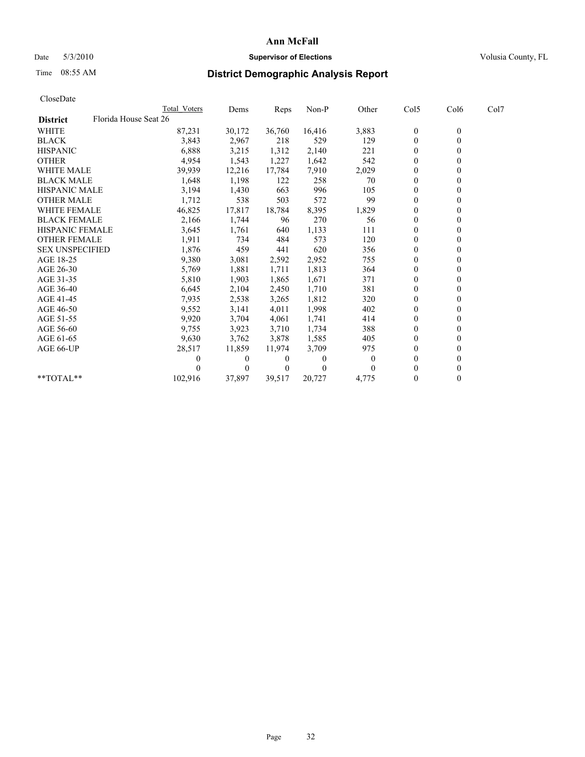# Ann McFall

Date 5/3/2010 **Supervisor of Elections** Volusia County, FL

Time 08:55 AM

## District Demographic Analysis Report

CloseDate

| | Total Voters | Dems | Reps | Non-P | Other | Col5 | Col6 | Col7 |
|---|---|---|---|---|---|---|---|---|
| **District** Florida House Seat 26 | | | | | | | | |
| WHITE | 87,231 | 30,172 | 36,760 | 16,416 | 3,883 | 0 | 0 | |
| BLACK | 3,843 | 2,967 | 218 | 529 | 129 | 0 | 0 | |
| HISPANIC | 6,888 | 3,215 | 1,312 | 2,140 | 221 | 0 | 0 | |
| OTHER | 4,954 | 1,543 | 1,227 | 1,642 | 542 | 0 | 0 | |
| WHITE MALE | 39,939 | 12,216 | 17,784 | 7,910 | 2,029 | 0 | 0 | |
| BLACK MALE | 1,648 | 1,198 | 122 | 258 | 70 | 0 | 0 | |
| HISPANIC MALE | 3,194 | 1,430 | 663 | 996 | 105 | 0 | 0 | |
| OTHER MALE | 1,712 | 538 | 503 | 572 | 99 | 0 | 0 | |
| WHITE FEMALE | 46,825 | 17,817 | 18,784 | 8,395 | 1,829 | 0 | 0 | |
| BLACK FEMALE | 2,166 | 1,744 | 96 | 270 | 56 | 0 | 0 | |
| HISPANIC FEMALE | 3,645 | 1,761 | 640 | 1,133 | 111 | 0 | 0 | |
| OTHER FEMALE | 1,911 | 734 | 484 | 573 | 120 | 0 | 0 | |
| SEX UNSPECIFIED | 1,876 | 459 | 441 | 620 | 356 | 0 | 0 | |
| AGE 18-25 | 9,380 | 3,081 | 2,592 | 2,952 | 755 | 0 | 0 | |
| AGE 26-30 | 5,769 | 1,881 | 1,711 | 1,813 | 364 | 0 | 0 | |
| AGE 31-35 | 5,810 | 1,903 | 1,865 | 1,671 | 371 | 0 | 0 | |
| AGE 36-40 | 6,645 | 2,104 | 2,450 | 1,710 | 381 | 0 | 0 | |
| AGE 41-45 | 7,935 | 2,538 | 3,265 | 1,812 | 320 | 0 | 0 | |
| AGE 46-50 | 9,552 | 3,141 | 4,011 | 1,998 | 402 | 0 | 0 | |
| AGE 51-55 | 9,920 | 3,704 | 4,061 | 1,741 | 414 | 0 | 0 | |
| AGE 56-60 | 9,755 | 3,923 | 3,710 | 1,734 | 388 | 0 | 0 | |
| AGE 61-65 | 9,630 | 3,762 | 3,878 | 1,585 | 405 | 0 | 0 | |
| AGE 66-UP | 28,517 | 11,859 | 11,974 | 3,709 | 975 | 0 | 0 | |
| | 0 | 0 | 0 | 0 | 0 | 0 | 0 | |
| | 0 | 0 | 0 | 0 | 0 | 0 | 0 | |
| **TOTAL** | 102,916 | 37,897 | 39,517 | 20,727 | 4,775 | 0 | 0 | |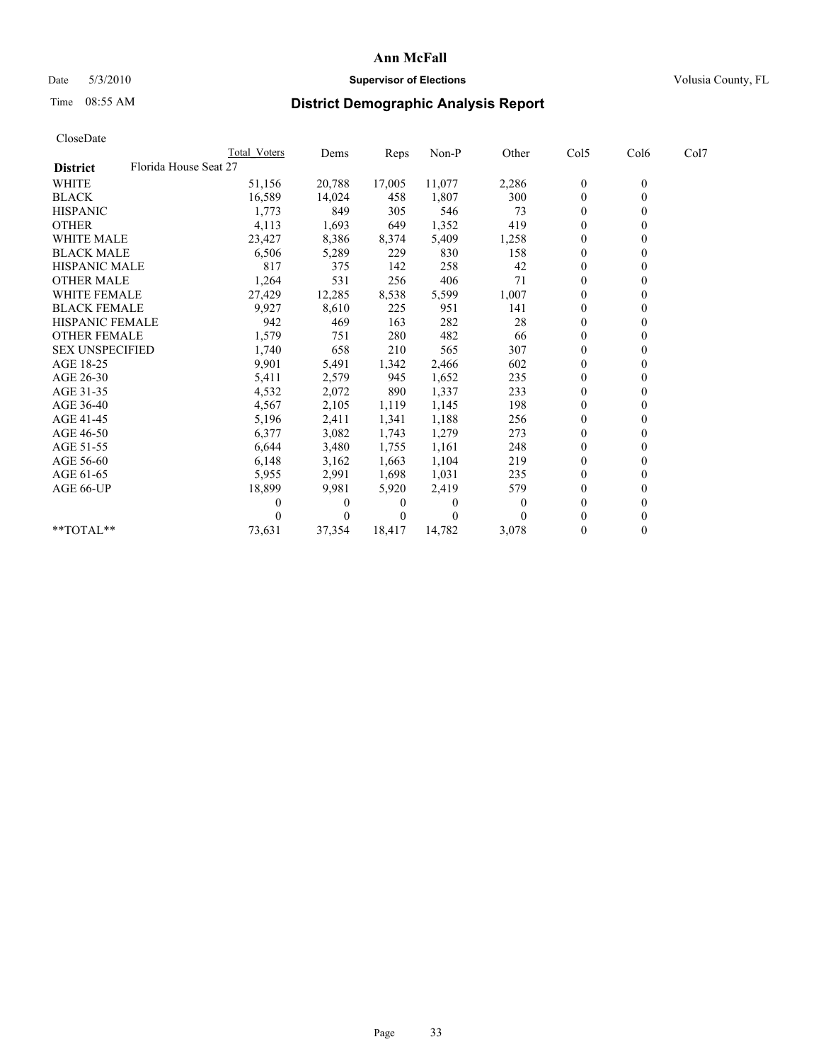# Ann McFall

Date 5/3/2010 **Supervisor of Elections** Volusia County, FL

Time 08:55 AM

## District Demographic Analysis Report

CloseDate

| | Total Voters | Dems | Reps | Non-P | Other | Col5 | Col6 | Col7 |
|---|---|---|---|---|---|---|---|---|
| **District** Florida House Seat 27 | | | | | | | | |
| WHITE | 51,156 | 20,788 | 17,005 | 11,077 | 2,286 | 0 | 0 | |
| BLACK | 16,589 | 14,024 | 458 | 1,807 | 300 | 0 | 0 | |
| HISPANIC | 1,773 | 849 | 305 | 546 | 73 | 0 | 0 | |
| OTHER | 4,113 | 1,693 | 649 | 1,352 | 419 | 0 | 0 | |
| WHITE MALE | 23,427 | 8,386 | 8,374 | 5,409 | 1,258 | 0 | 0 | |
| BLACK MALE | 6,506 | 5,289 | 229 | 830 | 158 | 0 | 0 | |
| HISPANIC MALE | 817 | 375 | 142 | 258 | 42 | 0 | 0 | |
| OTHER MALE | 1,264 | 531 | 256 | 406 | 71 | 0 | 0 | |
| WHITE FEMALE | 27,429 | 12,285 | 8,538 | 5,599 | 1,007 | 0 | 0 | |
| BLACK FEMALE | 9,927 | 8,610 | 225 | 951 | 141 | 0 | 0 | |
| HISPANIC FEMALE | 942 | 469 | 163 | 282 | 28 | 0 | 0 | |
| OTHER FEMALE | 1,579 | 751 | 280 | 482 | 66 | 0 | 0 | |
| SEX UNSPECIFIED | 1,740 | 658 | 210 | 565 | 307 | 0 | 0 | |
| AGE 18-25 | 9,901 | 5,491 | 1,342 | 2,466 | 602 | 0 | 0 | |
| AGE 26-30 | 5,411 | 2,579 | 945 | 1,652 | 235 | 0 | 0 | |
| AGE 31-35 | 4,532 | 2,072 | 890 | 1,337 | 233 | 0 | 0 | |
| AGE 36-40 | 4,567 | 2,105 | 1,119 | 1,145 | 198 | 0 | 0 | |
| AGE 41-45 | 5,196 | 2,411 | 1,341 | 1,188 | 256 | 0 | 0 | |
| AGE 46-50 | 6,377 | 3,082 | 1,743 | 1,279 | 273 | 0 | 0 | |
| AGE 51-55 | 6,644 | 3,480 | 1,755 | 1,161 | 248 | 0 | 0 | |
| AGE 56-60 | 6,148 | 3,162 | 1,663 | 1,104 | 219 | 0 | 0 | |
| AGE 61-65 | 5,955 | 2,991 | 1,698 | 1,031 | 235 | 0 | 0 | |
| AGE 66-UP | 18,899 | 9,981 | 5,920 | 2,419 | 579 | 0 | 0 | |
| | 0 | 0 | 0 | 0 | 0 | 0 | 0 | |
| | 0 | 0 | 0 | 0 | 0 | 0 | 0 | |
| **TOTAL** | 73,631 | 37,354 | 18,417 | 14,782 | 3,078 | 0 | 0 | |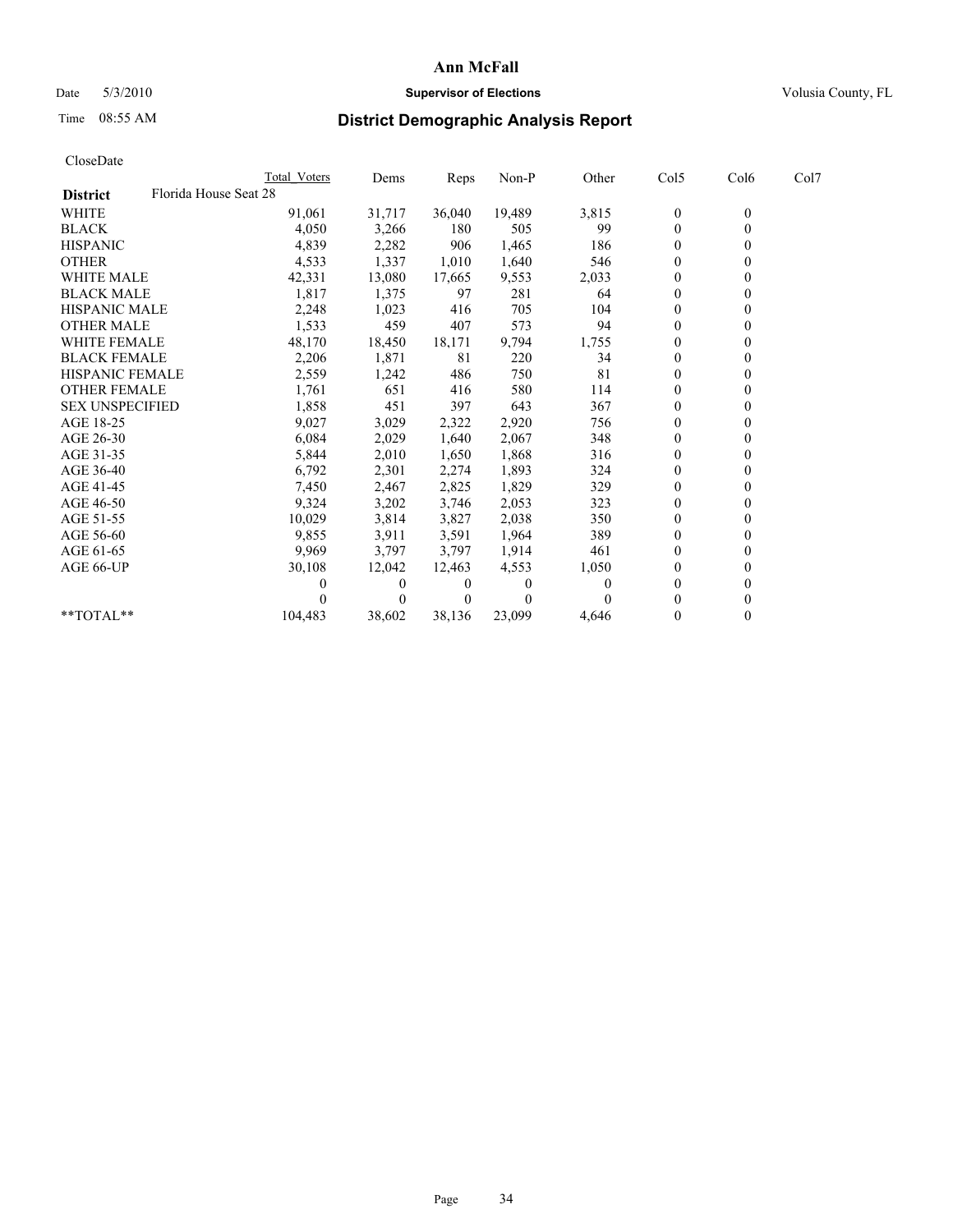**Ann McFall**

Date 5/3/2010 **Supervisor of Elections** Volusia County, FL

Time 08:55 AM

# District Demographic Analysis Report

CloseDate

| | Total Voters | Dems | Reps | Non-P | Other | Col5 | Col6 | Col7 |
|---|---|---|---|---|---|---|---|---|
| **District** Florida House Seat 28 | | | | | | | | |
| WHITE | 91,061 | 31,717 | 36,040 | 19,489 | 3,815 | 0 | 0 | |
| BLACK | 4,050 | 3,266 | 180 | 505 | 99 | 0 | 0 | |
| HISPANIC | 4,839 | 2,282 | 906 | 1,465 | 186 | 0 | 0 | |
| OTHER | 4,533 | 1,337 | 1,010 | 1,640 | 546 | 0 | 0 | |
| WHITE MALE | 42,331 | 13,080 | 17,665 | 9,553 | 2,033 | 0 | 0 | |
| BLACK MALE | 1,817 | 1,375 | 97 | 281 | 64 | 0 | 0 | |
| HISPANIC MALE | 2,248 | 1,023 | 416 | 705 | 104 | 0 | 0 | |
| OTHER MALE | 1,533 | 459 | 407 | 573 | 94 | 0 | 0 | |
| WHITE FEMALE | 48,170 | 18,450 | 18,171 | 9,794 | 1,755 | 0 | 0 | |
| BLACK FEMALE | 2,206 | 1,871 | 81 | 220 | 34 | 0 | 0 | |
| HISPANIC FEMALE | 2,559 | 1,242 | 486 | 750 | 81 | 0 | 0 | |
| OTHER FEMALE | 1,761 | 651 | 416 | 580 | 114 | 0 | 0 | |
| SEX UNSPECIFIED | 1,858 | 451 | 397 | 643 | 367 | 0 | 0 | |
| AGE 18-25 | 9,027 | 3,029 | 2,322 | 2,920 | 756 | 0 | 0 | |
| AGE 26-30 | 6,084 | 2,029 | 1,640 | 2,067 | 348 | 0 | 0 | |
| AGE 31-35 | 5,844 | 2,010 | 1,650 | 1,868 | 316 | 0 | 0 | |
| AGE 36-40 | 6,792 | 2,301 | 2,274 | 1,893 | 324 | 0 | 0 | |
| AGE 41-45 | 7,450 | 2,467 | 2,825 | 1,829 | 329 | 0 | 0 | |
| AGE 46-50 | 9,324 | 3,202 | 3,746 | 2,053 | 323 | 0 | 0 | |
| AGE 51-55 | 10,029 | 3,814 | 3,827 | 2,038 | 350 | 0 | 0 | |
| AGE 56-60 | 9,855 | 3,911 | 3,591 | 1,964 | 389 | 0 | 0 | |
| AGE 61-65 | 9,969 | 3,797 | 3,797 | 1,914 | 461 | 0 | 0 | |
| AGE 66-UP | 30,108 | 12,042 | 12,463 | 4,553 | 1,050 | 0 | 0 | |
| | 0 | 0 | 0 | 0 | 0 | 0 | 0 | |
| | 0 | 0 | 0 | 0 | 0 | 0 | 0 | |
| **TOTAL** | 104,483 | 38,602 | 38,136 | 23,099 | 4,646 | 0 | 0 | |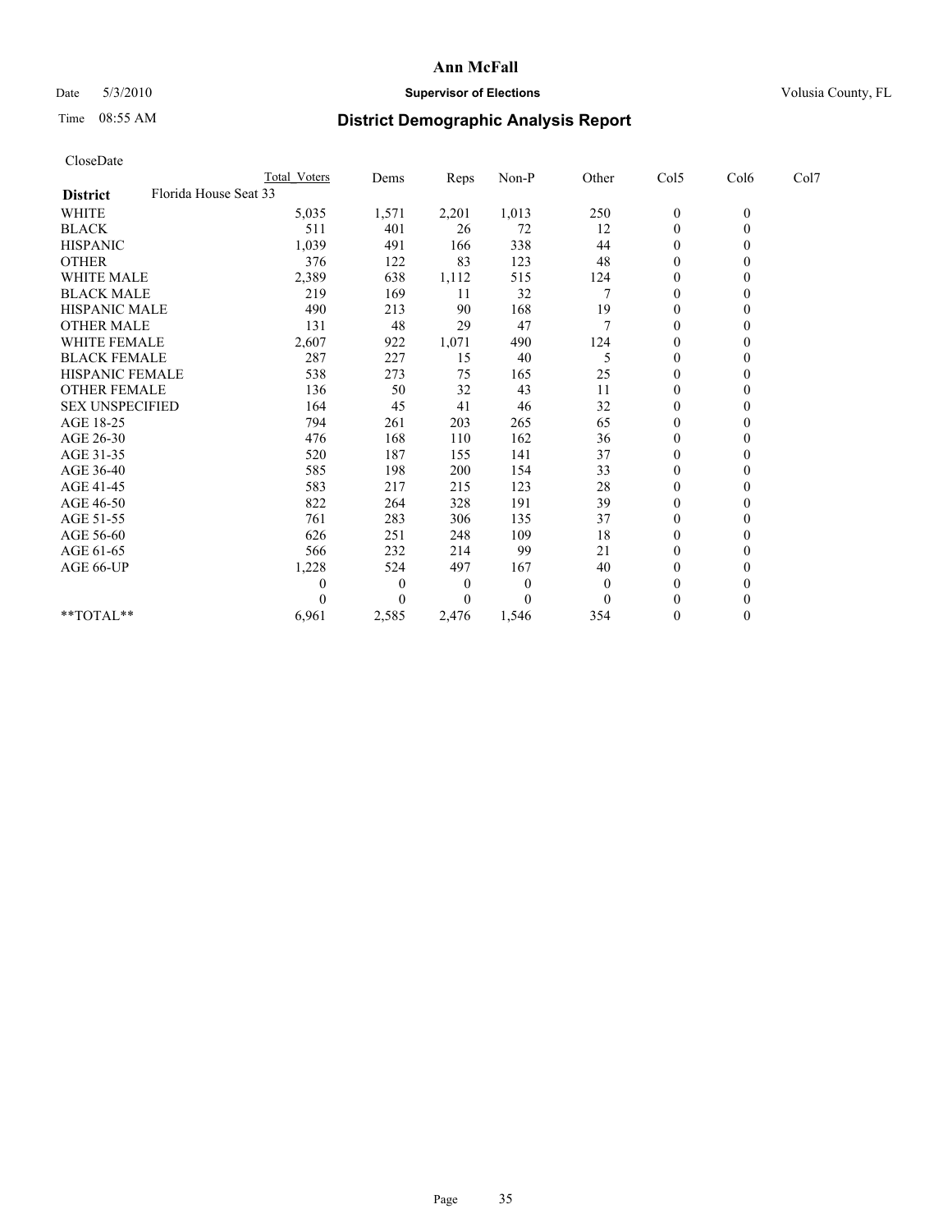# Ann McFall

Date 5/3/2010 **Supervisor of Elections** Volusia County, FL

Time 08:55 AM **District Demographic Analysis Report**

CloseDate

| District | Total Voters | Dems | Reps | Non-P | Other | Col5 | Col6 | Col7 |
|---|---|---|---|---|---|---|---|---|
| **District** Florida House Seat 33 | | | | | | | | |
| WHITE | 5,035 | 1,571 | 2,201 | 1,013 | 250 | 0 | 0 | |
| BLACK | 511 | 401 | 26 | 72 | 12 | 0 | 0 | |
| HISPANIC | 1,039 | 491 | 166 | 338 | 44 | 0 | 0 | |
| OTHER | 376 | 122 | 83 | 123 | 48 | 0 | 0 | |
| WHITE MALE | 2,389 | 638 | 1,112 | 515 | 124 | 0 | 0 | |
| BLACK MALE | 219 | 169 | 11 | 32 | 7 | 0 | 0 | |
| HISPANIC MALE | 490 | 213 | 90 | 168 | 19 | 0 | 0 | |
| OTHER MALE | 131 | 48 | 29 | 47 | 7 | 0 | 0 | |
| WHITE FEMALE | 2,607 | 922 | 1,071 | 490 | 124 | 0 | 0 | |
| BLACK FEMALE | 287 | 227 | 15 | 40 | 5 | 0 | 0 | |
| HISPANIC FEMALE | 538 | 273 | 75 | 165 | 25 | 0 | 0 | |
| OTHER FEMALE | 136 | 50 | 32 | 43 | 11 | 0 | 0 | |
| SEX UNSPECIFIED | 164 | 45 | 41 | 46 | 32 | 0 | 0 | |
| AGE 18-25 | 794 | 261 | 203 | 265 | 65 | 0 | 0 | |
| AGE 26-30 | 476 | 168 | 110 | 162 | 36 | 0 | 0 | |
| AGE 31-35 | 520 | 187 | 155 | 141 | 37 | 0 | 0 | |
| AGE 36-40 | 585 | 198 | 200 | 154 | 33 | 0 | 0 | |
| AGE 41-45 | 583 | 217 | 215 | 123 | 28 | 0 | 0 | |
| AGE 46-50 | 822 | 264 | 328 | 191 | 39 | 0 | 0 | |
| AGE 51-55 | 761 | 283 | 306 | 135 | 37 | 0 | 0 | |
| AGE 56-60 | 626 | 251 | 248 | 109 | 18 | 0 | 0 | |
| AGE 61-65 | 566 | 232 | 214 | 99 | 21 | 0 | 0 | |
| AGE 66-UP | 1,228 | 524 | 497 | 167 | 40 | 0 | 0 | |
| | 0 | 0 | 0 | 0 | 0 | 0 | 0 | |
| | 0 | 0 | 0 | 0 | 0 | 0 | 0 | |
| \*\*TOTAL\*\* | 6,961 | 2,585 | 2,476 | 1,546 | 354 | 0 | 0 | |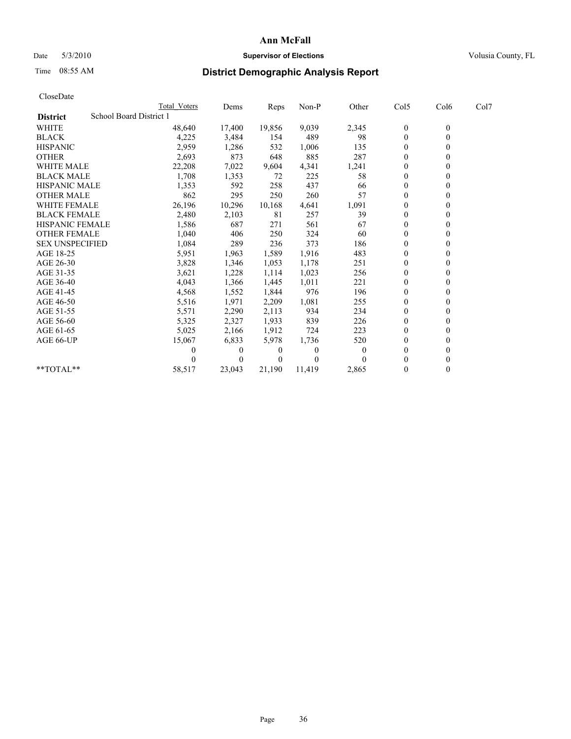# Ann McFall

Date 5/3/2010 **Supervisor of Elections** Volusia County, FL

Time 08:55 AM **District Demographic Analysis Report**

CloseDate

| | Total Voters | Dems | Reps | Non-P | Other | Col5 | Col6 | Col7 |
|---|---|---|---|---|---|---|---|---|
| **District** School Board District 1 | | | | | | | | |
| WHITE | 48,640 | 17,400 | 19,856 | 9,039 | 2,345 | 0 | 0 | |
| BLACK | 4,225 | 3,484 | 154 | 489 | 98 | 0 | 0 | |
| HISPANIC | 2,959 | 1,286 | 532 | 1,006 | 135 | 0 | 0 | |
| OTHER | 2,693 | 873 | 648 | 885 | 287 | 0 | 0 | |
| WHITE MALE | 22,208 | 7,022 | 9,604 | 4,341 | 1,241 | 0 | 0 | |
| BLACK MALE | 1,708 | 1,353 | 72 | 225 | 58 | 0 | 0 | |
| HISPANIC MALE | 1,353 | 592 | 258 | 437 | 66 | 0 | 0 | |
| OTHER MALE | 862 | 295 | 250 | 260 | 57 | 0 | 0 | |
| WHITE FEMALE | 26,196 | 10,296 | 10,168 | 4,641 | 1,091 | 0 | 0 | |
| BLACK FEMALE | 2,480 | 2,103 | 81 | 257 | 39 | 0 | 0 | |
| HISPANIC FEMALE | 1,586 | 687 | 271 | 561 | 67 | 0 | 0 | |
| OTHER FEMALE | 1,040 | 406 | 250 | 324 | 60 | 0 | 0 | |
| SEX UNSPECIFIED | 1,084 | 289 | 236 | 373 | 186 | 0 | 0 | |
| AGE 18-25 | 5,951 | 1,963 | 1,589 | 1,916 | 483 | 0 | 0 | |
| AGE 26-30 | 3,828 | 1,346 | 1,053 | 1,178 | 251 | 0 | 0 | |
| AGE 31-35 | 3,621 | 1,228 | 1,114 | 1,023 | 256 | 0 | 0 | |
| AGE 36-40 | 4,043 | 1,366 | 1,445 | 1,011 | 221 | 0 | 0 | |
| AGE 41-45 | 4,568 | 1,552 | 1,844 | 976 | 196 | 0 | 0 | |
| AGE 46-50 | 5,516 | 1,971 | 2,209 | 1,081 | 255 | 0 | 0 | |
| AGE 51-55 | 5,571 | 2,290 | 2,113 | 934 | 234 | 0 | 0 | |
| AGE 56-60 | 5,325 | 2,327 | 1,933 | 839 | 226 | 0 | 0 | |
| AGE 61-65 | 5,025 | 2,166 | 1,912 | 724 | 223 | 0 | 0 | |
| AGE 66-UP | 15,067 | 6,833 | 5,978 | 1,736 | 520 | 0 | 0 | |
| | 0 | 0 | 0 | 0 | 0 | 0 | 0 | |
| | 0 | 0 | 0 | 0 | 0 | 0 | 0 | |
| **TOTAL** | 58,517 | 23,043 | 21,190 | 11,419 | 2,865 | 0 | 0 | |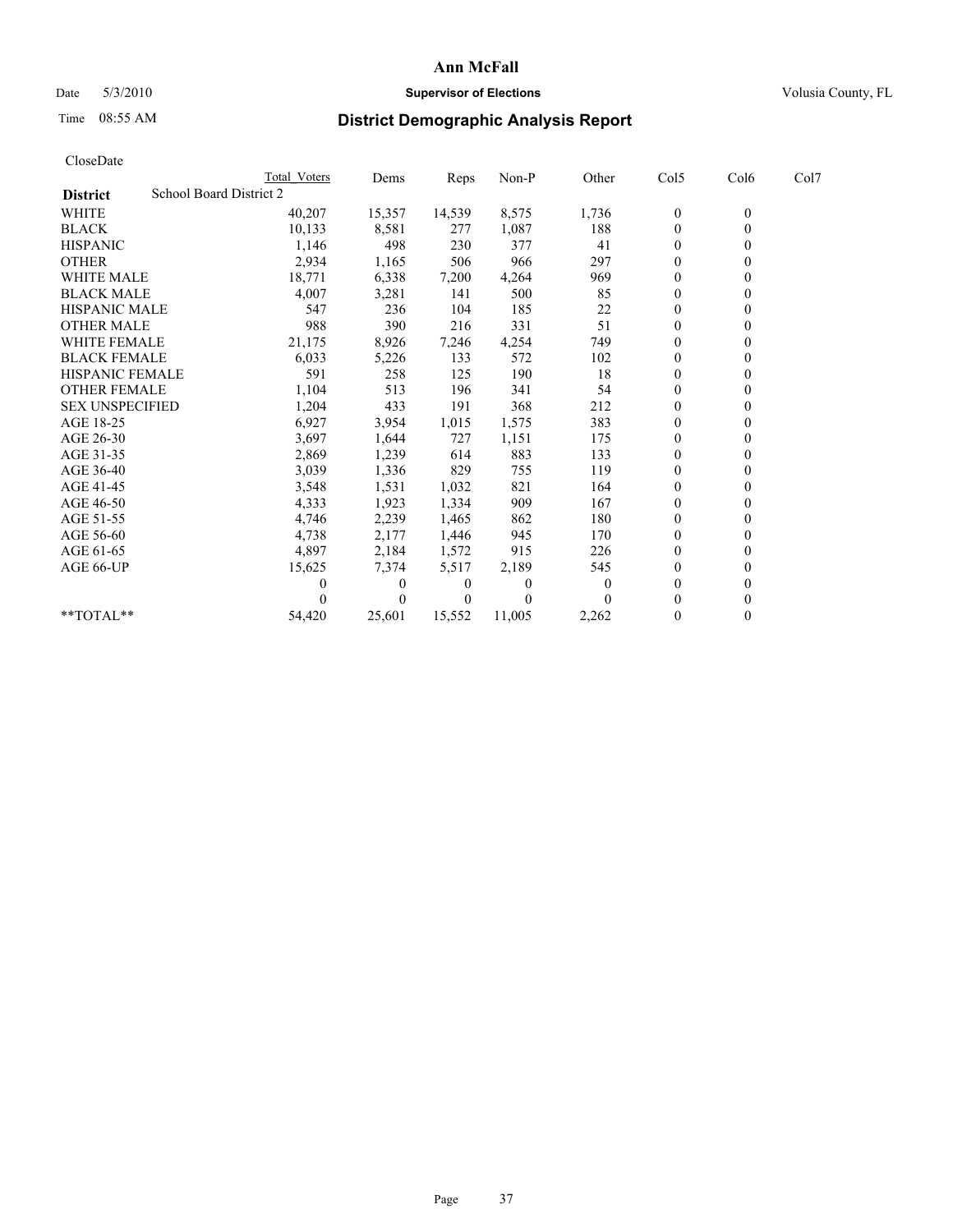# Ann McFall

Date 5/3/2010 **Supervisor of Elections** Volusia County, FL

Time 08:55 AM **District Demographic Analysis Report**

CloseDate

| | Total Voters | Dems | Reps | Non-P | Other | Col5 | Col6 | Col7 |
|---|---|---|---|---|---|---|---|---|
| **District** School Board District 2 | | | | | | | | |
| WHITE | 40,207 | 15,357 | 14,539 | 8,575 | 1,736 | 0 | 0 | |
| BLACK | 10,133 | 8,581 | 277 | 1,087 | 188 | 0 | 0 | |
| HISPANIC | 1,146 | 498 | 230 | 377 | 41 | 0 | 0 | |
| OTHER | 2,934 | 1,165 | 506 | 966 | 297 | 0 | 0 | |
| WHITE MALE | 18,771 | 6,338 | 7,200 | 4,264 | 969 | 0 | 0 | |
| BLACK MALE | 4,007 | 3,281 | 141 | 500 | 85 | 0 | 0 | |
| HISPANIC MALE | 547 | 236 | 104 | 185 | 22 | 0 | 0 | |
| OTHER MALE | 988 | 390 | 216 | 331 | 51 | 0 | 0 | |
| WHITE FEMALE | 21,175 | 8,926 | 7,246 | 4,254 | 749 | 0 | 0 | |
| BLACK FEMALE | 6,033 | 5,226 | 133 | 572 | 102 | 0 | 0 | |
| HISPANIC FEMALE | 591 | 258 | 125 | 190 | 18 | 0 | 0 | |
| OTHER FEMALE | 1,104 | 513 | 196 | 341 | 54 | 0 | 0 | |
| SEX UNSPECIFIED | 1,204 | 433 | 191 | 368 | 212 | 0 | 0 | |
| AGE 18-25 | 6,927 | 3,954 | 1,015 | 1,575 | 383 | 0 | 0 | |
| AGE 26-30 | 3,697 | 1,644 | 727 | 1,151 | 175 | 0 | 0 | |
| AGE 31-35 | 2,869 | 1,239 | 614 | 883 | 133 | 0 | 0 | |
| AGE 36-40 | 3,039 | 1,336 | 829 | 755 | 119 | 0 | 0 | |
| AGE 41-45 | 3,548 | 1,531 | 1,032 | 821 | 164 | 0 | 0 | |
| AGE 46-50 | 4,333 | 1,923 | 1,334 | 909 | 167 | 0 | 0 | |
| AGE 51-55 | 4,746 | 2,239 | 1,465 | 862 | 180 | 0 | 0 | |
| AGE 56-60 | 4,738 | 2,177 | 1,446 | 945 | 170 | 0 | 0 | |
| AGE 61-65 | 4,897 | 2,184 | 1,572 | 915 | 226 | 0 | 0 | |
| AGE 66-UP | 15,625 | 7,374 | 5,517 | 2,189 | 545 | 0 | 0 | |
| | 0 | 0 | 0 | 0 | 0 | 0 | 0 | |
| | 0 | 0 | 0 | 0 | 0 | 0 | 0 | |
| **TOTAL** | 54,420 | 25,601 | 15,552 | 11,005 | 2,262 | 0 | 0 | |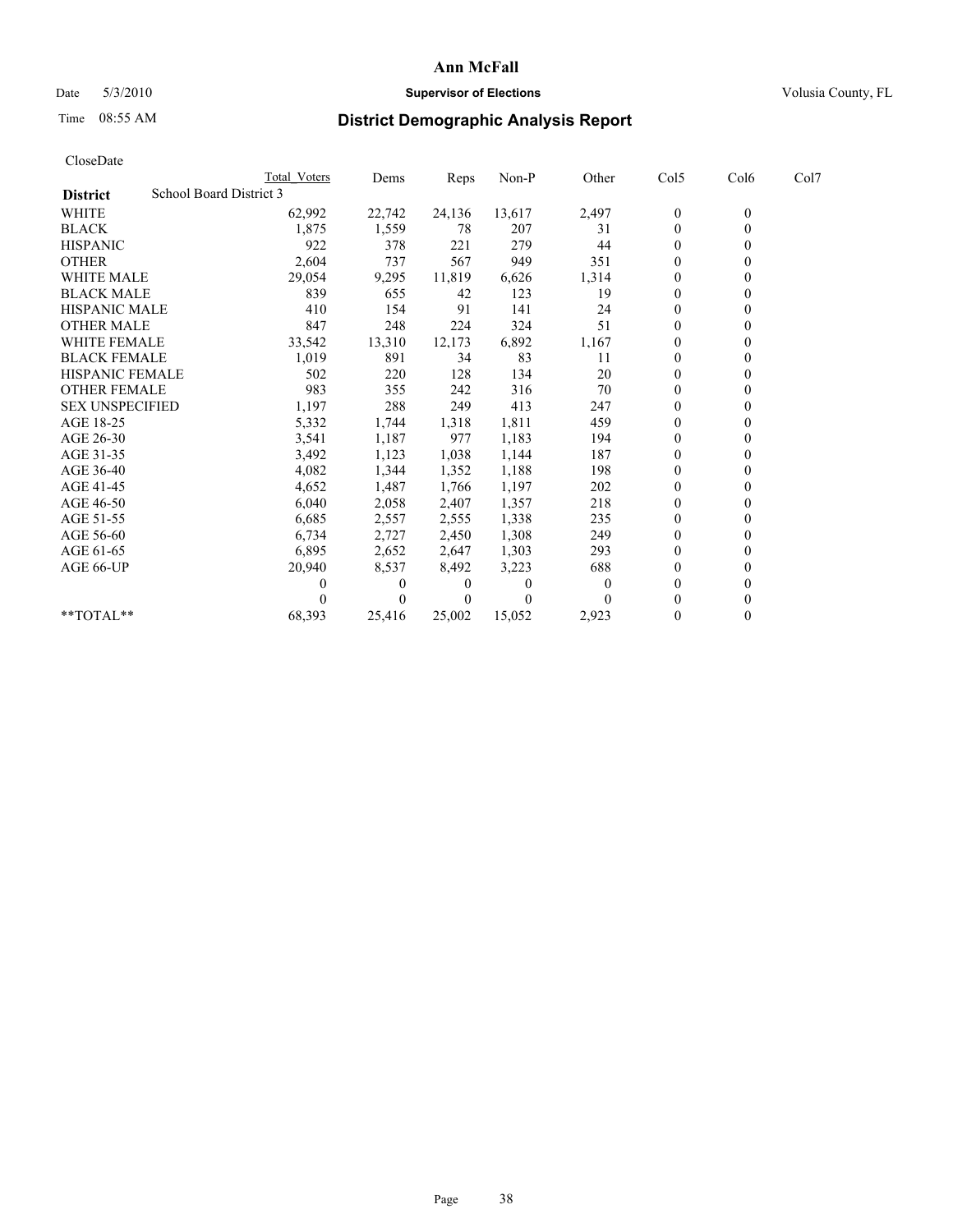# Ann McFall

Date 5/3/2010 **Supervisor of Elections** Volusia County, FL

Time 08:55 AM **District Demographic Analysis Report**

CloseDate

| | Total Voters | Dems | Reps | Non-P | Other | Col5 | Col6 | Col7 |
|---|---|---|---|---|---|---|---|---|
| **District** School Board District 3 | | | | | | | | |
| WHITE | 62,992 | 22,742 | 24,136 | 13,617 | 2,497 | 0 | 0 | |
| BLACK | 1,875 | 1,559 | 78 | 207 | 31 | 0 | 0 | |
| HISPANIC | 922 | 378 | 221 | 279 | 44 | 0 | 0 | |
| OTHER | 2,604 | 737 | 567 | 949 | 351 | 0 | 0 | |
| WHITE MALE | 29,054 | 9,295 | 11,819 | 6,626 | 1,314 | 0 | 0 | |
| BLACK MALE | 839 | 655 | 42 | 123 | 19 | 0 | 0 | |
| HISPANIC MALE | 410 | 154 | 91 | 141 | 24 | 0 | 0 | |
| OTHER MALE | 847 | 248 | 224 | 324 | 51 | 0 | 0 | |
| WHITE FEMALE | 33,542 | 13,310 | 12,173 | 6,892 | 1,167 | 0 | 0 | |
| BLACK FEMALE | 1,019 | 891 | 34 | 83 | 11 | 0 | 0 | |
| HISPANIC FEMALE | 502 | 220 | 128 | 134 | 20 | 0 | 0 | |
| OTHER FEMALE | 983 | 355 | 242 | 316 | 70 | 0 | 0 | |
| SEX UNSPECIFIED | 1,197 | 288 | 249 | 413 | 247 | 0 | 0 | |
| AGE 18-25 | 5,332 | 1,744 | 1,318 | 1,811 | 459 | 0 | 0 | |
| AGE 26-30 | 3,541 | 1,187 | 977 | 1,183 | 194 | 0 | 0 | |
| AGE 31-35 | 3,492 | 1,123 | 1,038 | 1,144 | 187 | 0 | 0 | |
| AGE 36-40 | 4,082 | 1,344 | 1,352 | 1,188 | 198 | 0 | 0 | |
| AGE 41-45 | 4,652 | 1,487 | 1,766 | 1,197 | 202 | 0 | 0 | |
| AGE 46-50 | 6,040 | 2,058 | 2,407 | 1,357 | 218 | 0 | 0 | |
| AGE 51-55 | 6,685 | 2,557 | 2,555 | 1,338 | 235 | 0 | 0 | |
| AGE 56-60 | 6,734 | 2,727 | 2,450 | 1,308 | 249 | 0 | 0 | |
| AGE 61-65 | 6,895 | 2,652 | 2,647 | 1,303 | 293 | 0 | 0 | |
| AGE 66-UP | 20,940 | 8,537 | 8,492 | 3,223 | 688 | 0 | 0 | |
| | 0 | 0 | 0 | 0 | 0 | 0 | 0 | |
| | 0 | 0 | 0 | 0 | 0 | 0 | 0 | |
| **TOTAL** | 68,393 | 25,416 | 25,002 | 15,052 | 2,923 | 0 | 0 | |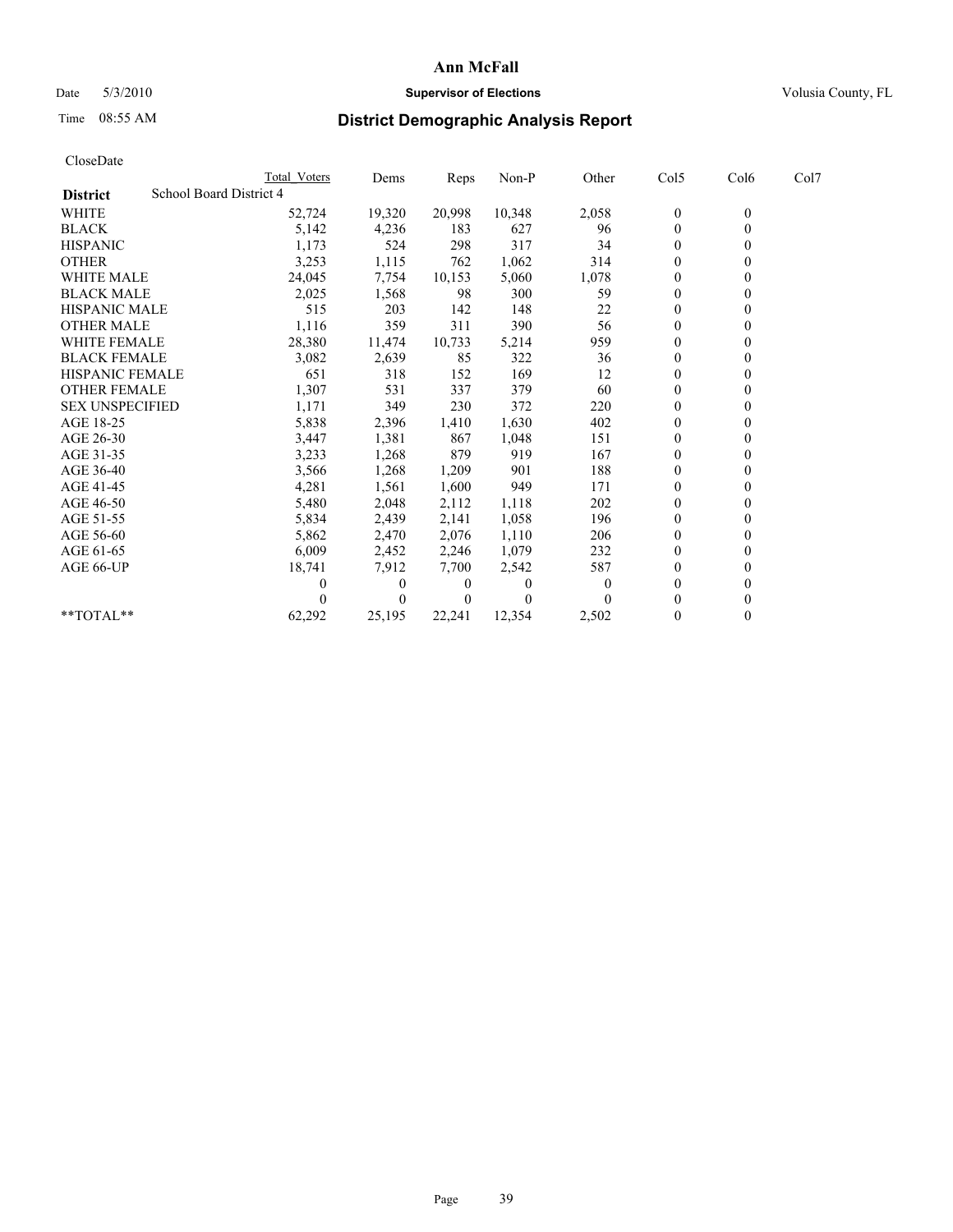**Ann McFall**

Date 5/3/2010 **Supervisor of Elections** Volusia County, FL

Time 08:55 AM

## District Demographic Analysis Report

CloseDate

| | Total Voters | Dems | Reps | Non-P | Other | Col5 | Col6 | Col7 |
|---|---|---|---|---|---|---|---|---|
| **District** School Board District 4 | | | | | | | | |
| WHITE | 52,724 | 19,320 | 20,998 | 10,348 | 2,058 | 0 | 0 | |
| BLACK | 5,142 | 4,236 | 183 | 627 | 96 | 0 | 0 | |
| HISPANIC | 1,173 | 524 | 298 | 317 | 34 | 0 | 0 | |
| OTHER | 3,253 | 1,115 | 762 | 1,062 | 314 | 0 | 0 | |
| WHITE MALE | 24,045 | 7,754 | 10,153 | 5,060 | 1,078 | 0 | 0 | |
| BLACK MALE | 2,025 | 1,568 | 98 | 300 | 59 | 0 | 0 | |
| HISPANIC MALE | 515 | 203 | 142 | 148 | 22 | 0 | 0 | |
| OTHER MALE | 1,116 | 359 | 311 | 390 | 56 | 0 | 0 | |
| WHITE FEMALE | 28,380 | 11,474 | 10,733 | 5,214 | 959 | 0 | 0 | |
| BLACK FEMALE | 3,082 | 2,639 | 85 | 322 | 36 | 0 | 0 | |
| HISPANIC FEMALE | 651 | 318 | 152 | 169 | 12 | 0 | 0 | |
| OTHER FEMALE | 1,307 | 531 | 337 | 379 | 60 | 0 | 0 | |
| SEX UNSPECIFIED | 1,171 | 349 | 230 | 372 | 220 | 0 | 0 | |
| AGE 18-25 | 5,838 | 2,396 | 1,410 | 1,630 | 402 | 0 | 0 | |
| AGE 26-30 | 3,447 | 1,381 | 867 | 1,048 | 151 | 0 | 0 | |
| AGE 31-35 | 3,233 | 1,268 | 879 | 919 | 167 | 0 | 0 | |
| AGE 36-40 | 3,566 | 1,268 | 1,209 | 901 | 188 | 0 | 0 | |
| AGE 41-45 | 4,281 | 1,561 | 1,600 | 949 | 171 | 0 | 0 | |
| AGE 46-50 | 5,480 | 2,048 | 2,112 | 1,118 | 202 | 0 | 0 | |
| AGE 51-55 | 5,834 | 2,439 | 2,141 | 1,058 | 196 | 0 | 0 | |
| AGE 56-60 | 5,862 | 2,470 | 2,076 | 1,110 | 206 | 0 | 0 | |
| AGE 61-65 | 6,009 | 2,452 | 2,246 | 1,079 | 232 | 0 | 0 | |
| AGE 66-UP | 18,741 | 7,912 | 7,700 | 2,542 | 587 | 0 | 0 | |
| | 0 | 0 | 0 | 0 | 0 | 0 | 0 | |
| | 0 | 0 | 0 | 0 | 0 | 0 | 0 | |
| **TOTAL** | 62,292 | 25,195 | 22,241 | 12,354 | 2,502 | 0 | 0 | |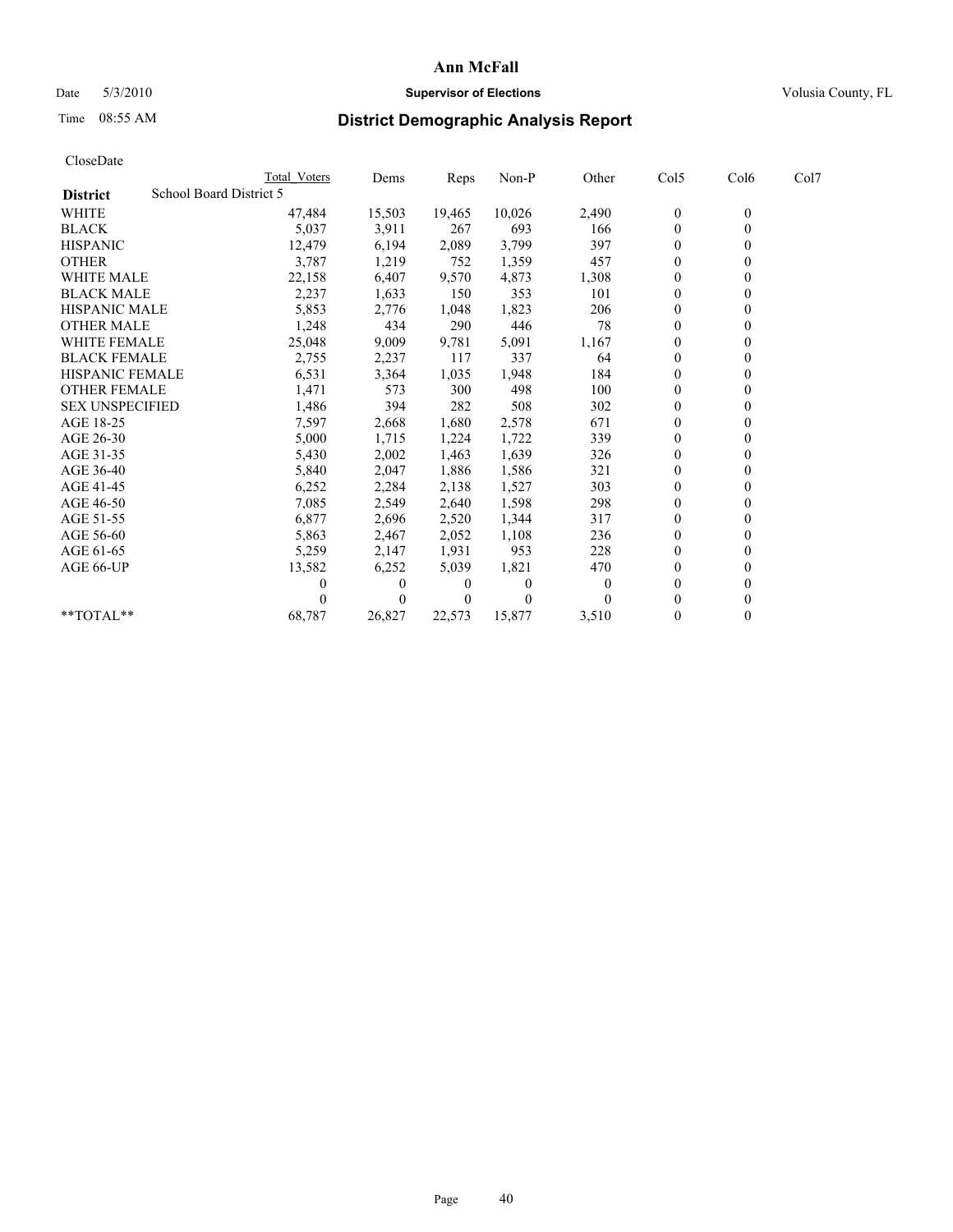**Ann McFall**

Date 5/3/2010 **Supervisor of Elections** Volusia County, FL

Time 08:55 AM

## District Demographic Analysis Report

CloseDate

| | Total Voters | Dems | Reps | Non-P | Other | Col5 | Col6 | Col7 |
|---|---|---|---|---|---|---|---|---|
| **District** School Board District 5 | | | | | | | | |
| WHITE | 47,484 | 15,503 | 19,465 | 10,026 | 2,490 | 0 | 0 | |
| BLACK | 5,037 | 3,911 | 267 | 693 | 166 | 0 | 0 | |
| HISPANIC | 12,479 | 6,194 | 2,089 | 3,799 | 397 | 0 | 0 | |
| OTHER | 3,787 | 1,219 | 752 | 1,359 | 457 | 0 | 0 | |
| WHITE MALE | 22,158 | 6,407 | 9,570 | 4,873 | 1,308 | 0 | 0 | |
| BLACK MALE | 2,237 | 1,633 | 150 | 353 | 101 | 0 | 0 | |
| HISPANIC MALE | 5,853 | 2,776 | 1,048 | 1,823 | 206 | 0 | 0 | |
| OTHER MALE | 1,248 | 434 | 290 | 446 | 78 | 0 | 0 | |
| WHITE FEMALE | 25,048 | 9,009 | 9,781 | 5,091 | 1,167 | 0 | 0 | |
| BLACK FEMALE | 2,755 | 2,237 | 117 | 337 | 64 | 0 | 0 | |
| HISPANIC FEMALE | 6,531 | 3,364 | 1,035 | 1,948 | 184 | 0 | 0 | |
| OTHER FEMALE | 1,471 | 573 | 300 | 498 | 100 | 0 | 0 | |
| SEX UNSPECIFIED | 1,486 | 394 | 282 | 508 | 302 | 0 | 0 | |
| AGE 18-25 | 7,597 | 2,668 | 1,680 | 2,578 | 671 | 0 | 0 | |
| AGE 26-30 | 5,000 | 1,715 | 1,224 | 1,722 | 339 | 0 | 0 | |
| AGE 31-35 | 5,430 | 2,002 | 1,463 | 1,639 | 326 | 0 | 0 | |
| AGE 36-40 | 5,840 | 2,047 | 1,886 | 1,586 | 321 | 0 | 0 | |
| AGE 41-45 | 6,252 | 2,284 | 2,138 | 1,527 | 303 | 0 | 0 | |
| AGE 46-50 | 7,085 | 2,549 | 2,640 | 1,598 | 298 | 0 | 0 | |
| AGE 51-55 | 6,877 | 2,696 | 2,520 | 1,344 | 317 | 0 | 0 | |
| AGE 56-60 | 5,863 | 2,467 | 2,052 | 1,108 | 236 | 0 | 0 | |
| AGE 61-65 | 5,259 | 2,147 | 1,931 | 953 | 228 | 0 | 0 | |
| AGE 66-UP | 13,582 | 6,252 | 5,039 | 1,821 | 470 | 0 | 0 | |
| | 0 | 0 | 0 | 0 | 0 | 0 | 0 | |
| | 0 | 0 | 0 | 0 | 0 | 0 | 0 | |
| **TOTAL** | 68,787 | 26,827 | 22,573 | 15,877 | 3,510 | 0 | 0 | |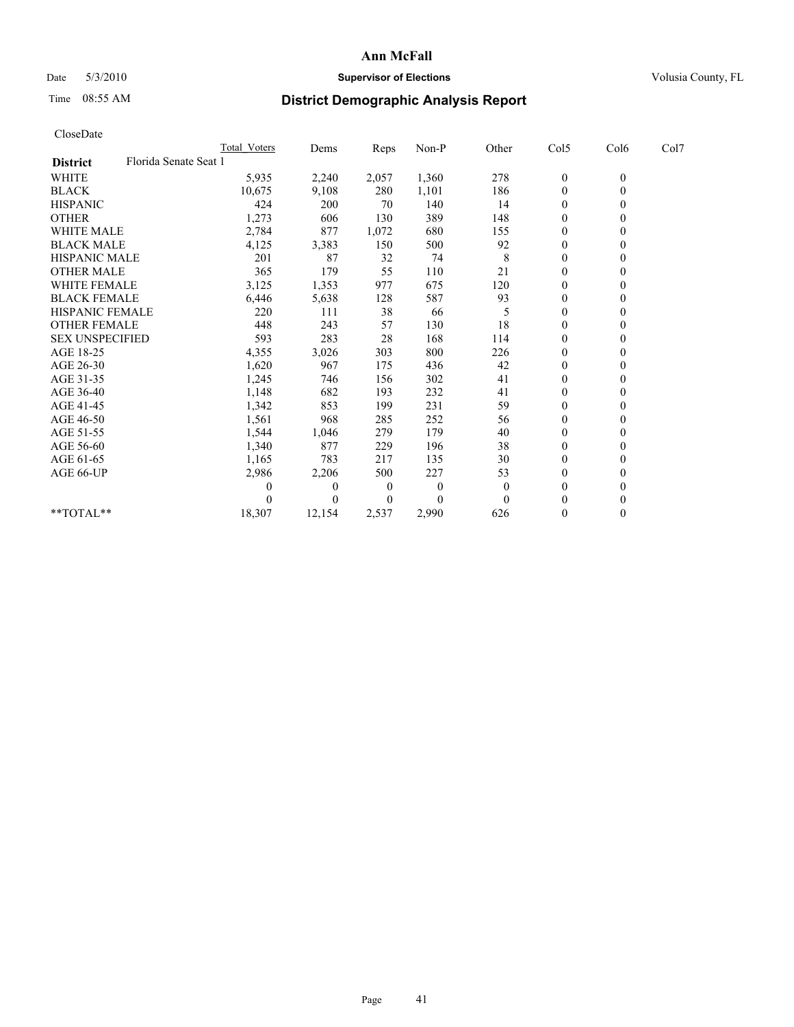# Ann McFall

Date 5/3/2010 **Supervisor of Elections** Volusia County, FL

Time 08:55 AM **District Demographic Analysis Report**

CloseDate

| | Total_Voters | Dems | Reps | Non-P | Other | Col5 | Col6 | Col7 |
|---|---|---|---|---|---|---|---|---|
| **District** Florida Senate Seat 1 | | | | | | | | |
| WHITE | 5,935 | 2,240 | 2,057 | 1,360 | 278 | 0 | 0 | |
| BLACK | 10,675 | 9,108 | 280 | 1,101 | 186 | 0 | 0 | |
| HISPANIC | 424 | 200 | 70 | 140 | 14 | 0 | 0 | |
| OTHER | 1,273 | 606 | 130 | 389 | 148 | 0 | 0 | |
| WHITE MALE | 2,784 | 877 | 1,072 | 680 | 155 | 0 | 0 | |
| BLACK MALE | 4,125 | 3,383 | 150 | 500 | 92 | 0 | 0 | |
| HISPANIC MALE | 201 | 87 | 32 | 74 | 8 | 0 | 0 | |
| OTHER MALE | 365 | 179 | 55 | 110 | 21 | 0 | 0 | |
| WHITE FEMALE | 3,125 | 1,353 | 977 | 675 | 120 | 0 | 0 | |
| BLACK FEMALE | 6,446 | 5,638 | 128 | 587 | 93 | 0 | 0 | |
| HISPANIC FEMALE | 220 | 111 | 38 | 66 | 5 | 0 | 0 | |
| OTHER FEMALE | 448 | 243 | 57 | 130 | 18 | 0 | 0 | |
| SEX UNSPECIFIED | 593 | 283 | 28 | 168 | 114 | 0 | 0 | |
| AGE 18-25 | 4,355 | 3,026 | 303 | 800 | 226 | 0 | 0 | |
| AGE 26-30 | 1,620 | 967 | 175 | 436 | 42 | 0 | 0 | |
| AGE 31-35 | 1,245 | 746 | 156 | 302 | 41 | 0 | 0 | |
| AGE 36-40 | 1,148 | 682 | 193 | 232 | 41 | 0 | 0 | |
| AGE 41-45 | 1,342 | 853 | 199 | 231 | 59 | 0 | 0 | |
| AGE 46-50 | 1,561 | 968 | 285 | 252 | 56 | 0 | 0 | |
| AGE 51-55 | 1,544 | 1,046 | 279 | 179 | 40 | 0 | 0 | |
| AGE 56-60 | 1,340 | 877 | 229 | 196 | 38 | 0 | 0 | |
| AGE 61-65 | 1,165 | 783 | 217 | 135 | 30 | 0 | 0 | |
| AGE 66-UP | 2,986 | 2,206 | 500 | 227 | 53 | 0 | 0 | |
| | 0 | 0 | 0 | 0 | 0 | 0 | 0 | |
| | 0 | 0 | 0 | 0 | 0 | 0 | 0 | |
| **TOTAL** | 18,307 | 12,154 | 2,537 | 2,990 | 626 | 0 | 0 | |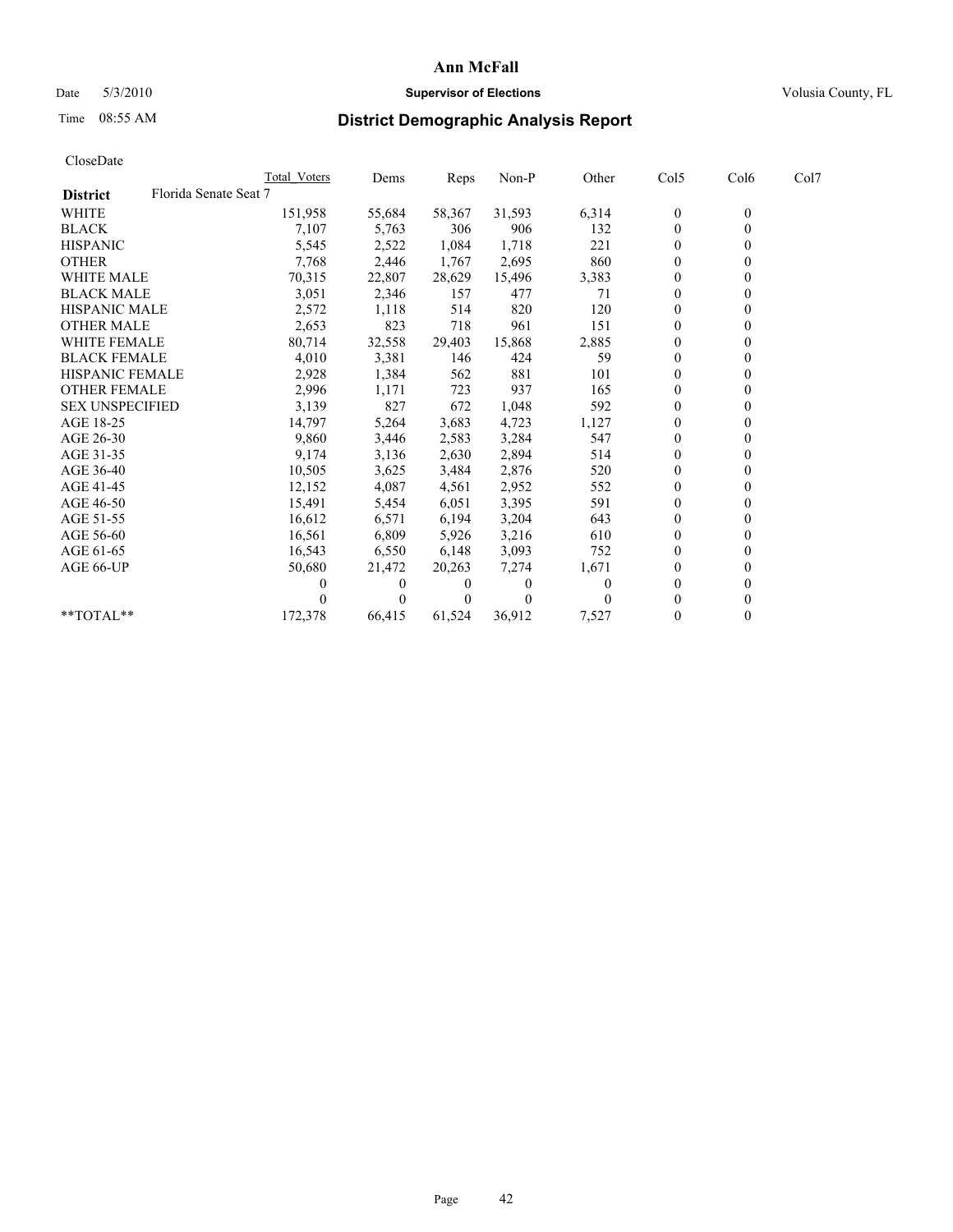# Ann McFall

Date 5/3/2010 **Supervisor of Elections** Volusia County, FL

Time 08:55 AM

## District Demographic Analysis Report

CloseDate

| | Total Voters | Dems | Reps | Non-P | Other | Col5 | Col6 | Col7 |
|---|---|---|---|---|---|---|---|---|
| **District** Florida Senate Seat 7 | | | | | | | | |
| WHITE | 151,958 | 55,684 | 58,367 | 31,593 | 6,314 | 0 | 0 | |
| BLACK | 7,107 | 5,763 | 306 | 906 | 132 | 0 | 0 | |
| HISPANIC | 5,545 | 2,522 | 1,084 | 1,718 | 221 | 0 | 0 | |
| OTHER | 7,768 | 2,446 | 1,767 | 2,695 | 860 | 0 | 0 | |
| WHITE MALE | 70,315 | 22,807 | 28,629 | 15,496 | 3,383 | 0 | 0 | |
| BLACK MALE | 3,051 | 2,346 | 157 | 477 | 71 | 0 | 0 | |
| HISPANIC MALE | 2,572 | 1,118 | 514 | 820 | 120 | 0 | 0 | |
| OTHER MALE | 2,653 | 823 | 718 | 961 | 151 | 0 | 0 | |
| WHITE FEMALE | 80,714 | 32,558 | 29,403 | 15,868 | 2,885 | 0 | 0 | |
| BLACK FEMALE | 4,010 | 3,381 | 146 | 424 | 59 | 0 | 0 | |
| HISPANIC FEMALE | 2,928 | 1,384 | 562 | 881 | 101 | 0 | 0 | |
| OTHER FEMALE | 2,996 | 1,171 | 723 | 937 | 165 | 0 | 0 | |
| SEX UNSPECIFIED | 3,139 | 827 | 672 | 1,048 | 592 | 0 | 0 | |
| AGE 18-25 | 14,797 | 5,264 | 3,683 | 4,723 | 1,127 | 0 | 0 | |
| AGE 26-30 | 9,860 | 3,446 | 2,583 | 3,284 | 547 | 0 | 0 | |
| AGE 31-35 | 9,174 | 3,136 | 2,630 | 2,894 | 514 | 0 | 0 | |
| AGE 36-40 | 10,505 | 3,625 | 3,484 | 2,876 | 520 | 0 | 0 | |
| AGE 41-45 | 12,152 | 4,087 | 4,561 | 2,952 | 552 | 0 | 0 | |
| AGE 46-50 | 15,491 | 5,454 | 6,051 | 3,395 | 591 | 0 | 0 | |
| AGE 51-55 | 16,612 | 6,571 | 6,194 | 3,204 | 643 | 0 | 0 | |
| AGE 56-60 | 16,561 | 6,809 | 5,926 | 3,216 | 610 | 0 | 0 | |
| AGE 61-65 | 16,543 | 6,550 | 6,148 | 3,093 | 752 | 0 | 0 | |
| AGE 66-UP | 50,680 | 21,472 | 20,263 | 7,274 | 1,671 | 0 | 0 | |
| | 0 | 0 | 0 | 0 | 0 | 0 | 0 | |
| | 0 | 0 | 0 | 0 | 0 | 0 | 0 | |
| **TOTAL** | 172,378 | 66,415 | 61,524 | 36,912 | 7,527 | 0 | 0 | |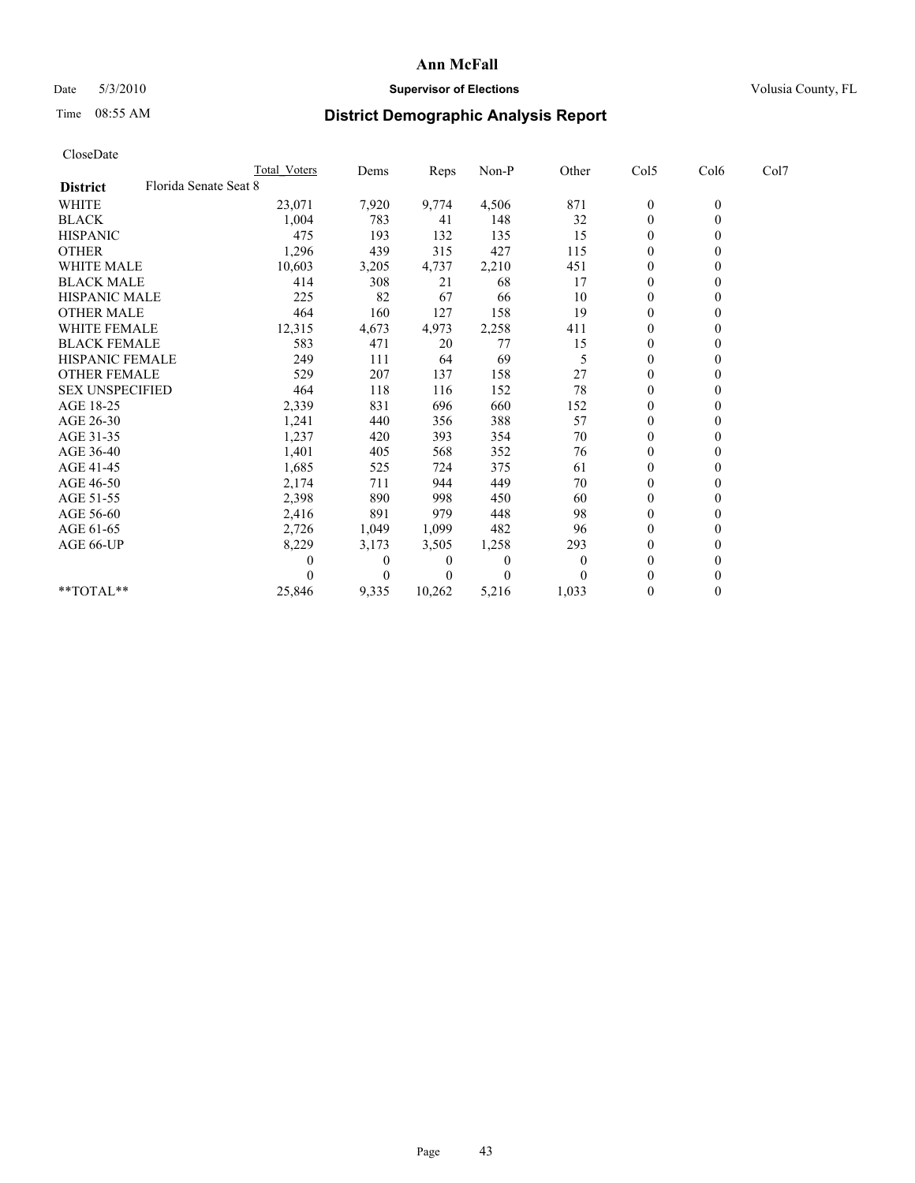# Ann McFall

Date 5/3/2010 **Supervisor of Elections** Volusia County, FL

Time 08:55 AM **District Demographic Analysis Report**

CloseDate

| | Total_Voters | Dems | Reps | Non-P | Other | Col5 | Col6 | Col7 |
|---|---|---|---|---|---|---|---|---|
| **District** Florida Senate Seat 8 | | | | | | | | |
| WHITE | 23,071 | 7,920 | 9,774 | 4,506 | 871 | 0 | 0 | |
| BLACK | 1,004 | 783 | 41 | 148 | 32 | 0 | 0 | |
| HISPANIC | 475 | 193 | 132 | 135 | 15 | 0 | 0 | |
| OTHER | 1,296 | 439 | 315 | 427 | 115 | 0 | 0 | |
| WHITE MALE | 10,603 | 3,205 | 4,737 | 2,210 | 451 | 0 | 0 | |
| BLACK MALE | 414 | 308 | 21 | 68 | 17 | 0 | 0 | |
| HISPANIC MALE | 225 | 82 | 67 | 66 | 10 | 0 | 0 | |
| OTHER MALE | 464 | 160 | 127 | 158 | 19 | 0 | 0 | |
| WHITE FEMALE | 12,315 | 4,673 | 4,973 | 2,258 | 411 | 0 | 0 | |
| BLACK FEMALE | 583 | 471 | 20 | 77 | 15 | 0 | 0 | |
| HISPANIC FEMALE | 249 | 111 | 64 | 69 | 5 | 0 | 0 | |
| OTHER FEMALE | 529 | 207 | 137 | 158 | 27 | 0 | 0 | |
| SEX UNSPECIFIED | 464 | 118 | 116 | 152 | 78 | 0 | 0 | |
| AGE 18-25 | 2,339 | 831 | 696 | 660 | 152 | 0 | 0 | |
| AGE 26-30 | 1,241 | 440 | 356 | 388 | 57 | 0 | 0 | |
| AGE 31-35 | 1,237 | 420 | 393 | 354 | 70 | 0 | 0 | |
| AGE 36-40 | 1,401 | 405 | 568 | 352 | 76 | 0 | 0 | |
| AGE 41-45 | 1,685 | 525 | 724 | 375 | 61 | 0 | 0 | |
| AGE 46-50 | 2,174 | 711 | 944 | 449 | 70 | 0 | 0 | |
| AGE 51-55 | 2,398 | 890 | 998 | 450 | 60 | 0 | 0 | |
| AGE 56-60 | 2,416 | 891 | 979 | 448 | 98 | 0 | 0 | |
| AGE 61-65 | 2,726 | 1,049 | 1,099 | 482 | 96 | 0 | 0 | |
| AGE 66-UP | 8,229 | 3,173 | 3,505 | 1,258 | 293 | 0 | 0 | |
| | 0 | 0 | 0 | 0 | 0 | 0 | 0 | |
| | 0 | 0 | 0 | 0 | 0 | 0 | 0 | |
| **TOTAL** | 25,846 | 9,335 | 10,262 | 5,216 | 1,033 | 0 | 0 | |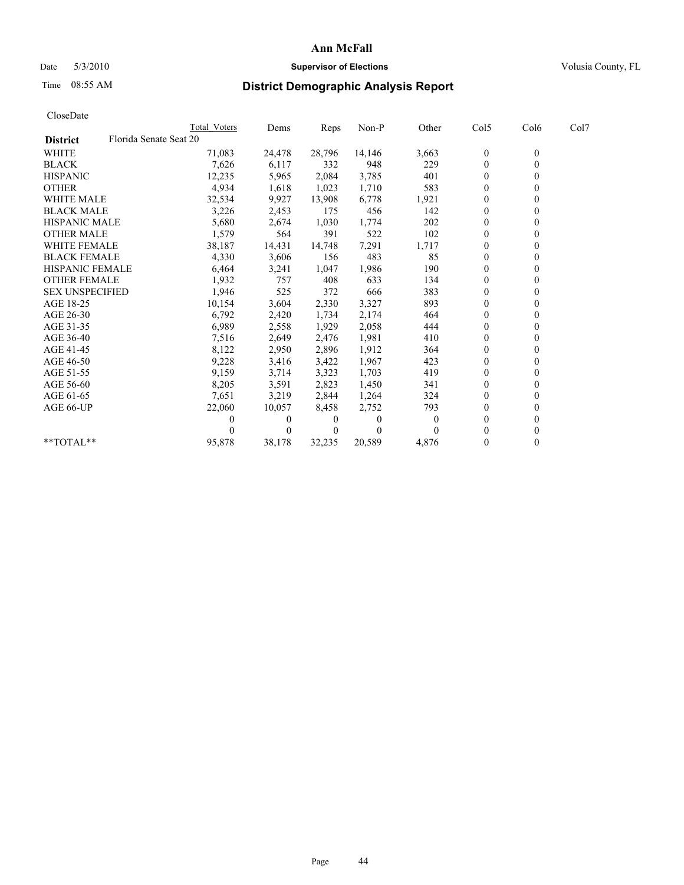# Ann McFall

Date 5/3/2010 **Supervisor of Elections** Volusia County, FL

Time 08:55 AM **District Demographic Analysis Report**

CloseDate

| | Total Voters | Dems | Reps | Non-P | Other | Col5 | Col6 | Col7 |
|---|---|---|---|---|---|---|---|---|
| **District** Florida Senate Seat 20 | | | | | | | | |
| WHITE | 71,083 | 24,478 | 28,796 | 14,146 | 3,663 | 0 | 0 | |
| BLACK | 7,626 | 6,117 | 332 | 948 | 229 | 0 | 0 | |
| HISPANIC | 12,235 | 5,965 | 2,084 | 3,785 | 401 | 0 | 0 | |
| OTHER | 4,934 | 1,618 | 1,023 | 1,710 | 583 | 0 | 0 | |
| WHITE MALE | 32,534 | 9,927 | 13,908 | 6,778 | 1,921 | 0 | 0 | |
| BLACK MALE | 3,226 | 2,453 | 175 | 456 | 142 | 0 | 0 | |
| HISPANIC MALE | 5,680 | 2,674 | 1,030 | 1,774 | 202 | 0 | 0 | |
| OTHER MALE | 1,579 | 564 | 391 | 522 | 102 | 0 | 0 | |
| WHITE FEMALE | 38,187 | 14,431 | 14,748 | 7,291 | 1,717 | 0 | 0 | |
| BLACK FEMALE | 4,330 | 3,606 | 156 | 483 | 85 | 0 | 0 | |
| HISPANIC FEMALE | 6,464 | 3,241 | 1,047 | 1,986 | 190 | 0 | 0 | |
| OTHER FEMALE | 1,932 | 757 | 408 | 633 | 134 | 0 | 0 | |
| SEX UNSPECIFIED | 1,946 | 525 | 372 | 666 | 383 | 0 | 0 | |
| AGE 18-25 | 10,154 | 3,604 | 2,330 | 3,327 | 893 | 0 | 0 | |
| AGE 26-30 | 6,792 | 2,420 | 1,734 | 2,174 | 464 | 0 | 0 | |
| AGE 31-35 | 6,989 | 2,558 | 1,929 | 2,058 | 444 | 0 | 0 | |
| AGE 36-40 | 7,516 | 2,649 | 2,476 | 1,981 | 410 | 0 | 0 | |
| AGE 41-45 | 8,122 | 2,950 | 2,896 | 1,912 | 364 | 0 | 0 | |
| AGE 46-50 | 9,228 | 3,416 | 3,422 | 1,967 | 423 | 0 | 0 | |
| AGE 51-55 | 9,159 | 3,714 | 3,323 | 1,703 | 419 | 0 | 0 | |
| AGE 56-60 | 8,205 | 3,591 | 2,823 | 1,450 | 341 | 0 | 0 | |
| AGE 61-65 | 7,651 | 3,219 | 2,844 | 1,264 | 324 | 0 | 0 | |
| AGE 66-UP | 22,060 | 10,057 | 8,458 | 2,752 | 793 | 0 | 0 | |
| | 0 | 0 | 0 | 0 | 0 | 0 | 0 | |
| | 0 | 0 | 0 | 0 | 0 | 0 | 0 | |
| **TOTAL** | 95,878 | 38,178 | 32,235 | 20,589 | 4,876 | 0 | 0 | |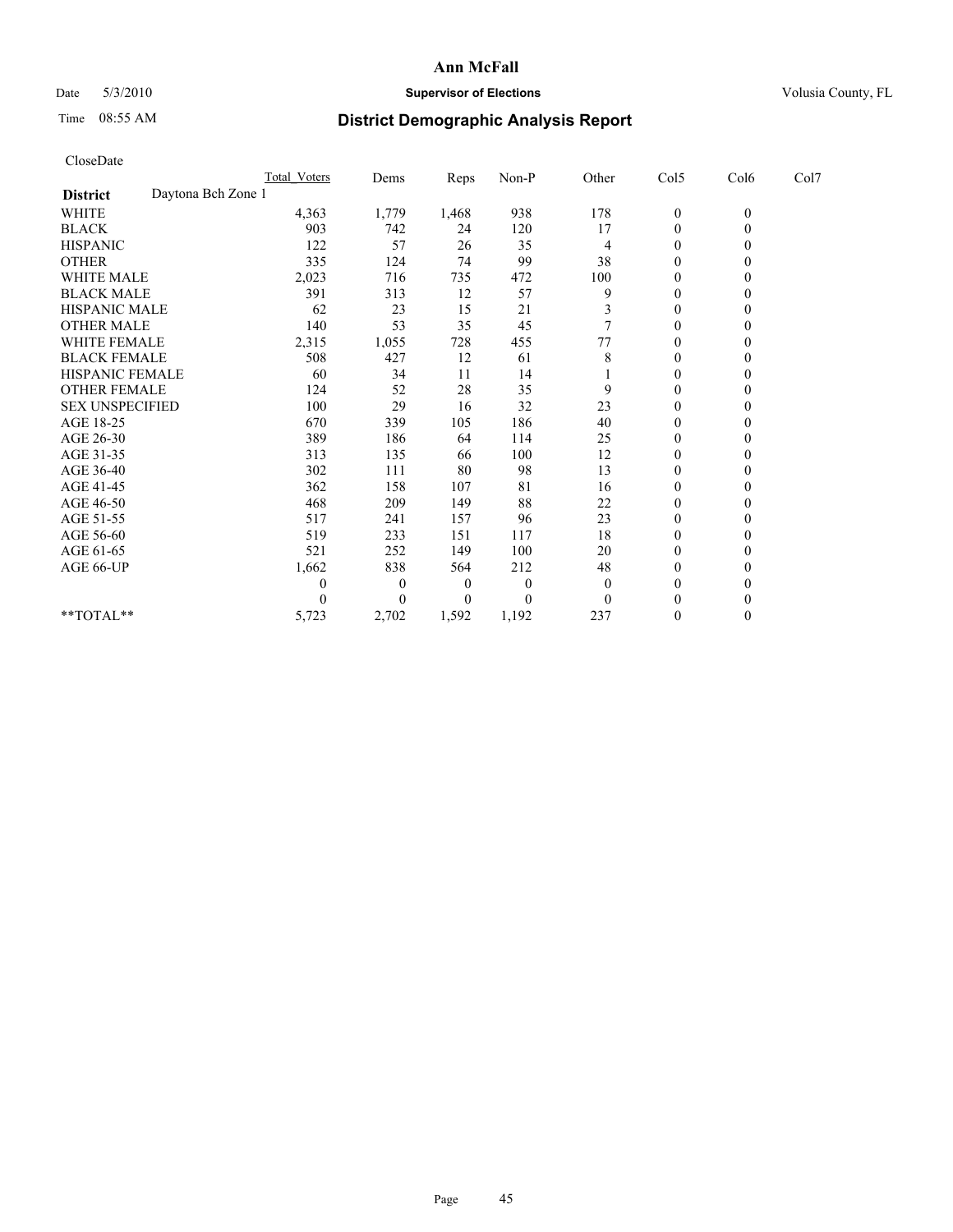# Ann McFall

Date 5/3/2010 **Supervisor of Elections** Volusia County, FL

Time 08:55 AM **District Demographic Analysis Report**

CloseDate

| | Total_Voters | Dems | Reps | Non-P | Other | Col5 | Col6 | Col7 |
|---|---|---|---|---|---|---|---|---|
| **District** Daytona Bch Zone 1 | | | | | | | | |
| WHITE | 4,363 | 1,779 | 1,468 | 938 | 178 | 0 | 0 | |
| BLACK | 903 | 742 | 24 | 120 | 17 | 0 | 0 | |
| HISPANIC | 122 | 57 | 26 | 35 | 4 | 0 | 0 | |
| OTHER | 335 | 124 | 74 | 99 | 38 | 0 | 0 | |
| WHITE MALE | 2,023 | 716 | 735 | 472 | 100 | 0 | 0 | |
| BLACK MALE | 391 | 313 | 12 | 57 | 9 | 0 | 0 | |
| HISPANIC MALE | 62 | 23 | 15 | 21 | 3 | 0 | 0 | |
| OTHER MALE | 140 | 53 | 35 | 45 | 7 | 0 | 0 | |
| WHITE FEMALE | 2,315 | 1,055 | 728 | 455 | 77 | 0 | 0 | |
| BLACK FEMALE | 508 | 427 | 12 | 61 | 8 | 0 | 0 | |
| HISPANIC FEMALE | 60 | 34 | 11 | 14 | 1 | 0 | 0 | |
| OTHER FEMALE | 124 | 52 | 28 | 35 | 9 | 0 | 0 | |
| SEX UNSPECIFIED | 100 | 29 | 16 | 32 | 23 | 0 | 0 | |
| AGE 18-25 | 670 | 339 | 105 | 186 | 40 | 0 | 0 | |
| AGE 26-30 | 389 | 186 | 64 | 114 | 25 | 0 | 0 | |
| AGE 31-35 | 313 | 135 | 66 | 100 | 12 | 0 | 0 | |
| AGE 36-40 | 302 | 111 | 80 | 98 | 13 | 0 | 0 | |
| AGE 41-45 | 362 | 158 | 107 | 81 | 16 | 0 | 0 | |
| AGE 46-50 | 468 | 209 | 149 | 88 | 22 | 0 | 0 | |
| AGE 51-55 | 517 | 241 | 157 | 96 | 23 | 0 | 0 | |
| AGE 56-60 | 519 | 233 | 151 | 117 | 18 | 0 | 0 | |
| AGE 61-65 | 521 | 252 | 149 | 100 | 20 | 0 | 0 | |
| AGE 66-UP | 1,662 | 838 | 564 | 212 | 48 | 0 | 0 | |
| | 0 | 0 | 0 | 0 | 0 | 0 | 0 | |
| | 0 | 0 | 0 | 0 | 0 | 0 | 0 | |
| **TOTAL** | 5,723 | 2,702 | 1,592 | 1,192 | 237 | 0 | 0 | |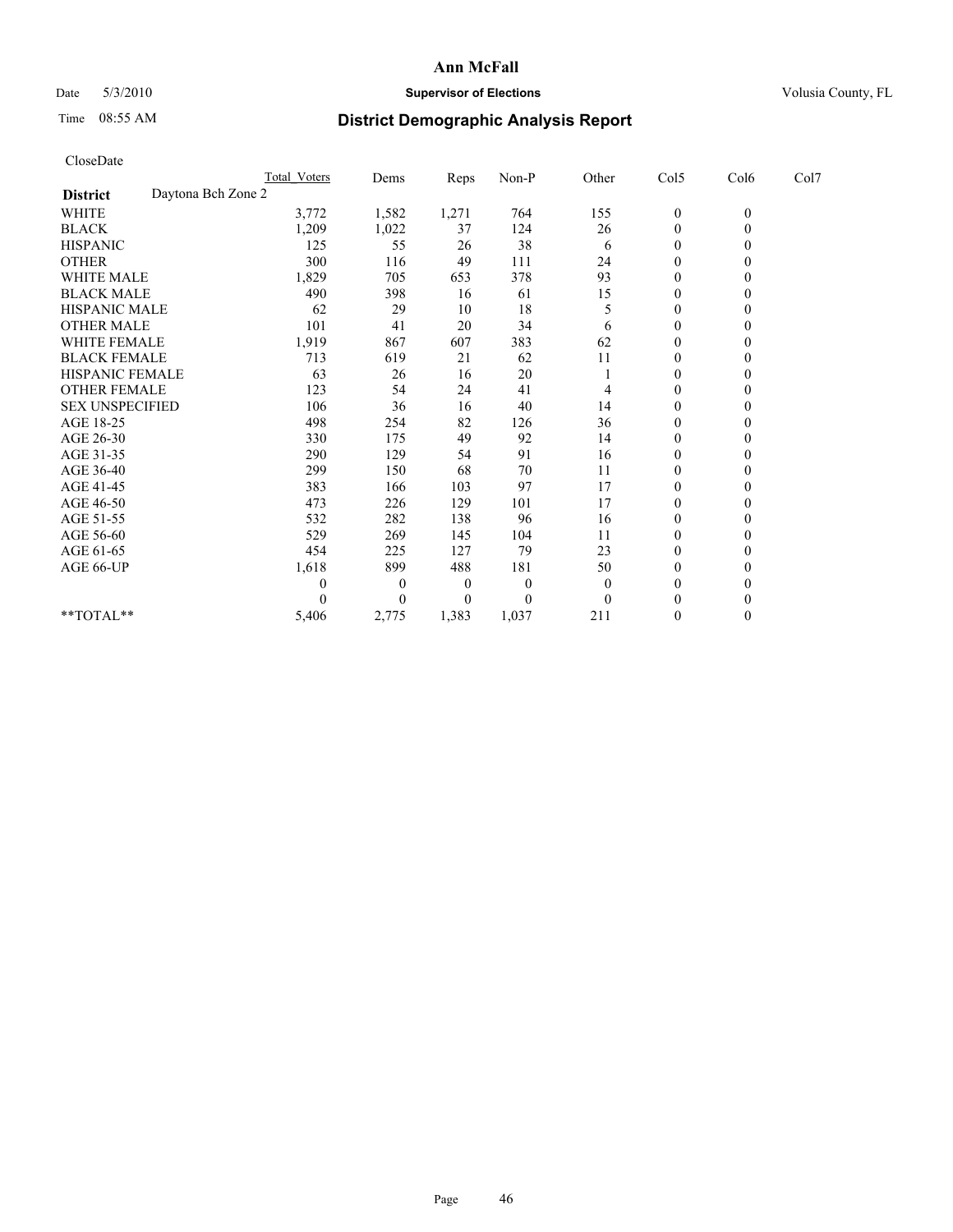**Ann McFall**

Date 5/3/2010 **Supervisor of Elections** Volusia County, FL

Time 08:55 AM **District Demographic Analysis Report**

CloseDate

| | Total Voters | Dems | Reps | Non-P | Other | Col5 | Col6 | Col7 |
|---|---|---|---|---|---|---|---|---|
| **District** Daytona Bch Zone 2 | | | | | | | | |
| WHITE | 3,772 | 1,582 | 1,271 | 764 | 155 | 0 | 0 | |
| BLACK | 1,209 | 1,022 | 37 | 124 | 26 | 0 | 0 | |
| HISPANIC | 125 | 55 | 26 | 38 | 6 | 0 | 0 | |
| OTHER | 300 | 116 | 49 | 111 | 24 | 0 | 0 | |
| WHITE MALE | 1,829 | 705 | 653 | 378 | 93 | 0 | 0 | |
| BLACK MALE | 490 | 398 | 16 | 61 | 15 | 0 | 0 | |
| HISPANIC MALE | 62 | 29 | 10 | 18 | 5 | 0 | 0 | |
| OTHER MALE | 101 | 41 | 20 | 34 | 6 | 0 | 0 | |
| WHITE FEMALE | 1,919 | 867 | 607 | 383 | 62 | 0 | 0 | |
| BLACK FEMALE | 713 | 619 | 21 | 62 | 11 | 0 | 0 | |
| HISPANIC FEMALE | 63 | 26 | 16 | 20 | 1 | 0 | 0 | |
| OTHER FEMALE | 123 | 54 | 24 | 41 | 4 | 0 | 0 | |
| SEX UNSPECIFIED | 106 | 36 | 16 | 40 | 14 | 0 | 0 | |
| AGE 18-25 | 498 | 254 | 82 | 126 | 36 | 0 | 0 | |
| AGE 26-30 | 330 | 175 | 49 | 92 | 14 | 0 | 0 | |
| AGE 31-35 | 290 | 129 | 54 | 91 | 16 | 0 | 0 | |
| AGE 36-40 | 299 | 150 | 68 | 70 | 11 | 0 | 0 | |
| AGE 41-45 | 383 | 166 | 103 | 97 | 17 | 0 | 0 | |
| AGE 46-50 | 473 | 226 | 129 | 101 | 17 | 0 | 0 | |
| AGE 51-55 | 532 | 282 | 138 | 96 | 16 | 0 | 0 | |
| AGE 56-60 | 529 | 269 | 145 | 104 | 11 | 0 | 0 | |
| AGE 61-65 | 454 | 225 | 127 | 79 | 23 | 0 | 0 | |
| AGE 66-UP | 1,618 | 899 | 488 | 181 | 50 | 0 | 0 | |
| | 0 | 0 | 0 | 0 | 0 | 0 | 0 | |
| | 0 | 0 | 0 | 0 | 0 | 0 | 0 | |
| **TOTAL** | 5,406 | 2,775 | 1,383 | 1,037 | 211 | 0 | 0 | |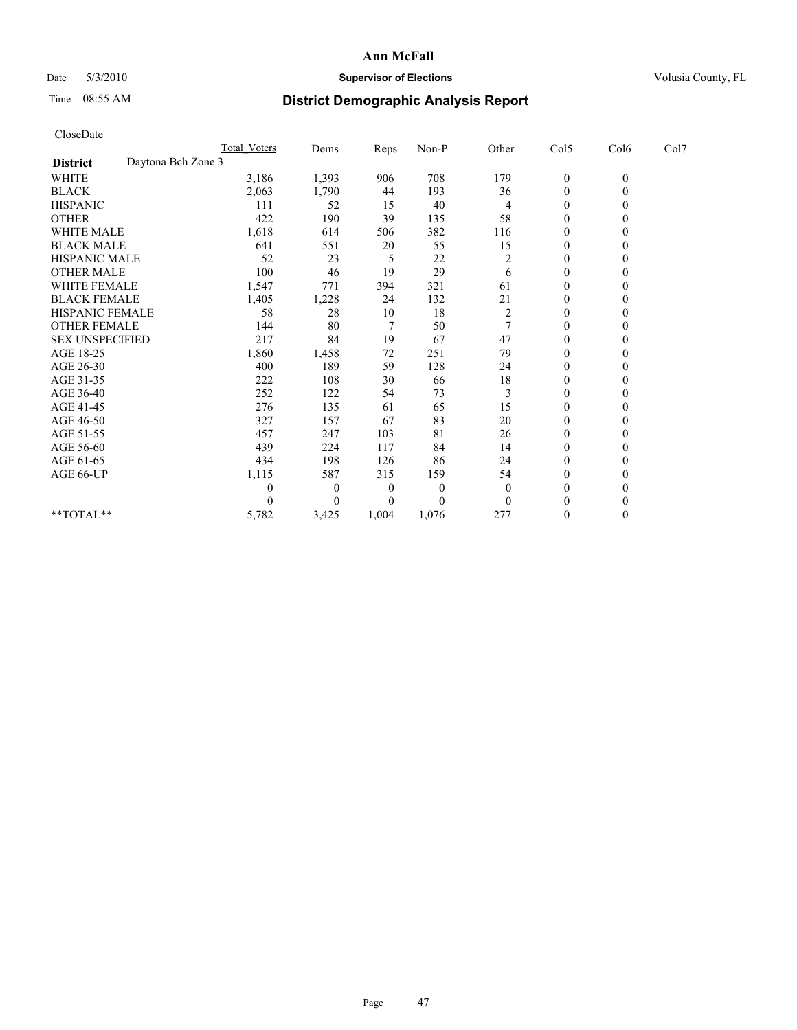# Ann McFall

Date 5/3/2010 **Supervisor of Elections** Volusia County, FL

Time 08:55 AM **District Demographic Analysis Report**

CloseDate

| | Total_Voters | Dems | Reps | Non-P | Other | Col5 | Col6 | Col7 |
|---|---|---|---|---|---|---|---|---|
| **District** Daytona Bch Zone 3 | | | | | | | | |
| WHITE | 3,186 | 1,393 | 906 | 708 | 179 | 0 | 0 | |
| BLACK | 2,063 | 1,790 | 44 | 193 | 36 | 0 | 0 | |
| HISPANIC | 111 | 52 | 15 | 40 | 4 | 0 | 0 | |
| OTHER | 422 | 190 | 39 | 135 | 58 | 0 | 0 | |
| WHITE MALE | 1,618 | 614 | 506 | 382 | 116 | 0 | 0 | |
| BLACK MALE | 641 | 551 | 20 | 55 | 15 | 0 | 0 | |
| HISPANIC MALE | 52 | 23 | 5 | 22 | 2 | 0 | 0 | |
| OTHER MALE | 100 | 46 | 19 | 29 | 6 | 0 | 0 | |
| WHITE FEMALE | 1,547 | 771 | 394 | 321 | 61 | 0 | 0 | |
| BLACK FEMALE | 1,405 | 1,228 | 24 | 132 | 21 | 0 | 0 | |
| HISPANIC FEMALE | 58 | 28 | 10 | 18 | 2 | 0 | 0 | |
| OTHER FEMALE | 144 | 80 | 7 | 50 | 7 | 0 | 0 | |
| SEX UNSPECIFIED | 217 | 84 | 19 | 67 | 47 | 0 | 0 | |
| AGE 18-25 | 1,860 | 1,458 | 72 | 251 | 79 | 0 | 0 | |
| AGE 26-30 | 400 | 189 | 59 | 128 | 24 | 0 | 0 | |
| AGE 31-35 | 222 | 108 | 30 | 66 | 18 | 0 | 0 | |
| AGE 36-40 | 252 | 122 | 54 | 73 | 3 | 0 | 0 | |
| AGE 41-45 | 276 | 135 | 61 | 65 | 15 | 0 | 0 | |
| AGE 46-50 | 327 | 157 | 67 | 83 | 20 | 0 | 0 | |
| AGE 51-55 | 457 | 247 | 103 | 81 | 26 | 0 | 0 | |
| AGE 56-60 | 439 | 224 | 117 | 84 | 14 | 0 | 0 | |
| AGE 61-65 | 434 | 198 | 126 | 86 | 24 | 0 | 0 | |
| AGE 66-UP | 1,115 | 587 | 315 | 159 | 54 | 0 | 0 | |
| | 0 | 0 | 0 | 0 | 0 | 0 | 0 | |
| | 0 | 0 | 0 | 0 | 0 | 0 | 0 | |
| **TOTAL** | 5,782 | 3,425 | 1,004 | 1,076 | 277 | 0 | 0 | |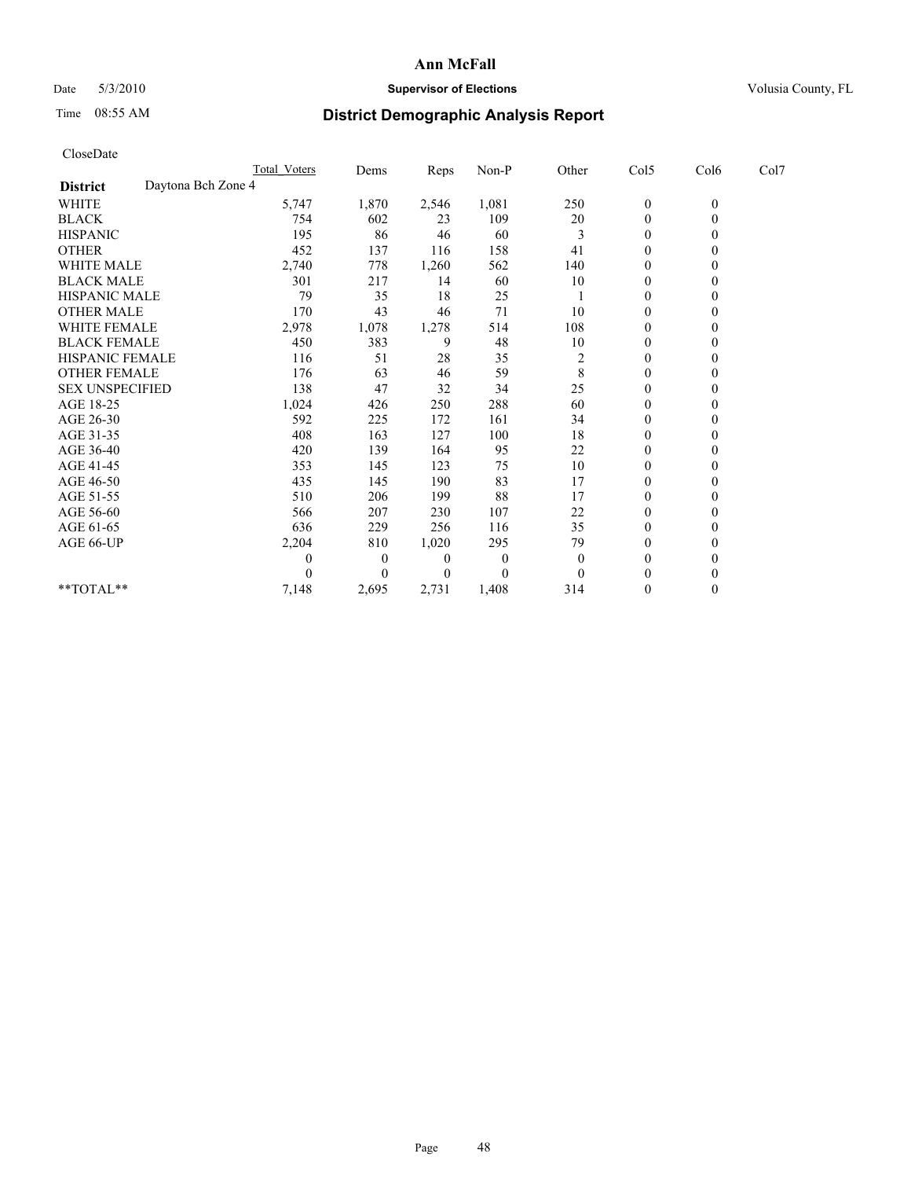# Ann McFall

Date 5/3/2010 **Supervisor of Elections** Volusia County, FL

Time 08:55 AM **District Demographic Analysis Report**

CloseDate

| | Total_Voters | Dems | Reps | Non-P | Other | Col5 | Col6 | Col7 |
|---|---|---|---|---|---|---|---|---|
| **District** Daytona Bch Zone 4 | | | | | | | | |
| WHITE | 5,747 | 1,870 | 2,546 | 1,081 | 250 | 0 | 0 | |
| BLACK | 754 | 602 | 23 | 109 | 20 | 0 | 0 | |
| HISPANIC | 195 | 86 | 46 | 60 | 3 | 0 | 0 | |
| OTHER | 452 | 137 | 116 | 158 | 41 | 0 | 0 | |
| WHITE MALE | 2,740 | 778 | 1,260 | 562 | 140 | 0 | 0 | |
| BLACK MALE | 301 | 217 | 14 | 60 | 10 | 0 | 0 | |
| HISPANIC MALE | 79 | 35 | 18 | 25 | 1 | 0 | 0 | |
| OTHER MALE | 170 | 43 | 46 | 71 | 10 | 0 | 0 | |
| WHITE FEMALE | 2,978 | 1,078 | 1,278 | 514 | 108 | 0 | 0 | |
| BLACK FEMALE | 450 | 383 | 9 | 48 | 10 | 0 | 0 | |
| HISPANIC FEMALE | 116 | 51 | 28 | 35 | 2 | 0 | 0 | |
| OTHER FEMALE | 176 | 63 | 46 | 59 | 8 | 0 | 0 | |
| SEX UNSPECIFIED | 138 | 47 | 32 | 34 | 25 | 0 | 0 | |
| AGE 18-25 | 1,024 | 426 | 250 | 288 | 60 | 0 | 0 | |
| AGE 26-30 | 592 | 225 | 172 | 161 | 34 | 0 | 0 | |
| AGE 31-35 | 408 | 163 | 127 | 100 | 18 | 0 | 0 | |
| AGE 36-40 | 420 | 139 | 164 | 95 | 22 | 0 | 0 | |
| AGE 41-45 | 353 | 145 | 123 | 75 | 10 | 0 | 0 | |
| AGE 46-50 | 435 | 145 | 190 | 83 | 17 | 0 | 0 | |
| AGE 51-55 | 510 | 206 | 199 | 88 | 17 | 0 | 0 | |
| AGE 56-60 | 566 | 207 | 230 | 107 | 22 | 0 | 0 | |
| AGE 61-65 | 636 | 229 | 256 | 116 | 35 | 0 | 0 | |
| AGE 66-UP | 2,204 | 810 | 1,020 | 295 | 79 | 0 | 0 | |
| | 0 | 0 | 0 | 0 | 0 | 0 | 0 | |
| | 0 | 0 | 0 | 0 | 0 | 0 | 0 | |
| **TOTAL** | 7,148 | 2,695 | 2,731 | 1,408 | 314 | 0 | 0 | |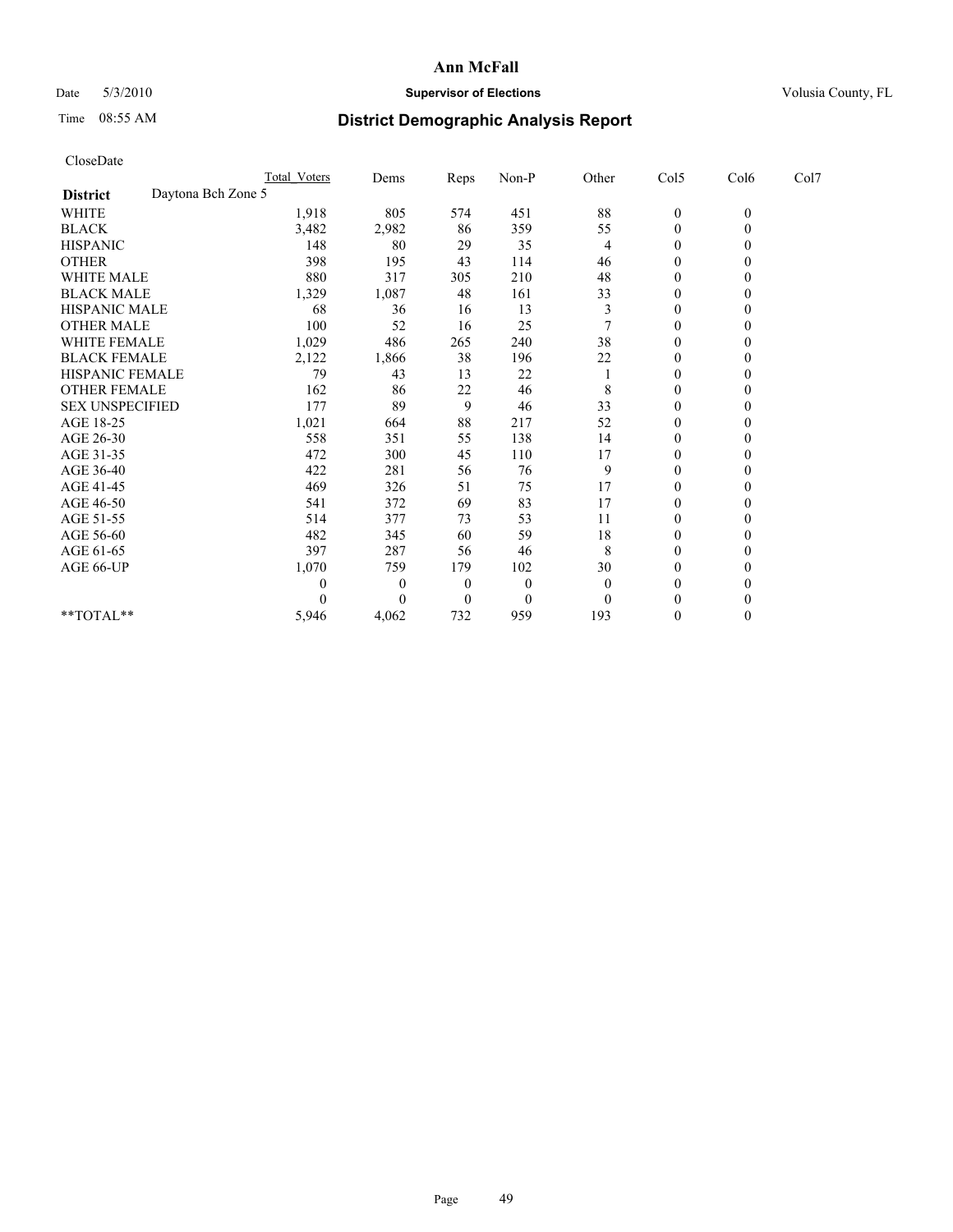# Ann McFall

Date 5/3/2010 **Supervisor of Elections** Volusia County, FL

Time 08:55 AM **District Demographic Analysis Report**

CloseDate

| | Total_Voters | Dems | Reps | Non-P | Other | Col5 | Col6 | Col7 |
|---|---|---|---|---|---|---|---|---|
| **District** Daytona Bch Zone 5 | | | | | | | | |
| WHITE | 1,918 | 805 | 574 | 451 | 88 | 0 | 0 | |
| BLACK | 3,482 | 2,982 | 86 | 359 | 55 | 0 | 0 | |
| HISPANIC | 148 | 80 | 29 | 35 | 4 | 0 | 0 | |
| OTHER | 398 | 195 | 43 | 114 | 46 | 0 | 0 | |
| WHITE MALE | 880 | 317 | 305 | 210 | 48 | 0 | 0 | |
| BLACK MALE | 1,329 | 1,087 | 48 | 161 | 33 | 0 | 0 | |
| HISPANIC MALE | 68 | 36 | 16 | 13 | 3 | 0 | 0 | |
| OTHER MALE | 100 | 52 | 16 | 25 | 7 | 0 | 0 | |
| WHITE FEMALE | 1,029 | 486 | 265 | 240 | 38 | 0 | 0 | |
| BLACK FEMALE | 2,122 | 1,866 | 38 | 196 | 22 | 0 | 0 | |
| HISPANIC FEMALE | 79 | 43 | 13 | 22 | 1 | 0 | 0 | |
| OTHER FEMALE | 162 | 86 | 22 | 46 | 8 | 0 | 0 | |
| SEX UNSPECIFIED | 177 | 89 | 9 | 46 | 33 | 0 | 0 | |
| AGE 18-25 | 1,021 | 664 | 88 | 217 | 52 | 0 | 0 | |
| AGE 26-30 | 558 | 351 | 55 | 138 | 14 | 0 | 0 | |
| AGE 31-35 | 472 | 300 | 45 | 110 | 17 | 0 | 0 | |
| AGE 36-40 | 422 | 281 | 56 | 76 | 9 | 0 | 0 | |
| AGE 41-45 | 469 | 326 | 51 | 75 | 17 | 0 | 0 | |
| AGE 46-50 | 541 | 372 | 69 | 83 | 17 | 0 | 0 | |
| AGE 51-55 | 514 | 377 | 73 | 53 | 11 | 0 | 0 | |
| AGE 56-60 | 482 | 345 | 60 | 59 | 18 | 0 | 0 | |
| AGE 61-65 | 397 | 287 | 56 | 46 | 8 | 0 | 0 | |
| AGE 66-UP | 1,070 | 759 | 179 | 102 | 30 | 0 | 0 | |
| | 0 | 0 | 0 | 0 | 0 | 0 | 0 | |
| | 0 | 0 | 0 | 0 | 0 | 0 | 0 | |
| **TOTAL** | 5,946 | 4,062 | 732 | 959 | 193 | 0 | 0 | |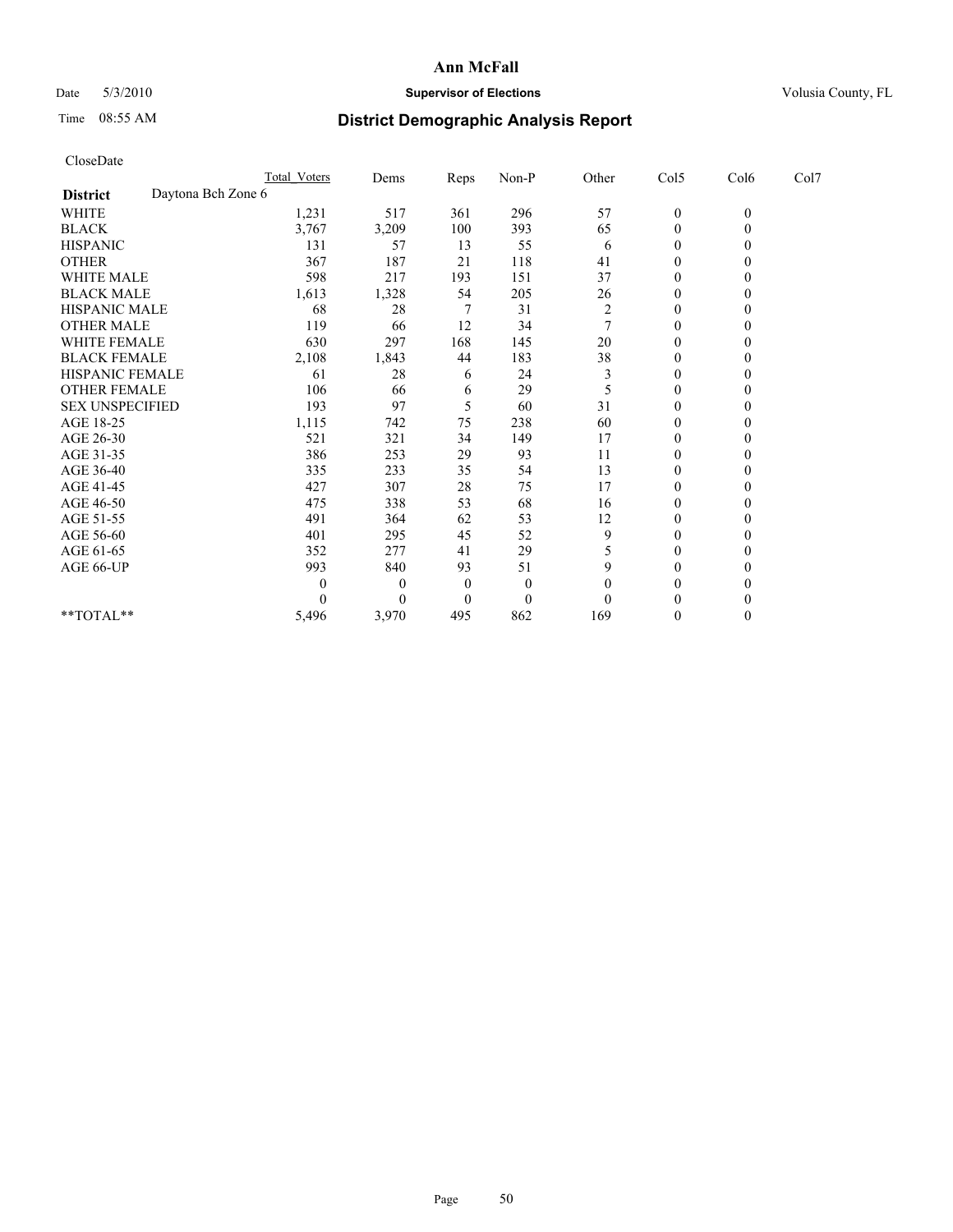# Ann McFall

Date 5/3/2010 **Supervisor of Elections** Volusia County, FL

Time 08:55 AM **District Demographic Analysis Report**

CloseDate

| | Total_Voters | Dems | Reps | Non-P | Other | Col5 | Col6 | Col7 |
|---|---|---|---|---|---|---|---|---|
| **District** Daytona Bch Zone 6 | | | | | | | | |
| WHITE | 1,231 | 517 | 361 | 296 | 57 | 0 | 0 | |
| BLACK | 3,767 | 3,209 | 100 | 393 | 65 | 0 | 0 | |
| HISPANIC | 131 | 57 | 13 | 55 | 6 | 0 | 0 | |
| OTHER | 367 | 187 | 21 | 118 | 41 | 0 | 0 | |
| WHITE MALE | 598 | 217 | 193 | 151 | 37 | 0 | 0 | |
| BLACK MALE | 1,613 | 1,328 | 54 | 205 | 26 | 0 | 0 | |
| HISPANIC MALE | 68 | 28 | 7 | 31 | 2 | 0 | 0 | |
| OTHER MALE | 119 | 66 | 12 | 34 | 7 | 0 | 0 | |
| WHITE FEMALE | 630 | 297 | 168 | 145 | 20 | 0 | 0 | |
| BLACK FEMALE | 2,108 | 1,843 | 44 | 183 | 38 | 0 | 0 | |
| HISPANIC FEMALE | 61 | 28 | 6 | 24 | 3 | 0 | 0 | |
| OTHER FEMALE | 106 | 66 | 6 | 29 | 5 | 0 | 0 | |
| SEX UNSPECIFIED | 193 | 97 | 5 | 60 | 31 | 0 | 0 | |
| AGE 18-25 | 1,115 | 742 | 75 | 238 | 60 | 0 | 0 | |
| AGE 26-30 | 521 | 321 | 34 | 149 | 17 | 0 | 0 | |
| AGE 31-35 | 386 | 253 | 29 | 93 | 11 | 0 | 0 | |
| AGE 36-40 | 335 | 233 | 35 | 54 | 13 | 0 | 0 | |
| AGE 41-45 | 427 | 307 | 28 | 75 | 17 | 0 | 0 | |
| AGE 46-50 | 475 | 338 | 53 | 68 | 16 | 0 | 0 | |
| AGE 51-55 | 491 | 364 | 62 | 53 | 12 | 0 | 0 | |
| AGE 56-60 | 401 | 295 | 45 | 52 | 9 | 0 | 0 | |
| AGE 61-65 | 352 | 277 | 41 | 29 | 5 | 0 | 0 | |
| AGE 66-UP | 993 | 840 | 93 | 51 | 9 | 0 | 0 | |
| | 0 | 0 | 0 | 0 | 0 | 0 | 0 | |
| | 0 | 0 | 0 | 0 | 0 | 0 | 0 | |
| **TOTAL** | 5,496 | 3,970 | 495 | 862 | 169 | 0 | 0 | |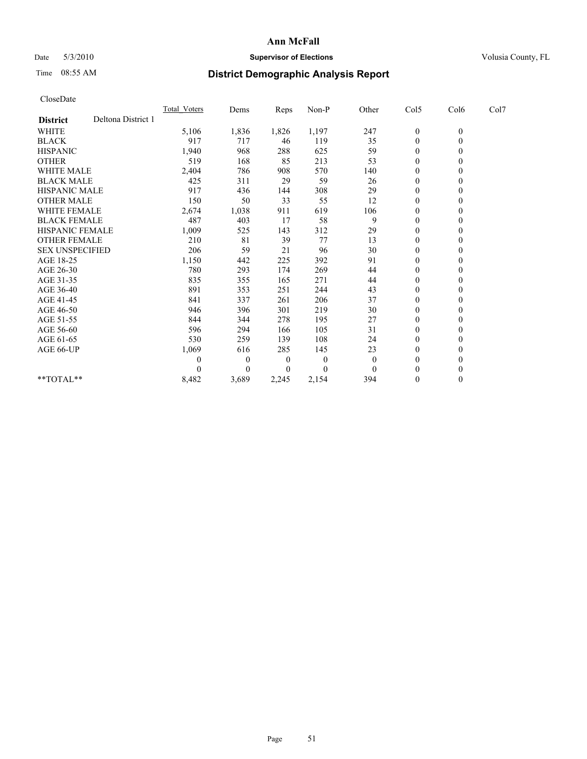# Ann McFall

Date 5/3/2010 **Supervisor of Elections** Volusia County, FL

Time 08:55 AM **District Demographic Analysis Report**

CloseDate

| | Total_Voters | Dems | Reps | Non-P | Other | Col5 | Col6 | Col7 |
|---|---|---|---|---|---|---|---|---|
| **District** Deltona District 1 | | | | | | | | |
| WHITE | 5,106 | 1,836 | 1,826 | 1,197 | 247 | 0 | 0 | |
| BLACK | 917 | 717 | 46 | 119 | 35 | 0 | 0 | |
| HISPANIC | 1,940 | 968 | 288 | 625 | 59 | 0 | 0 | |
| OTHER | 519 | 168 | 85 | 213 | 53 | 0 | 0 | |
| WHITE MALE | 2,404 | 786 | 908 | 570 | 140 | 0 | 0 | |
| BLACK MALE | 425 | 311 | 29 | 59 | 26 | 0 | 0 | |
| HISPANIC MALE | 917 | 436 | 144 | 308 | 29 | 0 | 0 | |
| OTHER MALE | 150 | 50 | 33 | 55 | 12 | 0 | 0 | |
| WHITE FEMALE | 2,674 | 1,038 | 911 | 619 | 106 | 0 | 0 | |
| BLACK FEMALE | 487 | 403 | 17 | 58 | 9 | 0 | 0 | |
| HISPANIC FEMALE | 1,009 | 525 | 143 | 312 | 29 | 0 | 0 | |
| OTHER FEMALE | 210 | 81 | 39 | 77 | 13 | 0 | 0 | |
| SEX UNSPECIFIED | 206 | 59 | 21 | 96 | 30 | 0 | 0 | |
| AGE 18-25 | 1,150 | 442 | 225 | 392 | 91 | 0 | 0 | |
| AGE 26-30 | 780 | 293 | 174 | 269 | 44 | 0 | 0 | |
| AGE 31-35 | 835 | 355 | 165 | 271 | 44 | 0 | 0 | |
| AGE 36-40 | 891 | 353 | 251 | 244 | 43 | 0 | 0 | |
| AGE 41-45 | 841 | 337 | 261 | 206 | 37 | 0 | 0 | |
| AGE 46-50 | 946 | 396 | 301 | 219 | 30 | 0 | 0 | |
| AGE 51-55 | 844 | 344 | 278 | 195 | 27 | 0 | 0 | |
| AGE 56-60 | 596 | 294 | 166 | 105 | 31 | 0 | 0 | |
| AGE 61-65 | 530 | 259 | 139 | 108 | 24 | 0 | 0 | |
| AGE 66-UP | 1,069 | 616 | 285 | 145 | 23 | 0 | 0 | |
| | 0 | 0 | 0 | 0 | 0 | 0 | 0 | |
| | 0 | 0 | 0 | 0 | 0 | 0 | 0 | |
| **TOTAL** | 8,482 | 3,689 | 2,245 | 2,154 | 394 | 0 | 0 | |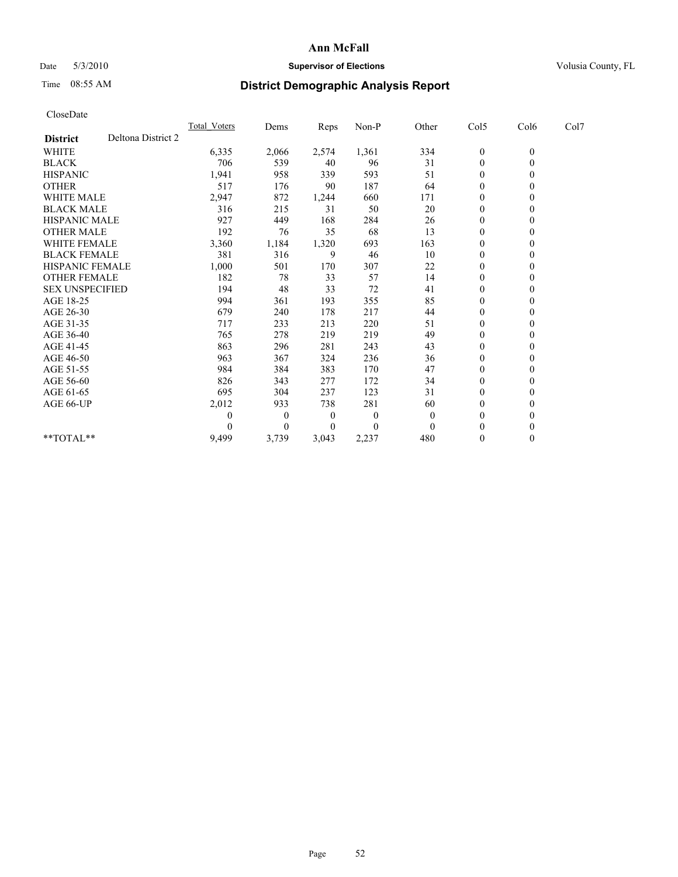**Ann McFall**

Date 5/3/2010 **Supervisor of Elections** Volusia County, FL

Time 08:55 AM

# District Demographic Analysis Report

CloseDate

| | Total_Voters | Dems | Reps | Non-P | Other | Col5 | Col6 | Col7 |
|---|---|---|---|---|---|---|---|---|
| **District** Deltona District 2 | | | | | | | | |
| WHITE | 6,335 | 2,066 | 2,574 | 1,361 | 334 | 0 | 0 | |
| BLACK | 706 | 539 | 40 | 96 | 31 | 0 | 0 | |
| HISPANIC | 1,941 | 958 | 339 | 593 | 51 | 0 | 0 | |
| OTHER | 517 | 176 | 90 | 187 | 64 | 0 | 0 | |
| WHITE MALE | 2,947 | 872 | 1,244 | 660 | 171 | 0 | 0 | |
| BLACK MALE | 316 | 215 | 31 | 50 | 20 | 0 | 0 | |
| HISPANIC MALE | 927 | 449 | 168 | 284 | 26 | 0 | 0 | |
| OTHER MALE | 192 | 76 | 35 | 68 | 13 | 0 | 0 | |
| WHITE FEMALE | 3,360 | 1,184 | 1,320 | 693 | 163 | 0 | 0 | |
| BLACK FEMALE | 381 | 316 | 9 | 46 | 10 | 0 | 0 | |
| HISPANIC FEMALE | 1,000 | 501 | 170 | 307 | 22 | 0 | 0 | |
| OTHER FEMALE | 182 | 78 | 33 | 57 | 14 | 0 | 0 | |
| SEX UNSPECIFIED | 194 | 48 | 33 | 72 | 41 | 0 | 0 | |
| AGE 18-25 | 994 | 361 | 193 | 355 | 85 | 0 | 0 | |
| AGE 26-30 | 679 | 240 | 178 | 217 | 44 | 0 | 0 | |
| AGE 31-35 | 717 | 233 | 213 | 220 | 51 | 0 | 0 | |
| AGE 36-40 | 765 | 278 | 219 | 219 | 49 | 0 | 0 | |
| AGE 41-45 | 863 | 296 | 281 | 243 | 43 | 0 | 0 | |
| AGE 46-50 | 963 | 367 | 324 | 236 | 36 | 0 | 0 | |
| AGE 51-55 | 984 | 384 | 383 | 170 | 47 | 0 | 0 | |
| AGE 56-60 | 826 | 343 | 277 | 172 | 34 | 0 | 0 | |
| AGE 61-65 | 695 | 304 | 237 | 123 | 31 | 0 | 0 | |
| AGE 66-UP | 2,012 | 933 | 738 | 281 | 60 | 0 | 0 | |
| | 0 | 0 | 0 | 0 | 0 | 0 | 0 | |
| | 0 | 0 | 0 | 0 | 0 | 0 | 0 | |
| **TOTAL** | 9,499 | 3,739 | 3,043 | 2,237 | 480 | 0 | 0 | |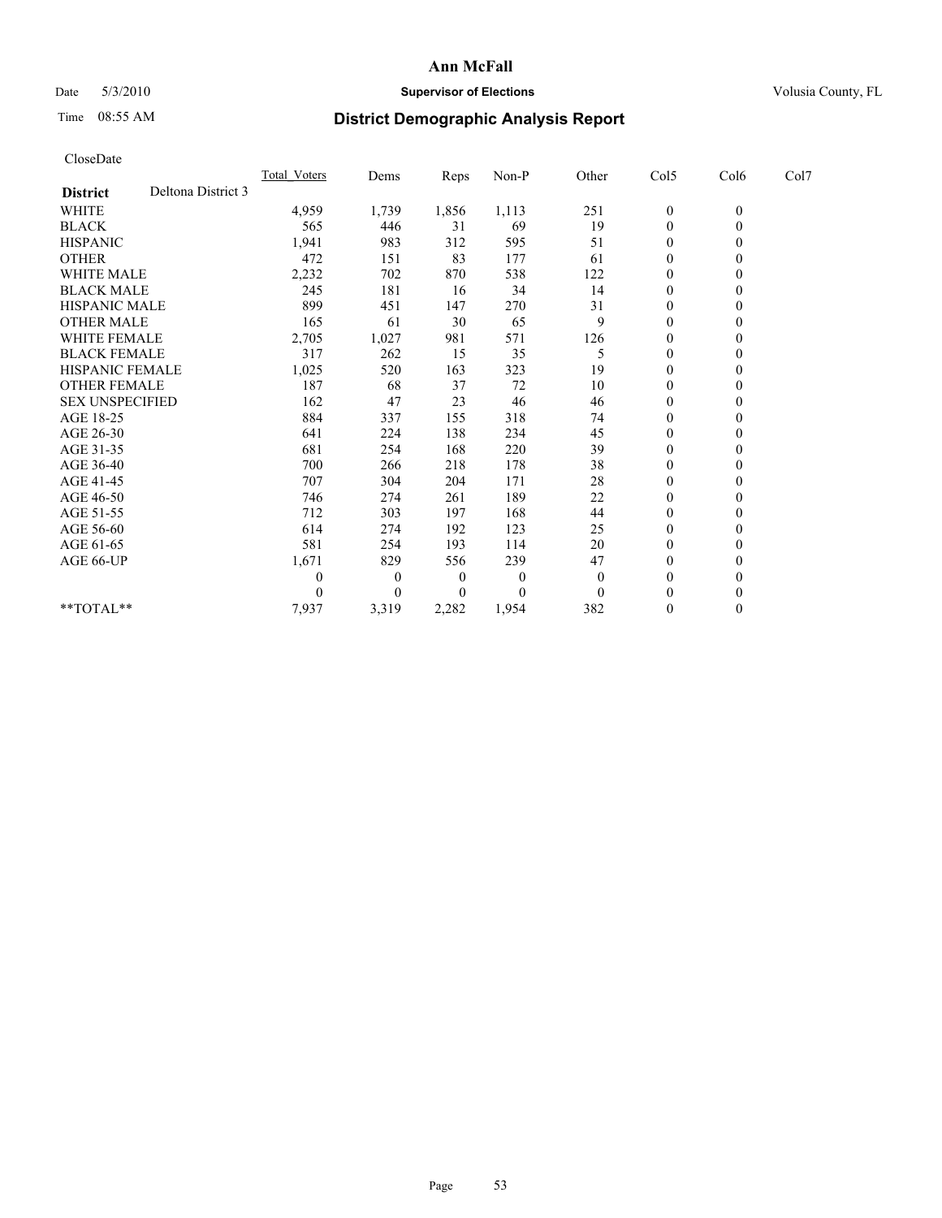# Ann McFall

Date 5/3/2010 **Supervisor of Elections** Volusia County, FL

Time 08:55 AM **District Demographic Analysis Report**

CloseDate

| | Total_Voters | Dems | Reps | Non-P | Other | Col5 | Col6 | Col7 |
|---|---|---|---|---|---|---|---|---|
| **District** Deltona District 3 | | | | | | | | |
| WHITE | 4,959 | 1,739 | 1,856 | 1,113 | 251 | 0 | 0 | |
| BLACK | 565 | 446 | 31 | 69 | 19 | 0 | 0 | |
| HISPANIC | 1,941 | 983 | 312 | 595 | 51 | 0 | 0 | |
| OTHER | 472 | 151 | 83 | 177 | 61 | 0 | 0 | |
| WHITE MALE | 2,232 | 702 | 870 | 538 | 122 | 0 | 0 | |
| BLACK MALE | 245 | 181 | 16 | 34 | 14 | 0 | 0 | |
| HISPANIC MALE | 899 | 451 | 147 | 270 | 31 | 0 | 0 | |
| OTHER MALE | 165 | 61 | 30 | 65 | 9 | 0 | 0 | |
| WHITE FEMALE | 2,705 | 1,027 | 981 | 571 | 126 | 0 | 0 | |
| BLACK FEMALE | 317 | 262 | 15 | 35 | 5 | 0 | 0 | |
| HISPANIC FEMALE | 1,025 | 520 | 163 | 323 | 19 | 0 | 0 | |
| OTHER FEMALE | 187 | 68 | 37 | 72 | 10 | 0 | 0 | |
| SEX UNSPECIFIED | 162 | 47 | 23 | 46 | 46 | 0 | 0 | |
| AGE 18-25 | 884 | 337 | 155 | 318 | 74 | 0 | 0 | |
| AGE 26-30 | 641 | 224 | 138 | 234 | 45 | 0 | 0 | |
| AGE 31-35 | 681 | 254 | 168 | 220 | 39 | 0 | 0 | |
| AGE 36-40 | 700 | 266 | 218 | 178 | 38 | 0 | 0 | |
| AGE 41-45 | 707 | 304 | 204 | 171 | 28 | 0 | 0 | |
| AGE 46-50 | 746 | 274 | 261 | 189 | 22 | 0 | 0 | |
| AGE 51-55 | 712 | 303 | 197 | 168 | 44 | 0 | 0 | |
| AGE 56-60 | 614 | 274 | 192 | 123 | 25 | 0 | 0 | |
| AGE 61-65 | 581 | 254 | 193 | 114 | 20 | 0 | 0 | |
| AGE 66-UP | 1,671 | 829 | 556 | 239 | 47 | 0 | 0 | |
| | 0 | 0 | 0 | 0 | 0 | 0 | 0 | |
| | 0 | 0 | 0 | 0 | 0 | 0 | 0 | |
| **TOTAL** | 7,937 | 3,319 | 2,282 | 1,954 | 382 | 0 | 0 | |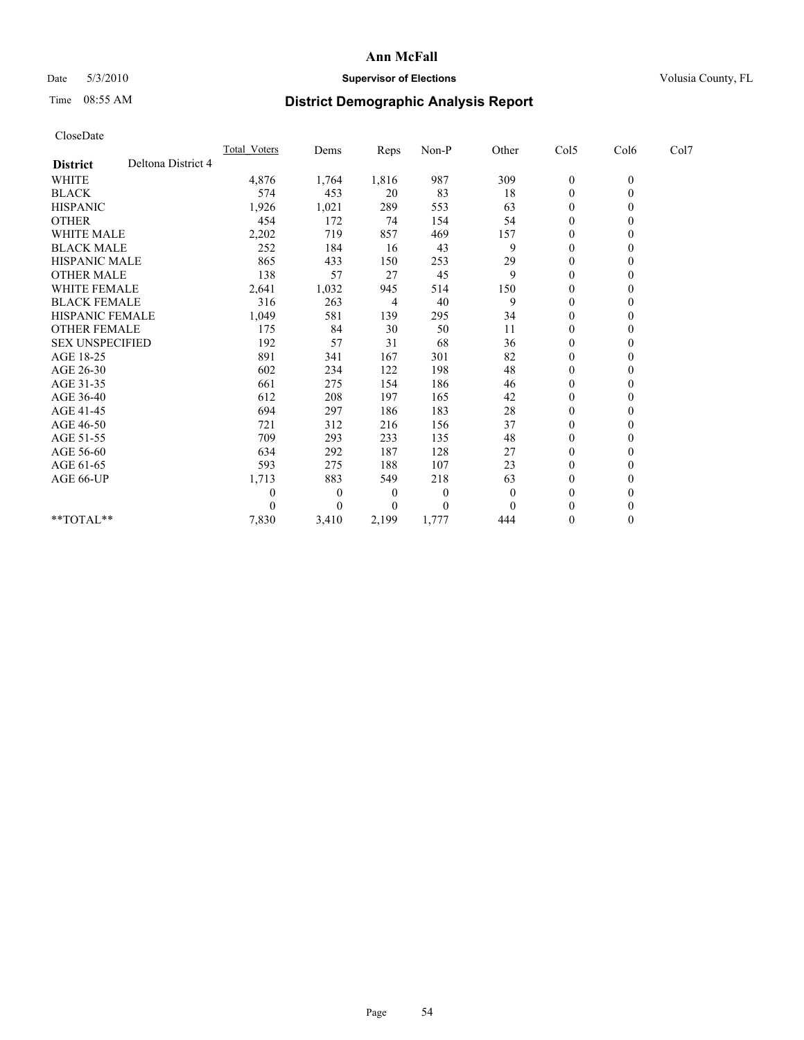# Ann McFall

Date 5/3/2010 **Supervisor of Elections** Volusia County, FL

Time 08:55 AM **District Demographic Analysis Report**

CloseDate

| | Total_Voters | Dems | Reps | Non-P | Other | Col5 | Col6 | Col7 |
|---|---|---|---|---|---|---|---|---|
| **District** Deltona District 4 | | | | | | | | |
| WHITE | 4,876 | 1,764 | 1,816 | 987 | 309 | 0 | 0 | |
| BLACK | 574 | 453 | 20 | 83 | 18 | 0 | 0 | |
| HISPANIC | 1,926 | 1,021 | 289 | 553 | 63 | 0 | 0 | |
| OTHER | 454 | 172 | 74 | 154 | 54 | 0 | 0 | |
| WHITE MALE | 2,202 | 719 | 857 | 469 | 157 | 0 | 0 | |
| BLACK MALE | 252 | 184 | 16 | 43 | 9 | 0 | 0 | |
| HISPANIC MALE | 865 | 433 | 150 | 253 | 29 | 0 | 0 | |
| OTHER MALE | 138 | 57 | 27 | 45 | 9 | 0 | 0 | |
| WHITE FEMALE | 2,641 | 1,032 | 945 | 514 | 150 | 0 | 0 | |
| BLACK FEMALE | 316 | 263 | 4 | 40 | 9 | 0 | 0 | |
| HISPANIC FEMALE | 1,049 | 581 | 139 | 295 | 34 | 0 | 0 | |
| OTHER FEMALE | 175 | 84 | 30 | 50 | 11 | 0 | 0 | |
| SEX UNSPECIFIED | 192 | 57 | 31 | 68 | 36 | 0 | 0 | |
| AGE 18-25 | 891 | 341 | 167 | 301 | 82 | 0 | 0 | |
| AGE 26-30 | 602 | 234 | 122 | 198 | 48 | 0 | 0 | |
| AGE 31-35 | 661 | 275 | 154 | 186 | 46 | 0 | 0 | |
| AGE 36-40 | 612 | 208 | 197 | 165 | 42 | 0 | 0 | |
| AGE 41-45 | 694 | 297 | 186 | 183 | 28 | 0 | 0 | |
| AGE 46-50 | 721 | 312 | 216 | 156 | 37 | 0 | 0 | |
| AGE 51-55 | 709 | 293 | 233 | 135 | 48 | 0 | 0 | |
| AGE 56-60 | 634 | 292 | 187 | 128 | 27 | 0 | 0 | |
| AGE 61-65 | 593 | 275 | 188 | 107 | 23 | 0 | 0 | |
| AGE 66-UP | 1,713 | 883 | 549 | 218 | 63 | 0 | 0 | |
| | 0 | 0 | 0 | 0 | 0 | 0 | 0 | |
| | 0 | 0 | 0 | 0 | 0 | 0 | 0 | |
| **TOTAL** | 7,830 | 3,410 | 2,199 | 1,777 | 444 | 0 | 0 | |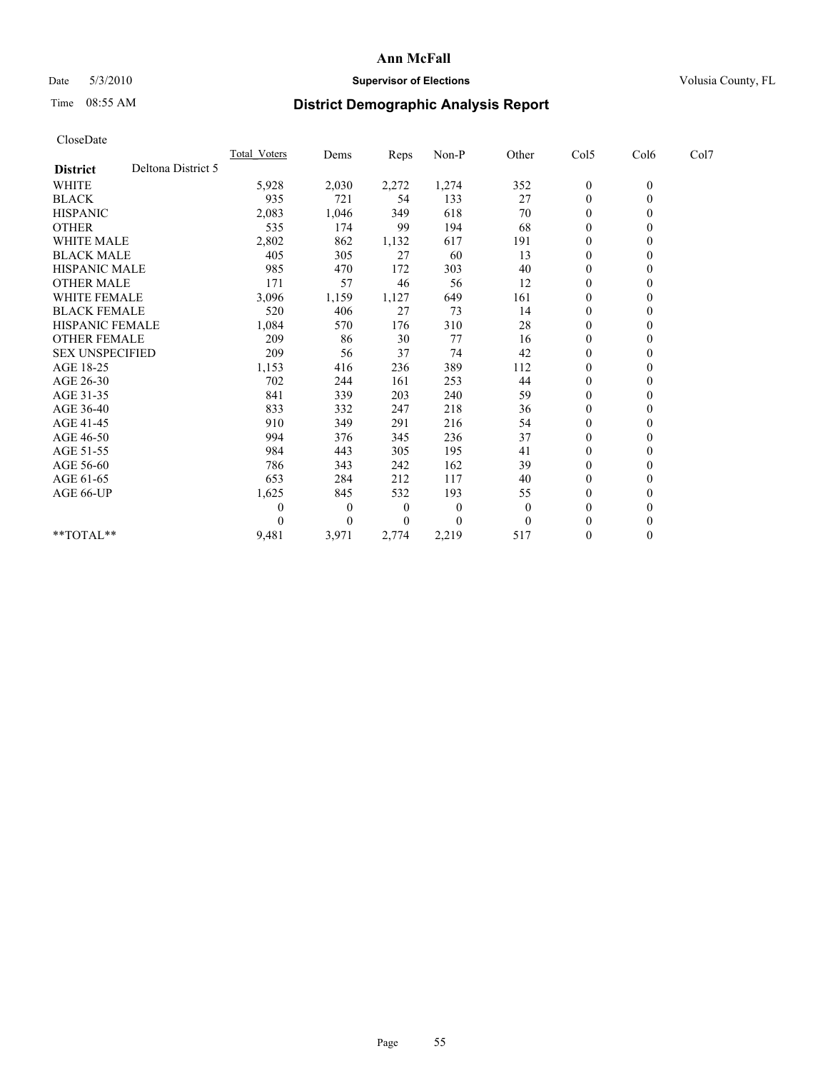# Ann McFall

Date 5/3/2010 **Supervisor of Elections** Volusia County, FL

Time 08:55 AM **District Demographic Analysis Report**

CloseDate

| **District** Deltona District 5 | Total_Voters | Dems | Reps | Non-P | Other | Col5 | Col6 | Col7 |
|---|---|---|---|---|---|---|---|---|
| WHITE | 5,928 | 2,030 | 2,272 | 1,274 | 352 | 0 | 0 | |
| BLACK | 935 | 721 | 54 | 133 | 27 | 0 | 0 | |
| HISPANIC | 2,083 | 1,046 | 349 | 618 | 70 | 0 | 0 | |
| OTHER | 535 | 174 | 99 | 194 | 68 | 0 | 0 | |
| WHITE MALE | 2,802 | 862 | 1,132 | 617 | 191 | 0 | 0 | |
| BLACK MALE | 405 | 305 | 27 | 60 | 13 | 0 | 0 | |
| HISPANIC MALE | 985 | 470 | 172 | 303 | 40 | 0 | 0 | |
| OTHER MALE | 171 | 57 | 46 | 56 | 12 | 0 | 0 | |
| WHITE FEMALE | 3,096 | 1,159 | 1,127 | 649 | 161 | 0 | 0 | |
| BLACK FEMALE | 520 | 406 | 27 | 73 | 14 | 0 | 0 | |
| HISPANIC FEMALE | 1,084 | 570 | 176 | 310 | 28 | 0 | 0 | |
| OTHER FEMALE | 209 | 86 | 30 | 77 | 16 | 0 | 0 | |
| SEX UNSPECIFIED | 209 | 56 | 37 | 74 | 42 | 0 | 0 | |
| AGE 18-25 | 1,153 | 416 | 236 | 389 | 112 | 0 | 0 | |
| AGE 26-30 | 702 | 244 | 161 | 253 | 44 | 0 | 0 | |
| AGE 31-35 | 841 | 339 | 203 | 240 | 59 | 0 | 0 | |
| AGE 36-40 | 833 | 332 | 247 | 218 | 36 | 0 | 0 | |
| AGE 41-45 | 910 | 349 | 291 | 216 | 54 | 0 | 0 | |
| AGE 46-50 | 994 | 376 | 345 | 236 | 37 | 0 | 0 | |
| AGE 51-55 | 984 | 443 | 305 | 195 | 41 | 0 | 0 | |
| AGE 56-60 | 786 | 343 | 242 | 162 | 39 | 0 | 0 | |
| AGE 61-65 | 653 | 284 | 212 | 117 | 40 | 0 | 0 | |
| AGE 66-UP | 1,625 | 845 | 532 | 193 | 55 | 0 | 0 | |
| | 0 | 0 | 0 | 0 | 0 | 0 | 0 | |
| | 0 | 0 | 0 | 0 | 0 | 0 | 0 | |
| **TOTAL** | 9,481 | 3,971 | 2,774 | 2,219 | 517 | 0 | 0 | |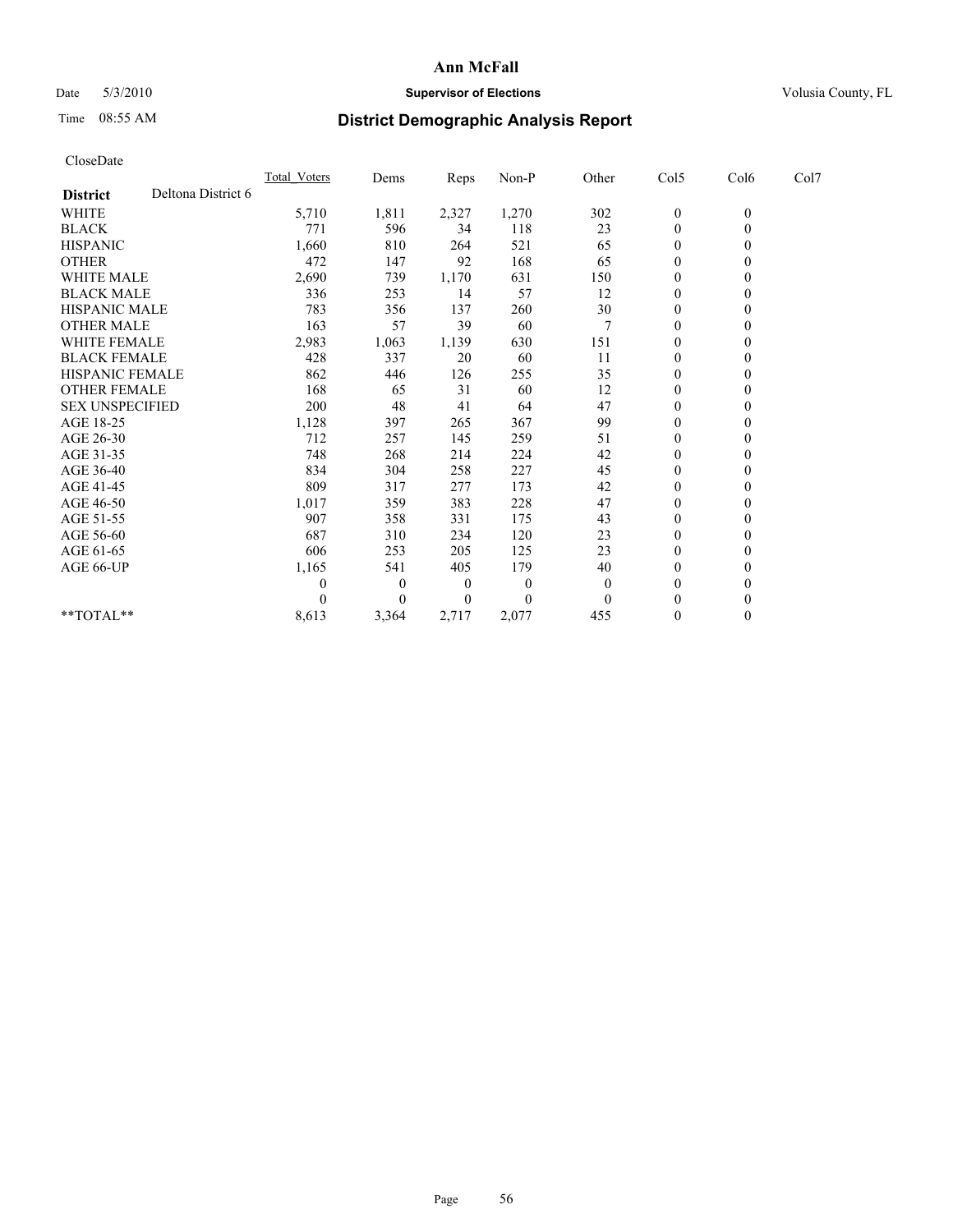# District Demographic Analysis Report

CloseDate

| District: Deltona District 6 | Total_Voters | Dems | Reps | Non-P | Other | Col5 | Col6 | Col7 |
|---|---|---|---|---|---|---|---|---|
| WHITE | 5,710 | 1,811 | 2,327 | 1,270 | 302 | 0 | 0 | |
| BLACK | 771 | 596 | 34 | 118 | 23 | 0 | 0 | |
| HISPANIC | 1,660 | 810 | 264 | 521 | 65 | 0 | 0 | |
| OTHER | 472 | 147 | 92 | 168 | 65 | 0 | 0 | |
| WHITE MALE | 2,690 | 739 | 1,170 | 631 | 150 | 0 | 0 | |
| BLACK MALE | 336 | 253 | 14 | 57 | 12 | 0 | 0 | |
| HISPANIC MALE | 783 | 356 | 137 | 260 | 30 | 0 | 0 | |
| OTHER MALE | 163 | 57 | 39 | 60 | 7 | 0 | 0 | |
| WHITE FEMALE | 2,983 | 1,063 | 1,139 | 630 | 151 | 0 | 0 | |
| BLACK FEMALE | 428 | 337 | 20 | 60 | 11 | 0 | 0 | |
| HISPANIC FEMALE | 862 | 446 | 126 | 255 | 35 | 0 | 0 | |
| OTHER FEMALE | 168 | 65 | 31 | 60 | 12 | 0 | 0 | |
| SEX UNSPECIFIED | 200 | 48 | 41 | 64 | 47 | 0 | 0 | |
| AGE 18-25 | 1,128 | 397 | 265 | 367 | 99 | 0 | 0 | |
| AGE 26-30 | 712 | 257 | 145 | 259 | 51 | 0 | 0 | |
| AGE 31-35 | 748 | 268 | 214 | 224 | 42 | 0 | 0 | |
| AGE 36-40 | 834 | 304 | 258 | 227 | 45 | 0 | 0 | |
| AGE 41-45 | 809 | 317 | 277 | 173 | 42 | 0 | 0 | |
| AGE 46-50 | 1,017 | 359 | 383 | 228 | 47 | 0 | 0 | |
| AGE 51-55 | 907 | 358 | 331 | 175 | 43 | 0 | 0 | |
| AGE 56-60 | 687 | 310 | 234 | 120 | 23 | 0 | 0 | |
| AGE 61-65 | 606 | 253 | 205 | 125 | 23 | 0 | 0 | |
| AGE 66-UP | 1,165 | 541 | 405 | 179 | 40 | 0 | 0 | |
| | 0 | 0 | 0 | 0 | 0 | 0 | 0 | |
| | 0 | 0 | 0 | 0 | 0 | 0 | 0 | |
| **TOTAL** | 8,613 | 3,364 | 2,717 | 2,077 | 455 | 0 | 0 | |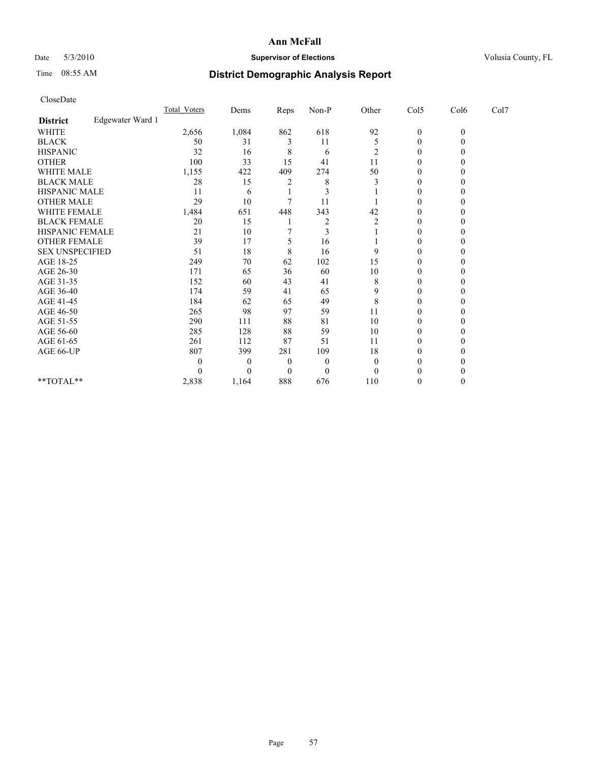**Ann McFall**

Date 5/3/2010 **Supervisor of Elections** Volusia County, FL

Time 08:55 AM

## District Demographic Analysis Report

CloseDate

| **District** Edgewater Ward 1 | Total_Voters | Dems | Reps | Non-P | Other | Col5 | Col6 | Col7 |
|---|---|---|---|---|---|---|---|---|
| WHITE | 2,656 | 1,084 | 862 | 618 | 92 | 0 | 0 | |
| BLACK | 50 | 31 | 3 | 11 | 5 | 0 | 0 | |
| HISPANIC | 32 | 16 | 8 | 6 | 2 | 0 | 0 | |
| OTHER | 100 | 33 | 15 | 41 | 11 | 0 | 0 | |
| WHITE MALE | 1,155 | 422 | 409 | 274 | 50 | 0 | 0 | |
| BLACK MALE | 28 | 15 | 2 | 8 | 3 | 0 | 0 | |
| HISPANIC MALE | 11 | 6 | 1 | 3 | 1 | 0 | 0 | |
| OTHER MALE | 29 | 10 | 7 | 11 | 1 | 0 | 0 | |
| WHITE FEMALE | 1,484 | 651 | 448 | 343 | 42 | 0 | 0 | |
| BLACK FEMALE | 20 | 15 | 1 | 2 | 2 | 0 | 0 | |
| HISPANIC FEMALE | 21 | 10 | 7 | 3 | 1 | 0 | 0 | |
| OTHER FEMALE | 39 | 17 | 5 | 16 | 1 | 0 | 0 | |
| SEX UNSPECIFIED | 51 | 18 | 8 | 16 | 9 | 0 | 0 | |
| AGE 18-25 | 249 | 70 | 62 | 102 | 15 | 0 | 0 | |
| AGE 26-30 | 171 | 65 | 36 | 60 | 10 | 0 | 0 | |
| AGE 31-35 | 152 | 60 | 43 | 41 | 8 | 0 | 0 | |
| AGE 36-40 | 174 | 59 | 41 | 65 | 9 | 0 | 0 | |
| AGE 41-45 | 184 | 62 | 65 | 49 | 8 | 0 | 0 | |
| AGE 46-50 | 265 | 98 | 97 | 59 | 11 | 0 | 0 | |
| AGE 51-55 | 290 | 111 | 88 | 81 | 10 | 0 | 0 | |
| AGE 56-60 | 285 | 128 | 88 | 59 | 10 | 0 | 0 | |
| AGE 61-65 | 261 | 112 | 87 | 51 | 11 | 0 | 0 | |
| AGE 66-UP | 807 | 399 | 281 | 109 | 18 | 0 | 0 | |
| | 0 | 0 | 0 | 0 | 0 | 0 | 0 | |
| | 0 | 0 | 0 | 0 | 0 | 0 | 0 | |
| **TOTAL** | 2,838 | 1,164 | 888 | 676 | 110 | 0 | 0 | |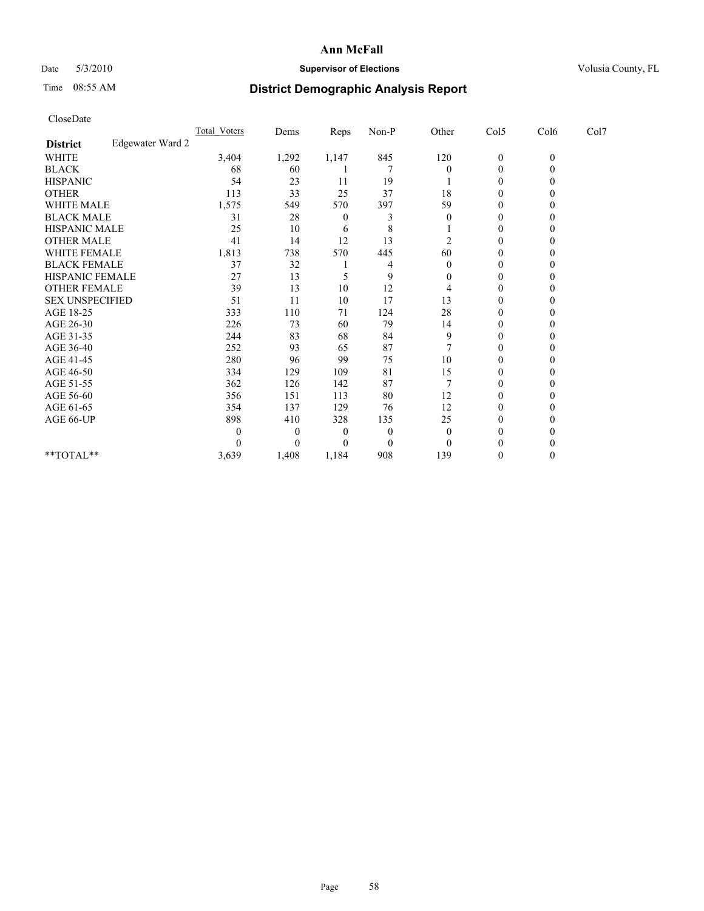# Ann McFall

Date 5/3/2010 **Supervisor of Elections** Volusia County, FL

Time 08:55 AM

## District Demographic Analysis Report

CloseDate

| | Total_Voters | Dems | Reps | Non-P | Other | Col5 | Col6 | Col7 |
|---|---|---|---|---|---|---|---|---|
| **District** Edgewater Ward 2 | | | | | | | | |
| WHITE | 3,404 | 1,292 | 1,147 | 845 | 120 | 0 | 0 | |
| BLACK | 68 | 60 | 1 | 7 | 0 | 0 | 0 | |
| HISPANIC | 54 | 23 | 11 | 19 | 1 | 0 | 0 | |
| OTHER | 113 | 33 | 25 | 37 | 18 | 0 | 0 | |
| WHITE MALE | 1,575 | 549 | 570 | 397 | 59 | 0 | 0 | |
| BLACK MALE | 31 | 28 | 0 | 3 | 0 | 0 | 0 | |
| HISPANIC MALE | 25 | 10 | 6 | 8 | 1 | 0 | 0 | |
| OTHER MALE | 41 | 14 | 12 | 13 | 2 | 0 | 0 | |
| WHITE FEMALE | 1,813 | 738 | 570 | 445 | 60 | 0 | 0 | |
| BLACK FEMALE | 37 | 32 | 1 | 4 | 0 | 0 | 0 | |
| HISPANIC FEMALE | 27 | 13 | 5 | 9 | 0 | 0 | 0 | |
| OTHER FEMALE | 39 | 13 | 10 | 12 | 4 | 0 | 0 | |
| SEX UNSPECIFIED | 51 | 11 | 10 | 17 | 13 | 0 | 0 | |
| AGE 18-25 | 333 | 110 | 71 | 124 | 28 | 0 | 0 | |
| AGE 26-30 | 226 | 73 | 60 | 79 | 14 | 0 | 0 | |
| AGE 31-35 | 244 | 83 | 68 | 84 | 9 | 0 | 0 | |
| AGE 36-40 | 252 | 93 | 65 | 87 | 7 | 0 | 0 | |
| AGE 41-45 | 280 | 96 | 99 | 75 | 10 | 0 | 0 | |
| AGE 46-50 | 334 | 129 | 109 | 81 | 15 | 0 | 0 | |
| AGE 51-55 | 362 | 126 | 142 | 87 | 7 | 0 | 0 | |
| AGE 56-60 | 356 | 151 | 113 | 80 | 12 | 0 | 0 | |
| AGE 61-65 | 354 | 137 | 129 | 76 | 12 | 0 | 0 | |
| AGE 66-UP | 898 | 410 | 328 | 135 | 25 | 0 | 0 | |
| | 0 | 0 | 0 | 0 | 0 | 0 | 0 | |
| | 0 | 0 | 0 | 0 | 0 | 0 | 0 | |
| **TOTAL** | 3,639 | 1,408 | 1,184 | 908 | 139 | 0 | 0 | |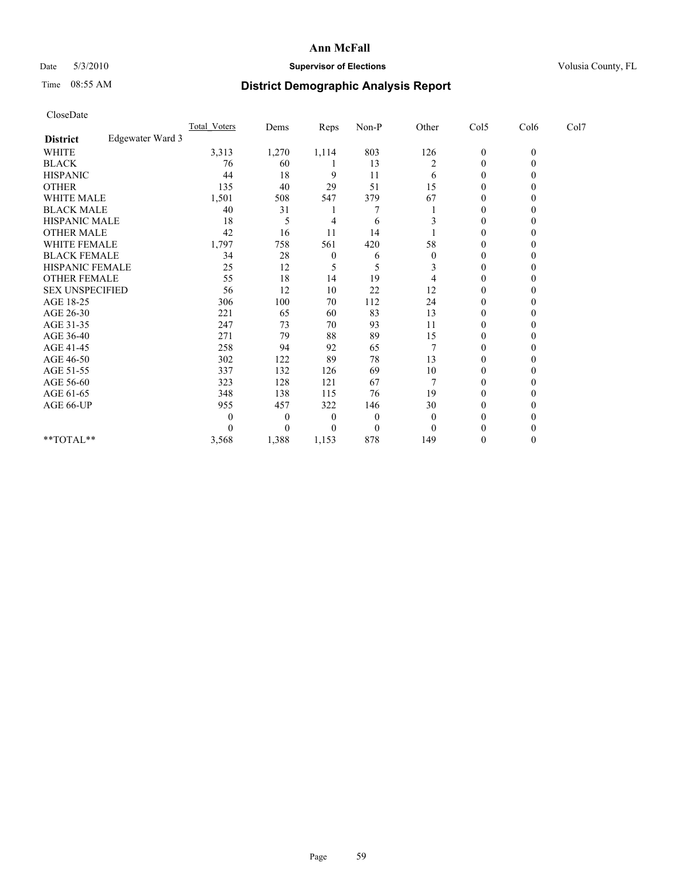# Ann McFall

Date 5/3/2010 **Supervisor of Elections** Volusia County, FL

Time 08:55 AM **District Demographic Analysis Report**

CloseDate

| | Total_Voters | Dems | Reps | Non-P | Other | Col5 | Col6 | Col7 |
|---|---|---|---|---|---|---|---|---|
| **District** Edgewater Ward 3 | | | | | | | | |
| WHITE | 3,313 | 1,270 | 1,114 | 803 | 126 | 0 | 0 | |
| BLACK | 76 | 60 | 1 | 13 | 2 | 0 | 0 | |
| HISPANIC | 44 | 18 | 9 | 11 | 6 | 0 | 0 | |
| OTHER | 135 | 40 | 29 | 51 | 15 | 0 | 0 | |
| WHITE MALE | 1,501 | 508 | 547 | 379 | 67 | 0 | 0 | |
| BLACK MALE | 40 | 31 | 1 | 7 | 1 | 0 | 0 | |
| HISPANIC MALE | 18 | 5 | 4 | 6 | 3 | 0 | 0 | |
| OTHER MALE | 42 | 16 | 11 | 14 | 1 | 0 | 0 | |
| WHITE FEMALE | 1,797 | 758 | 561 | 420 | 58 | 0 | 0 | |
| BLACK FEMALE | 34 | 28 | 0 | 6 | 0 | 0 | 0 | |
| HISPANIC FEMALE | 25 | 12 | 5 | 5 | 3 | 0 | 0 | |
| OTHER FEMALE | 55 | 18 | 14 | 19 | 4 | 0 | 0 | |
| SEX UNSPECIFIED | 56 | 12 | 10 | 22 | 12 | 0 | 0 | |
| AGE 18-25 | 306 | 100 | 70 | 112 | 24 | 0 | 0 | |
| AGE 26-30 | 221 | 65 | 60 | 83 | 13 | 0 | 0 | |
| AGE 31-35 | 247 | 73 | 70 | 93 | 11 | 0 | 0 | |
| AGE 36-40 | 271 | 79 | 88 | 89 | 15 | 0 | 0 | |
| AGE 41-45 | 258 | 94 | 92 | 65 | 7 | 0 | 0 | |
| AGE 46-50 | 302 | 122 | 89 | 78 | 13 | 0 | 0 | |
| AGE 51-55 | 337 | 132 | 126 | 69 | 10 | 0 | 0 | |
| AGE 56-60 | 323 | 128 | 121 | 67 | 7 | 0 | 0 | |
| AGE 61-65 | 348 | 138 | 115 | 76 | 19 | 0 | 0 | |
| AGE 66-UP | 955 | 457 | 322 | 146 | 30 | 0 | 0 | |
| | 0 | 0 | 0 | 0 | 0 | 0 | 0 | |
| | 0 | 0 | 0 | 0 | 0 | 0 | 0 | |
| **TOTAL** | 3,568 | 1,388 | 1,153 | 878 | 149 | 0 | 0 | |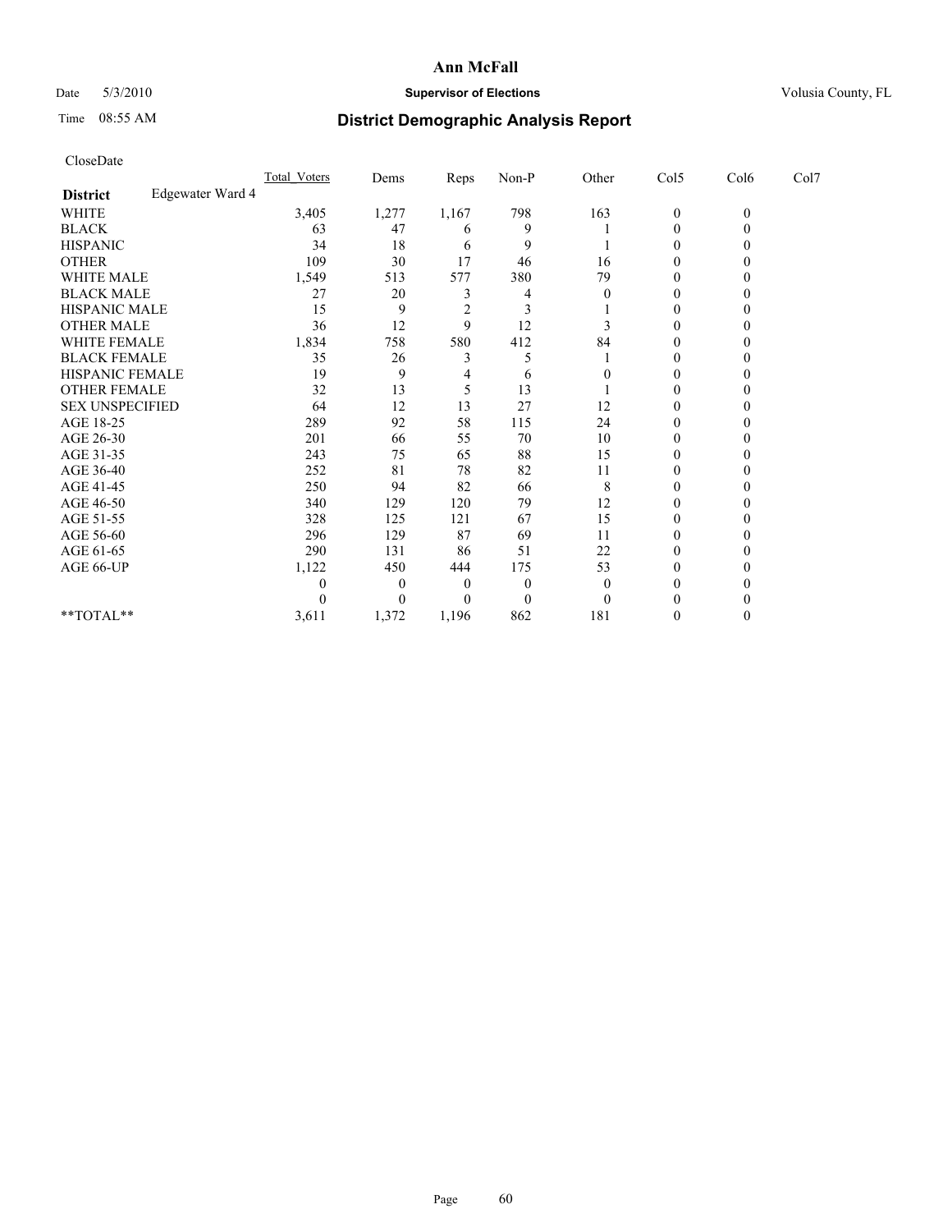# Ann McFall

Date 5/3/2010 **Supervisor of Elections** Volusia County, FL

Time 08:55 AM **District Demographic Analysis Report**

CloseDate

| | Total_Voters | Dems | Reps | Non-P | Other | Col5 | Col6 | Col7 |
|---|---|---|---|---|---|---|---|---|
| **District** Edgewater Ward 4 | | | | | | | | |
| WHITE | 3,405 | 1,277 | 1,167 | 798 | 163 | 0 | 0 | |
| BLACK | 63 | 47 | 6 | 9 | 1 | 0 | 0 | |
| HISPANIC | 34 | 18 | 6 | 9 | 1 | 0 | 0 | |
| OTHER | 109 | 30 | 17 | 46 | 16 | 0 | 0 | |
| WHITE MALE | 1,549 | 513 | 577 | 380 | 79 | 0 | 0 | |
| BLACK MALE | 27 | 20 | 3 | 4 | 0 | 0 | 0 | |
| HISPANIC MALE | 15 | 9 | 2 | 3 | 1 | 0 | 0 | |
| OTHER MALE | 36 | 12 | 9 | 12 | 3 | 0 | 0 | |
| WHITE FEMALE | 1,834 | 758 | 580 | 412 | 84 | 0 | 0 | |
| BLACK FEMALE | 35 | 26 | 3 | 5 | 1 | 0 | 0 | |
| HISPANIC FEMALE | 19 | 9 | 4 | 6 | 0 | 0 | 0 | |
| OTHER FEMALE | 32 | 13 | 5 | 13 | 1 | 0 | 0 | |
| SEX UNSPECIFIED | 64 | 12 | 13 | 27 | 12 | 0 | 0 | |
| AGE 18-25 | 289 | 92 | 58 | 115 | 24 | 0 | 0 | |
| AGE 26-30 | 201 | 66 | 55 | 70 | 10 | 0 | 0 | |
| AGE 31-35 | 243 | 75 | 65 | 88 | 15 | 0 | 0 | |
| AGE 36-40 | 252 | 81 | 78 | 82 | 11 | 0 | 0 | |
| AGE 41-45 | 250 | 94 | 82 | 66 | 8 | 0 | 0 | |
| AGE 46-50 | 340 | 129 | 120 | 79 | 12 | 0 | 0 | |
| AGE 51-55 | 328 | 125 | 121 | 67 | 15 | 0 | 0 | |
| AGE 56-60 | 296 | 129 | 87 | 69 | 11 | 0 | 0 | |
| AGE 61-65 | 290 | 131 | 86 | 51 | 22 | 0 | 0 | |
| AGE 66-UP | 1,122 | 450 | 444 | 175 | 53 | 0 | 0 | |
| | 0 | 0 | 0 | 0 | 0 | 0 | 0 | |
| | 0 | 0 | 0 | 0 | 0 | 0 | 0 | |
| **TOTAL** | 3,611 | 1,372 | 1,196 | 862 | 181 | 0 | 0 | |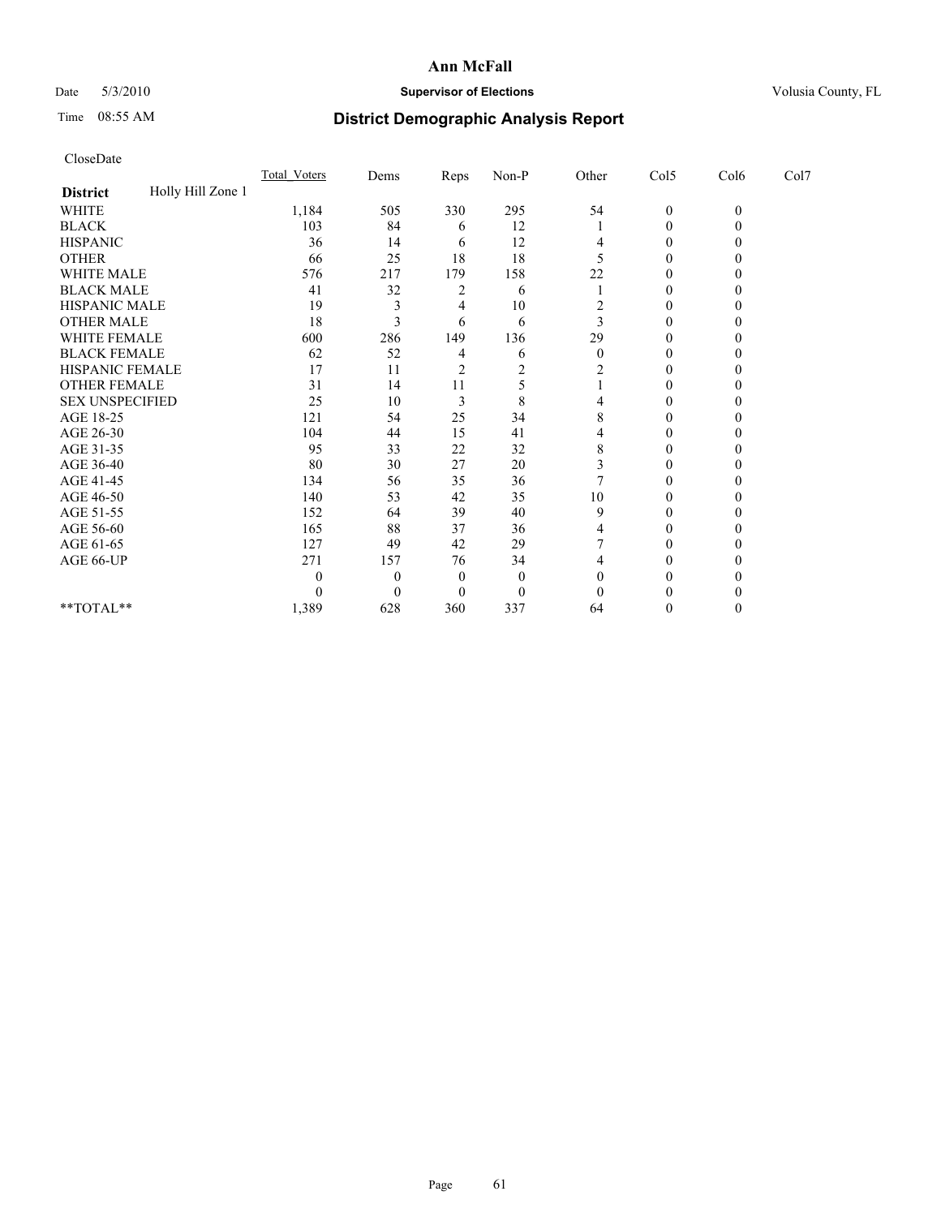# Ann McFall

Date 5/3/2010 **Supervisor of Elections** Volusia County, FL

Time 08:55 AM **District Demographic Analysis Report**

CloseDate

| **District** Holly Hill Zone 1 | Total_Voters | Dems | Reps | Non-P | Other | Col5 | Col6 | Col7 |
|---|---|---|---|---|---|---|---|---|
| WHITE | 1,184 | 505 | 330 | 295 | 54 | 0 | 0 | |
| BLACK | 103 | 84 | 6 | 12 | 1 | 0 | 0 | |
| HISPANIC | 36 | 14 | 6 | 12 | 4 | 0 | 0 | |
| OTHER | 66 | 25 | 18 | 18 | 5 | 0 | 0 | |
| WHITE MALE | 576 | 217 | 179 | 158 | 22 | 0 | 0 | |
| BLACK MALE | 41 | 32 | 2 | 6 | 1 | 0 | 0 | |
| HISPANIC MALE | 19 | 3 | 4 | 10 | 2 | 0 | 0 | |
| OTHER MALE | 18 | 3 | 6 | 6 | 3 | 0 | 0 | |
| WHITE FEMALE | 600 | 286 | 149 | 136 | 29 | 0 | 0 | |
| BLACK FEMALE | 62 | 52 | 4 | 6 | 0 | 0 | 0 | |
| HISPANIC FEMALE | 17 | 11 | 2 | 2 | 2 | 0 | 0 | |
| OTHER FEMALE | 31 | 14 | 11 | 5 | 1 | 0 | 0 | |
| SEX UNSPECIFIED | 25 | 10 | 3 | 8 | 4 | 0 | 0 | |
| AGE 18-25 | 121 | 54 | 25 | 34 | 8 | 0 | 0 | |
| AGE 26-30 | 104 | 44 | 15 | 41 | 4 | 0 | 0 | |
| AGE 31-35 | 95 | 33 | 22 | 32 | 8 | 0 | 0 | |
| AGE 36-40 | 80 | 30 | 27 | 20 | 3 | 0 | 0 | |
| AGE 41-45 | 134 | 56 | 35 | 36 | 7 | 0 | 0 | |
| AGE 46-50 | 140 | 53 | 42 | 35 | 10 | 0 | 0 | |
| AGE 51-55 | 152 | 64 | 39 | 40 | 9 | 0 | 0 | |
| AGE 56-60 | 165 | 88 | 37 | 36 | 4 | 0 | 0 | |
| AGE 61-65 | 127 | 49 | 42 | 29 | 7 | 0 | 0 | |
| AGE 66-UP | 271 | 157 | 76 | 34 | 4 | 0 | 0 | |
| | 0 | 0 | 0 | 0 | 0 | 0 | 0 | |
| | 0 | 0 | 0 | 0 | 0 | 0 | 0 | |
| **TOTAL** | 1,389 | 628 | 360 | 337 | 64 | 0 | 0 | |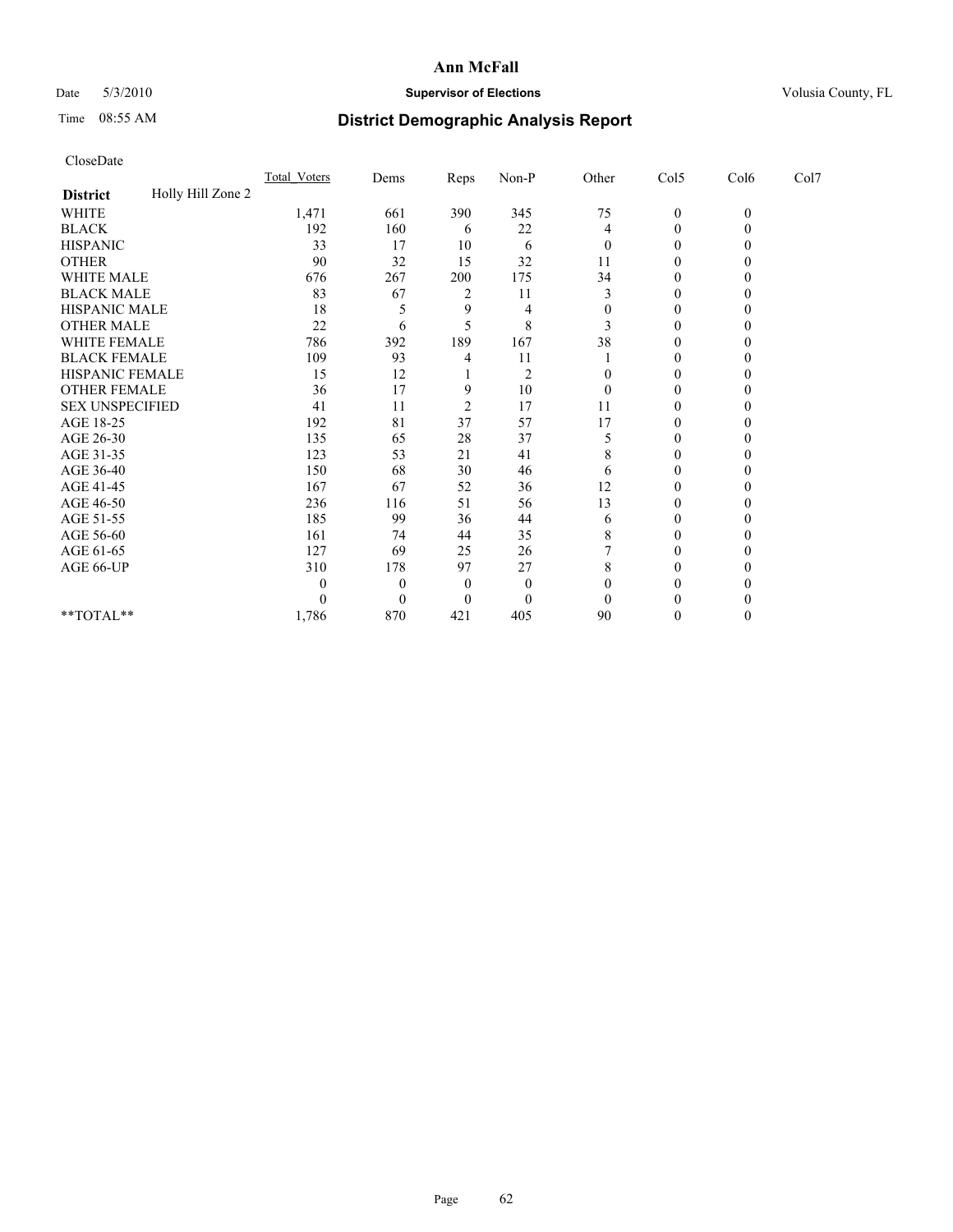# Ann McFall

Date 5/3/2010 **Supervisor of Elections** Volusia County, FL

Time 08:55 AM **District Demographic Analysis Report**

CloseDate

| | Total_Voters | Dems | Reps | Non-P | Other | Col5 | Col6 | Col7 |
|---|---|---|---|---|---|---|---|---|
| **District** Holly Hill Zone 2 | | | | | | | | |
| WHITE | 1,471 | 661 | 390 | 345 | 75 | 0 | 0 | |
| BLACK | 192 | 160 | 6 | 22 | 4 | 0 | 0 | |
| HISPANIC | 33 | 17 | 10 | 6 | 0 | 0 | 0 | |
| OTHER | 90 | 32 | 15 | 32 | 11 | 0 | 0 | |
| WHITE MALE | 676 | 267 | 200 | 175 | 34 | 0 | 0 | |
| BLACK MALE | 83 | 67 | 2 | 11 | 3 | 0 | 0 | |
| HISPANIC MALE | 18 | 5 | 9 | 4 | 0 | 0 | 0 | |
| OTHER MALE | 22 | 6 | 5 | 8 | 3 | 0 | 0 | |
| WHITE FEMALE | 786 | 392 | 189 | 167 | 38 | 0 | 0 | |
| BLACK FEMALE | 109 | 93 | 4 | 11 | 1 | 0 | 0 | |
| HISPANIC FEMALE | 15 | 12 | 1 | 2 | 0 | 0 | 0 | |
| OTHER FEMALE | 36 | 17 | 9 | 10 | 0 | 0 | 0 | |
| SEX UNSPECIFIED | 41 | 11 | 2 | 17 | 11 | 0 | 0 | |
| AGE 18-25 | 192 | 81 | 37 | 57 | 17 | 0 | 0 | |
| AGE 26-30 | 135 | 65 | 28 | 37 | 5 | 0 | 0 | |
| AGE 31-35 | 123 | 53 | 21 | 41 | 8 | 0 | 0 | |
| AGE 36-40 | 150 | 68 | 30 | 46 | 6 | 0 | 0 | |
| AGE 41-45 | 167 | 67 | 52 | 36 | 12 | 0 | 0 | |
| AGE 46-50 | 236 | 116 | 51 | 56 | 13 | 0 | 0 | |
| AGE 51-55 | 185 | 99 | 36 | 44 | 6 | 0 | 0 | |
| AGE 56-60 | 161 | 74 | 44 | 35 | 8 | 0 | 0 | |
| AGE 61-65 | 127 | 69 | 25 | 26 | 7 | 0 | 0 | |
| AGE 66-UP | 310 | 178 | 97 | 27 | 8 | 0 | 0 | |
| | 0 | 0 | 0 | 0 | 0 | 0 | 0 | |
| | 0 | 0 | 0 | 0 | 0 | 0 | 0 | |
| **TOTAL** | 1,786 | 870 | 421 | 405 | 90 | 0 | 0 | |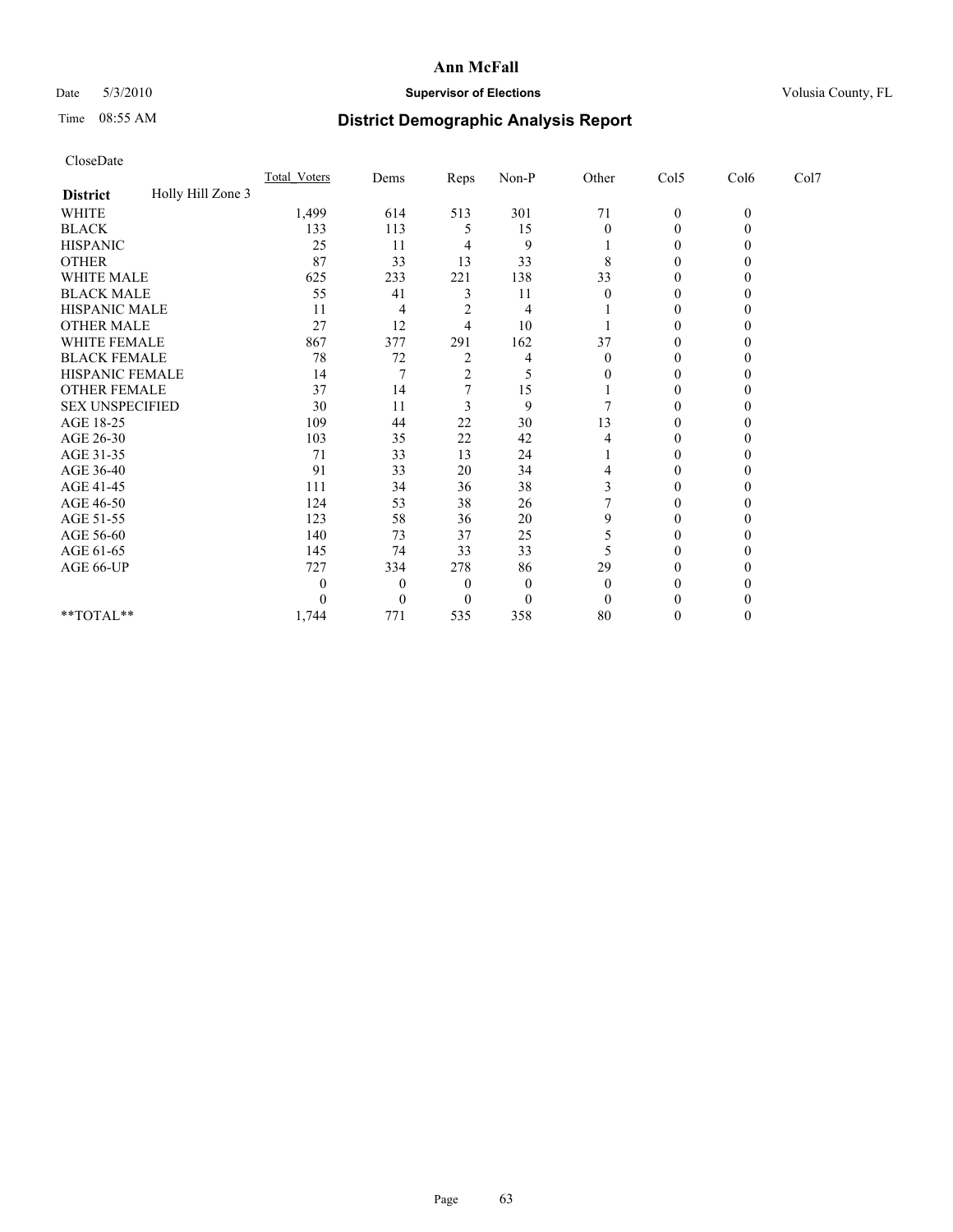**Ann McFall**

Date 5/3/2010 **Supervisor of Elections** Volusia County, FL

Time 08:55 AM

## District Demographic Analysis Report

CloseDate

| | Total_Voters | Dems | Reps | Non-P | Other | Col5 | Col6 | Col7 |
|---|---|---|---|---|---|---|---|---|
| **District** Holly Hill Zone 3 | | | | | | | | |
| WHITE | 1,499 | 614 | 513 | 301 | 71 | 0 | 0 | |
| BLACK | 133 | 113 | 5 | 15 | 0 | 0 | 0 | |
| HISPANIC | 25 | 11 | 4 | 9 | 1 | 0 | 0 | |
| OTHER | 87 | 33 | 13 | 33 | 8 | 0 | 0 | |
| WHITE MALE | 625 | 233 | 221 | 138 | 33 | 0 | 0 | |
| BLACK MALE | 55 | 41 | 3 | 11 | 0 | 0 | 0 | |
| HISPANIC MALE | 11 | 4 | 2 | 4 | 1 | 0 | 0 | |
| OTHER MALE | 27 | 12 | 4 | 10 | 1 | 0 | 0 | |
| WHITE FEMALE | 867 | 377 | 291 | 162 | 37 | 0 | 0 | |
| BLACK FEMALE | 78 | 72 | 2 | 4 | 0 | 0 | 0 | |
| HISPANIC FEMALE | 14 | 7 | 2 | 5 | 0 | 0 | 0 | |
| OTHER FEMALE | 37 | 14 | 7 | 15 | 1 | 0 | 0 | |
| SEX UNSPECIFIED | 30 | 11 | 3 | 9 | 7 | 0 | 0 | |
| AGE 18-25 | 109 | 44 | 22 | 30 | 13 | 0 | 0 | |
| AGE 26-30 | 103 | 35 | 22 | 42 | 4 | 0 | 0 | |
| AGE 31-35 | 71 | 33 | 13 | 24 | 1 | 0 | 0 | |
| AGE 36-40 | 91 | 33 | 20 | 34 | 4 | 0 | 0 | |
| AGE 41-45 | 111 | 34 | 36 | 38 | 3 | 0 | 0 | |
| AGE 46-50 | 124 | 53 | 38 | 26 | 7 | 0 | 0 | |
| AGE 51-55 | 123 | 58 | 36 | 20 | 9 | 0 | 0 | |
| AGE 56-60 | 140 | 73 | 37 | 25 | 5 | 0 | 0 | |
| AGE 61-65 | 145 | 74 | 33 | 33 | 5 | 0 | 0 | |
| AGE 66-UP | 727 | 334 | 278 | 86 | 29 | 0 | 0 | |
| | 0 | 0 | 0 | 0 | 0 | 0 | 0 | |
| | 0 | 0 | 0 | 0 | 0 | 0 | 0 | |
| **TOTAL** | 1,744 | 771 | 535 | 358 | 80 | 0 | 0 | |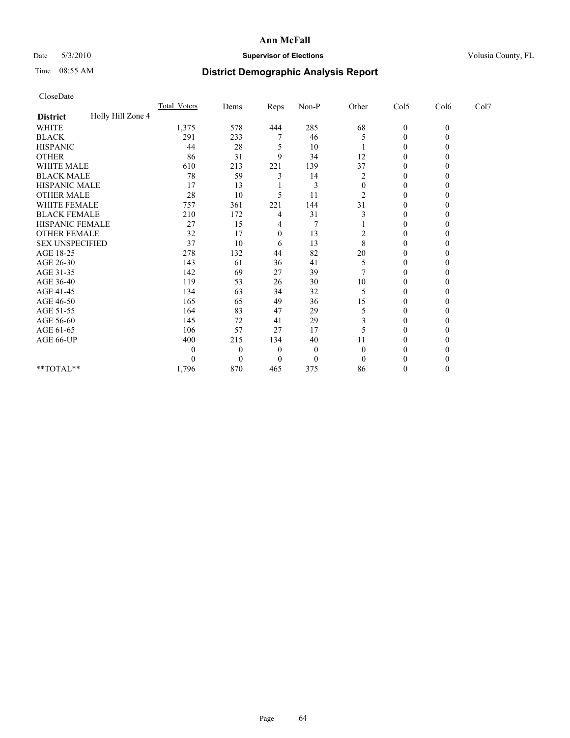# Ann McFall

Date 5/3/2010 **Supervisor of Elections** Volusia County, FL

Time 08:55 AM **District Demographic Analysis Report**

CloseDate

| | Total_Voters | Dems | Reps | Non-P | Other | Col5 | Col6 | Col7 |
|---|---|---|---|---|---|---|---|---|
| **District** Holly Hill Zone 4 | | | | | | | | |
| WHITE | 1,375 | 578 | 444 | 285 | 68 | 0 | 0 | |
| BLACK | 291 | 233 | 7 | 46 | 5 | 0 | 0 | |
| HISPANIC | 44 | 28 | 5 | 10 | 1 | 0 | 0 | |
| OTHER | 86 | 31 | 9 | 34 | 12 | 0 | 0 | |
| WHITE MALE | 610 | 213 | 221 | 139 | 37 | 0 | 0 | |
| BLACK MALE | 78 | 59 | 3 | 14 | 2 | 0 | 0 | |
| HISPANIC MALE | 17 | 13 | 1 | 3 | 0 | 0 | 0 | |
| OTHER MALE | 28 | 10 | 5 | 11 | 2 | 0 | 0 | |
| WHITE FEMALE | 757 | 361 | 221 | 144 | 31 | 0 | 0 | |
| BLACK FEMALE | 210 | 172 | 4 | 31 | 3 | 0 | 0 | |
| HISPANIC FEMALE | 27 | 15 | 4 | 7 | 1 | 0 | 0 | |
| OTHER FEMALE | 32 | 17 | 0 | 13 | 2 | 0 | 0 | |
| SEX UNSPECIFIED | 37 | 10 | 6 | 13 | 8 | 0 | 0 | |
| AGE 18-25 | 278 | 132 | 44 | 82 | 20 | 0 | 0 | |
| AGE 26-30 | 143 | 61 | 36 | 41 | 5 | 0 | 0 | |
| AGE 31-35 | 142 | 69 | 27 | 39 | 7 | 0 | 0 | |
| AGE 36-40 | 119 | 53 | 26 | 30 | 10 | 0 | 0 | |
| AGE 41-45 | 134 | 63 | 34 | 32 | 5 | 0 | 0 | |
| AGE 46-50 | 165 | 65 | 49 | 36 | 15 | 0 | 0 | |
| AGE 51-55 | 164 | 83 | 47 | 29 | 5 | 0 | 0 | |
| AGE 56-60 | 145 | 72 | 41 | 29 | 3 | 0 | 0 | |
| AGE 61-65 | 106 | 57 | 27 | 17 | 5 | 0 | 0 | |
| AGE 66-UP | 400 | 215 | 134 | 40 | 11 | 0 | 0 | |
| | 0 | 0 | 0 | 0 | 0 | 0 | 0 | |
| | 0 | 0 | 0 | 0 | 0 | 0 | 0 | |
| **TOTAL** | 1,796 | 870 | 465 | 375 | 86 | 0 | 0 | |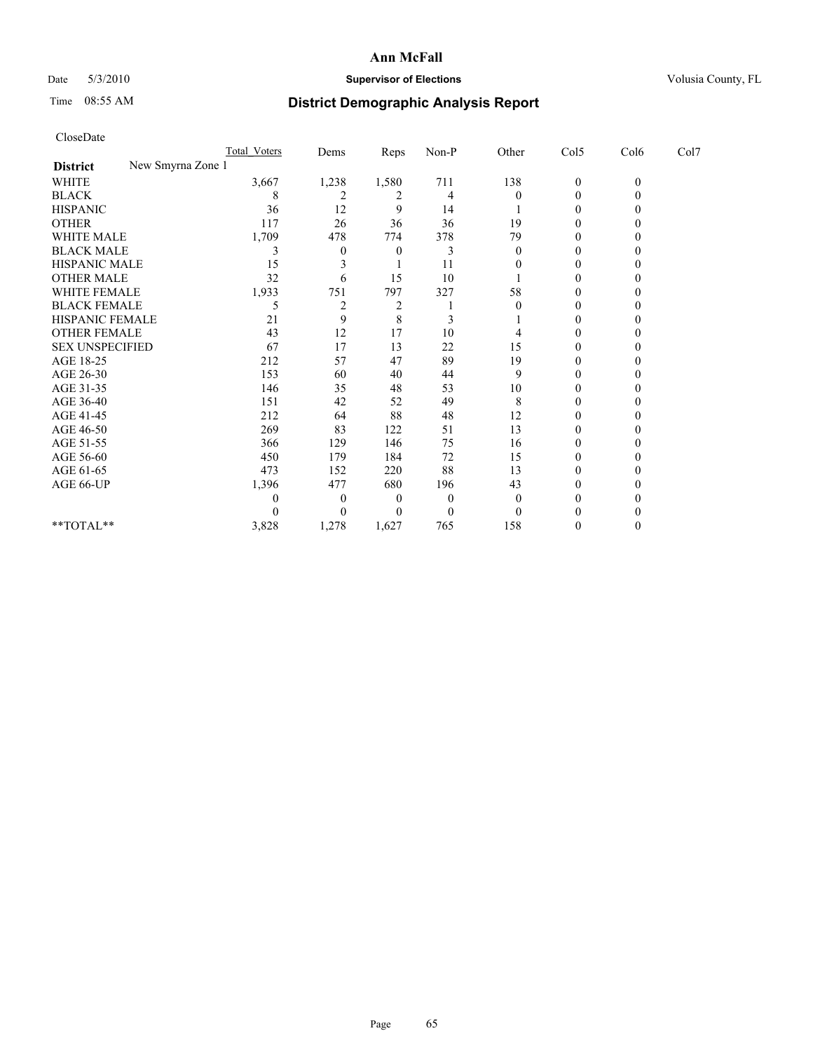**Ann McFall**

Date 5/3/2010 **Supervisor of Elections** Volusia County, FL

Time 08:55 AM **District Demographic Analysis Report**

CloseDate

| | Total_Voters | Dems | Reps | Non-P | Other | Col5 | Col6 | Col7 |
|---|---|---|---|---|---|---|---|---|
| **District** New Smyrna Zone 1 | | | | | | | | |
| WHITE | 3,667 | 1,238 | 1,580 | 711 | 138 | 0 | 0 | |
| BLACK | 8 | 2 | 2 | 4 | 0 | 0 | 0 | |
| HISPANIC | 36 | 12 | 9 | 14 | 1 | 0 | 0 | |
| OTHER | 117 | 26 | 36 | 36 | 19 | 0 | 0 | |
| WHITE MALE | 1,709 | 478 | 774 | 378 | 79 | 0 | 0 | |
| BLACK MALE | 3 | 0 | 0 | 3 | 0 | 0 | 0 | |
| HISPANIC MALE | 15 | 3 | 1 | 11 | 0 | 0 | 0 | |
| OTHER MALE | 32 | 6 | 15 | 10 | 1 | 0 | 0 | |
| WHITE FEMALE | 1,933 | 751 | 797 | 327 | 58 | 0 | 0 | |
| BLACK FEMALE | 5 | 2 | 2 | 1 | 0 | 0 | 0 | |
| HISPANIC FEMALE | 21 | 9 | 8 | 3 | 1 | 0 | 0 | |
| OTHER FEMALE | 43 | 12 | 17 | 10 | 4 | 0 | 0 | |
| SEX UNSPECIFIED | 67 | 17 | 13 | 22 | 15 | 0 | 0 | |
| AGE 18-25 | 212 | 57 | 47 | 89 | 19 | 0 | 0 | |
| AGE 26-30 | 153 | 60 | 40 | 44 | 9 | 0 | 0 | |
| AGE 31-35 | 146 | 35 | 48 | 53 | 10 | 0 | 0 | |
| AGE 36-40 | 151 | 42 | 52 | 49 | 8 | 0 | 0 | |
| AGE 41-45 | 212 | 64 | 88 | 48 | 12 | 0 | 0 | |
| AGE 46-50 | 269 | 83 | 122 | 51 | 13 | 0 | 0 | |
| AGE 51-55 | 366 | 129 | 146 | 75 | 16 | 0 | 0 | |
| AGE 56-60 | 450 | 179 | 184 | 72 | 15 | 0 | 0 | |
| AGE 61-65 | 473 | 152 | 220 | 88 | 13 | 0 | 0 | |
| AGE 66-UP | 1,396 | 477 | 680 | 196 | 43 | 0 | 0 | |
| | 0 | 0 | 0 | 0 | 0 | 0 | 0 | |
| | 0 | 0 | 0 | 0 | 0 | 0 | 0 | |
| **TOTAL** | 3,828 | 1,278 | 1,627 | 765 | 158 | 0 | 0 | |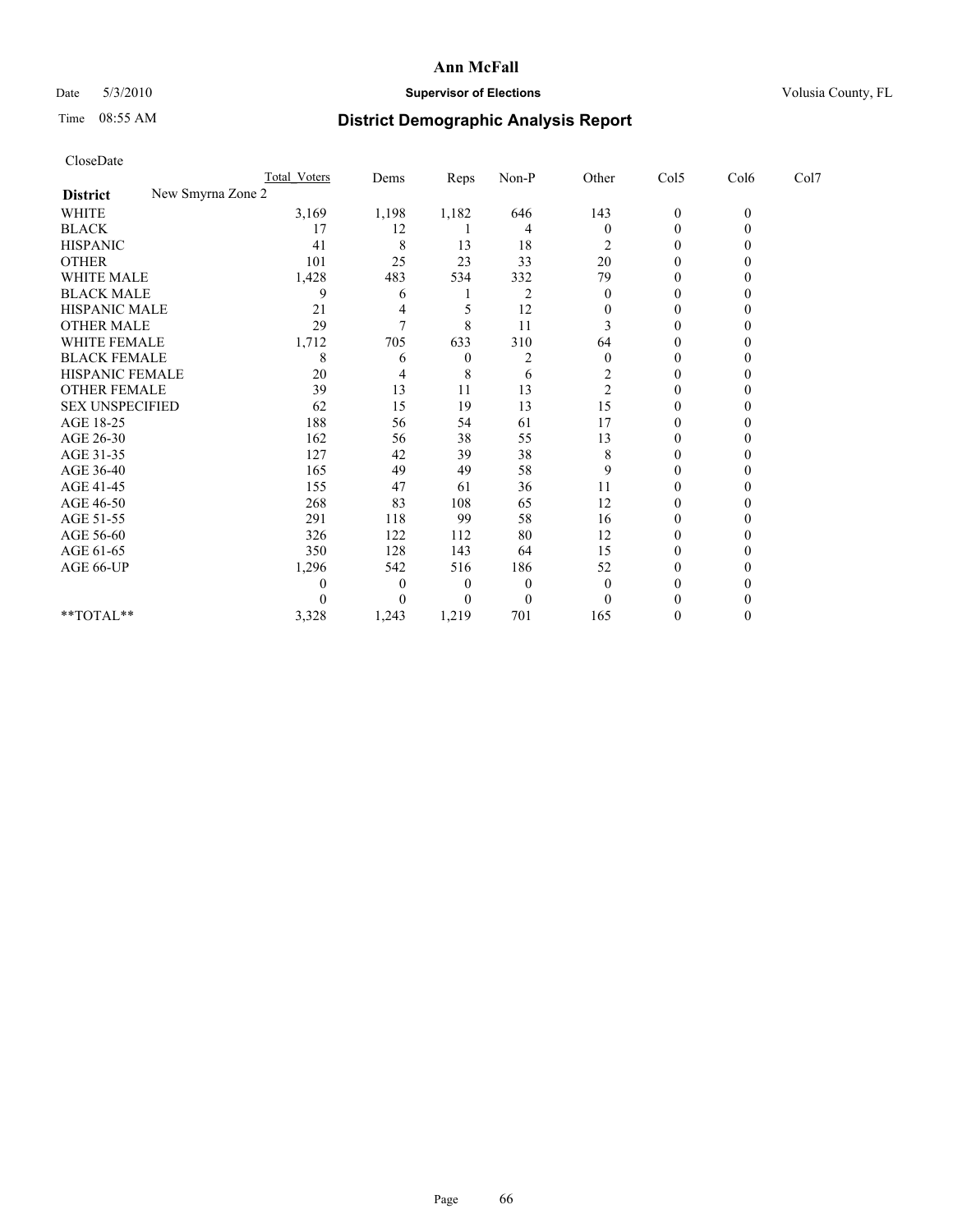# Ann McFall

Date 5/3/2010 **Supervisor of Elections** Volusia County, FL

Time 08:55 AM **District Demographic Analysis Report**

CloseDate

| | Total_Voters | Dems | Reps | Non-P | Other | Col5 | Col6 | Col7 |
|---|---|---|---|---|---|---|---|---|
| **District** New Smyrna Zone 2 | | | | | | | | |
| WHITE | 3,169 | 1,198 | 1,182 | 646 | 143 | 0 | 0 | |
| BLACK | 17 | 12 | 1 | 4 | 0 | 0 | 0 | |
| HISPANIC | 41 | 8 | 13 | 18 | 2 | 0 | 0 | |
| OTHER | 101 | 25 | 23 | 33 | 20 | 0 | 0 | |
| WHITE MALE | 1,428 | 483 | 534 | 332 | 79 | 0 | 0 | |
| BLACK MALE | 9 | 6 | 1 | 2 | 0 | 0 | 0 | |
| HISPANIC MALE | 21 | 4 | 5 | 12 | 0 | 0 | 0 | |
| OTHER MALE | 29 | 7 | 8 | 11 | 3 | 0 | 0 | |
| WHITE FEMALE | 1,712 | 705 | 633 | 310 | 64 | 0 | 0 | |
| BLACK FEMALE | 8 | 6 | 0 | 2 | 0 | 0 | 0 | |
| HISPANIC FEMALE | 20 | 4 | 8 | 6 | 2 | 0 | 0 | |
| OTHER FEMALE | 39 | 13 | 11 | 13 | 2 | 0 | 0 | |
| SEX UNSPECIFIED | 62 | 15 | 19 | 13 | 15 | 0 | 0 | |
| AGE 18-25 | 188 | 56 | 54 | 61 | 17 | 0 | 0 | |
| AGE 26-30 | 162 | 56 | 38 | 55 | 13 | 0 | 0 | |
| AGE 31-35 | 127 | 42 | 39 | 38 | 8 | 0 | 0 | |
| AGE 36-40 | 165 | 49 | 49 | 58 | 9 | 0 | 0 | |
| AGE 41-45 | 155 | 47 | 61 | 36 | 11 | 0 | 0 | |
| AGE 46-50 | 268 | 83 | 108 | 65 | 12 | 0 | 0 | |
| AGE 51-55 | 291 | 118 | 99 | 58 | 16 | 0 | 0 | |
| AGE 56-60 | 326 | 122 | 112 | 80 | 12 | 0 | 0 | |
| AGE 61-65 | 350 | 128 | 143 | 64 | 15 | 0 | 0 | |
| AGE 66-UP | 1,296 | 542 | 516 | 186 | 52 | 0 | 0 | |
| | 0 | 0 | 0 | 0 | 0 | 0 | 0 | |
| | 0 | 0 | 0 | 0 | 0 | 0 | 0 | |
| **TOTAL** | 3,328 | 1,243 | 1,219 | 701 | 165 | 0 | 0 | |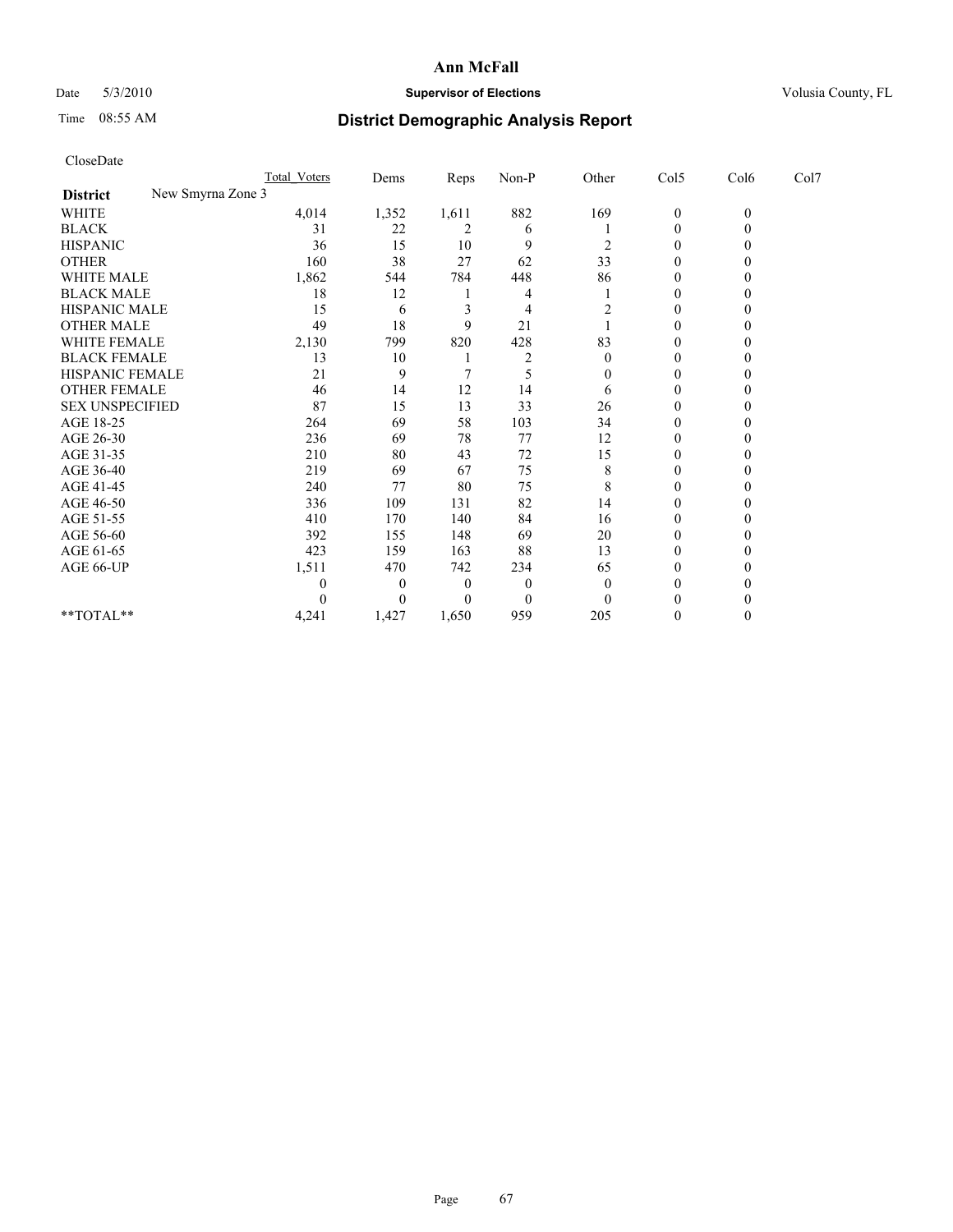# Ann McFall

Date 5/3/2010 **Supervisor of Elections** Volusia County, FL

Time 08:55 AM **District Demographic Analysis Report**

CloseDate

| | Total_Voters | Dems | Reps | Non-P | Other | Col5 | Col6 | Col7 |
|---|---|---|---|---|---|---|---|---|
| **District** New Smyrna Zone 3 | | | | | | | | |
| WHITE | 4,014 | 1,352 | 1,611 | 882 | 169 | 0 | 0 | |
| BLACK | 31 | 22 | 2 | 6 | 1 | 0 | 0 | |
| HISPANIC | 36 | 15 | 10 | 9 | 2 | 0 | 0 | |
| OTHER | 160 | 38 | 27 | 62 | 33 | 0 | 0 | |
| WHITE MALE | 1,862 | 544 | 784 | 448 | 86 | 0 | 0 | |
| BLACK MALE | 18 | 12 | 1 | 4 | 1 | 0 | 0 | |
| HISPANIC MALE | 15 | 6 | 3 | 4 | 2 | 0 | 0 | |
| OTHER MALE | 49 | 18 | 9 | 21 | 1 | 0 | 0 | |
| WHITE FEMALE | 2,130 | 799 | 820 | 428 | 83 | 0 | 0 | |
| BLACK FEMALE | 13 | 10 | 1 | 2 | 0 | 0 | 0 | |
| HISPANIC FEMALE | 21 | 9 | 7 | 5 | 0 | 0 | 0 | |
| OTHER FEMALE | 46 | 14 | 12 | 14 | 6 | 0 | 0 | |
| SEX UNSPECIFIED | 87 | 15 | 13 | 33 | 26 | 0 | 0 | |
| AGE 18-25 | 264 | 69 | 58 | 103 | 34 | 0 | 0 | |
| AGE 26-30 | 236 | 69 | 78 | 77 | 12 | 0 | 0 | |
| AGE 31-35 | 210 | 80 | 43 | 72 | 15 | 0 | 0 | |
| AGE 36-40 | 219 | 69 | 67 | 75 | 8 | 0 | 0 | |
| AGE 41-45 | 240 | 77 | 80 | 75 | 8 | 0 | 0 | |
| AGE 46-50 | 336 | 109 | 131 | 82 | 14 | 0 | 0 | |
| AGE 51-55 | 410 | 170 | 140 | 84 | 16 | 0 | 0 | |
| AGE 56-60 | 392 | 155 | 148 | 69 | 20 | 0 | 0 | |
| AGE 61-65 | 423 | 159 | 163 | 88 | 13 | 0 | 0 | |
| AGE 66-UP | 1,511 | 470 | 742 | 234 | 65 | 0 | 0 | |
| | 0 | 0 | 0 | 0 | 0 | 0 | 0 | |
| | 0 | 0 | 0 | 0 | 0 | 0 | 0 | |
| **TOTAL** | 4,241 | 1,427 | 1,650 | 959 | 205 | 0 | 0 | |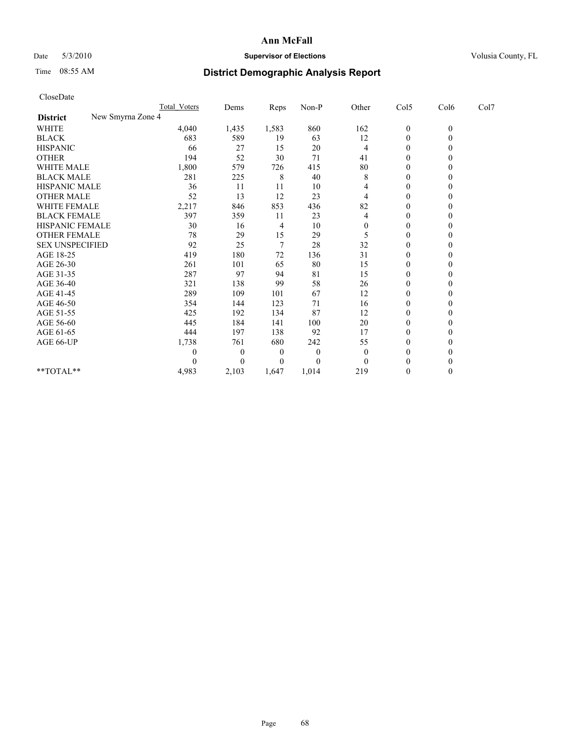**Ann McFall**

Date 5/3/2010 **Supervisor of Elections** Volusia County, FL

Time 08:55 AM **District Demographic Analysis Report**

CloseDate

| | Total_Voters | Dems | Reps | Non-P | Other | Col5 | Col6 | Col7 |
|---|---|---|---|---|---|---|---|---|
| **District** New Smyrna Zone 4 | | | | | | | | |
| WHITE | 4,040 | 1,435 | 1,583 | 860 | 162 | 0 | 0 | |
| BLACK | 683 | 589 | 19 | 63 | 12 | 0 | 0 | |
| HISPANIC | 66 | 27 | 15 | 20 | 4 | 0 | 0 | |
| OTHER | 194 | 52 | 30 | 71 | 41 | 0 | 0 | |
| WHITE MALE | 1,800 | 579 | 726 | 415 | 80 | 0 | 0 | |
| BLACK MALE | 281 | 225 | 8 | 40 | 8 | 0 | 0 | |
| HISPANIC MALE | 36 | 11 | 11 | 10 | 4 | 0 | 0 | |
| OTHER MALE | 52 | 13 | 12 | 23 | 4 | 0 | 0 | |
| WHITE FEMALE | 2,217 | 846 | 853 | 436 | 82 | 0 | 0 | |
| BLACK FEMALE | 397 | 359 | 11 | 23 | 4 | 0 | 0 | |
| HISPANIC FEMALE | 30 | 16 | 4 | 10 | 0 | 0 | 0 | |
| OTHER FEMALE | 78 | 29 | 15 | 29 | 5 | 0 | 0 | |
| SEX UNSPECIFIED | 92 | 25 | 7 | 28 | 32 | 0 | 0 | |
| AGE 18-25 | 419 | 180 | 72 | 136 | 31 | 0 | 0 | |
| AGE 26-30 | 261 | 101 | 65 | 80 | 15 | 0 | 0 | |
| AGE 31-35 | 287 | 97 | 94 | 81 | 15 | 0 | 0 | |
| AGE 36-40 | 321 | 138 | 99 | 58 | 26 | 0 | 0 | |
| AGE 41-45 | 289 | 109 | 101 | 67 | 12 | 0 | 0 | |
| AGE 46-50 | 354 | 144 | 123 | 71 | 16 | 0 | 0 | |
| AGE 51-55 | 425 | 192 | 134 | 87 | 12 | 0 | 0 | |
| AGE 56-60 | 445 | 184 | 141 | 100 | 20 | 0 | 0 | |
| AGE 61-65 | 444 | 197 | 138 | 92 | 17 | 0 | 0 | |
| AGE 66-UP | 1,738 | 761 | 680 | 242 | 55 | 0 | 0 | |
| | 0 | 0 | 0 | 0 | 0 | 0 | 0 | |
| | 0 | 0 | 0 | 0 | 0 | 0 | 0 | |
| **TOTAL** | 4,983 | 2,103 | 1,647 | 1,014 | 219 | 0 | 0 | |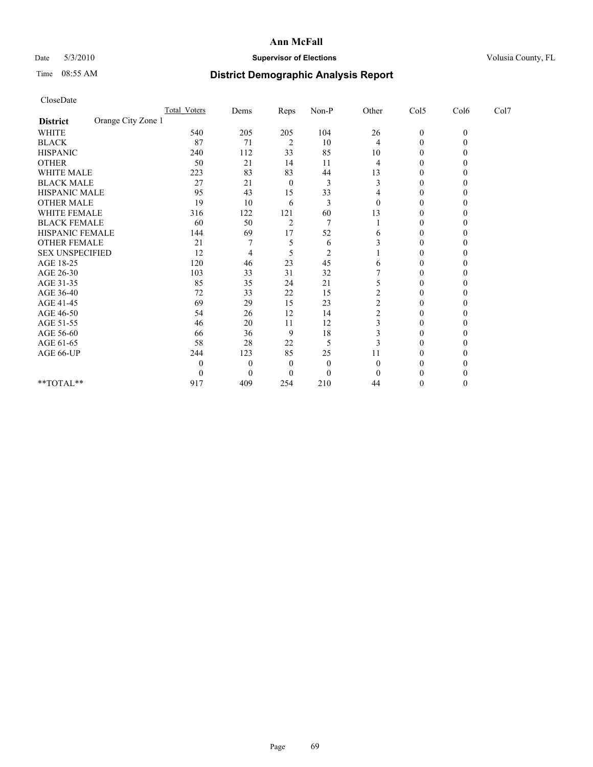# Ann McFall

Date 5/3/2010 **Supervisor of Elections** Volusia County, FL

Time 08:55 AM **District Demographic Analysis Report**

CloseDate

| | Total_Voters | Dems | Reps | Non-P | Other | Col5 | Col6 | Col7 |
|---|---|---|---|---|---|---|---|---|
| **District** Orange City Zone 1 | | | | | | | | |
| WHITE | 540 | 205 | 205 | 104 | 26 | 0 | 0 | |
| BLACK | 87 | 71 | 2 | 10 | 4 | 0 | 0 | |
| HISPANIC | 240 | 112 | 33 | 85 | 10 | 0 | 0 | |
| OTHER | 50 | 21 | 14 | 11 | 4 | 0 | 0 | |
| WHITE MALE | 223 | 83 | 83 | 44 | 13 | 0 | 0 | |
| BLACK MALE | 27 | 21 | 0 | 3 | 3 | 0 | 0 | |
| HISPANIC MALE | 95 | 43 | 15 | 33 | 4 | 0 | 0 | |
| OTHER MALE | 19 | 10 | 6 | 3 | 0 | 0 | 0 | |
| WHITE FEMALE | 316 | 122 | 121 | 60 | 13 | 0 | 0 | |
| BLACK FEMALE | 60 | 50 | 2 | 7 | 1 | 0 | 0 | |
| HISPANIC FEMALE | 144 | 69 | 17 | 52 | 6 | 0 | 0 | |
| OTHER FEMALE | 21 | 7 | 5 | 6 | 3 | 0 | 0 | |
| SEX UNSPECIFIED | 12 | 4 | 5 | 2 | 1 | 0 | 0 | |
| AGE 18-25 | 120 | 46 | 23 | 45 | 6 | 0 | 0 | |
| AGE 26-30 | 103 | 33 | 31 | 32 | 7 | 0 | 0 | |
| AGE 31-35 | 85 | 35 | 24 | 21 | 5 | 0 | 0 | |
| AGE 36-40 | 72 | 33 | 22 | 15 | 2 | 0 | 0 | |
| AGE 41-45 | 69 | 29 | 15 | 23 | 2 | 0 | 0 | |
| AGE 46-50 | 54 | 26 | 12 | 14 | 2 | 0 | 0 | |
| AGE 51-55 | 46 | 20 | 11 | 12 | 3 | 0 | 0 | |
| AGE 56-60 | 66 | 36 | 9 | 18 | 3 | 0 | 0 | |
| AGE 61-65 | 58 | 28 | 22 | 5 | 3 | 0 | 0 | |
| AGE 66-UP | 244 | 123 | 85 | 25 | 11 | 0 | 0 | |
| | 0 | 0 | 0 | 0 | 0 | 0 | 0 | |
| | 0 | 0 | 0 | 0 | 0 | 0 | 0 | |
| **TOTAL** | 917 | 409 | 254 | 210 | 44 | 0 | 0 | |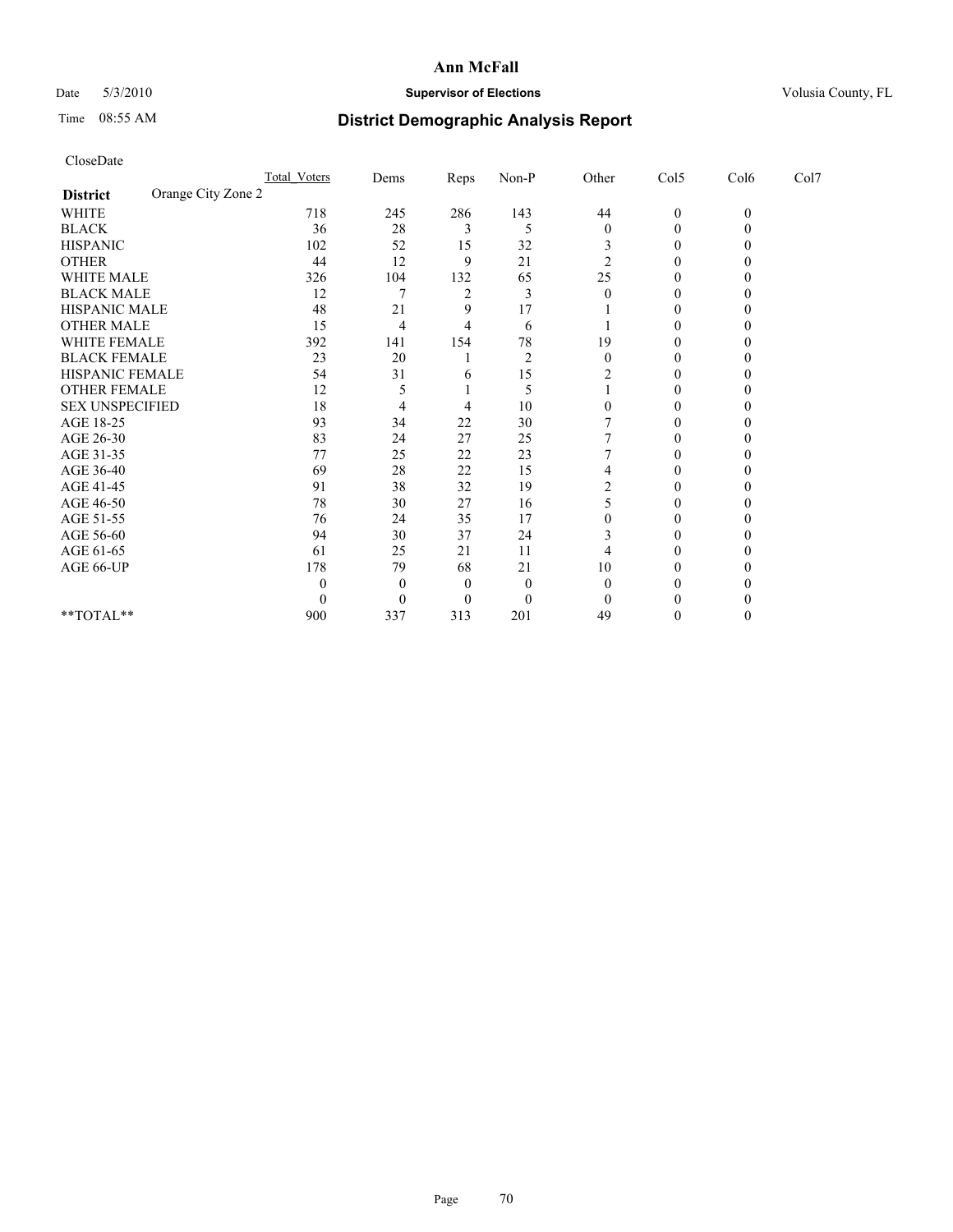# Ann McFall

Date 5/3/2010 **Supervisor of Elections** Volusia County, FL

Time 08:55 AM

## District Demographic Analysis Report

CloseDate

| | Total_Voters | Dems | Reps | Non-P | Other | Col5 | Col6 | Col7 |
|---|---|---|---|---|---|---|---|---|
| **District** Orange City Zone 2 | | | | | | | | |
| WHITE | 718 | 245 | 286 | 143 | 44 | 0 | 0 | |
| BLACK | 36 | 28 | 3 | 5 | 0 | 0 | 0 | |
| HISPANIC | 102 | 52 | 15 | 32 | 3 | 0 | 0 | |
| OTHER | 44 | 12 | 9 | 21 | 2 | 0 | 0 | |
| WHITE MALE | 326 | 104 | 132 | 65 | 25 | 0 | 0 | |
| BLACK MALE | 12 | 7 | 2 | 3 | 0 | 0 | 0 | |
| HISPANIC MALE | 48 | 21 | 9 | 17 | 1 | 0 | 0 | |
| OTHER MALE | 15 | 4 | 4 | 6 | 1 | 0 | 0 | |
| WHITE FEMALE | 392 | 141 | 154 | 78 | 19 | 0 | 0 | |
| BLACK FEMALE | 23 | 20 | 1 | 2 | 0 | 0 | 0 | |
| HISPANIC FEMALE | 54 | 31 | 6 | 15 | 2 | 0 | 0 | |
| OTHER FEMALE | 12 | 5 | 1 | 5 | 1 | 0 | 0 | |
| SEX UNSPECIFIED | 18 | 4 | 4 | 10 | 0 | 0 | 0 | |
| AGE 18-25 | 93 | 34 | 22 | 30 | 7 | 0 | 0 | |
| AGE 26-30 | 83 | 24 | 27 | 25 | 7 | 0 | 0 | |
| AGE 31-35 | 77 | 25 | 22 | 23 | 7 | 0 | 0 | |
| AGE 36-40 | 69 | 28 | 22 | 15 | 4 | 0 | 0 | |
| AGE 41-45 | 91 | 38 | 32 | 19 | 2 | 0 | 0 | |
| AGE 46-50 | 78 | 30 | 27 | 16 | 5 | 0 | 0 | |
| AGE 51-55 | 76 | 24 | 35 | 17 | 0 | 0 | 0 | |
| AGE 56-60 | 94 | 30 | 37 | 24 | 3 | 0 | 0 | |
| AGE 61-65 | 61 | 25 | 21 | 11 | 4 | 0 | 0 | |
| AGE 66-UP | 178 | 79 | 68 | 21 | 10 | 0 | 0 | |
| | 0 | 0 | 0 | 0 | 0 | 0 | 0 | |
| | 0 | 0 | 0 | 0 | 0 | 0 | 0 | |
| **TOTAL** | 900 | 337 | 313 | 201 | 49 | 0 | 0 | |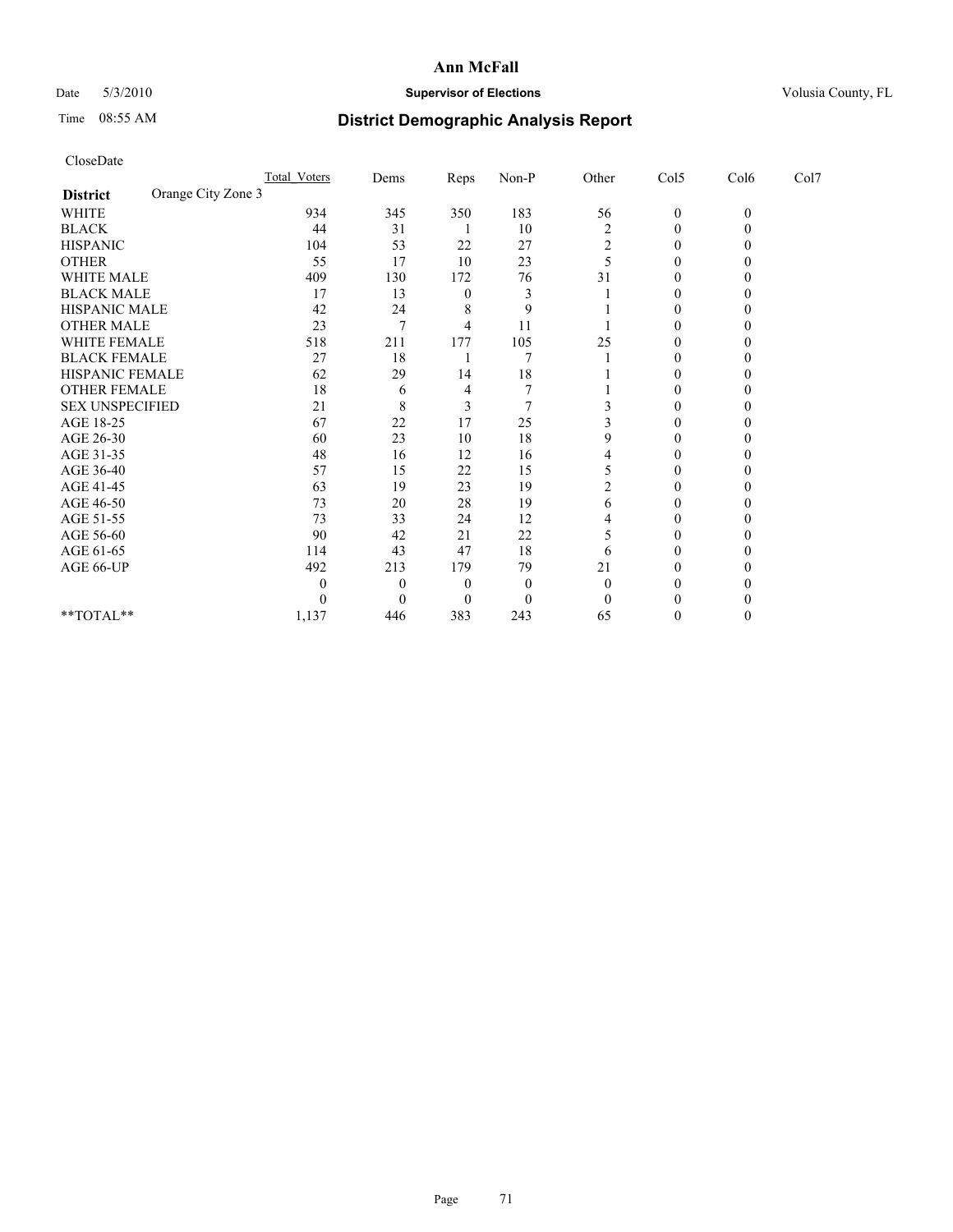**Ann McFall**

Date 5/3/2010 **Supervisor of Elections** Volusia County, FL

Time 08:55 AM

## District Demographic Analysis Report

CloseDate

| | Total_Voters | Dems | Reps | Non-P | Other | Col5 | Col6 | Col7 |
|---|---|---|---|---|---|---|---|---|
| **District** Orange City Zone 3 | | | | | | | | |
| WHITE | 934 | 345 | 350 | 183 | 56 | 0 | 0 | |
| BLACK | 44 | 31 | 1 | 10 | 2 | 0 | 0 | |
| HISPANIC | 104 | 53 | 22 | 27 | 2 | 0 | 0 | |
| OTHER | 55 | 17 | 10 | 23 | 5 | 0 | 0 | |
| WHITE MALE | 409 | 130 | 172 | 76 | 31 | 0 | 0 | |
| BLACK MALE | 17 | 13 | 0 | 3 | 1 | 0 | 0 | |
| HISPANIC MALE | 42 | 24 | 8 | 9 | 1 | 0 | 0 | |
| OTHER MALE | 23 | 7 | 4 | 11 | 1 | 0 | 0 | |
| WHITE FEMALE | 518 | 211 | 177 | 105 | 25 | 0 | 0 | |
| BLACK FEMALE | 27 | 18 | 1 | 7 | 1 | 0 | 0 | |
| HISPANIC FEMALE | 62 | 29 | 14 | 18 | 1 | 0 | 0 | |
| OTHER FEMALE | 18 | 6 | 4 | 7 | 1 | 0 | 0 | |
| SEX UNSPECIFIED | 21 | 8 | 3 | 7 | 3 | 0 | 0 | |
| AGE 18-25 | 67 | 22 | 17 | 25 | 3 | 0 | 0 | |
| AGE 26-30 | 60 | 23 | 10 | 18 | 9 | 0 | 0 | |
| AGE 31-35 | 48 | 16 | 12 | 16 | 4 | 0 | 0 | |
| AGE 36-40 | 57 | 15 | 22 | 15 | 5 | 0 | 0 | |
| AGE 41-45 | 63 | 19 | 23 | 19 | 2 | 0 | 0 | |
| AGE 46-50 | 73 | 20 | 28 | 19 | 6 | 0 | 0 | |
| AGE 51-55 | 73 | 33 | 24 | 12 | 4 | 0 | 0 | |
| AGE 56-60 | 90 | 42 | 21 | 22 | 5 | 0 | 0 | |
| AGE 61-65 | 114 | 43 | 47 | 18 | 6 | 0 | 0 | |
| AGE 66-UP | 492 | 213 | 179 | 79 | 21 | 0 | 0 | |
| | 0 | 0 | 0 | 0 | 0 | 0 | 0 | |
| | 0 | 0 | 0 | 0 | 0 | 0 | 0 | |
| **TOTAL** | 1,137 | 446 | 383 | 243 | 65 | 0 | 0 | |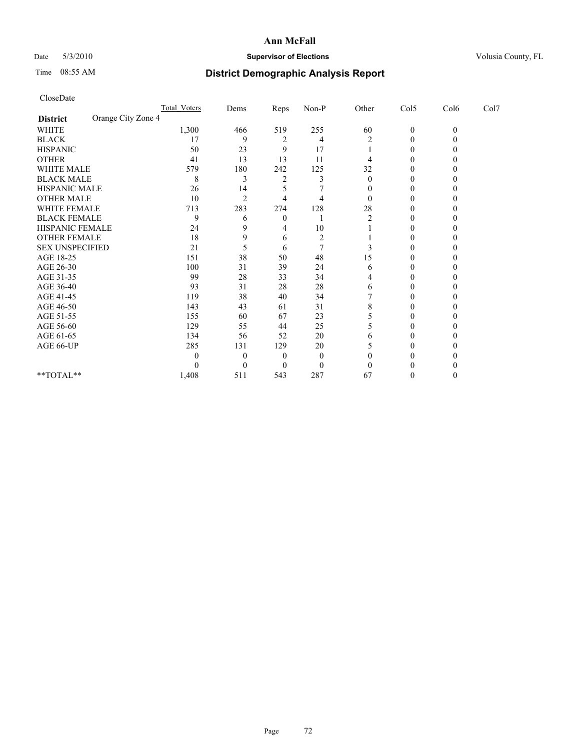# Ann McFall

Date 5/3/2010 **Supervisor of Elections** Volusia County, FL

Time 08:55 AM **District Demographic Analysis Report**

CloseDate

| | Total_Voters | Dems | Reps | Non-P | Other | Col5 | Col6 | Col7 |
|---|---|---|---|---|---|---|---|---|
| **District** Orange City Zone 4 | | | | | | | | |
| WHITE | 1,300 | 466 | 519 | 255 | 60 | 0 | 0 | |
| BLACK | 17 | 9 | 2 | 4 | 2 | 0 | 0 | |
| HISPANIC | 50 | 23 | 9 | 17 | 1 | 0 | 0 | |
| OTHER | 41 | 13 | 13 | 11 | 4 | 0 | 0 | |
| WHITE MALE | 579 | 180 | 242 | 125 | 32 | 0 | 0 | |
| BLACK MALE | 8 | 3 | 2 | 3 | 0 | 0 | 0 | |
| HISPANIC MALE | 26 | 14 | 5 | 7 | 0 | 0 | 0 | |
| OTHER MALE | 10 | 2 | 4 | 4 | 0 | 0 | 0 | |
| WHITE FEMALE | 713 | 283 | 274 | 128 | 28 | 0 | 0 | |
| BLACK FEMALE | 9 | 6 | 0 | 1 | 2 | 0 | 0 | |
| HISPANIC FEMALE | 24 | 9 | 4 | 10 | 1 | 0 | 0 | |
| OTHER FEMALE | 18 | 9 | 6 | 2 | 1 | 0 | 0 | |
| SEX UNSPECIFIED | 21 | 5 | 6 | 7 | 3 | 0 | 0 | |
| AGE 18-25 | 151 | 38 | 50 | 48 | 15 | 0 | 0 | |
| AGE 26-30 | 100 | 31 | 39 | 24 | 6 | 0 | 0 | |
| AGE 31-35 | 99 | 28 | 33 | 34 | 4 | 0 | 0 | |
| AGE 36-40 | 93 | 31 | 28 | 28 | 6 | 0 | 0 | |
| AGE 41-45 | 119 | 38 | 40 | 34 | 7 | 0 | 0 | |
| AGE 46-50 | 143 | 43 | 61 | 31 | 8 | 0 | 0 | |
| AGE 51-55 | 155 | 60 | 67 | 23 | 5 | 0 | 0 | |
| AGE 56-60 | 129 | 55 | 44 | 25 | 5 | 0 | 0 | |
| AGE 61-65 | 134 | 56 | 52 | 20 | 6 | 0 | 0 | |
| AGE 66-UP | 285 | 131 | 129 | 20 | 5 | 0 | 0 | |
| | 0 | 0 | 0 | 0 | 0 | 0 | 0 | |
| | 0 | 0 | 0 | 0 | 0 | 0 | 0 | |
| **TOTAL** | 1,408 | 511 | 543 | 287 | 67 | 0 | 0 | |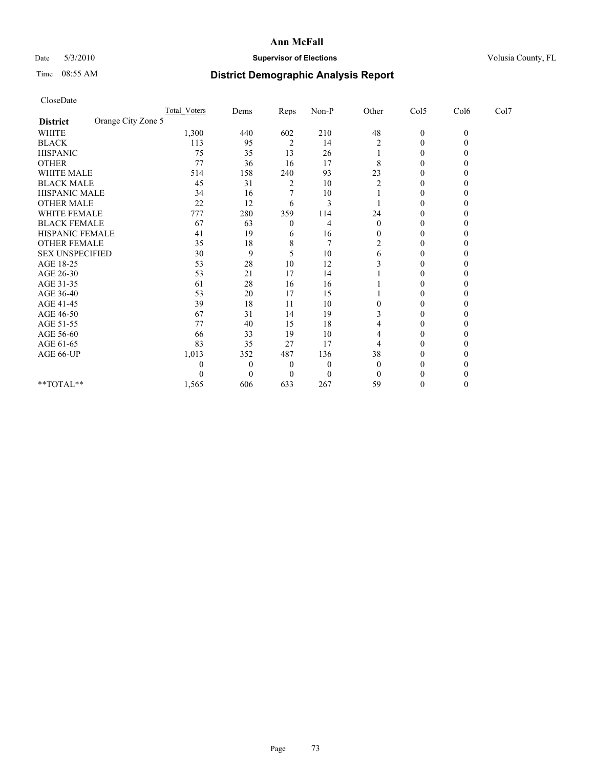# Ann McFall

Date 5/3/2010 **Supervisor of Elections** Volusia County, FL

Time 08:55 AM **District Demographic Analysis Report**

CloseDate

| | Total_Voters | Dems | Reps | Non-P | Other | Col5 | Col6 | Col7 |
|---|---|---|---|---|---|---|---|---|
| **District** Orange City Zone 5 | | | | | | | | |
| WHITE | 1,300 | 440 | 602 | 210 | 48 | 0 | 0 | |
| BLACK | 113 | 95 | 2 | 14 | 2 | 0 | 0 | |
| HISPANIC | 75 | 35 | 13 | 26 | 1 | 0 | 0 | |
| OTHER | 77 | 36 | 16 | 17 | 8 | 0 | 0 | |
| WHITE MALE | 514 | 158 | 240 | 93 | 23 | 0 | 0 | |
| BLACK MALE | 45 | 31 | 2 | 10 | 2 | 0 | 0 | |
| HISPANIC MALE | 34 | 16 | 7 | 10 | 1 | 0 | 0 | |
| OTHER MALE | 22 | 12 | 6 | 3 | 1 | 0 | 0 | |
| WHITE FEMALE | 777 | 280 | 359 | 114 | 24 | 0 | 0 | |
| BLACK FEMALE | 67 | 63 | 0 | 4 | 0 | 0 | 0 | |
| HISPANIC FEMALE | 41 | 19 | 6 | 16 | 0 | 0 | 0 | |
| OTHER FEMALE | 35 | 18 | 8 | 7 | 2 | 0 | 0 | |
| SEX UNSPECIFIED | 30 | 9 | 5 | 10 | 6 | 0 | 0 | |
| AGE 18-25 | 53 | 28 | 10 | 12 | 3 | 0 | 0 | |
| AGE 26-30 | 53 | 21 | 17 | 14 | 1 | 0 | 0 | |
| AGE 31-35 | 61 | 28 | 16 | 16 | 1 | 0 | 0 | |
| AGE 36-40 | 53 | 20 | 17 | 15 | 1 | 0 | 0 | |
| AGE 41-45 | 39 | 18 | 11 | 10 | 0 | 0 | 0 | |
| AGE 46-50 | 67 | 31 | 14 | 19 | 3 | 0 | 0 | |
| AGE 51-55 | 77 | 40 | 15 | 18 | 4 | 0 | 0 | |
| AGE 56-60 | 66 | 33 | 19 | 10 | 4 | 0 | 0 | |
| AGE 61-65 | 83 | 35 | 27 | 17 | 4 | 0 | 0 | |
| AGE 66-UP | 1,013 | 352 | 487 | 136 | 38 | 0 | 0 | |
| | 0 | 0 | 0 | 0 | 0 | 0 | 0 | |
| | 0 | 0 | 0 | 0 | 0 | 0 | 0 | |
| **TOTAL** | 1,565 | 606 | 633 | 267 | 59 | 0 | 0 | |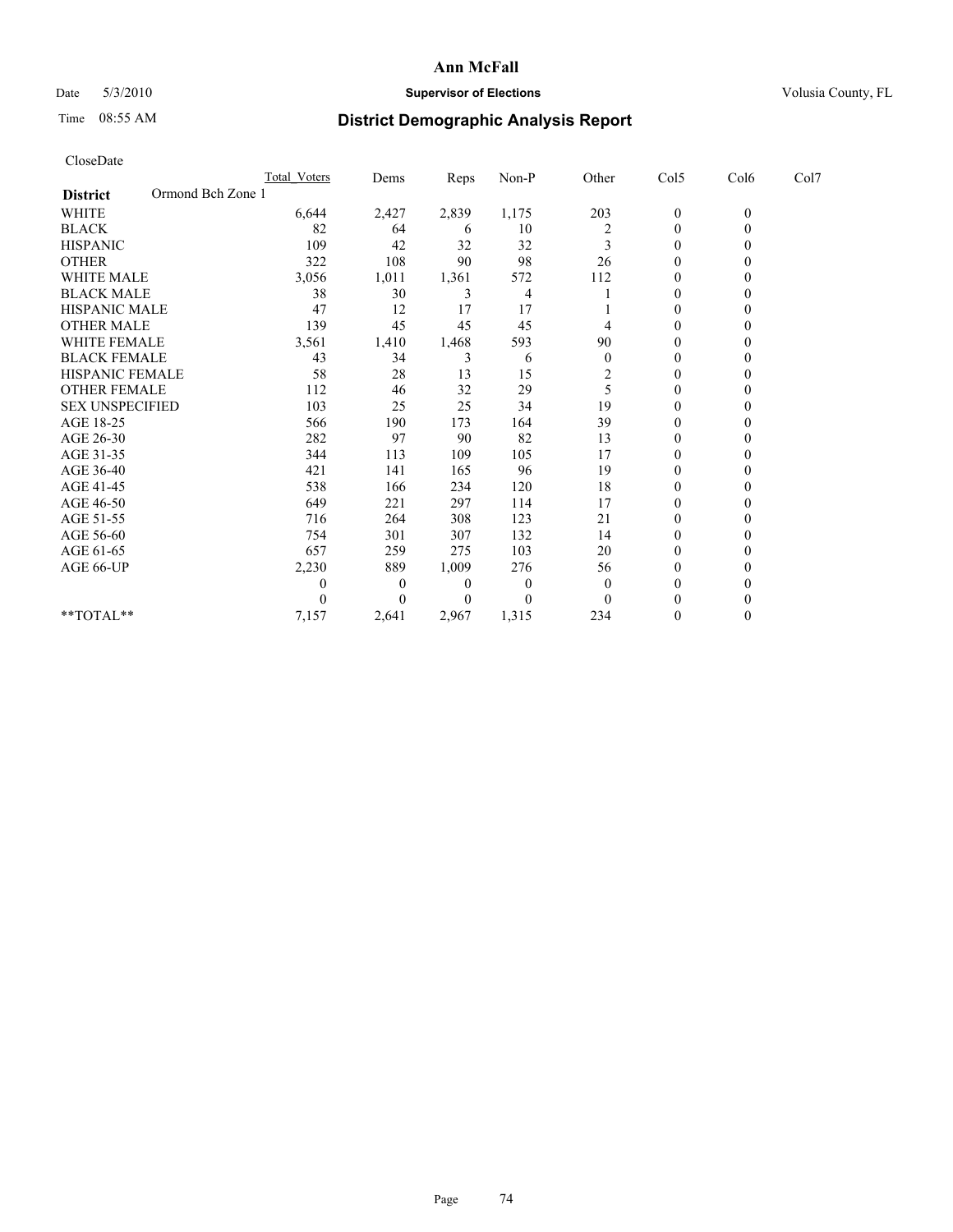# Ann McFall

Date 5/3/2010 **Supervisor of Elections** Volusia County, FL

Time 08:55 AM **District Demographic Analysis Report**

CloseDate

| | Total_Voters | Dems | Reps | Non-P | Other | Col5 | Col6 | Col7 |
|---|---|---|---|---|---|---|---|---|
| **District** Ormond Bch Zone 1 | | | | | | | | |
| WHITE | 6,644 | 2,427 | 2,839 | 1,175 | 203 | 0 | 0 | |
| BLACK | 82 | 64 | 6 | 10 | 2 | 0 | 0 | |
| HISPANIC | 109 | 42 | 32 | 32 | 3 | 0 | 0 | |
| OTHER | 322 | 108 | 90 | 98 | 26 | 0 | 0 | |
| WHITE MALE | 3,056 | 1,011 | 1,361 | 572 | 112 | 0 | 0 | |
| BLACK MALE | 38 | 30 | 3 | 4 | 1 | 0 | 0 | |
| HISPANIC MALE | 47 | 12 | 17 | 17 | 1 | 0 | 0 | |
| OTHER MALE | 139 | 45 | 45 | 45 | 4 | 0 | 0 | |
| WHITE FEMALE | 3,561 | 1,410 | 1,468 | 593 | 90 | 0 | 0 | |
| BLACK FEMALE | 43 | 34 | 3 | 6 | 0 | 0 | 0 | |
| HISPANIC FEMALE | 58 | 28 | 13 | 15 | 2 | 0 | 0 | |
| OTHER FEMALE | 112 | 46 | 32 | 29 | 5 | 0 | 0 | |
| SEX UNSPECIFIED | 103 | 25 | 25 | 34 | 19 | 0 | 0 | |
| AGE 18-25 | 566 | 190 | 173 | 164 | 39 | 0 | 0 | |
| AGE 26-30 | 282 | 97 | 90 | 82 | 13 | 0 | 0 | |
| AGE 31-35 | 344 | 113 | 109 | 105 | 17 | 0 | 0 | |
| AGE 36-40 | 421 | 141 | 165 | 96 | 19 | 0 | 0 | |
| AGE 41-45 | 538 | 166 | 234 | 120 | 18 | 0 | 0 | |
| AGE 46-50 | 649 | 221 | 297 | 114 | 17 | 0 | 0 | |
| AGE 51-55 | 716 | 264 | 308 | 123 | 21 | 0 | 0 | |
| AGE 56-60 | 754 | 301 | 307 | 132 | 14 | 0 | 0 | |
| AGE 61-65 | 657 | 259 | 275 | 103 | 20 | 0 | 0 | |
| AGE 66-UP | 2,230 | 889 | 1,009 | 276 | 56 | 0 | 0 | |
| | 0 | 0 | 0 | 0 | 0 | 0 | 0 | |
| | 0 | 0 | 0 | 0 | 0 | 0 | 0 | |
| **TOTAL** | 7,157 | 2,641 | 2,967 | 1,315 | 234 | 0 | 0 | |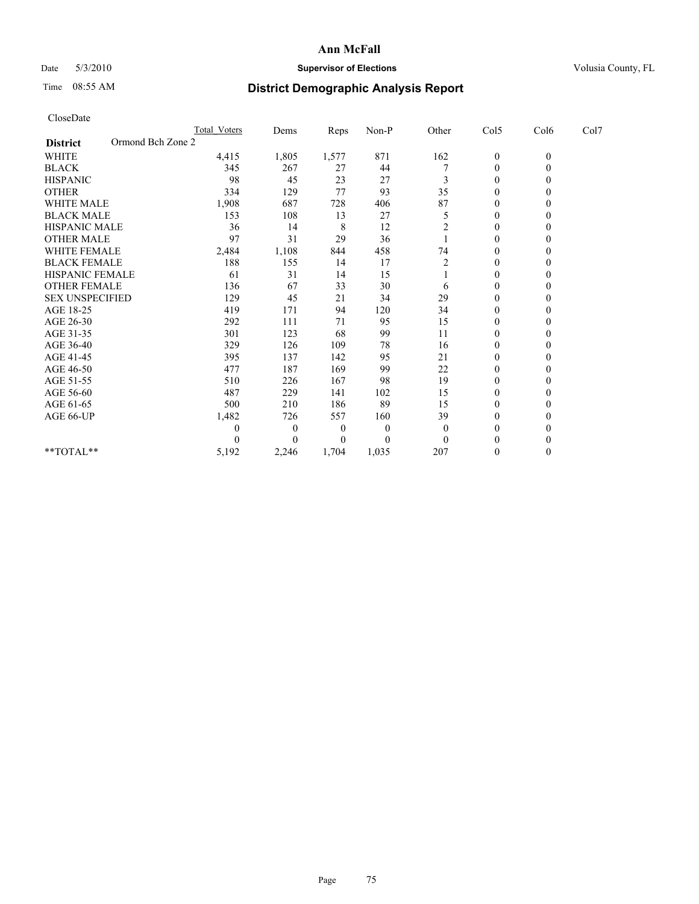# Ann McFall

Date 5/3/2010 **Supervisor of Elections** Volusia County, FL

Time 08:55 AM

## District Demographic Analysis Report

CloseDate

| | Total Voters | Dems | Reps | Non-P | Other | Col5 | Col6 | Col7 |
|---|---|---|---|---|---|---|---|---|
| **District** Ormond Bch Zone 2 | | | | | | | | |
| WHITE | 4,415 | 1,805 | 1,577 | 871 | 162 | 0 | 0 | |
| BLACK | 345 | 267 | 27 | 44 | 7 | 0 | 0 | |
| HISPANIC | 98 | 45 | 23 | 27 | 3 | 0 | 0 | |
| OTHER | 334 | 129 | 77 | 93 | 35 | 0 | 0 | |
| WHITE MALE | 1,908 | 687 | 728 | 406 | 87 | 0 | 0 | |
| BLACK MALE | 153 | 108 | 13 | 27 | 5 | 0 | 0 | |
| HISPANIC MALE | 36 | 14 | 8 | 12 | 2 | 0 | 0 | |
| OTHER MALE | 97 | 31 | 29 | 36 | 1 | 0 | 0 | |
| WHITE FEMALE | 2,484 | 1,108 | 844 | 458 | 74 | 0 | 0 | |
| BLACK FEMALE | 188 | 155 | 14 | 17 | 2 | 0 | 0 | |
| HISPANIC FEMALE | 61 | 31 | 14 | 15 | 1 | 0 | 0 | |
| OTHER FEMALE | 136 | 67 | 33 | 30 | 6 | 0 | 0 | |
| SEX UNSPECIFIED | 129 | 45 | 21 | 34 | 29 | 0 | 0 | |
| AGE 18-25 | 419 | 171 | 94 | 120 | 34 | 0 | 0 | |
| AGE 26-30 | 292 | 111 | 71 | 95 | 15 | 0 | 0 | |
| AGE 31-35 | 301 | 123 | 68 | 99 | 11 | 0 | 0 | |
| AGE 36-40 | 329 | 126 | 109 | 78 | 16 | 0 | 0 | |
| AGE 41-45 | 395 | 137 | 142 | 95 | 21 | 0 | 0 | |
| AGE 46-50 | 477 | 187 | 169 | 99 | 22 | 0 | 0 | |
| AGE 51-55 | 510 | 226 | 167 | 98 | 19 | 0 | 0 | |
| AGE 56-60 | 487 | 229 | 141 | 102 | 15 | 0 | 0 | |
| AGE 61-65 | 500 | 210 | 186 | 89 | 15 | 0 | 0 | |
| AGE 66-UP | 1,482 | 726 | 557 | 160 | 39 | 0 | 0 | |
| | 0 | 0 | 0 | 0 | 0 | 0 | 0 | |
| | 0 | 0 | 0 | 0 | 0 | 0 | 0 | |
| **TOTAL** | 5,192 | 2,246 | 1,704 | 1,035 | 207 | 0 | 0 | |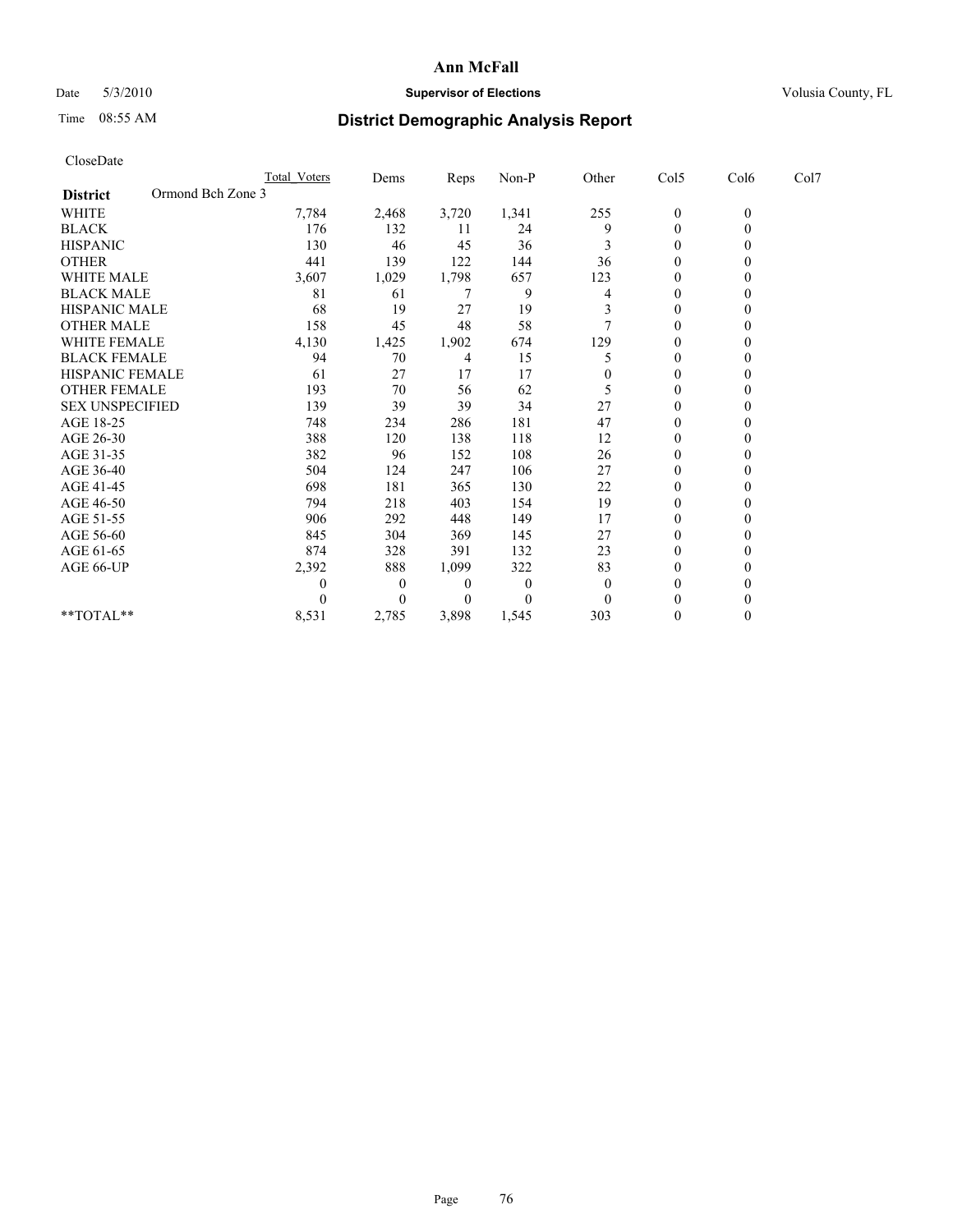# Ann McFall

Date 5/3/2010 **Supervisor of Elections** Volusia County, FL

Time 08:55 AM **District Demographic Analysis Report**

CloseDate

| | Total_Voters | Dems | Reps | Non-P | Other | Col5 | Col6 | Col7 |
|---|---|---|---|---|---|---|---|---|
| **District** Ormond Bch Zone 3 | | | | | | | | |
| WHITE | 7,784 | 2,468 | 3,720 | 1,341 | 255 | 0 | 0 | |
| BLACK | 176 | 132 | 11 | 24 | 9 | 0 | 0 | |
| HISPANIC | 130 | 46 | 45 | 36 | 3 | 0 | 0 | |
| OTHER | 441 | 139 | 122 | 144 | 36 | 0 | 0 | |
| WHITE MALE | 3,607 | 1,029 | 1,798 | 657 | 123 | 0 | 0 | |
| BLACK MALE | 81 | 61 | 7 | 9 | 4 | 0 | 0 | |
| HISPANIC MALE | 68 | 19 | 27 | 19 | 3 | 0 | 0 | |
| OTHER MALE | 158 | 45 | 48 | 58 | 7 | 0 | 0 | |
| WHITE FEMALE | 4,130 | 1,425 | 1,902 | 674 | 129 | 0 | 0 | |
| BLACK FEMALE | 94 | 70 | 4 | 15 | 5 | 0 | 0 | |
| HISPANIC FEMALE | 61 | 27 | 17 | 17 | 0 | 0 | 0 | |
| OTHER FEMALE | 193 | 70 | 56 | 62 | 5 | 0 | 0 | |
| SEX UNSPECIFIED | 139 | 39 | 39 | 34 | 27 | 0 | 0 | |
| AGE 18-25 | 748 | 234 | 286 | 181 | 47 | 0 | 0 | |
| AGE 26-30 | 388 | 120 | 138 | 118 | 12 | 0 | 0 | |
| AGE 31-35 | 382 | 96 | 152 | 108 | 26 | 0 | 0 | |
| AGE 36-40 | 504 | 124 | 247 | 106 | 27 | 0 | 0 | |
| AGE 41-45 | 698 | 181 | 365 | 130 | 22 | 0 | 0 | |
| AGE 46-50 | 794 | 218 | 403 | 154 | 19 | 0 | 0 | |
| AGE 51-55 | 906 | 292 | 448 | 149 | 17 | 0 | 0 | |
| AGE 56-60 | 845 | 304 | 369 | 145 | 27 | 0 | 0 | |
| AGE 61-65 | 874 | 328 | 391 | 132 | 23 | 0 | 0 | |
| AGE 66-UP | 2,392 | 888 | 1,099 | 322 | 83 | 0 | 0 | |
| | 0 | 0 | 0 | 0 | 0 | 0 | 0 | |
| | 0 | 0 | 0 | 0 | 0 | 0 | 0 | |
| **TOTAL** | 8,531 | 2,785 | 3,898 | 1,545 | 303 | 0 | 0 | |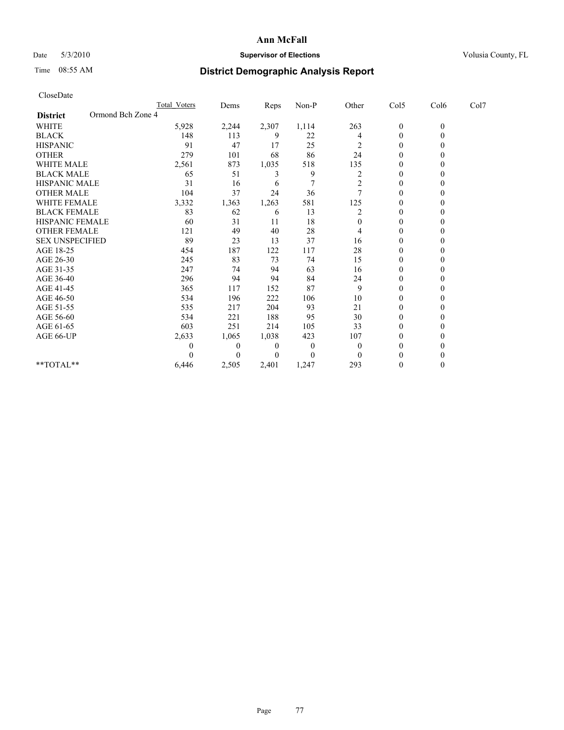# Ann McFall

Date 5/3/2010 **Supervisor of Elections** Volusia County, FL

Time 08:55 AM **District Demographic Analysis Report**

CloseDate

| | Total_Voters | Dems | Reps | Non-P | Other | Col5 | Col6 | Col7 |
|---|---|---|---|---|---|---|---|---|
| **District** Ormond Bch Zone 4 | | | | | | | | |
| WHITE | 5,928 | 2,244 | 2,307 | 1,114 | 263 | 0 | 0 | |
| BLACK | 148 | 113 | 9 | 22 | 4 | 0 | 0 | |
| HISPANIC | 91 | 47 | 17 | 25 | 2 | 0 | 0 | |
| OTHER | 279 | 101 | 68 | 86 | 24 | 0 | 0 | |
| WHITE MALE | 2,561 | 873 | 1,035 | 518 | 135 | 0 | 0 | |
| BLACK MALE | 65 | 51 | 3 | 9 | 2 | 0 | 0 | |
| HISPANIC MALE | 31 | 16 | 6 | 7 | 2 | 0 | 0 | |
| OTHER MALE | 104 | 37 | 24 | 36 | 7 | 0 | 0 | |
| WHITE FEMALE | 3,332 | 1,363 | 1,263 | 581 | 125 | 0 | 0 | |
| BLACK FEMALE | 83 | 62 | 6 | 13 | 2 | 0 | 0 | |
| HISPANIC FEMALE | 60 | 31 | 11 | 18 | 0 | 0 | 0 | |
| OTHER FEMALE | 121 | 49 | 40 | 28 | 4 | 0 | 0 | |
| SEX UNSPECIFIED | 89 | 23 | 13 | 37 | 16 | 0 | 0 | |
| AGE 18-25 | 454 | 187 | 122 | 117 | 28 | 0 | 0 | |
| AGE 26-30 | 245 | 83 | 73 | 74 | 15 | 0 | 0 | |
| AGE 31-35 | 247 | 74 | 94 | 63 | 16 | 0 | 0 | |
| AGE 36-40 | 296 | 94 | 94 | 84 | 24 | 0 | 0 | |
| AGE 41-45 | 365 | 117 | 152 | 87 | 9 | 0 | 0 | |
| AGE 46-50 | 534 | 196 | 222 | 106 | 10 | 0 | 0 | |
| AGE 51-55 | 535 | 217 | 204 | 93 | 21 | 0 | 0 | |
| AGE 56-60 | 534 | 221 | 188 | 95 | 30 | 0 | 0 | |
| AGE 61-65 | 603 | 251 | 214 | 105 | 33 | 0 | 0 | |
| AGE 66-UP | 2,633 | 1,065 | 1,038 | 423 | 107 | 0 | 0 | |
| | 0 | 0 | 0 | 0 | 0 | 0 | 0 | |
| | 0 | 0 | 0 | 0 | 0 | 0 | 0 | |
| **TOTAL** | 6,446 | 2,505 | 2,401 | 1,247 | 293 | 0 | 0 | |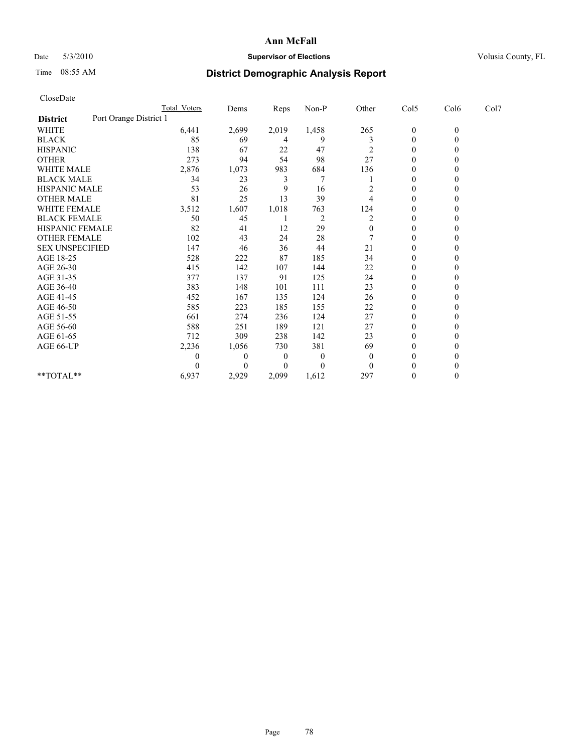# Ann McFall

Date 5/3/2010 **Supervisor of Elections** Volusia County, FL

Time 08:55 AM **District Demographic Analysis Report**

CloseDate

| | Total Voters | Dems | Reps | Non-P | Other | Col5 | Col6 | Col7 |
|---|---|---|---|---|---|---|---|---|
| **District** Port Orange District 1 | | | | | | | | |
| WHITE | 6,441 | 2,699 | 2,019 | 1,458 | 265 | 0 | 0 | |
| BLACK | 85 | 69 | 4 | 9 | 3 | 0 | 0 | |
| HISPANIC | 138 | 67 | 22 | 47 | 2 | 0 | 0 | |
| OTHER | 273 | 94 | 54 | 98 | 27 | 0 | 0 | |
| WHITE MALE | 2,876 | 1,073 | 983 | 684 | 136 | 0 | 0 | |
| BLACK MALE | 34 | 23 | 3 | 7 | 1 | 0 | 0 | |
| HISPANIC MALE | 53 | 26 | 9 | 16 | 2 | 0 | 0 | |
| OTHER MALE | 81 | 25 | 13 | 39 | 4 | 0 | 0 | |
| WHITE FEMALE | 3,512 | 1,607 | 1,018 | 763 | 124 | 0 | 0 | |
| BLACK FEMALE | 50 | 45 | 1 | 2 | 2 | 0 | 0 | |
| HISPANIC FEMALE | 82 | 41 | 12 | 29 | 0 | 0 | 0 | |
| OTHER FEMALE | 102 | 43 | 24 | 28 | 7 | 0 | 0 | |
| SEX UNSPECIFIED | 147 | 46 | 36 | 44 | 21 | 0 | 0 | |
| AGE 18-25 | 528 | 222 | 87 | 185 | 34 | 0 | 0 | |
| AGE 26-30 | 415 | 142 | 107 | 144 | 22 | 0 | 0 | |
| AGE 31-35 | 377 | 137 | 91 | 125 | 24 | 0 | 0 | |
| AGE 36-40 | 383 | 148 | 101 | 111 | 23 | 0 | 0 | |
| AGE 41-45 | 452 | 167 | 135 | 124 | 26 | 0 | 0 | |
| AGE 46-50 | 585 | 223 | 185 | 155 | 22 | 0 | 0 | |
| AGE 51-55 | 661 | 274 | 236 | 124 | 27 | 0 | 0 | |
| AGE 56-60 | 588 | 251 | 189 | 121 | 27 | 0 | 0 | |
| AGE 61-65 | 712 | 309 | 238 | 142 | 23 | 0 | 0 | |
| AGE 66-UP | 2,236 | 1,056 | 730 | 381 | 69 | 0 | 0 | |
| | 0 | 0 | 0 | 0 | 0 | 0 | 0 | |
| | 0 | 0 | 0 | 0 | 0 | 0 | 0 | |
| **TOTAL** | 6,937 | 2,929 | 2,099 | 1,612 | 297 | 0 | 0 | |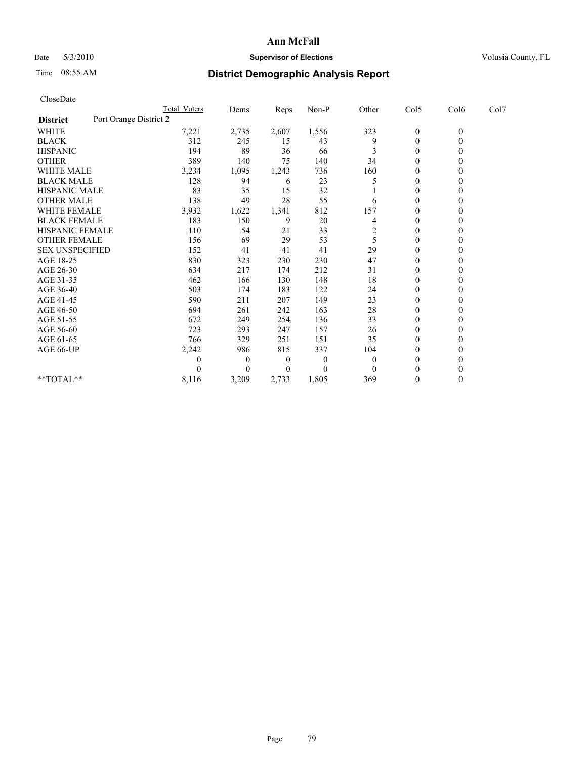# Ann McFall

Date 5/3/2010 **Supervisor of Elections** Volusia County, FL

Time 08:55 AM **District Demographic Analysis Report**

CloseDate

| | Total Voters | Dems | Reps | Non-P | Other | Col5 | Col6 | Col7 |
|---|---|---|---|---|---|---|---|---|
| **District** Port Orange District 2 | | | | | | | | |
| WHITE | 7,221 | 2,735 | 2,607 | 1,556 | 323 | 0 | 0 | |
| BLACK | 312 | 245 | 15 | 43 | 9 | 0 | 0 | |
| HISPANIC | 194 | 89 | 36 | 66 | 3 | 0 | 0 | |
| OTHER | 389 | 140 | 75 | 140 | 34 | 0 | 0 | |
| WHITE MALE | 3,234 | 1,095 | 1,243 | 736 | 160 | 0 | 0 | |
| BLACK MALE | 128 | 94 | 6 | 23 | 5 | 0 | 0 | |
| HISPANIC MALE | 83 | 35 | 15 | 32 | 1 | 0 | 0 | |
| OTHER MALE | 138 | 49 | 28 | 55 | 6 | 0 | 0 | |
| WHITE FEMALE | 3,932 | 1,622 | 1,341 | 812 | 157 | 0 | 0 | |
| BLACK FEMALE | 183 | 150 | 9 | 20 | 4 | 0 | 0 | |
| HISPANIC FEMALE | 110 | 54 | 21 | 33 | 2 | 0 | 0 | |
| OTHER FEMALE | 156 | 69 | 29 | 53 | 5 | 0 | 0 | |
| SEX UNSPECIFIED | 152 | 41 | 41 | 41 | 29 | 0 | 0 | |
| AGE 18-25 | 830 | 323 | 230 | 230 | 47 | 0 | 0 | |
| AGE 26-30 | 634 | 217 | 174 | 212 | 31 | 0 | 0 | |
| AGE 31-35 | 462 | 166 | 130 | 148 | 18 | 0 | 0 | |
| AGE 36-40 | 503 | 174 | 183 | 122 | 24 | 0 | 0 | |
| AGE 41-45 | 590 | 211 | 207 | 149 | 23 | 0 | 0 | |
| AGE 46-50 | 694 | 261 | 242 | 163 | 28 | 0 | 0 | |
| AGE 51-55 | 672 | 249 | 254 | 136 | 33 | 0 | 0 | |
| AGE 56-60 | 723 | 293 | 247 | 157 | 26 | 0 | 0 | |
| AGE 61-65 | 766 | 329 | 251 | 151 | 35 | 0 | 0 | |
| AGE 66-UP | 2,242 | 986 | 815 | 337 | 104 | 0 | 0 | |
| | 0 | 0 | 0 | 0 | 0 | 0 | 0 | |
| | 0 | 0 | 0 | 0 | 0 | 0 | 0 | |
| **TOTAL** | 8,116 | 3,209 | 2,733 | 1,805 | 369 | 0 | 0 | |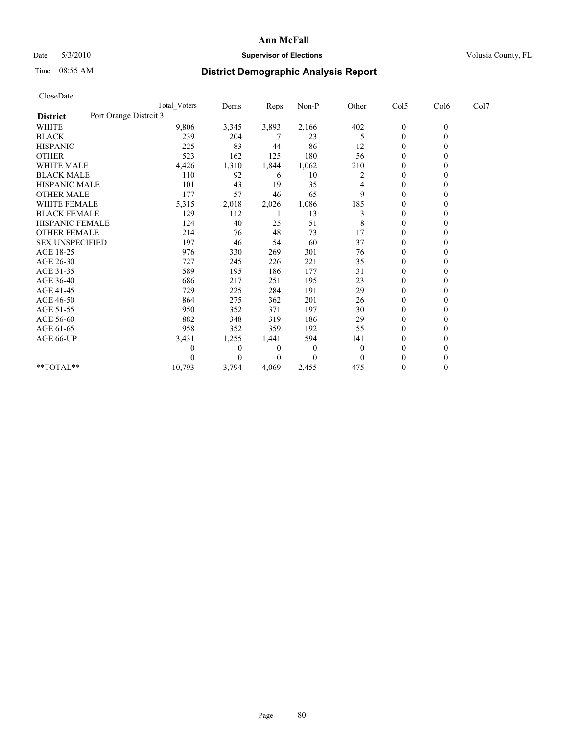# Ann McFall

Date 5/3/2010 **Supervisor of Elections** Volusia County, FL

Time 08:55 AM **District Demographic Analysis Report**

CloseDate

| | Total Voters | Dems | Reps | Non-P | Other | Col5 | Col6 | Col7 |
|---|---|---|---|---|---|---|---|---|
| **District** Port Orange Distrcit 3 | | | | | | | | |
| WHITE | 9,806 | 3,345 | 3,893 | 2,166 | 402 | 0 | 0 | |
| BLACK | 239 | 204 | 7 | 23 | 5 | 0 | 0 | |
| HISPANIC | 225 | 83 | 44 | 86 | 12 | 0 | 0 | |
| OTHER | 523 | 162 | 125 | 180 | 56 | 0 | 0 | |
| WHITE MALE | 4,426 | 1,310 | 1,844 | 1,062 | 210 | 0 | 0 | |
| BLACK MALE | 110 | 92 | 6 | 10 | 2 | 0 | 0 | |
| HISPANIC MALE | 101 | 43 | 19 | 35 | 4 | 0 | 0 | |
| OTHER MALE | 177 | 57 | 46 | 65 | 9 | 0 | 0 | |
| WHITE FEMALE | 5,315 | 2,018 | 2,026 | 1,086 | 185 | 0 | 0 | |
| BLACK FEMALE | 129 | 112 | 1 | 13 | 3 | 0 | 0 | |
| HISPANIC FEMALE | 124 | 40 | 25 | 51 | 8 | 0 | 0 | |
| OTHER FEMALE | 214 | 76 | 48 | 73 | 17 | 0 | 0 | |
| SEX UNSPECIFIED | 197 | 46 | 54 | 60 | 37 | 0 | 0 | |
| AGE 18-25 | 976 | 330 | 269 | 301 | 76 | 0 | 0 | |
| AGE 26-30 | 727 | 245 | 226 | 221 | 35 | 0 | 0 | |
| AGE 31-35 | 589 | 195 | 186 | 177 | 31 | 0 | 0 | |
| AGE 36-40 | 686 | 217 | 251 | 195 | 23 | 0 | 0 | |
| AGE 41-45 | 729 | 225 | 284 | 191 | 29 | 0 | 0 | |
| AGE 46-50 | 864 | 275 | 362 | 201 | 26 | 0 | 0 | |
| AGE 51-55 | 950 | 352 | 371 | 197 | 30 | 0 | 0 | |
| AGE 56-60 | 882 | 348 | 319 | 186 | 29 | 0 | 0 | |
| AGE 61-65 | 958 | 352 | 359 | 192 | 55 | 0 | 0 | |
| AGE 66-UP | 3,431 | 1,255 | 1,441 | 594 | 141 | 0 | 0 | |
| | 0 | 0 | 0 | 0 | 0 | 0 | 0 | |
| | 0 | 0 | 0 | 0 | 0 | 0 | 0 | |
| **TOTAL** | 10,793 | 3,794 | 4,069 | 2,455 | 475 | 0 | 0 | |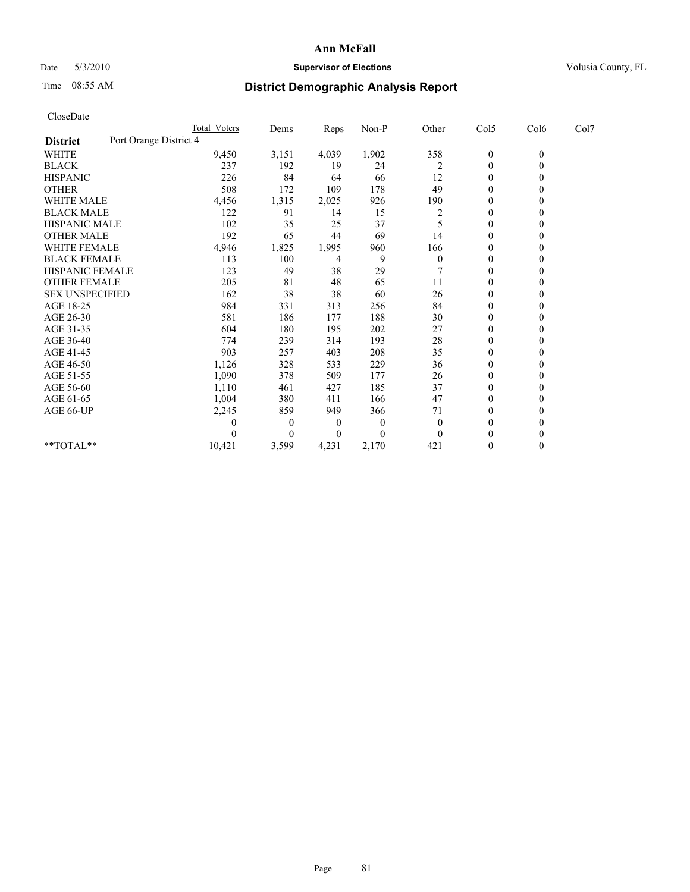# Ann McFall

Date 5/3/2010 **Supervisor of Elections** Volusia County, FL

Time 08:55 AM

## District Demographic Analysis Report

CloseDate

| | Total Voters | Dems | Reps | Non-P | Other | Col5 | Col6 | Col7 |
|---|---|---|---|---|---|---|---|---|
| **District** Port Orange District 4 | | | | | | | | |
| WHITE | 9,450 | 3,151 | 4,039 | 1,902 | 358 | 0 | 0 | |
| BLACK | 237 | 192 | 19 | 24 | 2 | 0 | 0 | |
| HISPANIC | 226 | 84 | 64 | 66 | 12 | 0 | 0 | |
| OTHER | 508 | 172 | 109 | 178 | 49 | 0 | 0 | |
| WHITE MALE | 4,456 | 1,315 | 2,025 | 926 | 190 | 0 | 0 | |
| BLACK MALE | 122 | 91 | 14 | 15 | 2 | 0 | 0 | |
| HISPANIC MALE | 102 | 35 | 25 | 37 | 5 | 0 | 0 | |
| OTHER MALE | 192 | 65 | 44 | 69 | 14 | 0 | 0 | |
| WHITE FEMALE | 4,946 | 1,825 | 1,995 | 960 | 166 | 0 | 0 | |
| BLACK FEMALE | 113 | 100 | 4 | 9 | 0 | 0 | 0 | |
| HISPANIC FEMALE | 123 | 49 | 38 | 29 | 7 | 0 | 0 | |
| OTHER FEMALE | 205 | 81 | 48 | 65 | 11 | 0 | 0 | |
| SEX UNSPECIFIED | 162 | 38 | 38 | 60 | 26 | 0 | 0 | |
| AGE 18-25 | 984 | 331 | 313 | 256 | 84 | 0 | 0 | |
| AGE 26-30 | 581 | 186 | 177 | 188 | 30 | 0 | 0 | |
| AGE 31-35 | 604 | 180 | 195 | 202 | 27 | 0 | 0 | |
| AGE 36-40 | 774 | 239 | 314 | 193 | 28 | 0 | 0 | |
| AGE 41-45 | 903 | 257 | 403 | 208 | 35 | 0 | 0 | |
| AGE 46-50 | 1,126 | 328 | 533 | 229 | 36 | 0 | 0 | |
| AGE 51-55 | 1,090 | 378 | 509 | 177 | 26 | 0 | 0 | |
| AGE 56-60 | 1,110 | 461 | 427 | 185 | 37 | 0 | 0 | |
| AGE 61-65 | 1,004 | 380 | 411 | 166 | 47 | 0 | 0 | |
| AGE 66-UP | 2,245 | 859 | 949 | 366 | 71 | 0 | 0 | |
| | 0 | 0 | 0 | 0 | 0 | 0 | 0 | |
| | 0 | 0 | 0 | 0 | 0 | 0 | 0 | |
| **TOTAL** | 10,421 | 3,599 | 4,231 | 2,170 | 421 | 0 | 0 | |